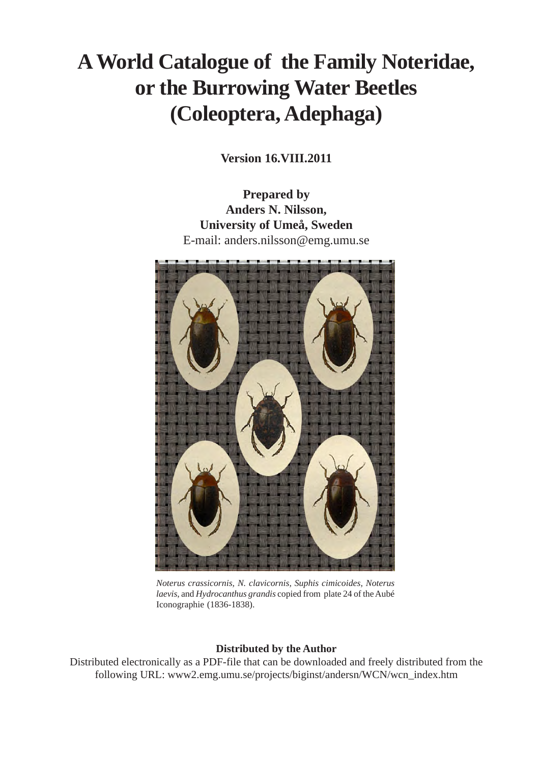# A World Catalogue of the Family Noteridae, or the Burrowing Water Beetles (Coleoptera, Adephaga)

**Version 16.VIII.2011**

**Prepared by**
**Anders N. Nilsson,**
**University of Umeå, Sweden**
E-mail: anders.nilsson@emg.umu.se

*Noterus crassicornis, N. clavicornis, Suphis cimicoides, Noterus laevis,* and *Hydrocanthus grandis* copied from plate 24 of the Aubé Iconographie (1836-1838).

**Distributed by the Author**

Distributed electronically as a PDF-file that can be downloaded and freely distributed from the following URL: www2.emg.umu.se/projects/biginst/andersn/WCN/wcn_index.htm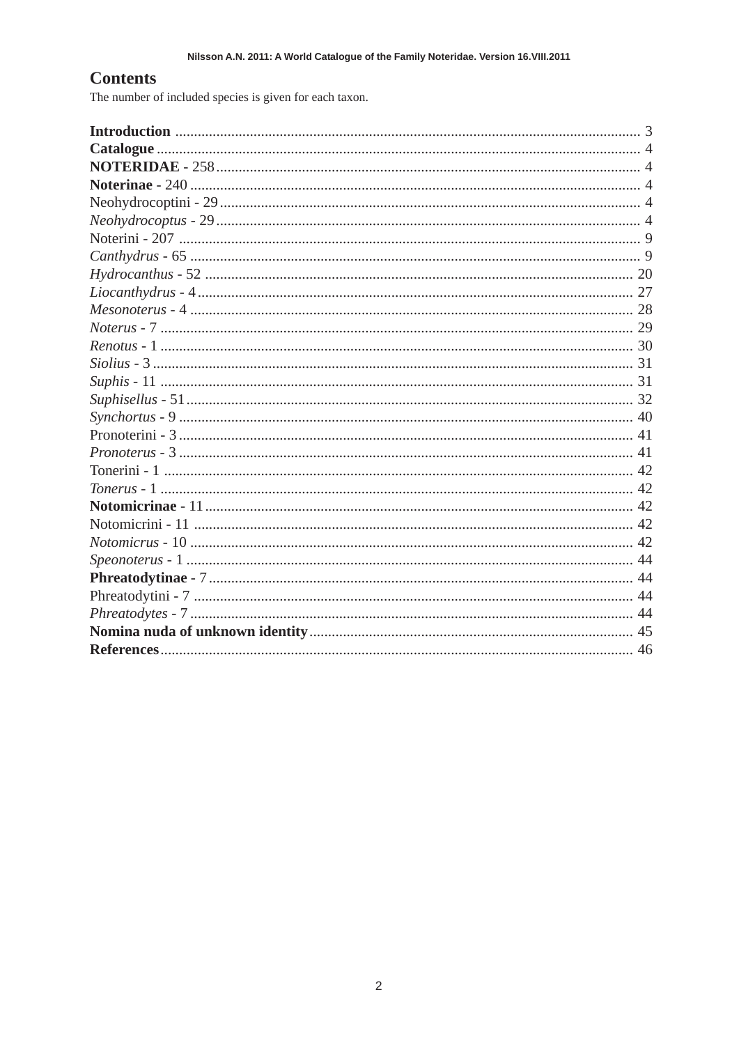## Contents

The number of included species is given for each taxon.

**Introduction** ........................................................................................................................... 3
**Catalogue** ................................................................................................................................ 4
**NOTERIDAE** - 258 ................................................................................................................ 4
**Noterinae** - 240 ....................................................................................................................... 4
Neohydrocoptini - 29 ................................................................................................................ 4
*Neohydrocoptus* - 29 ................................................................................................................. 4
Noterini - 207 ........................................................................................................................... 9
*Canthydrus* - 65 ........................................................................................................................ 9
*Hydrocanthus* - 52 .................................................................................................................. 20
*Liocanthydrus* - 4 .................................................................................................................... 27
*Mesonoterus* - 4 ...................................................................................................................... 28
*Noterus* - 7 .............................................................................................................................. 29
*Renotus* - 1 .............................................................................................................................. 30
*Siolius* - 3 ................................................................................................................................ 31
*Suphis* - 11 .............................................................................................................................. 31
*Suphisellus* - 51 ....................................................................................................................... 32
*Synchortus* - 9 ......................................................................................................................... 40
Pronoterini - 3 .......................................................................................................................... 41
*Pronoterus* - 3 .......................................................................................................................... 41
Tonerini - 1 ............................................................................................................................... 42
*Tonerus* - 1 ............................................................................................................................... 42
**Notomicrinae** - 11 ................................................................................................................... 42
Notomicrini - 11 ....................................................................................................................... 42
*Notomicrus* - 10 ....................................................................................................................... 42
*Speonoterus* - 1 ........................................................................................................................ 44
**Phreatodytinae** - 7 ................................................................................................................. 44
Phreatodytini - 7 ...................................................................................................................... 44
*Phreatodytes* - 7 ...................................................................................................................... 44
**Nomina nuda of unknown identity** ...................................................................................... 45
**References** ............................................................................................................................. 46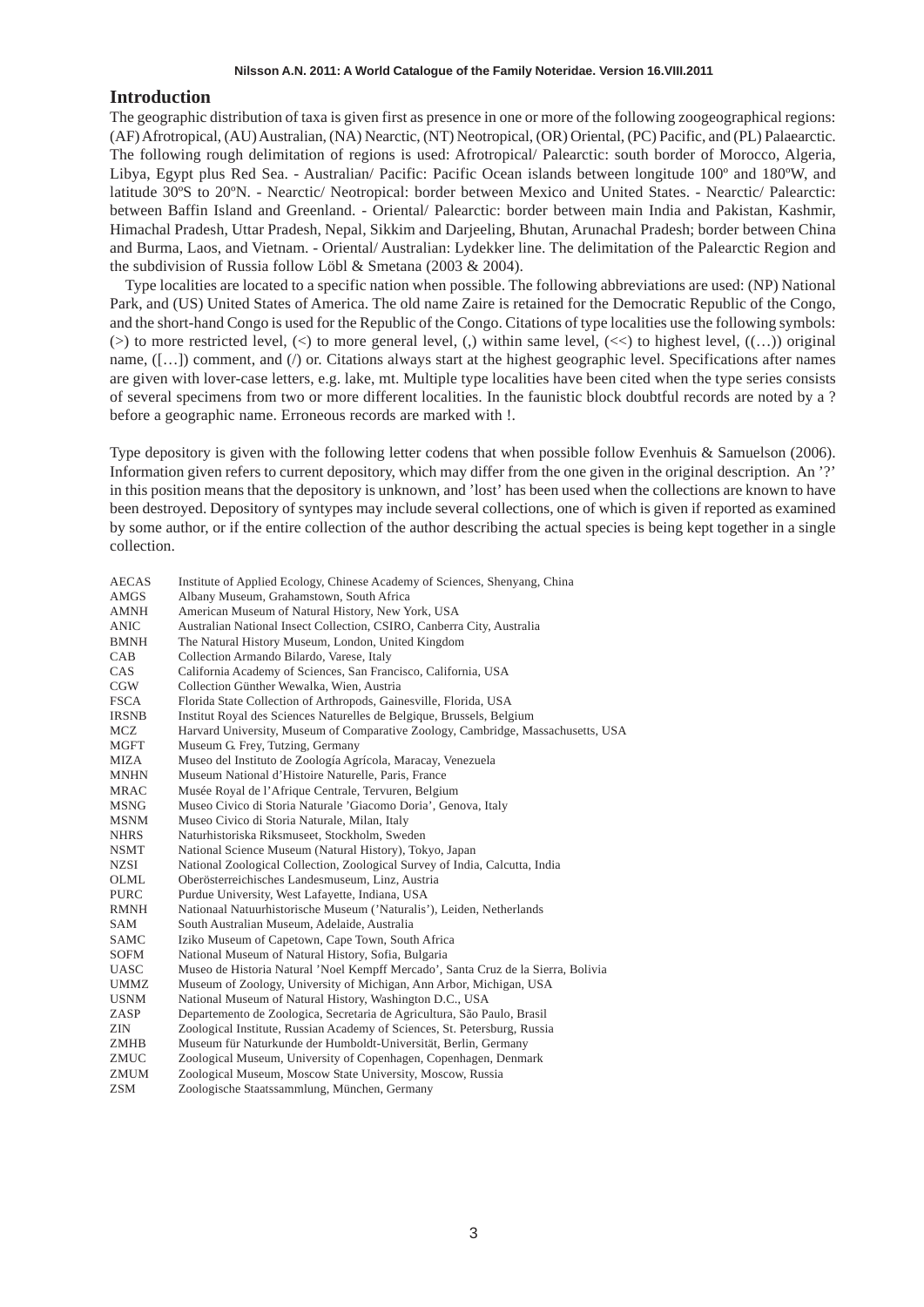## Introduction

The geographic distribution of taxa is given first as presence in one or more of the following zoogeographical regions: (AF) Afrotropical, (AU) Australian, (NA) Nearctic, (NT) Neotropical, (OR) Oriental, (PC) Pacific, and (PL) Palaearctic. The following rough delimitation of regions is used: Afrotropical/ Palearctic: south border of Morocco, Algeria, Libya, Egypt plus Red Sea. - Australian/ Pacific: Pacific Ocean islands between longitude 100º and 180ºW, and latitude 30ºS to 20ºN. - Nearctic/ Neotropical: border between Mexico and United States. - Nearctic/ Palearctic: between Baffin Island and Greenland. - Oriental/ Palearctic: border between main India and Pakistan, Kashmir, Himachal Pradesh, Uttar Pradesh, Nepal, Sikkim and Darjeeling, Bhutan, Arunachal Pradesh; border between China and Burma, Laos, and Vietnam. - Oriental/ Australian: Lydekker line. The delimitation of the Palearctic Region and the subdivision of Russia follow Löbl & Smetana (2003 & 2004).

Type localities are located to a specific nation when possible. The following abbreviations are used: (NP) National Park, and (US) United States of America. The old name Zaire is retained for the Democratic Republic of the Congo, and the short-hand Congo is used for the Republic of the Congo. Citations of type localities use the following symbols: (>) to more restricted level, (<) to more general level, (,) within same level, (<<) to highest level, ((…)) original name, ([…]) comment, and (/) or. Citations always start at the highest geographic level. Specifications after names are given with lover-case letters, e.g. lake, mt. Multiple type localities have been cited when the type series consists of several specimens from two or more different localities. In the faunistic block doubtful records are noted by a ? before a geographic name. Erroneous records are marked with !.

Type depository is given with the following letter codens that when possible follow Evenhuis & Samuelson (2006). Information given refers to current depository, which may differ from the one given in the original description. An '?' in this position means that the depository is unknown, and 'lost' has been used when the collections are known to have been destroyed. Depository of syntypes may include several collections, one of which is given if reported as examined by some author, or if the entire collection of the author describing the actual species is being kept together in a single collection.

| | |
|---|---|
| AECAS | Institute of Applied Ecology, Chinese Academy of Sciences, Shenyang, China |
| AMGS | Albany Museum, Grahamstown, South Africa |
| AMNH | American Museum of Natural History, New York, USA |
| ANIC | Australian National Insect Collection, CSIRO, Canberra City, Australia |
| BMNH | The Natural History Museum, London, United Kingdom |
| CAB | Collection Armando Bilardo, Varese, Italy |
| CAS | California Academy of Sciences, San Francisco, California, USA |
| CGW | Collection Günther Wewalka, Wien, Austria |
| FSCA | Florida State Collection of Arthropods, Gainesville, Florida, USA |
| IRSNB | Institut Royal des Sciences Naturelles de Belgique, Brussels, Belgium |
| MCZ | Harvard University, Museum of Comparative Zoology, Cambridge, Massachusetts, USA |
| MGFT | Museum G. Frey, Tutzing, Germany |
| MIZA | Museo del Instituto de Zoología Agrícola, Maracay, Venezuela |
| MNHN | Museum National d'Histoire Naturelle, Paris, France |
| MRAC | Musée Royal de l'Afrique Centrale, Tervuren, Belgium |
| MSNG | Museo Civico di Storia Naturale 'Giacomo Doria', Genova, Italy |
| MSNM | Museo Civico di Storia Naturale, Milan, Italy |
| NHRS | Naturhistoriska Riksmuseet, Stockholm, Sweden |
| NSMT | National Science Museum (Natural History), Tokyo, Japan |
| NZSI | National Zoological Collection, Zoological Survey of India, Calcutta, India |
| OLML | Oberösterreichisches Landesmuseum, Linz, Austria |
| PURC | Purdue University, West Lafayette, Indiana, USA |
| RMNH | Nationaal Natuurhistorische Museum ('Naturalis'), Leiden, Netherlands |
| SAM | South Australian Museum, Adelaide, Australia |
| SAMC | Iziko Museum of Capetown, Cape Town, South Africa |
| SOFM | National Museum of Natural History, Sofia, Bulgaria |
| UASC | Museo de Historia Natural 'Noel Kempff Mercado', Santa Cruz de la Sierra, Bolivia |
| UMMZ | Museum of Zoology, University of Michigan, Ann Arbor, Michigan, USA |
| USNM | National Museum of Natural History, Washington D.C., USA |
| ZASP | Departemento de Zoologica, Secretaria de Agricultura, São Paulo, Brasil |
| ZIN | Zoological Institute, Russian Academy of Sciences, St. Petersburg, Russia |
| ZMHB | Museum für Naturkunde der Humboldt-Universität, Berlin, Germany |
| ZMUC | Zoological Museum, University of Copenhagen, Copenhagen, Denmark |
| ZMUM | Zoological Museum, Moscow State University, Moscow, Russia |
| ZSM | Zoologische Staatssammlung, München, Germany |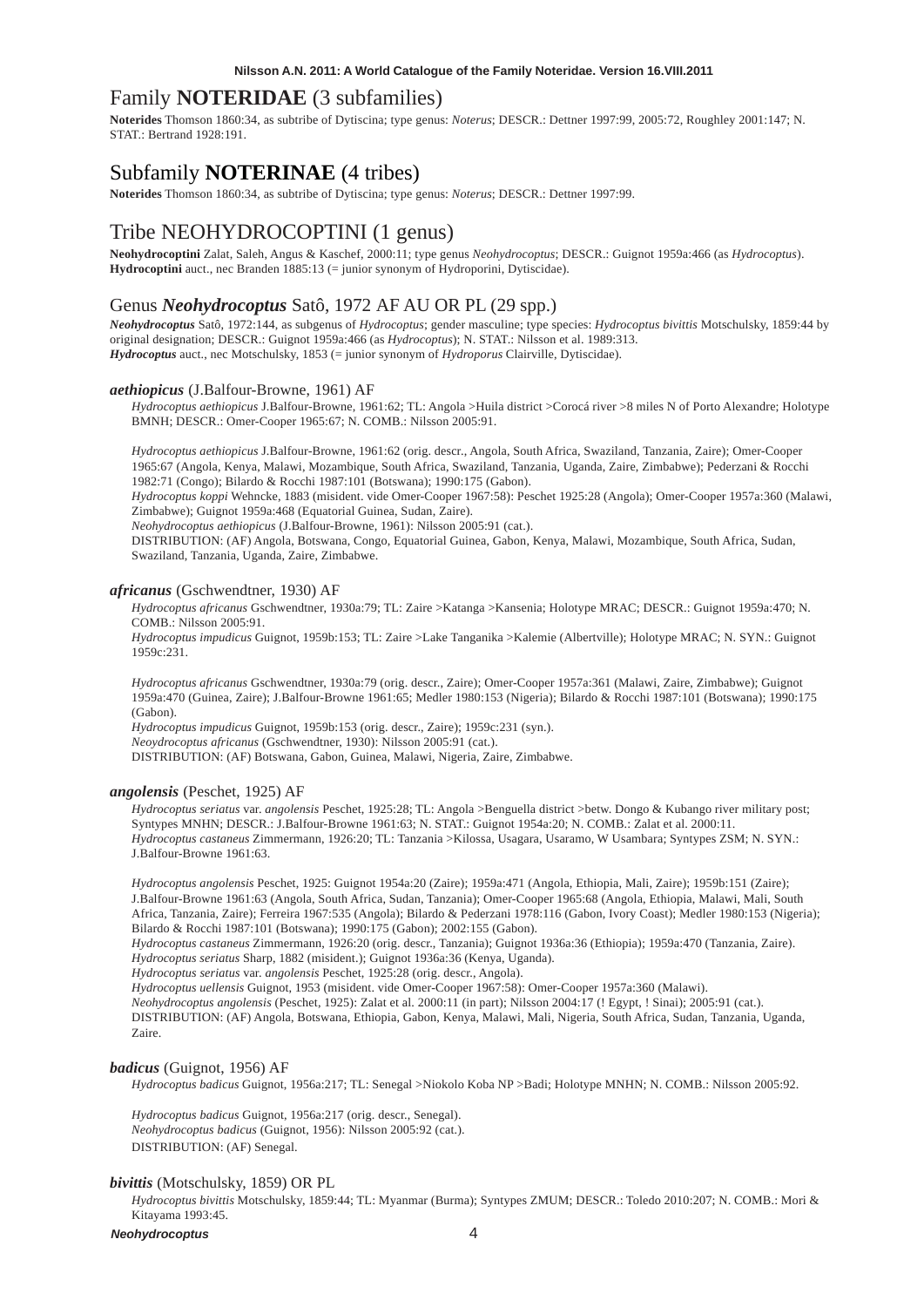# Family **NOTERIDAE** (3 subfamilies)

**Noterides** Thomson 1860:34, as subtribe of Dytiscina; type genus: *Noterus*; DESCR.: Dettner 1997:99, 2005:72, Roughley 2001:147; N. STAT.: Bertrand 1928:191.

# Subfamily **NOTERINAE** (4 tribes)

**Noterides** Thomson 1860:34, as subtribe of Dytiscina; type genus: *Noterus*; DESCR.: Dettner 1997:99.

## Tribe NEOHYDROCOPTINI (1 genus)

**Neohydrocoptini** Zalat, Saleh, Angus & Kaschef, 2000:11; type genus *Neohydrocoptus*; DESCR.: Guignot 1959a:466 (as *Hydrocoptus*).
**Hydrocoptini** auct., nec Branden 1885:13 (= junior synonym of Hydroporini, Dytiscidae).

### Genus ***Neohydrocoptus*** Satô, 1972 AF AU OR PL (29 spp.)

***Neohydrocoptus*** Satô, 1972:144, as subgenus of *Hydrocoptus*; gender masculine; type species: *Hydrocoptus bivittis* Motschulsky, 1859:44 by original designation; DESCR.: Guignot 1959a:466 (as *Hydrocoptus*); N. STAT.: Nilsson et al. 1989:313.
***Hydrocoptus*** auct., nec Motschulsky, 1853 (= junior synonym of *Hydroporus* Clairville, Dytiscidae).

#### ***aethiopicus*** (J.Balfour-Browne, 1961) AF

*Hydrocoptus aethiopicus* J.Balfour-Browne, 1961:62; TL: Angola >Huila district >Corocá river >8 miles N of Porto Alexandre; Holotype BMNH; DESCR.: Omer-Cooper 1965:67; N. COMB.: Nilsson 2005:91.

*Hydrocoptus aethiopicus* J.Balfour-Browne, 1961:62 (orig. descr., Angola, South Africa, Swaziland, Tanzania, Zaire); Omer-Cooper 1965:67 (Angola, Kenya, Malawi, Mozambique, South Africa, Swaziland, Tanzania, Uganda, Zaire, Zimbabwe); Pederzani & Rocchi 1982:71 (Congo); Bilardo & Rocchi 1987:101 (Botswana); 1990:175 (Gabon).
*Hydrocoptus koppi* Wehncke, 1883 (misident. vide Omer-Cooper 1967:58): Peschet 1925:28 (Angola); Omer-Cooper 1957a:360 (Malawi, Zimbabwe); Guignot 1959a:468 (Equatorial Guinea, Sudan, Zaire).
*Neohydrocoptus aethiopicus* (J.Balfour-Browne, 1961): Nilsson 2005:91 (cat.).
DISTRIBUTION: (AF) Angola, Botswana, Congo, Equatorial Guinea, Gabon, Kenya, Malawi, Mozambique, South Africa, Sudan, Swaziland, Tanzania, Uganda, Zaire, Zimbabwe.

#### ***africanus*** (Gschwendtner, 1930) AF

*Hydrocoptus africanus* Gschwendtner, 1930a:79; TL: Zaire >Katanga >Kansenia; Holotype MRAC; DESCR.: Guignot 1959a:470; N. COMB.: Nilsson 2005:91.
*Hydrocoptus impudicus* Guignot, 1959b:153; TL: Zaire >Lake Tanganika >Kalemie (Albertville); Holotype MRAC; N. SYN.: Guignot 1959c:231.

*Hydrocoptus africanus* Gschwendtner, 1930a:79 (orig. descr., Zaire); Omer-Cooper 1957a:361 (Malawi, Zaire, Zimbabwe); Guignot 1959a:470 (Guinea, Zaire); J.Balfour-Browne 1961:65; Medler 1980:153 (Nigeria); Bilardo & Rocchi 1987:101 (Botswana); 1990:175 (Gabon).
*Hydrocoptus impudicus* Guignot, 1959b:153 (orig. descr., Zaire); 1959c:231 (syn.).
*Neoydrocoptus africanus* (Gschwendtner, 1930): Nilsson 2005:91 (cat.).
DISTRIBUTION: (AF) Botswana, Gabon, Guinea, Malawi, Nigeria, Zaire, Zimbabwe.

#### ***angolensis*** (Peschet, 1925) AF

*Hydrocoptus seriatus* var. *angolensis* Peschet, 1925:28; TL: Angola >Benguella district >betw. Dongo & Kubango river military post; Syntypes MNHN; DESCR.: J.Balfour-Browne 1961:63; N. STAT.: Guignot 1954a:20; N. COMB.: Zalat et al. 2000:11.
*Hydrocoptus castaneus* Zimmermann, 1926:20; TL: Tanzania >Kilossa, Usagara, Usaramo, W Usambara; Syntypes ZSM; N. SYN.: J.Balfour-Browne 1961:63.

*Hydrocoptus angolensis* Peschet, 1925: Guignot 1954a:20 (Zaire); 1959a:471 (Angola, Ethiopia, Mali, Zaire); 1959b:151 (Zaire); J.Balfour-Browne 1961:63 (Angola, South Africa, Sudan, Tanzania); Omer-Cooper 1965:68 (Angola, Ethiopia, Malawi, Mali, South Africa, Tanzania, Zaire); Ferreira 1967:535 (Angola); Bilardo & Pederzani 1978:116 (Gabon, Ivory Coast); Medler 1980:153 (Nigeria); Bilardo & Rocchi 1987:101 (Botswana); 1990:175 (Gabon); 2002:155 (Gabon).
*Hydrocoptus castaneus* Zimmermann, 1926:20 (orig. descr., Tanzania); Guignot 1936a:36 (Ethiopia); 1959a:470 (Tanzania, Zaire).
*Hydrocoptus seriatus* Sharp, 1882 (misident.); Guignot 1936a:36 (Kenya, Uganda).
*Hydrocoptus seriatus* var. *angolensis* Peschet, 1925:28 (orig. descr., Angola).
*Hydrocoptus uellensis* Guignot, 1953 (misident. vide Omer-Cooper 1967:58): Omer-Cooper 1957a:360 (Malawi).
*Neohydrocoptus angolensis* (Peschet, 1925): Zalat et al. 2000:11 (in part); Nilsson 2004:17 (! Egypt, ! Sinai); 2005:91 (cat.).
DISTRIBUTION: (AF) Angola, Botswana, Ethiopia, Gabon, Kenya, Malawi, Mali, Nigeria, South Africa, Sudan, Tanzania, Uganda, Zaire.

#### ***badicus*** (Guignot, 1956) AF

*Hydrocoptus badicus* Guignot, 1956a:217; TL: Senegal >Niokolo Koba NP >Badi; Holotype MNHN; N. COMB.: Nilsson 2005:92.

*Hydrocoptus badicus* Guignot, 1956a:217 (orig. descr., Senegal).
*Neohydrocoptus badicus* (Guignot, 1956): Nilsson 2005:92 (cat.).
DISTRIBUTION: (AF) Senegal.

#### ***bivittis*** (Motschulsky, 1859) OR PL

*Hydrocoptus bivittis* Motschulsky, 1859:44; TL: Myanmar (Burma); Syntypes ZMUM; DESCR.: Toledo 2010:207; N. COMB.: Mori & Kitayama 1993:45.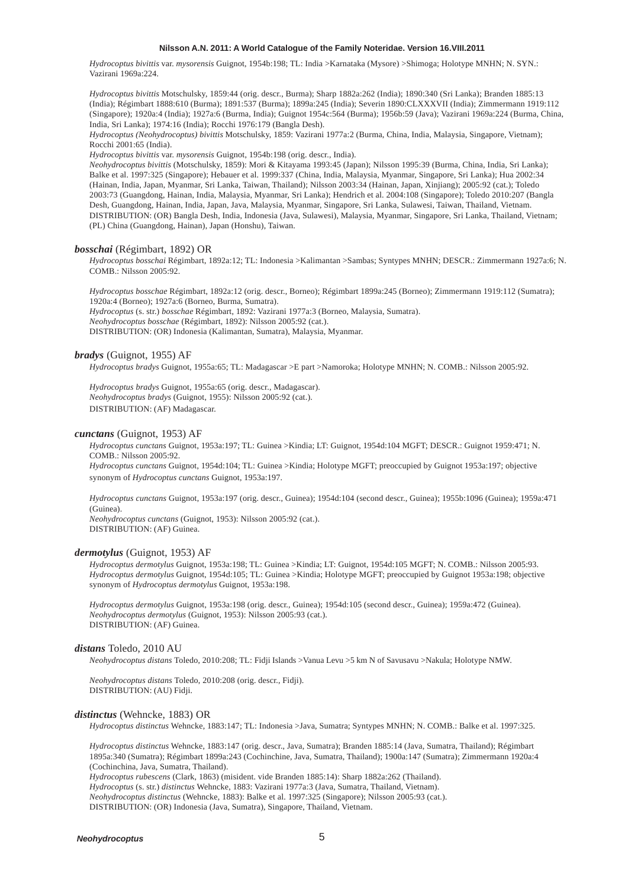*Hydrocoptus bivittis* var. *mysorensis* Guignot, 1954b:198; TL: India >Karnataka (Mysore) >Shimoga; Holotype MNHN; N. SYN.: Vazirani 1969a:224.

*Hydrocoptus bivittis* Motschulsky, 1859:44 (orig. descr., Burma); Sharp 1882a:262 (India); 1890:340 (Sri Lanka); Branden 1885:13 (India); Régimbart 1888:610 (Burma); 1891:537 (Burma); 1899a:245 (India); Severin 1890:CLXXXVII (India); Zimmermann 1919:112 (Singapore); 1920a:4 (India); 1927a:6 (Burma, India); Guignot 1954c:564 (Burma); 1956b:59 (Java); Vazirani 1969a:224 (Burma, China, India, Sri Lanka); 1974:16 (India); Rocchi 1976:179 (Bangla Desh).
*Hydrocoptus (Neohydrocoptus) bivittis* Motschulsky, 1859: Vazirani 1977a:2 (Burma, China, India, Malaysia, Singapore, Vietnam); Rocchi 2001:65 (India).
*Hydrocoptus bivittis* var. *mysorensis* Guignot, 1954b:198 (orig. descr., India).
*Neohydrocoptus bivittis* (Motschulsky, 1859): Mori & Kitayama 1993:45 (Japan); Nilsson 1995:39 (Burma, China, India, Sri Lanka); Balke et al. 1997:325 (Singapore); Hebauer et al. 1999:337 (China, India, Malaysia, Myanmar, Singapore, Sri Lanka); Hua 2002:34 (Hainan, India, Japan, Myanmar, Sri Lanka, Taiwan, Thailand); Nilsson 2003:34 (Hainan, Japan, Xinjiang); 2005:92 (cat.); Toledo 2003:73 (Guangdong, Hainan, India, Malaysia, Myanmar, Sri Lanka); Hendrich et al. 2004:108 (Singapore); Toledo 2010:207 (Bangla Desh, Guangdong, Hainan, India, Japan, Java, Malaysia, Myanmar, Singapore, Sri Lanka, Sulawesi, Taiwan, Thailand, Vietnam.
DISTRIBUTION: (OR) Bangla Desh, India, Indonesia (Java, Sulawesi), Malaysia, Myanmar, Singapore, Sri Lanka, Thailand, Vietnam; (PL) China (Guangdong, Hainan), Japan (Honshu), Taiwan.

***bosschai*** (Régimbart, 1892) OR

*Hydrocoptus bosschai* Régimbart, 1892a:12; TL: Indonesia >Kalimantan >Sambas; Syntypes MNHN; DESCR.: Zimmermann 1927a:6; N. COMB.: Nilsson 2005:92.

*Hydrocoptus bosschae* Régimbart, 1892a:12 (orig. descr., Borneo); Régimbart 1899a:245 (Borneo); Zimmermann 1919:112 (Sumatra); 1920a:4 (Borneo); 1927a:6 (Borneo, Burma, Sumatra).
*Hydrocoptus* (s. str.) *bosschae* Régimbart, 1892: Vazirani 1977a:3 (Borneo, Malaysia, Sumatra).
*Neohydrocoptus bosschae* (Régimbart, 1892): Nilsson 2005:92 (cat.).
DISTRIBUTION: (OR) Indonesia (Kalimantan, Sumatra), Malaysia, Myanmar.

***bradys*** (Guignot, 1955) AF

*Hydrocoptus bradys* Guignot, 1955a:65; TL: Madagascar >E part >Namoroka; Holotype MNHN; N. COMB.: Nilsson 2005:92.

*Hydrocoptus bradys* Guignot, 1955a:65 (orig. descr., Madagascar).
*Neohydrocoptus bradys* (Guignot, 1955): Nilsson 2005:92 (cat.).
DISTRIBUTION: (AF) Madagascar.

***cunctans*** (Guignot, 1953) AF

*Hydrocoptus cunctans* Guignot, 1953a:197; TL: Guinea >Kindia; LT: Guignot, 1954d:104 MGFT; DESCR.: Guignot 1959:471; N. COMB.: Nilsson 2005:92.
*Hydrocoptus cunctans* Guignot, 1954d:104; TL: Guinea >Kindia; Holotype MGFT; preoccupied by Guignot 1953a:197; objective synonym of *Hydrocoptus cunctans* Guignot, 1953a:197.

*Hydrocoptus cunctans* Guignot, 1953a:197 (orig. descr., Guinea); 1954d:104 (second descr., Guinea); 1955b:1096 (Guinea); 1959a:471 (Guinea).
*Neohydrocoptus cunctans* (Guignot, 1953): Nilsson 2005:92 (cat.).
DISTRIBUTION: (AF) Guinea.

***dermotylus*** (Guignot, 1953) AF

*Hydrocoptus dermotylus* Guignot, 1953a:198; TL: Guinea >Kindia; LT: Guignot, 1954d:105 MGFT; N. COMB.: Nilsson 2005:93.
*Hydrocoptus dermotylus* Guignot, 1954d:105; TL: Guinea >Kindia; Holotype MGFT; preoccupied by Guignot 1953a:198; objective synonym of *Hydrocoptus dermotylus* Guignot, 1953a:198.

*Hydrocoptus dermotylus* Guignot, 1953a:198 (orig. descr., Guinea); 1954d:105 (second descr., Guinea); 1959a:472 (Guinea).
*Neohydrocoptus dermotylus* (Guignot, 1953): Nilsson 2005:93 (cat.).
DISTRIBUTION: (AF) Guinea.

***distans*** Toledo, 2010 AU

*Neohydrocoptus distans* Toledo, 2010:208; TL: Fidji Islands >Vanua Levu >5 km N of Savusavu >Nakula; Holotype NMW.

*Neohydrocoptus distans* Toledo, 2010:208 (orig. descr., Fidji).
DISTRIBUTION: (AU) Fidji.

***distinctus*** (Wehncke, 1883) OR

*Hydrocoptus distinctus* Wehncke, 1883:147; TL: Indonesia >Java, Sumatra; Syntypes MNHN; N. COMB.: Balke et al. 1997:325.

*Hydrocoptus distinctus* Wehncke, 1883:147 (orig. descr., Java, Sumatra); Branden 1885:14 (Java, Sumatra, Thailand); Régimbart 1895a:340 (Sumatra); Régimbart 1899a:243 (Cochinchine, Java, Sumatra, Thailand); 1900a:147 (Sumatra); Zimmermann 1920a:4 (Cochinchina, Java, Sumatra, Thailand).
*Hydrocoptus rubescens* (Clark, 1863) (misident. vide Branden 1885:14): Sharp 1882a:262 (Thailand).
*Hydrocoptus* (s. str.) *distinctus* Wehncke, 1883: Vazirani 1977a:3 (Java, Sumatra, Thailand, Vietnam).
*Neohydrocoptus distinctus* (Wehncke, 1883): Balke et al. 1997:325 (Singapore); Nilsson 2005:93 (cat.).
DISTRIBUTION: (OR) Indonesia (Java, Sumatra), Singapore, Thailand, Vietnam.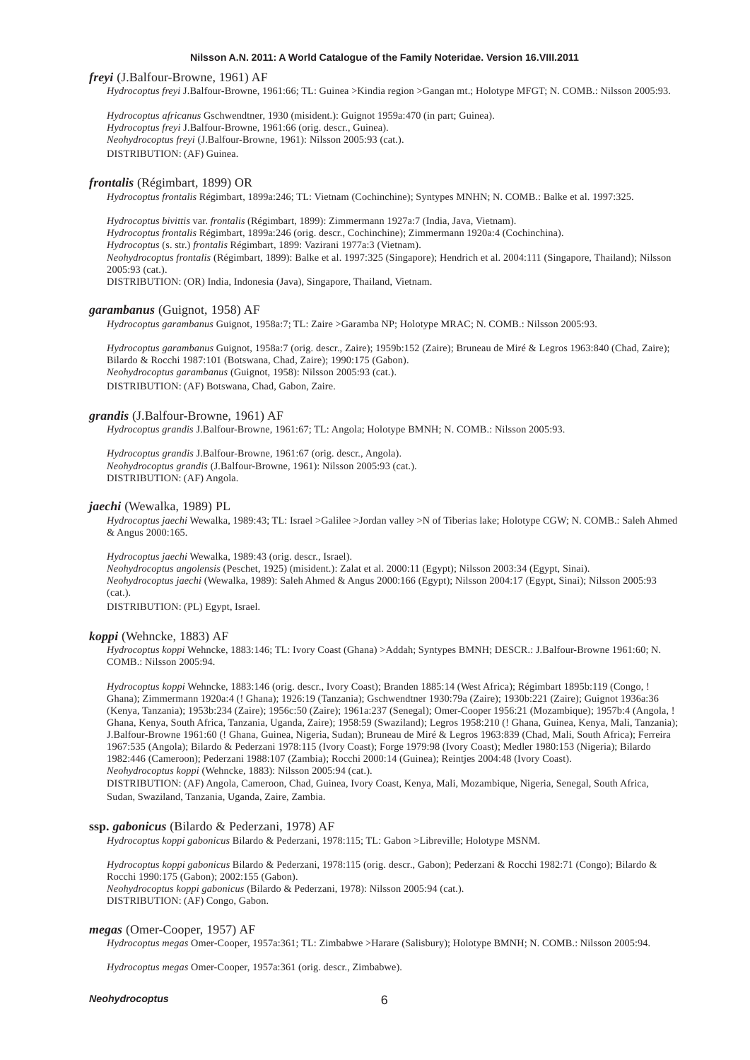***freyi*** (J.Balfour-Browne, 1961) AF

*Hydrocoptus freyi* J.Balfour-Browne, 1961:66; TL: Guinea >Kindia region >Gangan mt.; Holotype MFGT; N. COMB.: Nilsson 2005:93.

*Hydrocoptus africanus* Gschwendtner, 1930 (misident.): Guignot 1959a:470 (in part; Guinea).
*Hydrocoptus freyi* J.Balfour-Browne, 1961:66 (orig. descr., Guinea).
*Neohydrocoptus freyi* (J.Balfour-Browne, 1961): Nilsson 2005:93 (cat.).
DISTRIBUTION: (AF) Guinea.

***frontalis*** (Régimbart, 1899) OR

*Hydrocoptus frontalis* Régimbart, 1899a:246; TL: Vietnam (Cochinchine); Syntypes MNHN; N. COMB.: Balke et al. 1997:325.

*Hydrocoptus bivittis* var. *frontalis* (Régimbart, 1899): Zimmermann 1927a:7 (India, Java, Vietnam).
*Hydrocoptus frontalis* Régimbart, 1899a:246 (orig. descr., Cochinchine); Zimmermann 1920a:4 (Cochinchina).
*Hydrocoptus* (s. str.) *frontalis* Régimbart, 1899: Vazirani 1977a:3 (Vietnam).
*Neohydrocoptus frontalis* (Régimbart, 1899): Balke et al. 1997:325 (Singapore); Hendrich et al. 2004:111 (Singapore, Thailand); Nilsson 2005:93 (cat.).
DISTRIBUTION: (OR) India, Indonesia (Java), Singapore, Thailand, Vietnam.

***garambanus*** (Guignot, 1958) AF

*Hydrocoptus garambanus* Guignot, 1958a:7; TL: Zaire >Garamba NP; Holotype MRAC; N. COMB.: Nilsson 2005:93.

*Hydrocoptus garambanus* Guignot, 1958a:7 (orig. descr., Zaire); 1959b:152 (Zaire); Bruneau de Miré & Legros 1963:840 (Chad, Zaire); Bilardo & Rocchi 1987:101 (Botswana, Chad, Zaire); 1990:175 (Gabon).
*Neohydrocoptus garambanus* (Guignot, 1958): Nilsson 2005:93 (cat.).
DISTRIBUTION: (AF) Botswana, Chad, Gabon, Zaire.

***grandis*** (J.Balfour-Browne, 1961) AF

*Hydrocoptus grandis* J.Balfour-Browne, 1961:67; TL: Angola; Holotype BMNH; N. COMB.: Nilsson 2005:93.

*Hydrocoptus grandis* J.Balfour-Browne, 1961:67 (orig. descr., Angola).
*Neohydrocoptus grandis* (J.Balfour-Browne, 1961): Nilsson 2005:93 (cat.).
DISTRIBUTION: (AF) Angola.

***jaechi*** (Wewalka, 1989) PL

*Hydrocoptus jaechi* Wewalka, 1989:43; TL: Israel >Galilee >Jordan valley >N of Tiberias lake; Holotype CGW; N. COMB.: Saleh Ahmed & Angus 2000:165.

*Hydrocoptus jaechi* Wewalka, 1989:43 (orig. descr., Israel).
*Neohydrocoptus angolensis* (Peschet, 1925) (misident.): Zalat et al. 2000:11 (Egypt); Nilsson 2003:34 (Egypt, Sinai).
*Neohydrocoptus jaechi* (Wewalka, 1989): Saleh Ahmed & Angus 2000:166 (Egypt); Nilsson 2004:17 (Egypt, Sinai); Nilsson 2005:93 (cat.).
DISTRIBUTION: (PL) Egypt, Israel.

***koppi*** (Wehncke, 1883) AF

*Hydrocoptus koppi* Wehncke, 1883:146; TL: Ivory Coast (Ghana) >Addah; Syntypes BMNH; DESCR.: J.Balfour-Browne 1961:60; N. COMB.: Nilsson 2005:94.

*Hydrocoptus koppi* Wehncke, 1883:146 (orig. descr., Ivory Coast); Branden 1885:14 (West Africa); Régimbart 1895b:119 (Congo, ! Ghana); Zimmermann 1920a:4 (! Ghana); 1926:19 (Tanzania); Gschwendtner 1930:79a (Zaire); 1930b:221 (Zaire); Guignot 1936a:36 (Kenya, Tanzania); 1953b:234 (Zaire); 1956c:50 (Zaire); 1961a:237 (Senegal); Omer-Cooper 1956:21 (Mozambique); 1957b:4 (Angola, ! Ghana, Kenya, South Africa, Tanzania, Uganda, Zaire); 1958:59 (Swaziland); Legros 1958:210 (! Ghana, Guinea, Kenya, Mali, Tanzania); J.Balfour-Browne 1961:60 (! Ghana, Guinea, Nigeria, Sudan); Bruneau de Miré & Legros 1963:839 (Chad, Mali, South Africa); Ferreira 1967:535 (Angola); Bilardo & Pederzani 1978:115 (Ivory Coast); Forge 1979:98 (Ivory Coast); Medler 1980:153 (Nigeria); Bilardo 1982:446 (Cameroon); Pederzani 1988:107 (Zambia); Rocchi 2000:14 (Guinea); Reintjes 2004:48 (Ivory Coast).
*Neohydrocoptus koppi* (Wehncke, 1883): Nilsson 2005:94 (cat.).
DISTRIBUTION: (AF) Angola, Cameroon, Chad, Guinea, Ivory Coast, Kenya, Mali, Mozambique, Nigeria, Senegal, South Africa, Sudan, Swaziland, Tanzania, Uganda, Zaire, Zambia.

**ssp. *gabonicus*** (Bilardo & Pederzani, 1978) AF

*Hydrocoptus koppi gabonicus* Bilardo & Pederzani, 1978:115; TL: Gabon >Libreville; Holotype MSNM.

*Hydrocoptus koppi gabonicus* Bilardo & Pederzani, 1978:115 (orig. descr., Gabon); Pederzani & Rocchi 1982:71 (Congo); Bilardo & Rocchi 1990:175 (Gabon); 2002:155 (Gabon).
*Neohydrocoptus koppi gabonicus* (Bilardo & Pederzani, 1978): Nilsson 2005:94 (cat.).
DISTRIBUTION: (AF) Congo, Gabon.

***megas*** (Omer-Cooper, 1957) AF

*Hydrocoptus megas* Omer-Cooper, 1957a:361; TL: Zimbabwe >Harare (Salisbury); Holotype BMNH; N. COMB.: Nilsson 2005:94.

*Hydrocoptus megas* Omer-Cooper, 1957a:361 (orig. descr., Zimbabwe).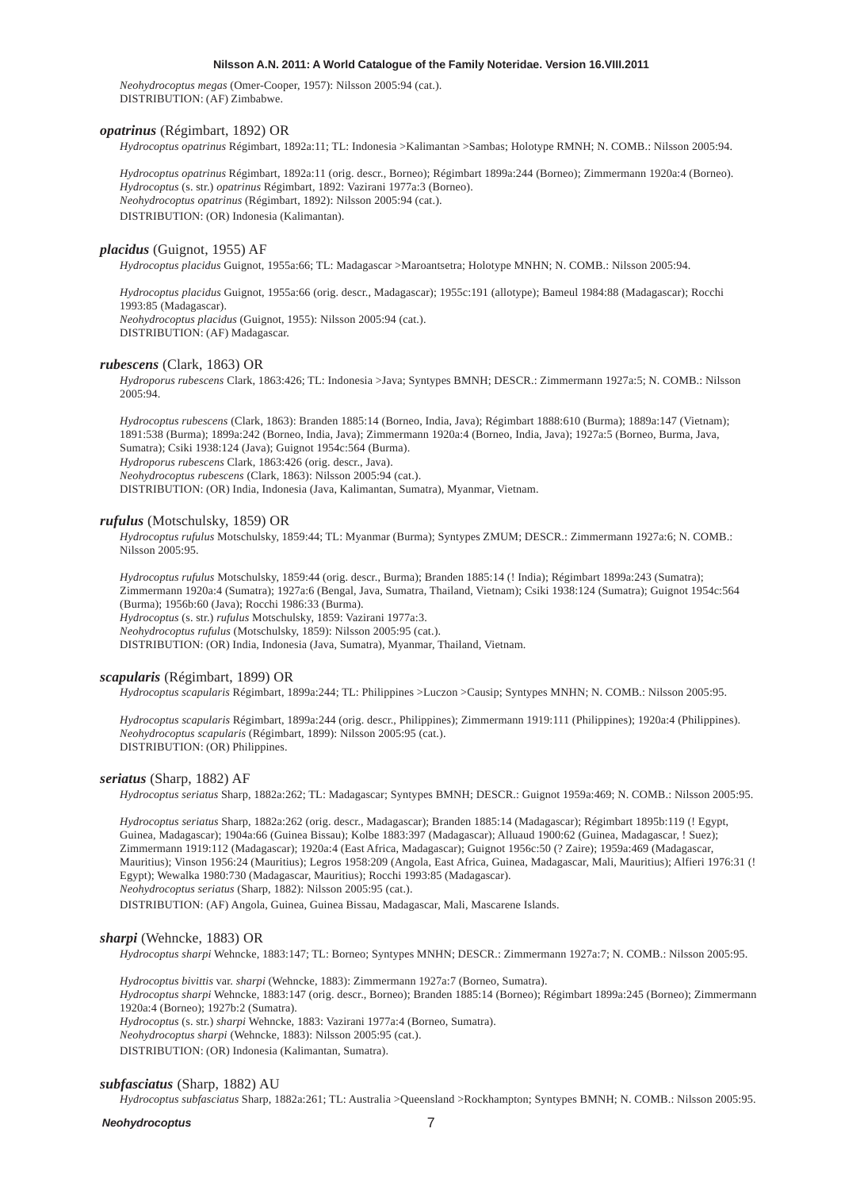*Neohydrocoptus megas* (Omer-Cooper, 1957): Nilsson 2005:94 (cat.).
DISTRIBUTION: (AF) Zimbabwe.

***opatrinus*** (Régimbart, 1892) OR

*Hydrocoptus opatrinus* Régimbart, 1892a:11; TL: Indonesia >Kalimantan >Sambas; Holotype RMNH; N. COMB.: Nilsson 2005:94.

*Hydrocoptus opatrinus* Régimbart, 1892a:11 (orig. descr., Borneo); Régimbart 1899a:244 (Borneo); Zimmermann 1920a:4 (Borneo).
*Hydrocoptus* (s. str.) *opatrinus* Régimbart, 1892: Vazirani 1977a:3 (Borneo).
*Neohydrocoptus opatrinus* (Régimbart, 1892): Nilsson 2005:94 (cat.).
DISTRIBUTION: (OR) Indonesia (Kalimantan).

***placidus*** (Guignot, 1955) AF

*Hydrocoptus placidus* Guignot, 1955a:66; TL: Madagascar >Maroantsetra; Holotype MNHN; N. COMB.: Nilsson 2005:94.

*Hydrocoptus placidus* Guignot, 1955a:66 (orig. descr., Madagascar); 1955c:191 (allotype); Bameul 1984:88 (Madagascar); Rocchi 1993:85 (Madagascar).
*Neohydrocoptus placidus* (Guignot, 1955): Nilsson 2005:94 (cat.).
DISTRIBUTION: (AF) Madagascar.

***rubescens*** (Clark, 1863) OR

*Hydroporus rubescens* Clark, 1863:426; TL: Indonesia >Java; Syntypes BMNH; DESCR.: Zimmermann 1927a:5; N. COMB.: Nilsson 2005:94.

*Hydrocoptus rubescens* (Clark, 1863): Branden 1885:14 (Borneo, India, Java); Régimbart 1888:610 (Burma); 1889a:147 (Vietnam); 1891:538 (Burma); 1899a:242 (Borneo, India, Java); Zimmermann 1920a:4 (Borneo, India, Java); 1927a:5 (Borneo, Burma, Java, Sumatra); Csiki 1938:124 (Java); Guignot 1954c:564 (Burma).
*Hydroporus rubescens* Clark, 1863:426 (orig. descr., Java).
*Neohydrocoptus rubescens* (Clark, 1863): Nilsson 2005:94 (cat.).
DISTRIBUTION: (OR) India, Indonesia (Java, Kalimantan, Sumatra), Myanmar, Vietnam.

***rufulus*** (Motschulsky, 1859) OR

*Hydrocoptus rufulus* Motschulsky, 1859:44; TL: Myanmar (Burma); Syntypes ZMUM; DESCR.: Zimmermann 1927a:6; N. COMB.: Nilsson 2005:95.

*Hydrocoptus rufulus* Motschulsky, 1859:44 (orig. descr., Burma); Branden 1885:14 (! India); Régimbart 1899a:243 (Sumatra); Zimmermann 1920a:4 (Sumatra); 1927a:6 (Bengal, Java, Sumatra, Thailand, Vietnam); Csiki 1938:124 (Sumatra); Guignot 1954c:564 (Burma); 1956b:60 (Java); Rocchi 1986:33 (Burma).
*Hydrocoptus* (s. str.) *rufulus* Motschulsky, 1859: Vazirani 1977a:3.
*Neohydrocoptus rufulus* (Motschulsky, 1859): Nilsson 2005:95 (cat.).
DISTRIBUTION: (OR) India, Indonesia (Java, Sumatra), Myanmar, Thailand, Vietnam.

***scapularis*** (Régimbart, 1899) OR

*Hydrocoptus scapularis* Régimbart, 1899a:244; TL: Philippines >Luczon >Causip; Syntypes MNHN; N. COMB.: Nilsson 2005:95.

*Hydrocoptus scapularis* Régimbart, 1899a:244 (orig. descr., Philippines); Zimmermann 1919:111 (Philippines); 1920a:4 (Philippines).
*Neohydrocoptus scapularis* (Régimbart, 1899): Nilsson 2005:95 (cat.).
DISTRIBUTION: (OR) Philippines.

***seriatus*** (Sharp, 1882) AF

*Hydrocoptus seriatus* Sharp, 1882a:262; TL: Madagascar; Syntypes BMNH; DESCR.: Guignot 1959a:469; N. COMB.: Nilsson 2005:95.

*Hydrocoptus seriatus* Sharp, 1882a:262 (orig. descr., Madagascar); Branden 1885:14 (Madagascar); Régimbart 1895b:119 (! Egypt, Guinea, Madagascar); 1904a:66 (Guinea Bissau); Kolbe 1883:397 (Madagascar); Alluaud 1900:62 (Guinea, Madagascar, ! Suez); Zimmermann 1919:112 (Madagascar); 1920a:4 (East Africa, Madagascar); Guignot 1956c:50 (? Zaire); 1959a:469 (Madagascar, Mauritius); Vinson 1956:24 (Mauritius); Legros 1958:209 (Angola, East Africa, Guinea, Madagascar, Mali, Mauritius); Alfieri 1976:31 (! Egypt); Wewalka 1980:730 (Madagascar, Mauritius); Rocchi 1993:85 (Madagascar).
*Neohydrocoptus seriatus* (Sharp, 1882): Nilsson 2005:95 (cat.).
DISTRIBUTION: (AF) Angola, Guinea, Guinea Bissau, Madagascar, Mali, Mascarene Islands.

***sharpi*** (Wehncke, 1883) OR

*Hydrocoptus sharpi* Wehncke, 1883:147; TL: Borneo; Syntypes MNHN; DESCR.: Zimmermann 1927a:7; N. COMB.: Nilsson 2005:95.

*Hydrocoptus bivittis* var. *sharpi* (Wehncke, 1883): Zimmermann 1927a:7 (Borneo, Sumatra).
*Hydrocoptus sharpi* Wehncke, 1883:147 (orig. descr., Borneo); Branden 1885:14 (Borneo); Régimbart 1899a:245 (Borneo); Zimmermann 1920a:4 (Borneo); 1927b:2 (Sumatra).
*Hydrocoptus* (s. str.) *sharpi* Wehncke, 1883: Vazirani 1977a:4 (Borneo, Sumatra).
*Neohydrocoptus sharpi* (Wehncke, 1883): Nilsson 2005:95 (cat.).
DISTRIBUTION: (OR) Indonesia (Kalimantan, Sumatra).

***subfasciatus*** (Sharp, 1882) AU

*Hydrocoptus subfasciatus* Sharp, 1882a:261; TL: Australia >Queensland >Rockhampton; Syntypes BMNH; N. COMB.: Nilsson 2005:95.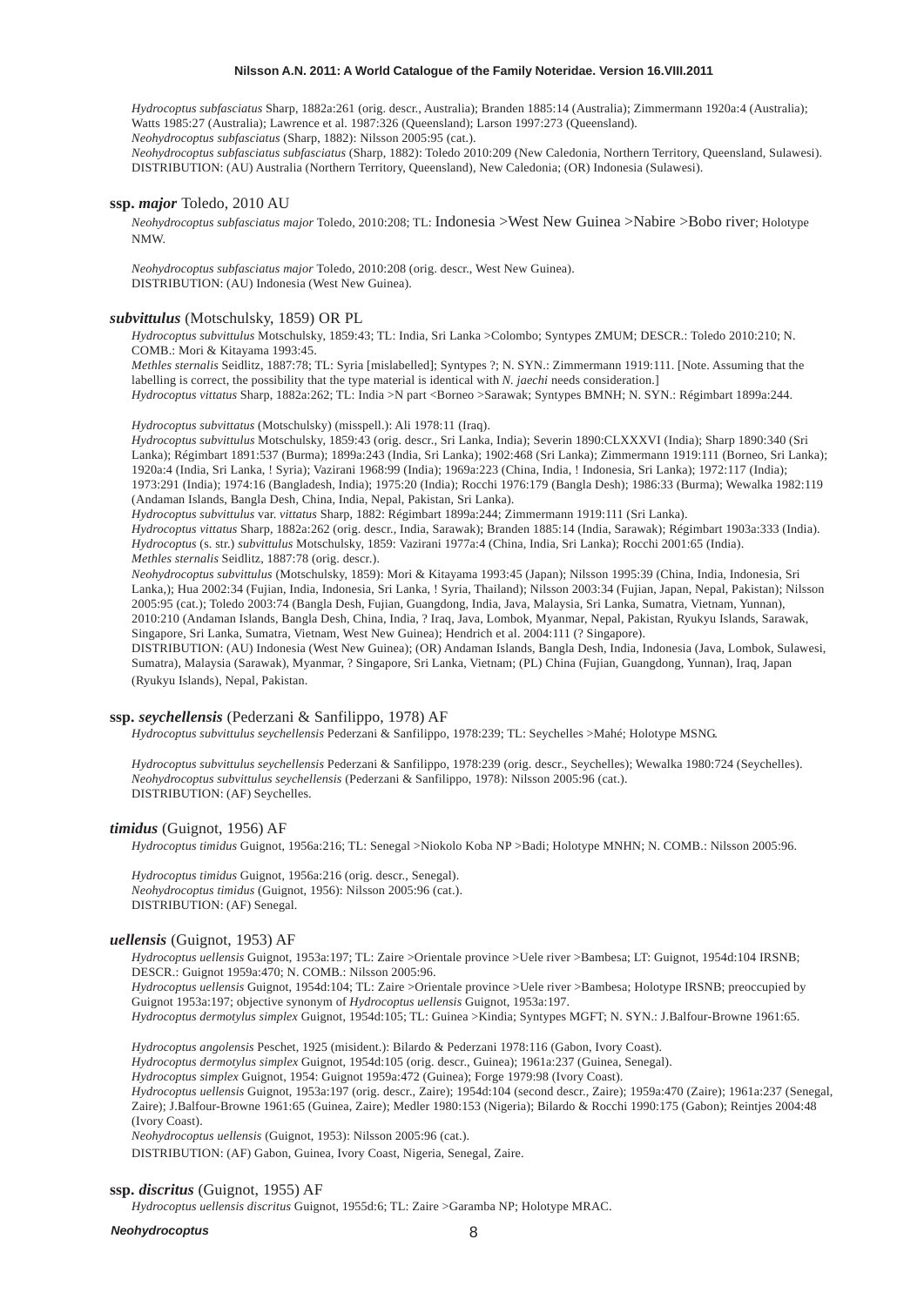*Hydrocoptus subfasciatus* Sharp, 1882a:261 (orig. descr., Australia); Branden 1885:14 (Australia); Zimmermann 1920a:4 (Australia); Watts 1985:27 (Australia); Lawrence et al. 1987:326 (Queensland); Larson 1997:273 (Queensland).
*Neohydrocoptus subfasciatus* (Sharp, 1882): Nilsson 2005:95 (cat.).
*Neohydrocoptus subfasciatus subfasciatus* (Sharp, 1882): Toledo 2010:209 (New Caledonia, Northern Territory, Queensland, Sulawesi).
DISTRIBUTION: (AU) Australia (Northern Territory, Queensland), New Caledonia; (OR) Indonesia (Sulawesi).

**ssp. *major*** Toledo, 2010 AU

*Neohydrocoptus subfasciatus major* Toledo, 2010:208; TL: Indonesia >West New Guinea >Nabire >Bobo river; Holotype NMW.

*Neohydrocoptus subfasciatus major* Toledo, 2010:208 (orig. descr., West New Guinea).
DISTRIBUTION: (AU) Indonesia (West New Guinea).

***subvittulus*** (Motschulsky, 1859) OR PL

*Hydrocoptus subvittulus* Motschulsky, 1859:43; TL: India, Sri Lanka >Colombo; Syntypes ZMUM; DESCR.: Toledo 2010:210; N. COMB.: Mori & Kitayama 1993:45.
*Methles sternalis* Seidlitz, 1887:78; TL: Syria [mislabelled]; Syntypes ?; N. SYN.: Zimmermann 1919:111. [Note. Assuming that the labelling is correct, the possibility that the type material is identical with *N. jaechi* needs consideration.]
*Hydrocoptus vittatus* Sharp, 1882a:262; TL: India >N part <Borneo >Sarawak; Syntypes BMNH; N. SYN.: Régimbart 1899a:244.

*Hydrocoptus subvittatus* (Motschulsky) (misspell.): Ali 1978:11 (Iraq).
*Hydrocoptus subvittulus* Motschulsky, 1859:43 (orig. descr., Sri Lanka, India); Severin 1890:CLXXXVI (India); Sharp 1890:340 (Sri Lanka); Régimbart 1891:537 (Burma); 1899a:243 (India, Sri Lanka); 1902:468 (Sri Lanka); Zimmermann 1919:111 (Borneo, Sri Lanka); 1920a:4 (India, Sri Lanka, ! Syria); Vazirani 1968:99 (India); 1969a:223 (China, India, ! Indonesia, Sri Lanka); 1972:117 (India); 1973:291 (India); 1974:16 (Bangladesh, India); 1975:20 (India); Rocchi 1976:179 (Bangla Desh); 1986:33 (Burma); Wewalka 1982:119 (Andaman Islands, Bangla Desh, China, India, Nepal, Pakistan, Sri Lanka).
*Hydrocoptus subvittulus* var. *vittatus* Sharp, 1882: Régimbart 1899a:244; Zimmermann 1919:111 (Sri Lanka).
*Hydrocoptus vittatus* Sharp, 1882a:262 (orig. descr., India, Sarawak); Branden 1885:14 (India, Sarawak); Régimbart 1903a:333 (India).
*Hydrocoptus* (s. str.) *subvittulus* Motschulsky, 1859: Vazirani 1977a:4 (China, India, Sri Lanka); Rocchi 2001:65 (India).
*Methles sternalis* Seidlitz, 1887:78 (orig. descr.).
*Neohydrocoptus subvittulus* (Motschulsky, 1859): Mori & Kitayama 1993:45 (Japan); Nilsson 1995:39 (China, India, Indonesia, Sri Lanka,); Hua 2002:34 (Fujian, India, Indonesia, Sri Lanka, ! Syria, Thailand); Nilsson 2003:34 (Fujian, Japan, Nepal, Pakistan); Nilsson 2005:95 (cat.); Toledo 2003:74 (Bangla Desh, Fujian, Guangdong, India, Java, Malaysia, Sri Lanka, Sumatra, Vietnam, Yunnan), 2010:210 (Andaman Islands, Bangla Desh, China, India, ? Iraq, Java, Lombok, Myanmar, Nepal, Pakistan, Ryukyu Islands, Sarawak, Singapore, Sri Lanka, Sumatra, Vietnam, West New Guinea); Hendrich et al. 2004:111 (? Singapore).
DISTRIBUTION: (AU) Indonesia (West New Guinea); (OR) Andaman Islands, Bangla Desh, India, Indonesia (Java, Lombok, Sulawesi, Sumatra), Malaysia (Sarawak), Myanmar, ? Singapore, Sri Lanka, Vietnam; (PL) China (Fujian, Guangdong, Yunnan), Iraq, Japan (Ryukyu Islands), Nepal, Pakistan.

**ssp. *seychellensis*** (Pederzani & Sanfilippo, 1978) AF

*Hydrocoptus subvittulus seychellensis* Pederzani & Sanfilippo, 1978:239; TL: Seychelles >Mahé; Holotype MSNG.

*Hydrocoptus subvittulus seychellensis* Pederzani & Sanfilippo, 1978:239 (orig. descr., Seychelles); Wewalka 1980:724 (Seychelles).
*Neohydrocoptus subvittulus seychellensis* (Pederzani & Sanfilippo, 1978): Nilsson 2005:96 (cat.).
DISTRIBUTION: (AF) Seychelles.

***timidus*** (Guignot, 1956) AF

*Hydrocoptus timidus* Guignot, 1956a:216; TL: Senegal >Niokolo Koba NP >Badi; Holotype MNHN; N. COMB.: Nilsson 2005:96.

*Hydrocoptus timidus* Guignot, 1956a:216 (orig. descr., Senegal).
*Neohydrocoptus timidus* (Guignot, 1956): Nilsson 2005:96 (cat.).
DISTRIBUTION: (AF) Senegal.

***uellensis*** (Guignot, 1953) AF

*Hydrocoptus uellensis* Guignot, 1953a:197; TL: Zaire >Orientale province >Uele river >Bambesa; LT: Guignot, 1954d:104 IRSNB; DESCR.: Guignot 1959a:470; N. COMB.: Nilsson 2005:96.
*Hydrocoptus uellensis* Guignot, 1954d:104; TL: Zaire >Orientale province >Uele river >Bambesa; Holotype IRSNB; preoccupied by Guignot 1953a:197; objective synonym of *Hydrocoptus uellensis* Guignot, 1953a:197.
*Hydrocoptus dermotylus simplex* Guignot, 1954d:105; TL: Guinea >Kindia; Syntypes MGFT; N. SYN.: J.Balfour-Browne 1961:65.

*Hydrocoptus angolensis* Peschet, 1925 (misident.): Bilardo & Pederzani 1978:116 (Gabon, Ivory Coast).
*Hydrocoptus dermotylus simplex* Guignot, 1954d:105 (orig. descr., Guinea); 1961a:237 (Guinea, Senegal).
*Hydrocoptus simplex* Guignot, 1954: Guignot 1959a:472 (Guinea); Forge 1979:98 (Ivory Coast).
*Hydrocoptus uellensis* Guignot, 1953a:197 (orig. descr., Zaire); 1954d:104 (second descr., Zaire); 1959a:470 (Zaire); 1961a:237 (Senegal, Zaire); J.Balfour-Browne 1961:65 (Guinea, Zaire); Medler 1980:153 (Nigeria); Bilardo & Rocchi 1990:175 (Gabon); Reintjes 2004:48 (Ivory Coast).
*Neohydrocoptus uellensis* (Guignot, 1953): Nilsson 2005:96 (cat.).
DISTRIBUTION: (AF) Gabon, Guinea, Ivory Coast, Nigeria, Senegal, Zaire.

**ssp. *discritus*** (Guignot, 1955) AF

*Hydrocoptus uellensis discritus* Guignot, 1955d:6; TL: Zaire >Garamba NP; Holotype MRAC.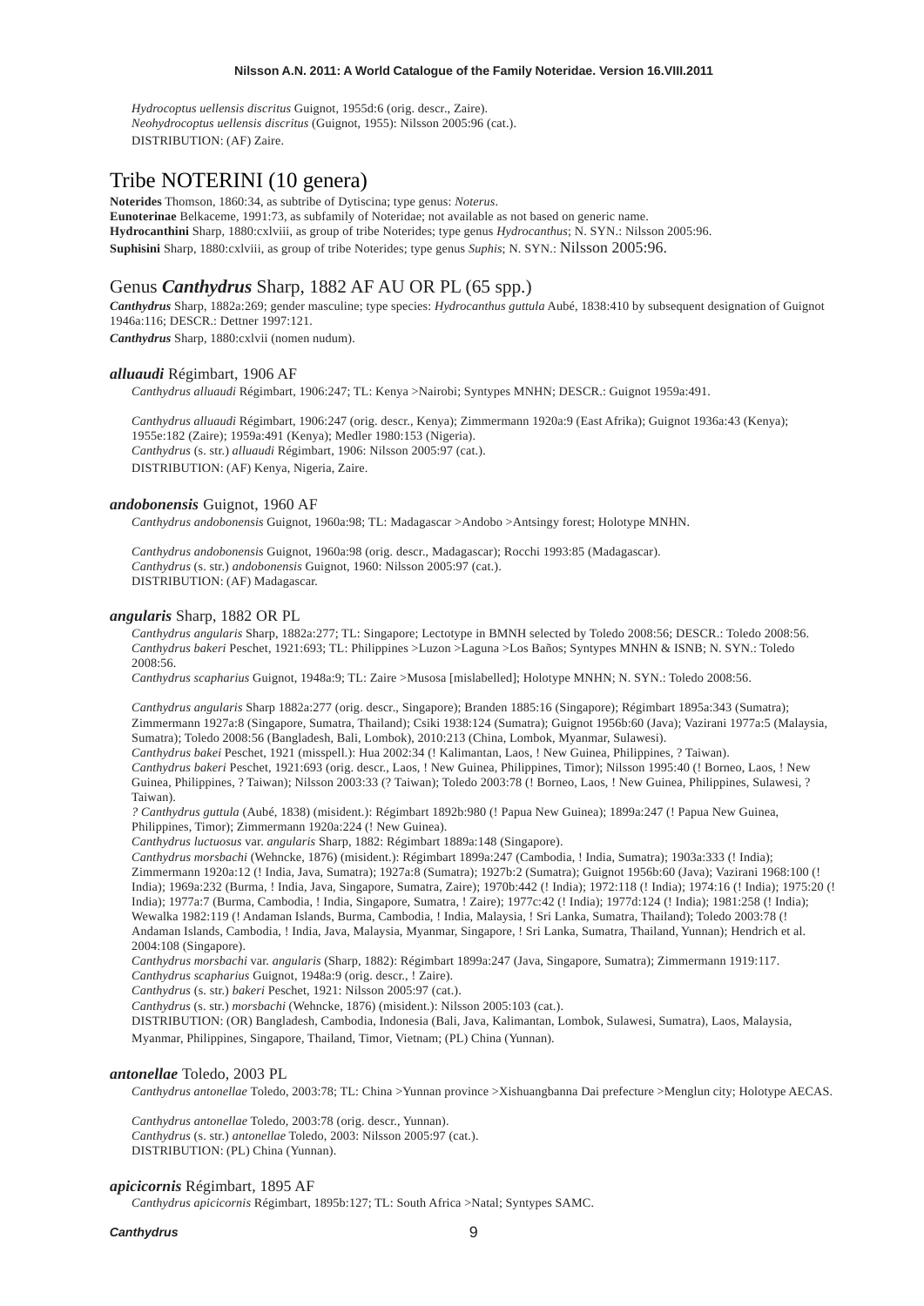*Hydrocoptus uellensis discritus* Guignot, 1955d:6 (orig. descr., Zaire).
*Neohydrocoptus uellensis discritus* (Guignot, 1955): Nilsson 2005:96 (cat.).
DISTRIBUTION: (AF) Zaire.

# Tribe NOTERINI (10 genera)

**Noterides** Thomson, 1860:34, as subtribe of Dytiscina; type genus: *Noterus*.
**Eunoterinae** Belkaceme, 1991:73, as subfamily of Noteridae; not available as not based on generic name.
**Hydrocanthini** Sharp, 1880:cxlviii, as group of tribe Noterides; type genus *Hydrocanthus*; N. SYN.: Nilsson 2005:96.
**Suphisini** Sharp, 1880:cxlviii, as group of tribe Noterides; type genus *Suphis*; N. SYN.: Nilsson 2005:96.

## Genus ***Canthydrus*** Sharp, 1882 AF AU OR PL (65 spp.)

***Canthydrus*** Sharp, 1882a:269; gender masculine; type species: *Hydrocanthus guttula* Aubé, 1838:410 by subsequent designation of Guignot 1946a:116; DESCR.: Dettner 1997:121.
***Canthydrus*** Sharp, 1880:cxlvii (nomen nudum).

### ***alluaudi*** Régimbart, 1906 AF

*Canthydrus alluaudi* Régimbart, 1906:247; TL: Kenya >Nairobi; Syntypes MNHN; DESCR.: Guignot 1959a:491.

*Canthydrus alluaudi* Régimbart, 1906:247 (orig. descr., Kenya); Zimmermann 1920a:9 (East Afrika); Guignot 1936a:43 (Kenya); 1955e:182 (Zaire); 1959a:491 (Kenya); Medler 1980:153 (Nigeria).
*Canthydrus* (s. str.) *alluaudi* Régimbart, 1906: Nilsson 2005:97 (cat.).
DISTRIBUTION: (AF) Kenya, Nigeria, Zaire.

### ***andobonensis*** Guignot, 1960 AF

*Canthydrus andobonensis* Guignot, 1960a:98; TL: Madagascar >Andobo >Antsingy forest; Holotype MNHN.

*Canthydrus andobonensis* Guignot, 1960a:98 (orig. descr., Madagascar); Rocchi 1993:85 (Madagascar).
*Canthydrus* (s. str.) *andobonensis* Guignot, 1960: Nilsson 2005:97 (cat.).
DISTRIBUTION: (AF) Madagascar.

### ***angularis*** Sharp, 1882 OR PL

*Canthydrus angularis* Sharp, 1882a:277; TL: Singapore; Lectotype in BMNH selected by Toledo 2008:56; DESCR.: Toledo 2008:56.
*Canthydrus bakeri* Peschet, 1921:693; TL: Philippines >Luzon >Laguna >Los Baños; Syntypes MNHN & ISNB; N. SYN.: Toledo 2008:56.
*Canthydrus scapharius* Guignot, 1948a:9; TL: Zaire >Musosa [mislabelled]; Holotype MNHN; N. SYN.: Toledo 2008:56.

*Canthydrus angularis* Sharp 1882a:277 (orig. descr., Singapore); Branden 1885:16 (Singapore); Régimbart 1895a:343 (Sumatra); Zimmermann 1927a:8 (Singapore, Sumatra, Thailand); Csiki 1938:124 (Sumatra); Guignot 1956b:60 (Java); Vazirani 1977a:5 (Malaysia, Sumatra); Toledo 2008:56 (Bangladesh, Bali, Lombok), 2010:213 (China, Lombok, Myanmar, Sulawesi).
*Canthydrus bakei* Peschet, 1921 (misspell.): Hua 2002:34 (! Kalimantan, Laos, ! New Guinea, Philippines, ? Taiwan).
*Canthydrus bakeri* Peschet, 1921:693 (orig. descr., Laos, ! New Guinea, Philippines, Timor); Nilsson 1995:40 (! Borneo, Laos, ! New Guinea, Philippines, ? Taiwan); Nilsson 2003:33 (? Taiwan); Toledo 2003:78 (! Borneo, Laos, ! New Guinea, Philippines, Sulawesi, ? Taiwan).
*? Canthydrus guttula* (Aubé, 1838) (misident.): Régimbart 1892b:980 (! Papua New Guinea); 1899a:247 (! Papua New Guinea, Philippines, Timor); Zimmermann 1920a:224 (! New Guinea).
*Canthydrus luctuosus* var. *angularis* Sharp, 1882: Régimbart 1889a:148 (Singapore).
*Canthydrus morsbachi* (Wehncke, 1876) (misident.): Régimbart 1899a:247 (Cambodia, ! India, Sumatra); 1903a:333 (! India); Zimmermann 1920a:12 (! India, Java, Sumatra); 1927a:8 (Sumatra); 1927b:2 (Sumatra); Guignot 1956b:60 (Java); Vazirani 1968:100 (! India); 1969a:232 (Burma, ! India, Java, Singapore, Sumatra, Zaire); 1970b:442 (! India); 1972:118 (! India); 1974:16 (! India); 1975:20 (! India); 1977a:7 (Burma, Cambodia, ! India, Singapore, Sumatra, ! Zaire); 1977c:42 (! India); 1977d:124 (! India); 1981:258 (! India); Wewalka 1982:119 (! Andaman Islands, Burma, Cambodia, ! India, Malaysia, ! Sri Lanka, Sumatra, Thailand); Toledo 2003:78 (! Andaman Islands, Cambodia, ! India, Java, Malaysia, Myanmar, Singapore, ! Sri Lanka, Sumatra, Thailand, Yunnan); Hendrich et al. 2004:108 (Singapore).
*Canthydrus morsbachi* var. *angularis* (Sharp, 1882): Régimbart 1899a:247 (Java, Singapore, Sumatra); Zimmermann 1919:117.
*Canthydrus scapharius* Guignot, 1948a:9 (orig. descr., ! Zaire).
*Canthydrus* (s. str.) *bakeri* Peschet, 1921: Nilsson 2005:97 (cat.).
*Canthydrus* (s. str.) *morsbachi* (Wehncke, 1876) (misident.): Nilsson 2005:103 (cat.).
DISTRIBUTION: (OR) Bangladesh, Cambodia, Indonesia (Bali, Java, Kalimantan, Lombok, Sulawesi, Sumatra), Laos, Malaysia, Myanmar, Philippines, Singapore, Thailand, Timor, Vietnam; (PL) China (Yunnan).

### ***antonellae*** Toledo, 2003 PL

*Canthydrus antonellae* Toledo, 2003:78; TL: China >Yunnan province >Xishuangbanna Dai prefecture >Menglun city; Holotype AECAS.

*Canthydrus antonellae* Toledo, 2003:78 (orig. descr., Yunnan).
*Canthydrus* (s. str.) *antonellae* Toledo, 2003: Nilsson 2005:97 (cat.).
DISTRIBUTION: (PL) China (Yunnan).

### ***apicicornis*** Régimbart, 1895 AF

*Canthydrus apicicornis* Régimbart, 1895b:127; TL: South Africa >Natal; Syntypes SAMC.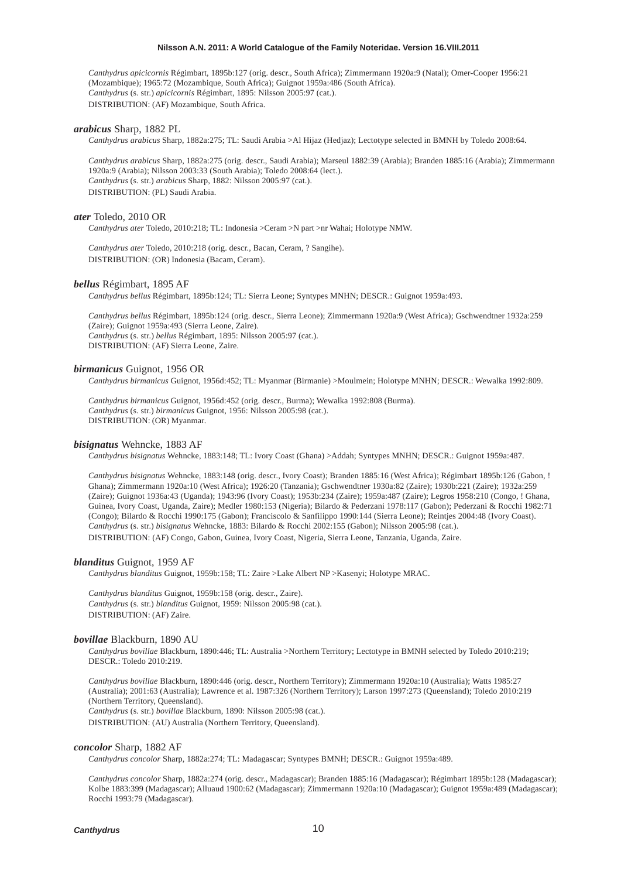*Canthydrus apicicornis* Régimbart, 1895b:127 (orig. descr., South Africa); Zimmermann 1920a:9 (Natal); Omer-Cooper 1956:21 (Mozambique); 1965:72 (Mozambique, South Africa); Guignot 1959a:486 (South Africa).
*Canthydrus* (s. str.) *apicicornis* Régimbart, 1895: Nilsson 2005:97 (cat.).
DISTRIBUTION: (AF) Mozambique, South Africa.

***arabicus*** Sharp, 1882 PL

*Canthydrus arabicus* Sharp, 1882a:275; TL: Saudi Arabia >Al Hijaz (Hedjaz); Lectotype selected in BMNH by Toledo 2008:64.

*Canthydrus arabicus* Sharp, 1882a:275 (orig. descr., Saudi Arabia); Marseul 1882:39 (Arabia); Branden 1885:16 (Arabia); Zimmermann 1920a:9 (Arabia); Nilsson 2003:33 (South Arabia); Toledo 2008:64 (lect.).
*Canthydrus* (s. str.) *arabicus* Sharp, 1882: Nilsson 2005:97 (cat.).
DISTRIBUTION: (PL) Saudi Arabia.

***ater*** Toledo, 2010 OR

*Canthydrus ater* Toledo, 2010:218; TL: Indonesia >Ceram >N part >nr Wahai; Holotype NMW.

*Canthydrus ater* Toledo, 2010:218 (orig. descr., Bacan, Ceram, ? Sangihe).
DISTRIBUTION: (OR) Indonesia (Bacam, Ceram).

***bellus*** Régimbart, 1895 AF

*Canthydrus bellus* Régimbart, 1895b:124; TL: Sierra Leone; Syntypes MNHN; DESCR.: Guignot 1959a:493.

*Canthydrus bellus* Régimbart, 1895b:124 (orig. descr., Sierra Leone); Zimmermann 1920a:9 (West Africa); Gschwendtner 1932a:259 (Zaire); Guignot 1959a:493 (Sierra Leone, Zaire).
*Canthydrus* (s. str.) *bellus* Régimbart, 1895: Nilsson 2005:97 (cat.).
DISTRIBUTION: (AF) Sierra Leone, Zaire.

***birmanicus*** Guignot, 1956 OR

*Canthydrus birmanicus* Guignot, 1956d:452; TL: Myanmar (Birmanie) >Moulmein; Holotype MNHN; DESCR.: Wewalka 1992:809.

*Canthydrus birmanicus* Guignot, 1956d:452 (orig. descr., Burma); Wewalka 1992:808 (Burma).
*Canthydrus* (s. str.) *birmanicus* Guignot, 1956: Nilsson 2005:98 (cat.).
DISTRIBUTION: (OR) Myanmar.

***bisignatus*** Wehncke, 1883 AF

*Canthydrus bisignatus* Wehncke, 1883:148; TL: Ivory Coast (Ghana) >Addah; Syntypes MNHN; DESCR.: Guignot 1959a:487.

*Canthydrus bisignatus* Wehncke, 1883:148 (orig. descr., Ivory Coast); Branden 1885:16 (West Africa); Régimbart 1895b:126 (Gabon, ! Ghana); Zimmermann 1920a:10 (West Africa); 1926:20 (Tanzania); Gschwendtner 1930a:82 (Zaire); 1930b:221 (Zaire); 1932a:259 (Zaire); Guignot 1936a:43 (Uganda); 1943:96 (Ivory Coast); 1953b:234 (Zaire); 1959a:487 (Zaire); Legros 1958:210 (Congo, ! Ghana, Guinea, Ivory Coast, Uganda, Zaire); Medler 1980:153 (Nigeria); Bilardo & Pederzani 1978:117 (Gabon); Pederzani & Rocchi 1982:71 (Congo); Bilardo & Rocchi 1990:175 (Gabon); Franciscolo & Sanfilippo 1990:144 (Sierra Leone); Reintjes 2004:48 (Ivory Coast).
*Canthydrus* (s. str.) *bisignatus* Wehncke, 1883: Bilardo & Rocchi 2002:155 (Gabon); Nilsson 2005:98 (cat.).
DISTRIBUTION: (AF) Congo, Gabon, Guinea, Ivory Coast, Nigeria, Sierra Leone, Tanzania, Uganda, Zaire.

***blanditus*** Guignot, 1959 AF

*Canthydrus blanditus* Guignot, 1959b:158; TL: Zaire >Lake Albert NP >Kasenyi; Holotype MRAC.

*Canthydrus blanditus* Guignot, 1959b:158 (orig. descr., Zaire).
*Canthydrus* (s. str.) *blanditus* Guignot, 1959: Nilsson 2005:98 (cat.).
DISTRIBUTION: (AF) Zaire.

***bovillae*** Blackburn, 1890 AU

*Canthydrus bovillae* Blackburn, 1890:446; TL: Australia >Northern Territory; Lectotype in BMNH selected by Toledo 2010:219; DESCR.: Toledo 2010:219.

*Canthydrus bovillae* Blackburn, 1890:446 (orig. descr., Northern Territory); Zimmermann 1920a:10 (Australia); Watts 1985:27 (Australia); 2001:63 (Australia); Lawrence et al. 1987:326 (Northern Territory); Larson 1997:273 (Queensland); Toledo 2010:219 (Northern Territory, Queensland).
*Canthydrus* (s. str.) *bovillae* Blackburn, 1890: Nilsson 2005:98 (cat.).
DISTRIBUTION: (AU) Australia (Northern Territory, Queensland).

***concolor*** Sharp, 1882 AF

*Canthydrus concolor* Sharp, 1882a:274; TL: Madagascar; Syntypes BMNH; DESCR.: Guignot 1959a:489.

*Canthydrus concolor* Sharp, 1882a:274 (orig. descr., Madagascar); Branden 1885:16 (Madagascar); Régimbart 1895b:128 (Madagascar); Kolbe 1883:399 (Madagascar); Alluaud 1900:62 (Madagascar); Zimmermann 1920a:10 (Madagascar); Guignot 1959a:489 (Madagascar); Rocchi 1993:79 (Madagascar).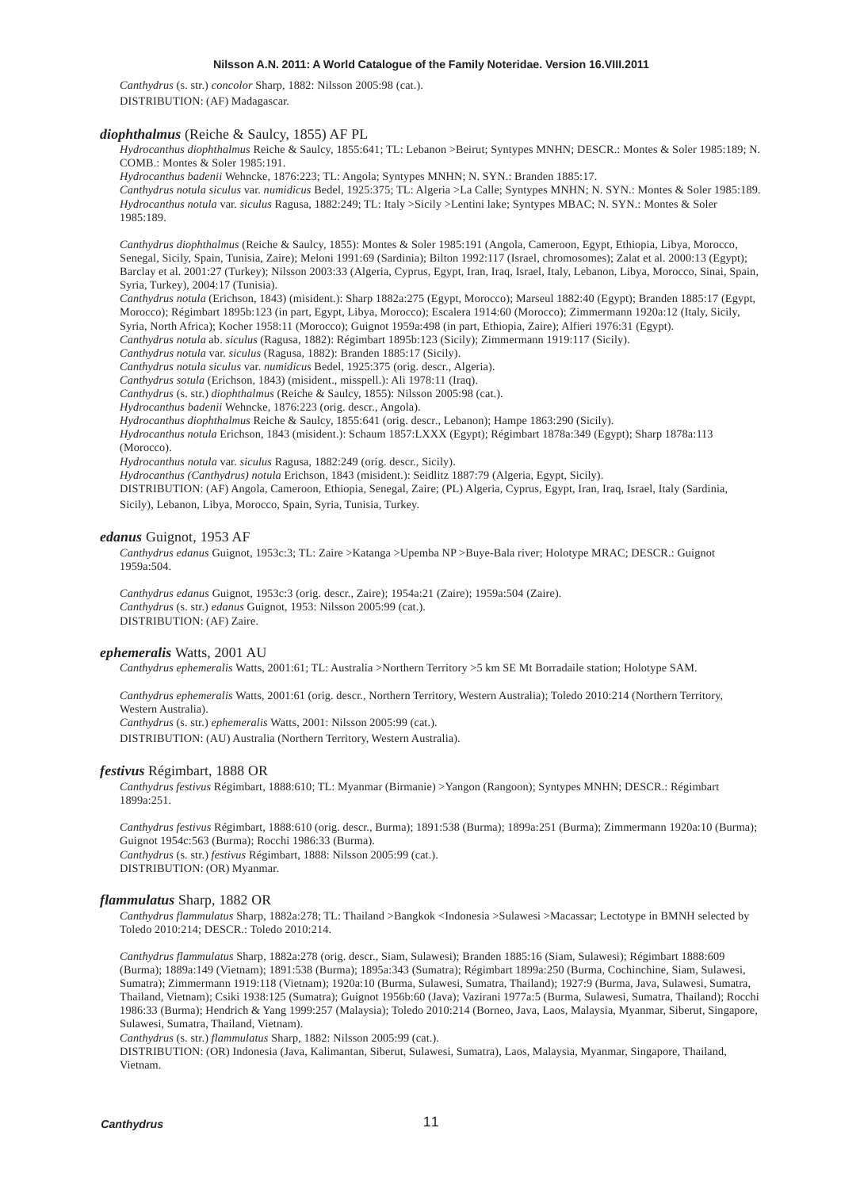*Canthydrus* (s. str.) *concolor* Sharp, 1882: Nilsson 2005:98 (cat.).
DISTRIBUTION: (AF) Madagascar.

***diophthalmus*** (Reiche & Saulcy, 1855) AF PL

*Hydrocanthus diophthalmus* Reiche & Saulcy, 1855:641; TL: Lebanon >Beirut; Syntypes MNHN; DESCR.: Montes & Soler 1985:189; N. COMB.: Montes & Soler 1985:191.
*Hydrocanthus badenii* Wehncke, 1876:223; TL: Angola; Syntypes MNHN; N. SYN.: Branden 1885:17.
*Canthydrus notula siculus* var. *numidicus* Bedel, 1925:375; TL: Algeria >La Calle; Syntypes MNHN; N. SYN.: Montes & Soler 1985:189.
*Hydrocanthus notula* var. *siculus* Ragusa, 1882:249; TL: Italy >Sicily >Lentini lake; Syntypes MBAC; N. SYN.: Montes & Soler 1985:189.

*Canthydrus diophthalmus* (Reiche & Saulcy, 1855): Montes & Soler 1985:191 (Angola, Cameroon, Egypt, Ethiopia, Libya, Morocco, Senegal, Sicily, Spain, Tunisia, Zaire); Meloni 1991:69 (Sardinia); Bilton 1992:117 (Israel, chromosomes); Zalat et al. 2000:13 (Egypt); Barclay et al. 2001:27 (Turkey); Nilsson 2003:33 (Algeria, Cyprus, Egypt, Iran, Iraq, Israel, Italy, Lebanon, Libya, Morocco, Sinai, Spain, Syria, Turkey), 2004:17 (Tunisia).
*Canthydrus notula* (Erichson, 1843) (misident.): Sharp 1882a:275 (Egypt, Morocco); Marseul 1882:40 (Egypt); Branden 1885:17 (Egypt, Morocco); Régimbart 1895b:123 (in part, Egypt, Libya, Morocco); Escalera 1914:60 (Morocco); Zimmermann 1920a:12 (Italy, Sicily, Syria, North Africa); Kocher 1958:11 (Morocco); Guignot 1959a:498 (in part, Ethiopia, Zaire); Alfieri 1976:31 (Egypt).
*Canthydrus notula* ab. *siculus* (Ragusa, 1882): Régimbart 1895b:123 (Sicily); Zimmermann 1919:117 (Sicily).
*Canthydrus notula* var. *siculus* (Ragusa, 1882): Branden 1885:17 (Sicily).
*Canthydrus notula siculus* var. *numidicus* Bedel, 1925:375 (orig. descr., Algeria).
*Canthydrus sotula* (Erichson, 1843) (misident., misspell.): Ali 1978:11 (Iraq).
*Canthydrus* (s. str.) *diophthalmus* (Reiche & Saulcy, 1855): Nilsson 2005:98 (cat.).
*Hydrocanthus badenii* Wehncke, 1876:223 (orig. descr., Angola).
*Hydrocanthus diophthalmus* Reiche & Saulcy, 1855:641 (orig. descr., Lebanon); Hampe 1863:290 (Sicily).
*Hydrocanthus notula* Erichson, 1843 (misident.): Schaum 1857:LXXX (Egypt); Régimbart 1878a:349 (Egypt); Sharp 1878a:113 (Morocco).
*Hydrocanthus notula* var. *siculus* Ragusa, 1882:249 (orig. descr., Sicily).
*Hydrocanthus (Canthydrus) notula* Erichson, 1843 (misident.): Seidlitz 1887:79 (Algeria, Egypt, Sicily).
DISTRIBUTION: (AF) Angola, Cameroon, Ethiopia, Senegal, Zaire; (PL) Algeria, Cyprus, Egypt, Iran, Iraq, Israel, Italy (Sardinia, Sicily), Lebanon, Libya, Morocco, Spain, Syria, Tunisia, Turkey.

***edanus*** Guignot, 1953 AF

*Canthydrus edanus* Guignot, 1953c:3; TL: Zaire >Katanga >Upemba NP >Buye-Bala river; Holotype MRAC; DESCR.: Guignot 1959a:504.

*Canthydrus edanus* Guignot, 1953c:3 (orig. descr., Zaire); 1954a:21 (Zaire); 1959a:504 (Zaire).
*Canthydrus* (s. str.) *edanus* Guignot, 1953: Nilsson 2005:99 (cat.).
DISTRIBUTION: (AF) Zaire.

***ephemeralis*** Watts, 2001 AU

*Canthydrus ephemeralis* Watts, 2001:61; TL: Australia >Northern Territory >5 km SE Mt Borradaile station; Holotype SAM.

*Canthydrus ephemeralis* Watts, 2001:61 (orig. descr., Northern Territory, Western Australia); Toledo 2010:214 (Northern Territory, Western Australia).
*Canthydrus* (s. str.) *ephemeralis* Watts, 2001: Nilsson 2005:99 (cat.).
DISTRIBUTION: (AU) Australia (Northern Territory, Western Australia).

***festivus*** Régimbart, 1888 OR

*Canthydrus festivus* Régimbart, 1888:610; TL: Myanmar (Birmanie) >Yangon (Rangoon); Syntypes MNHN; DESCR.: Régimbart 1899a:251.

*Canthydrus festivus* Régimbart, 1888:610 (orig. descr., Burma); 1891:538 (Burma); 1899a:251 (Burma); Zimmermann 1920a:10 (Burma); Guignot 1954c:563 (Burma); Rocchi 1986:33 (Burma).
*Canthydrus* (s. str.) *festivus* Régimbart, 1888: Nilsson 2005:99 (cat.).
DISTRIBUTION: (OR) Myanmar.

***flammulatus*** Sharp, 1882 OR

*Canthydrus flammulatus* Sharp, 1882a:278; TL: Thailand >Bangkok <Indonesia >Sulawesi >Macassar; Lectotype in BMNH selected by Toledo 2010:214; DESCR.: Toledo 2010:214.

*Canthydrus flammulatus* Sharp, 1882a:278 (orig. descr., Siam, Sulawesi); Branden 1885:16 (Siam, Sulawesi); Régimbart 1888:609 (Burma); 1889a:149 (Vietnam); 1891:538 (Burma); 1895a:343 (Sumatra); Régimbart 1899a:250 (Burma, Cochinchine, Siam, Sulawesi, Sumatra); Zimmermann 1919:118 (Vietnam); 1920a:10 (Burma, Sulawesi, Sumatra, Thailand); 1927:9 (Burma, Java, Sulawesi, Sumatra, Thailand, Vietnam); Csiki 1938:125 (Sumatra); Guignot 1956b:60 (Java); Vazirani 1977a:5 (Burma, Sulawesi, Sumatra, Thailand); Rocchi 1986:33 (Burma); Hendrich & Yang 1999:257 (Malaysia); Toledo 2010:214 (Borneo, Java, Laos, Malaysia, Myanmar, Siberut, Singapore, Sulawesi, Sumatra, Thailand, Vietnam).
*Canthydrus* (s. str.) *flammulatus* Sharp, 1882: Nilsson 2005:99 (cat.).
DISTRIBUTION: (OR) Indonesia (Java, Kalimantan, Siberut, Sulawesi, Sumatra), Laos, Malaysia, Myanmar, Singapore, Thailand, Vietnam.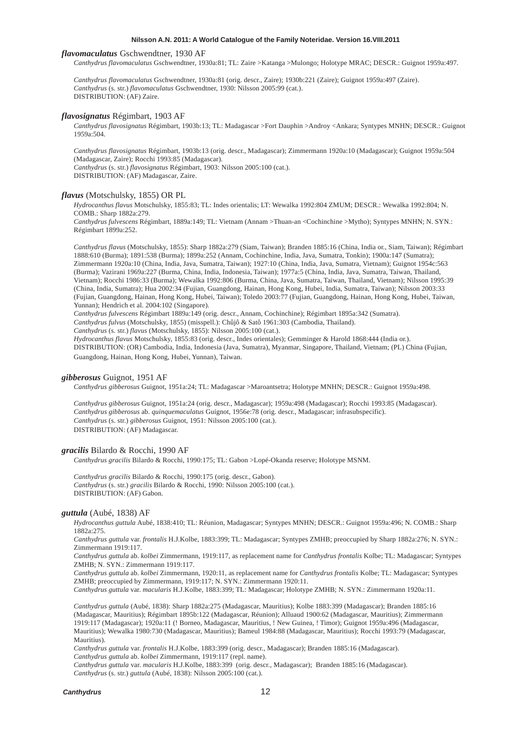### ***flavomaculatus*** Gschwendtner, 1930 AF

*Canthydrus flavomaculatus* Gschwendtner, 1930a:81; TL: Zaire >Katanga >Mulongo; Holotype MRAC; DESCR.: Guignot 1959a:497.

*Canthydrus flavomaculatus* Gschwendtner, 1930a:81 (orig. descr., Zaire); 1930b:221 (Zaire); Guignot 1959a:497 (Zaire).
*Canthydrus* (s. str.) *flavomaculatus* Gschwendtner, 1930: Nilsson 2005:99 (cat.).
DISTRIBUTION: (AF) Zaire.

### ***flavosignatus*** Régimbart, 1903 AF

*Canthydrus flavosignatus* Régimbart, 1903b:13; TL: Madagascar >Fort Dauphin >Androy <Ankara; Syntypes MNHN; DESCR.: Guignot 1959a:504.

*Canthydrus flavosignatus* Régimbart, 1903b:13 (orig. descr., Madagascar); Zimmermann 1920a:10 (Madagascar); Guignot 1959a:504 (Madagascar, Zaire); Rocchi 1993:85 (Madagascar).
*Canthydrus* (s. str.) *flavosignatus* Régimbart, 1903: Nilsson 2005:100 (cat.).
DISTRIBUTION: (AF) Madagascar, Zaire.

### ***flavus*** (Motschulsky, 1855) OR PL

*Hydrocanthus flavus* Motschulsky, 1855:83; TL: Indes orientalis; LT: Wewalka 1992:804 ZMUM; DESCR.: Wewalka 1992:804; N. COMB.: Sharp 1882a:279.
*Canthydrus fulvescens* Régimbart, 1889a:149; TL: Vietnam (Annam >Thuan-an <Cochinchine >Mytho); Syntypes MNHN; N. SYN.: Régimbart 1899a:252.

*Canthydrus flavus* (Motschulsky, 1855): Sharp 1882a:279 (Siam, Taiwan); Branden 1885:16 (China, India or., Siam, Taiwan); Régimbart 1888:610 (Burma); 1891:538 (Burma); 1899a:252 (Annam, Cochinchine, India, Java, Sumatra, Tonkin); 1900a:147 (Sumatra); Zimmermann 1920a:10 (China, India, Java, Sumatra, Taiwan); 1927:10 (China, India, Java, Sumatra, Vietnam); Guignot 1954c:563 (Burma); Vazirani 1969a:227 (Burma, China, India, Indonesia, Taiwan); 1977a:5 (China, India, Java, Sumatra, Taiwan, Thailand, Vietnam); Rocchi 1986:33 (Burma); Wewalka 1992:806 (Burma, China, Java, Sumatra, Taiwan, Thailand, Vietnam); Nilsson 1995:39 (China, India, Sumatra); Hua 2002:34 (Fujian, Guangdong, Hainan, Hong Kong, Hubei, India, Sumatra, Taiwan); Nilsson 2003:33 (Fujian, Guangdong, Hainan, Hong Kong, Hubei, Taiwan); Toledo 2003:77 (Fujian, Guangdong, Hainan, Hong Kong, Hubei, Taiwan, Yunnan); Hendrich et al. 2004:102 (Singapore).
*Canthydrus fulvescens* Régimbart 1889a:149 (orig. descr., Annam, Cochinchine); Régimbart 1895a:342 (Sumatra).
*Canthydrus fulvus* (Motschulsky, 1855) (misspell.): Chûjô & Satô 1961:303 (Cambodia, Thailand).
*Canthydrus* (s. str.) *flavus* (Motschulsky, 1855): Nilsson 2005:100 (cat.).
*Hydrocanthus flavus* Motschulsky, 1855:83 (orig. descr., Indes orientales); Gemminger & Harold 1868:444 (India or.).
DISTRIBUTION: (OR) Cambodia, India, Indonesia (Java, Sumatra), Myanmar, Singapore, Thailand, Vietnam; (PL) China (Fujian, Guangdong, Hainan, Hong Kong, Hubei, Yunnan), Taiwan.

### ***gibberosus*** Guignot, 1951 AF

*Canthydrus gibberosus* Guignot, 1951a:24; TL: Madagascar >Maroantsetra; Holotype MNHN; DESCR.: Guignot 1959a:498.

*Canthydrus gibberosus* Guignot, 1951a:24 (orig. descr., Madagascar); 1959a:498 (Madagascar); Rocchi 1993:85 (Madagascar).
*Canthydrus gibberosus* ab. *quinquemaculatus* Guignot, 1956e:78 (orig. descr., Madagascar; infrasubspecific).
*Canthydrus* (s. str.) *gibberosus* Guignot, 1951: Nilsson 2005:100 (cat.).
DISTRIBUTION: (AF) Madagascar.

### ***gracilis*** Bilardo & Rocchi, 1990 AF

*Canthydrus gracilis* Bilardo & Rocchi, 1990:175; TL: Gabon >Lopé-Okanda reserve; Holotype MSNM.

*Canthydrus gracilis* Bilardo & Rocchi, 1990:175 (orig. descr., Gabon).
*Canthydrus* (s. str.) *gracilis* Bilardo & Rocchi, 1990: Nilsson 2005:100 (cat.).
DISTRIBUTION: (AF) Gabon.

### ***guttula*** (Aubé, 1838) AF

*Hydrocanthus guttula* Aubé, 1838:410; TL: Réunion, Madagascar; Syntypes MNHN; DESCR.: Guignot 1959a:496; N. COMB.: Sharp 1882a:275.
*Canthydrus guttula* var. *frontalis* H.J.Kolbe, 1883:399; TL: Madagascar; Syntypes ZMHB; preoccupied by Sharp 1882a:276; N. SYN.: Zimmermann 1919:117.
*Canthydrus guttula* ab. *kolbei* Zimmermann, 1919:117, as replacement name for *Canthydrus frontalis* Kolbe; TL: Madagascar; Syntypes ZMHB; N. SYN.: Zimmermann 1919:117.
*Canthydrus guttula* ab. *kolbei* Zimmermann, 1920:11, as replacement name for *Canthydrus frontalis* Kolbe; TL: Madagascar; Syntypes ZMHB; preoccupied by Zimmermann, 1919:117; N. SYN.: Zimmermann 1920:11.
*Canthydrus guttula* var. *macularis* H.J.Kolbe, 1883:399; TL: Madagascar; Holotype ZMHB; N. SYN.: Zimmermann 1920a:11.

*Canthydrus guttula* (Aubé, 1838): Sharp 1882a:275 (Madagascar, Mauritius); Kolbe 1883:399 (Madagascar); Branden 1885:16 (Madagascar, Mauritius); Régimbart 1895b:122 (Madagascar, Réunion); Alluaud 1900:62 (Madagascar, Mauritius); Zimmermann 1919:117 (Madagascar); 1920a:11 (! Borneo, Madagascar, Mauritius, ! New Guinea, ! Timor); Guignot 1959a:496 (Madagascar, Mauritius); Wewalka 1980:730 (Madagascar, Mauritius); Bameul 1984:88 (Madagascar, Mauritius); Rocchi 1993:79 (Madagascar, Mauritius).
*Canthydrus guttula* var. *frontalis* H.J.Kolbe, 1883:399 (orig. descr., Madagascar); Branden 1885:16 (Madagascar).
*Canthydrus guttula* ab. *kolbei* Zimmermann, 1919:117 (repl. name).
*Canthydrus guttula* var. *macularis* H.J.Kolbe, 1883:399 (orig. descr., Madagascar); Branden 1885:16 (Madagascar).
*Canthydrus* (s. str.) *guttula* (Aubé, 1838): Nilsson 2005:100 (cat.).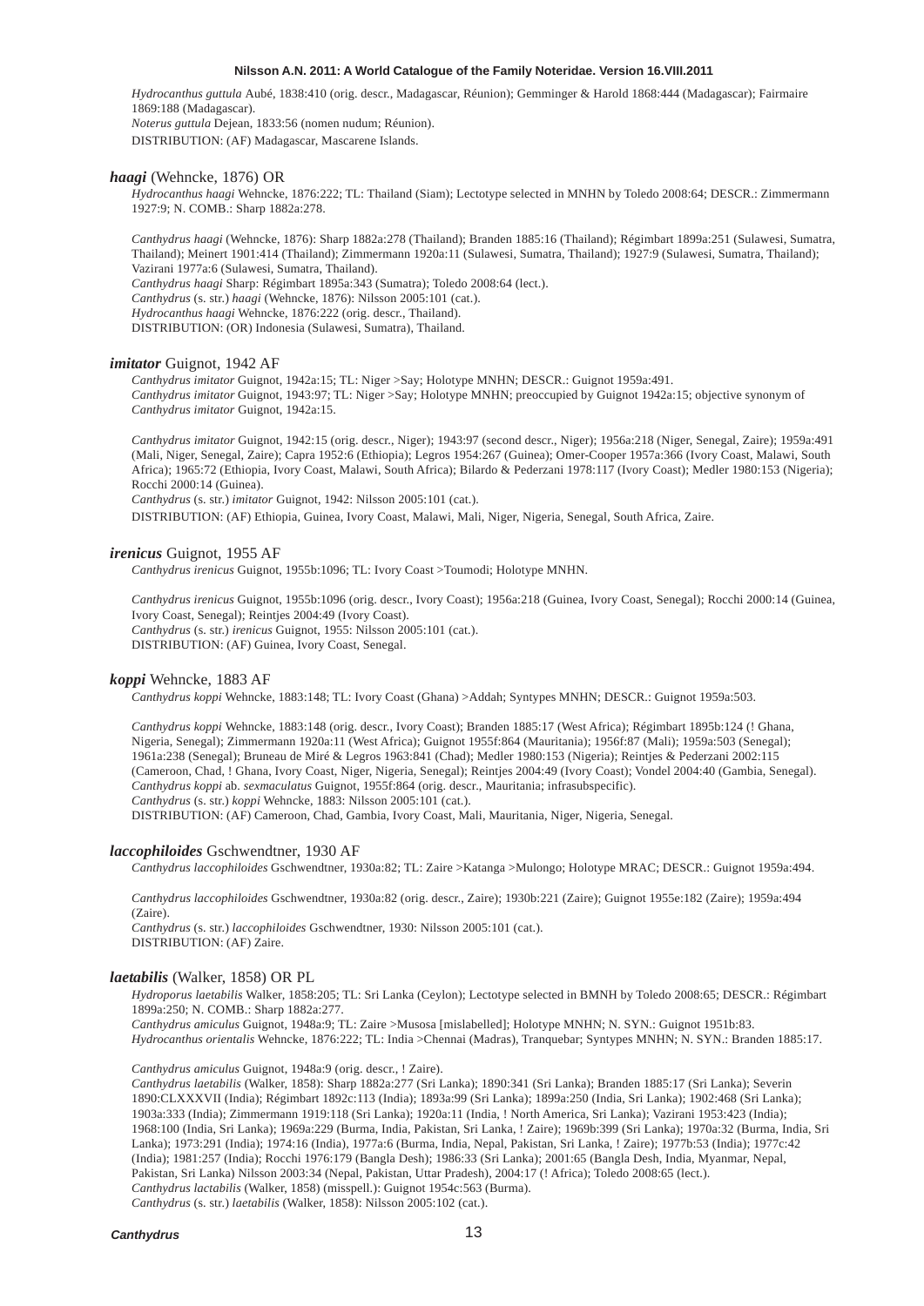*Hydrocanthus guttula* Aubé, 1838:410 (orig. descr., Madagascar, Réunion); Gemminger & Harold 1868:444 (Madagascar); Fairmaire 1869:188 (Madagascar).
*Noterus guttula* Dejean, 1833:56 (nomen nudum; Réunion).
DISTRIBUTION: (AF) Madagascar, Mascarene Islands.

### ***haagi*** (Wehncke, 1876) OR

*Hydrocanthus haagi* Wehncke, 1876:222; TL: Thailand (Siam); Lectotype selected in MNHN by Toledo 2008:64; DESCR.: Zimmermann 1927:9; N. COMB.: Sharp 1882a:278.

*Canthydrus haagi* (Wehncke, 1876): Sharp 1882a:278 (Thailand); Branden 1885:16 (Thailand); Régimbart 1899a:251 (Sulawesi, Sumatra, Thailand); Meinert 1901:414 (Thailand); Zimmermann 1920a:11 (Sulawesi, Sumatra, Thailand); 1927:9 (Sulawesi, Sumatra, Thailand); Vazirani 1977a:6 (Sulawesi, Sumatra, Thailand).
*Canthydrus haagi* Sharp: Régimbart 1895a:343 (Sumatra); Toledo 2008:64 (lect.).
*Canthydrus* (s. str.) *haagi* (Wehncke, 1876): Nilsson 2005:101 (cat.).
*Hydrocanthus haagi* Wehncke, 1876:222 (orig. descr., Thailand).
DISTRIBUTION: (OR) Indonesia (Sulawesi, Sumatra), Thailand.

### ***imitator*** Guignot, 1942 AF

*Canthydrus imitator* Guignot, 1942a:15; TL: Niger >Say; Holotype MNHN; DESCR.: Guignot 1959a:491.
*Canthydrus imitator* Guignot, 1943:97; TL: Niger >Say; Holotype MNHN; preoccupied by Guignot 1942a:15; objective synonym of *Canthydrus imitator* Guignot, 1942a:15.

*Canthydrus imitator* Guignot, 1942:15 (orig. descr., Niger); 1943:97 (second descr., Niger); 1956a:218 (Niger, Senegal, Zaire); 1959a:491 (Mali, Niger, Senegal, Zaire); Capra 1952:6 (Ethiopia); Legros 1954:267 (Guinea); Omer-Cooper 1957a:366 (Ivory Coast, Malawi, South Africa); 1965:72 (Ethiopia, Ivory Coast, Malawi, South Africa); Bilardo & Pederzani 1978:117 (Ivory Coast); Medler 1980:153 (Nigeria); Rocchi 2000:14 (Guinea).
*Canthydrus* (s. str.) *imitator* Guignot, 1942: Nilsson 2005:101 (cat.).
DISTRIBUTION: (AF) Ethiopia, Guinea, Ivory Coast, Malawi, Mali, Niger, Nigeria, Senegal, South Africa, Zaire.

### ***irenicus*** Guignot, 1955 AF

*Canthydrus irenicus* Guignot, 1955b:1096; TL: Ivory Coast >Toumodi; Holotype MNHN.

*Canthydrus irenicus* Guignot, 1955b:1096 (orig. descr., Ivory Coast); 1956a:218 (Guinea, Ivory Coast, Senegal); Rocchi 2000:14 (Guinea, Ivory Coast, Senegal); Reintjes 2004:49 (Ivory Coast).
*Canthydrus* (s. str.) *irenicus* Guignot, 1955: Nilsson 2005:101 (cat.).
DISTRIBUTION: (AF) Guinea, Ivory Coast, Senegal.

### ***koppi*** Wehncke, 1883 AF

*Canthydrus koppi* Wehncke, 1883:148; TL: Ivory Coast (Ghana) >Addah; Syntypes MNHN; DESCR.: Guignot 1959a:503.

*Canthydrus koppi* Wehncke, 1883:148 (orig. descr., Ivory Coast); Branden 1885:17 (West Africa); Régimbart 1895b:124 (! Ghana, Nigeria, Senegal); Zimmermann 1920a:11 (West Africa); Guignot 1955f:864 (Mauritania); 1956f:87 (Mali); 1959a:503 (Senegal); 1961a:238 (Senegal); Bruneau de Miré & Legros 1963:841 (Chad); Medler 1980:153 (Nigeria); Reintjes & Pederzani 2002:115 (Cameroon, Chad, ! Ghana, Ivory Coast, Niger, Nigeria, Senegal); Reintjes 2004:49 (Ivory Coast); Vondel 2004:40 (Gambia, Senegal).
*Canthydrus koppi* ab. *sexmaculatus* Guignot, 1955f:864 (orig. descr., Mauritania; infrasubspecific).
*Canthydrus* (s. str.) *koppi* Wehncke, 1883: Nilsson 2005:101 (cat.).
DISTRIBUTION: (AF) Cameroon, Chad, Gambia, Ivory Coast, Mali, Mauritania, Niger, Nigeria, Senegal.

### ***laccophiloides*** Gschwendtner, 1930 AF

*Canthydrus laccophiloides* Gschwendtner, 1930a:82; TL: Zaire >Katanga >Mulongo; Holotype MRAC; DESCR.: Guignot 1959a:494.

*Canthydrus laccophiloides* Gschwendtner, 1930a:82 (orig. descr., Zaire); 1930b:221 (Zaire); Guignot 1955e:182 (Zaire); 1959a:494 (Zaire).
*Canthydrus* (s. str.) *laccophiloides* Gschwendtner, 1930: Nilsson 2005:101 (cat.).
DISTRIBUTION: (AF) Zaire.

### ***laetabilis*** (Walker, 1858) OR PL

*Hydroporus laetabilis* Walker, 1858:205; TL: Sri Lanka (Ceylon); Lectotype selected in BMNH by Toledo 2008:65; DESCR.: Régimbart 1899a:250; N. COMB.: Sharp 1882a:277.
*Canthydrus amiculus* Guignot, 1948a:9; TL: Zaire >Musosa [mislabelled]; Holotype MNHN; N. SYN.: Guignot 1951b:83.
*Hydrocanthus orientalis* Wehncke, 1876:222; TL: India >Chennai (Madras), Tranquebar; Syntypes MNHN; N. SYN.: Branden 1885:17.

*Canthydrus amiculus* Guignot, 1948a:9 (orig. descr., ! Zaire).
*Canthydrus laetabilis* (Walker, 1858): Sharp 1882a:277 (Sri Lanka); 1890:341 (Sri Lanka); Branden 1885:17 (Sri Lanka); Severin 1890:CLXXXVII (India); Régimbart 1892c:113 (India); 1893a:99 (Sri Lanka); 1899a:250 (India, Sri Lanka); 1902:468 (Sri Lanka); 1903a:333 (India); Zimmermann 1919:118 (Sri Lanka); 1920a:11 (India, ! North America, Sri Lanka); Vazirani 1953:423 (India); 1968:100 (India, Sri Lanka); 1969a:229 (Burma, India, Pakistan, Sri Lanka, ! Zaire); 1969b:399 (Sri Lanka); 1970a:32 (Burma, India, Sri Lanka); 1973:291 (India); 1974:16 (India), 1977a:6 (Burma, India, Nepal, Pakistan, Sri Lanka, ! Zaire); 1977b:53 (India); 1977c:42 (India); 1981:257 (India); Rocchi 1976:179 (Bangla Desh); 1986:33 (Sri Lanka); 2001:65 (Bangla Desh, India, Myanmar, Nepal, Pakistan, Sri Lanka) Nilsson 2003:34 (Nepal, Pakistan, Uttar Pradesh), 2004:17 (! Africa); Toledo 2008:65 (lect.).
*Canthydrus lactabilis* (Walker, 1858) (misspell.): Guignot 1954c:563 (Burma).
*Canthydrus* (s. str.) *laetabilis* (Walker, 1858): Nilsson 2005:102 (cat.).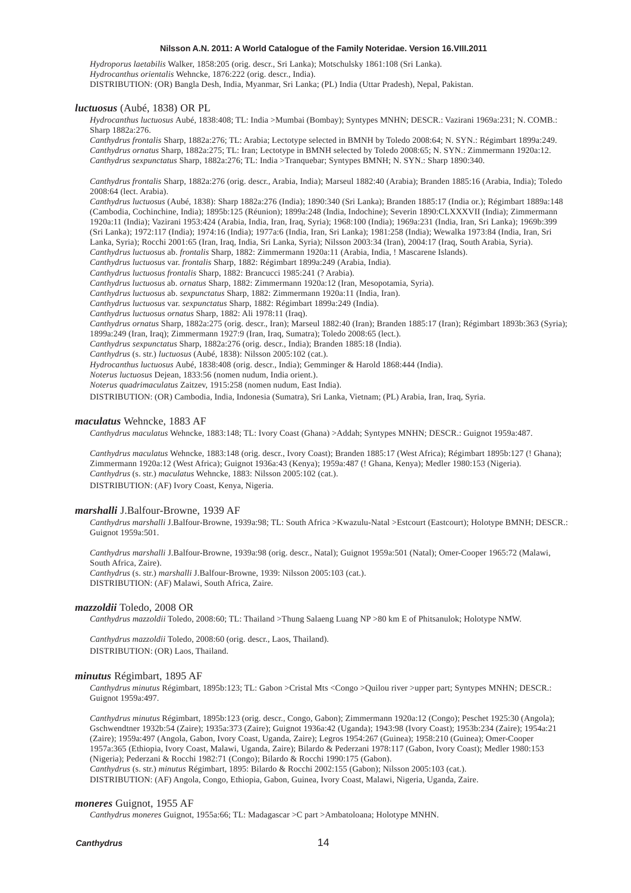*Hydroporus laetabilis* Walker, 1858:205 (orig. descr., Sri Lanka); Motschulsky 1861:108 (Sri Lanka).
*Hydrocanthus orientalis* Wehncke, 1876:222 (orig. descr., India).
DISTRIBUTION: (OR) Bangla Desh, India, Myanmar, Sri Lanka; (PL) India (Uttar Pradesh), Nepal, Pakistan.

***luctuosus*** (Aubé, 1838) OR PL

*Hydrocanthus luctuosus* Aubé, 1838:408; TL: India >Mumbai (Bombay); Syntypes MNHN; DESCR.: Vazirani 1969a:231; N. COMB.: Sharp 1882a:276.
*Canthydrus frontalis* Sharp, 1882a:276; TL: Arabia; Lectotype selected in BMNH by Toledo 2008:64; N. SYN.: Régimbart 1899a:249.
*Canthydrus ornatus* Sharp, 1882a:275; TL: Iran; Lectotype in BMNH selected by Toledo 2008:65; N. SYN.: Zimmermann 1920a:12.
*Canthydrus sexpunctatus* Sharp, 1882a:276; TL: India >Tranquebar; Syntypes BMNH; N. SYN.: Sharp 1890:340.

*Canthydrus frontalis* Sharp, 1882a:276 (orig. descr., Arabia, India); Marseul 1882:40 (Arabia); Branden 1885:16 (Arabia, India); Toledo 2008:64 (lect. Arabia).
*Canthydrus luctuosus* (Aubé, 1838): Sharp 1882a:276 (India); 1890:340 (Sri Lanka); Branden 1885:17 (India or.); Régimbart 1889a:148 (Cambodia, Cochinchine, India); 1895b:125 (Réunion); 1899a:248 (India, Indochine); Severin 1890:CLXXXVII (India); Zimmermann 1920a:11 (India); Vazirani 1953:424 (Arabia, India, Iran, Iraq, Syria); 1968:100 (India); 1969a:231 (India, Iran, Sri Lanka); 1969b:399 (Sri Lanka); 1972:117 (India); 1974:16 (India); 1977a:6 (India, Iran, Sri Lanka); 1981:258 (India); Wewalka 1973:84 (India, Iran, Sri Lanka, Syria); Rocchi 2001:65 (Iran, Iraq, India, Sri Lanka, Syria); Nilsson 2003:34 (Iran), 2004:17 (Iraq, South Arabia, Syria).
*Canthydrus luctuosus* ab. *frontalis* Sharp, 1882: Zimmermann 1920a:11 (Arabia, India, ! Mascarene Islands).
*Canthydrus luctuosus* var. *frontalis* Sharp, 1882: Régimbart 1899a:249 (Arabia, India).
*Canthydrus luctuosus frontalis* Sharp, 1882: Brancucci 1985:241 (? Arabia).
*Canthydrus luctuosus* ab. *ornatus* Sharp, 1882: Zimmermann 1920a:12 (Iran, Mesopotamia, Syria).
*Canthydrus luctuosus* ab. *sexpunctatus* Sharp, 1882: Zimmermann 1920a:11 (India, Iran).
*Canthydrus luctuosus* var. *sexpunctatus* Sharp, 1882: Régimbart 1899a:249 (India).
*Canthydrus luctuosus ornatus* Sharp, 1882: Ali 1978:11 (Iraq).
*Canthydrus ornatus* Sharp, 1882a:275 (orig. descr., Iran); Marseul 1882:40 (Iran); Branden 1885:17 (Iran); Régimbart 1893b:363 (Syria); 1899a:249 (Iran, Iraq); Zimmermann 1927:9 (Iran, Iraq, Sumatra); Toledo 2008:65 (lect.).
*Canthydrus sexpunctatus* Sharp, 1882a:276 (orig. descr., India); Branden 1885:18 (India).
*Canthydrus* (s. str.) *luctuosus* (Aubé, 1838): Nilsson 2005:102 (cat.).
*Hydrocanthus luctuosus* Aubé, 1838:408 (orig. descr., India); Gemminger & Harold 1868:444 (India).
*Noterus luctuosus* Dejean, 1833:56 (nomen nudum, India orient.).
*Noterus quadrimaculatus* Zaitzev, 1915:258 (nomen nudum, East India).
DISTRIBUTION: (OR) Cambodia, India, Indonesia (Sumatra), Sri Lanka, Vietnam; (PL) Arabia, Iran, Iraq, Syria.

***maculatus*** Wehncke, 1883 AF

*Canthydrus maculatus* Wehncke, 1883:148; TL: Ivory Coast (Ghana) >Addah; Syntypes MNHN; DESCR.: Guignot 1959a:487.

*Canthydrus maculatus* Wehncke, 1883:148 (orig. descr., Ivory Coast); Branden 1885:17 (West Africa); Régimbart 1895b:127 (! Ghana); Zimmermann 1920a:12 (West Africa); Guignot 1936a:43 (Kenya); 1959a:487 (! Ghana, Kenya); Medler 1980:153 (Nigeria).
*Canthydrus* (s. str.) *maculatus* Wehncke, 1883: Nilsson 2005:102 (cat.).
DISTRIBUTION: (AF) Ivory Coast, Kenya, Nigeria.

***marshalli*** J.Balfour-Browne, 1939 AF

*Canthydrus marshalli* J.Balfour-Browne, 1939a:98; TL: South Africa >Kwazulu-Natal >Estcourt (Eastcourt); Holotype BMNH; DESCR.: Guignot 1959a:501.

*Canthydrus marshalli* J.Balfour-Browne, 1939a:98 (orig. descr., Natal); Guignot 1959a:501 (Natal); Omer-Cooper 1965:72 (Malawi, South Africa, Zaire).
*Canthydrus* (s. str.) *marshalli* J.Balfour-Browne, 1939: Nilsson 2005:103 (cat.).
DISTRIBUTION: (AF) Malawi, South Africa, Zaire.

***mazzoldii*** Toledo, 2008 OR

*Canthydrus mazzoldii* Toledo, 2008:60; TL: Thailand >Thung Salaeng Luang NP >80 km E of Phitsanulok; Holotype NMW.

*Canthydrus mazzoldii* Toledo, 2008:60 (orig. descr., Laos, Thailand).
DISTRIBUTION: (OR) Laos, Thailand.

***minutus*** Régimbart, 1895 AF

*Canthydrus minutus* Régimbart, 1895b:123; TL: Gabon >Cristal Mts <Congo >Quilou river >upper part; Syntypes MNHN; DESCR.: Guignot 1959a:497.

*Canthydrus minutus* Régimbart, 1895b:123 (orig. descr., Congo, Gabon); Zimmermann 1920a:12 (Congo); Peschet 1925:30 (Angola); Gschwendtner 1932b:54 (Zaire); 1935a:373 (Zaire); Guignot 1936a:42 (Uganda); 1943:98 (Ivory Coast); 1953b:234 (Zaire); 1954a:21 (Zaire); 1959a:497 (Angola, Gabon, Ivory Coast, Uganda, Zaire); Legros 1954:267 (Guinea); 1958:210 (Guinea); Omer-Cooper 1957a:365 (Ethiopia, Ivory Coast, Malawi, Uganda, Zaire); Bilardo & Pederzani 1978:117 (Gabon, Ivory Coast); Medler 1980:153 (Nigeria); Pederzani & Rocchi 1982:71 (Congo); Bilardo & Rocchi 1990:175 (Gabon).
*Canthydrus* (s. str.) *minutus* Régimbart, 1895: Bilardo & Rocchi 2002:155 (Gabon); Nilsson 2005:103 (cat.).
DISTRIBUTION: (AF) Angola, Congo, Ethiopia, Gabon, Guinea, Ivory Coast, Malawi, Nigeria, Uganda, Zaire.

***moneres*** Guignot, 1955 AF

*Canthydrus moneres* Guignot, 1955a:66; TL: Madagascar >C part >Ambatoloana; Holotype MNHN.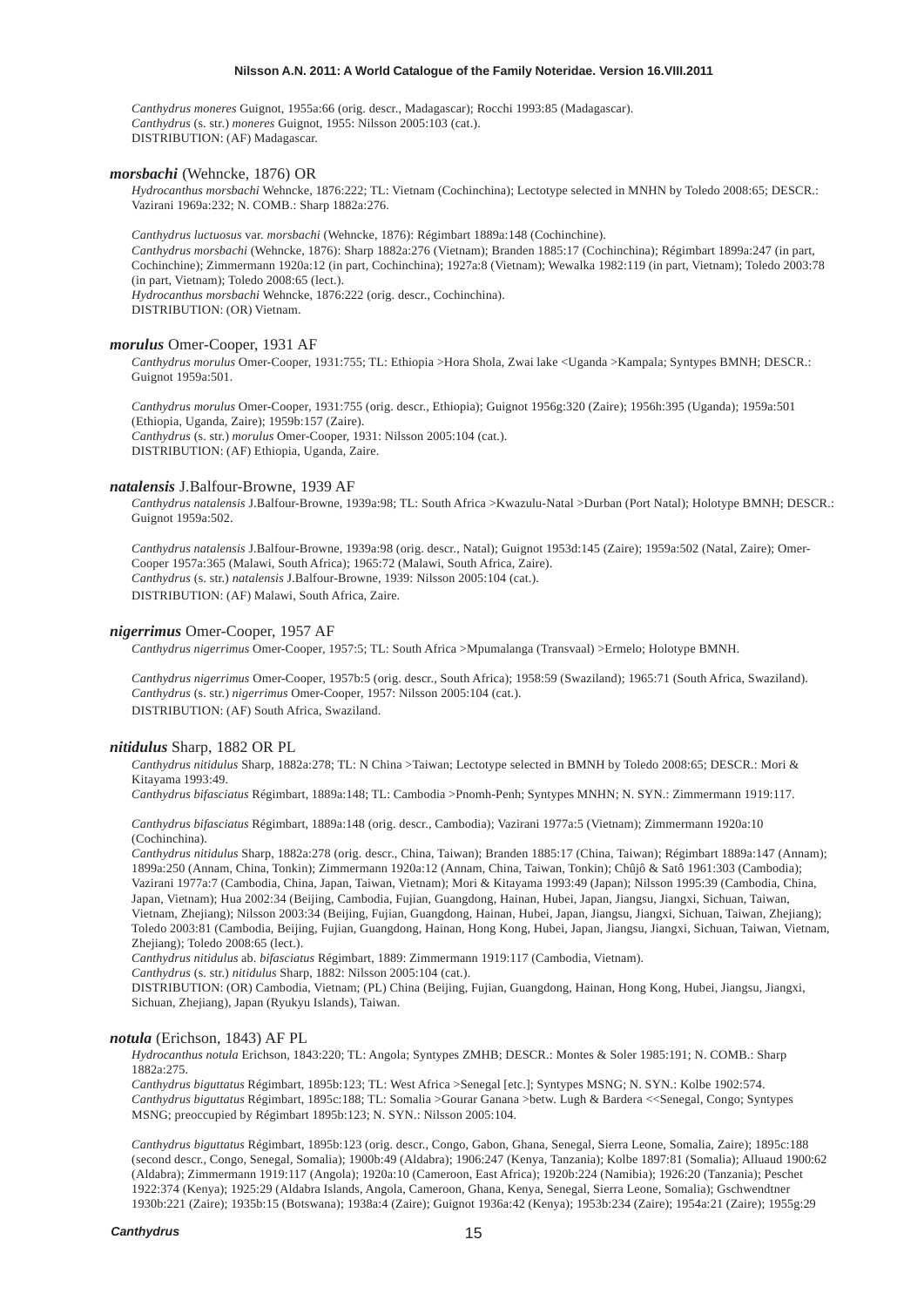*Canthydrus moneres* Guignot, 1955a:66 (orig. descr., Madagascar); Rocchi 1993:85 (Madagascar).
*Canthydrus* (s. str.) *moneres* Guignot, 1955: Nilsson 2005:103 (cat.).
DISTRIBUTION: (AF) Madagascar.

***morsbachi*** (Wehncke, 1876) OR

*Hydrocanthus morsbachi* Wehncke, 1876:222; TL: Vietnam (Cochinchina); Lectotype selected in MNHN by Toledo 2008:65; DESCR.: Vazirani 1969a:232; N. COMB.: Sharp 1882a:276.

*Canthydrus luctuosus* var. *morsbachi* (Wehncke, 1876): Régimbart 1889a:148 (Cochinchine).
*Canthydrus morsbachi* (Wehncke, 1876): Sharp 1882a:276 (Vietnam); Branden 1885:17 (Cochinchina); Régimbart 1899a:247 (in part, Cochinchine); Zimmermann 1920a:12 (in part, Cochinchina); 1927a:8 (Vietnam); Wewalka 1982:119 (in part, Vietnam); Toledo 2003:78 (in part, Vietnam); Toledo 2008:65 (lect.).
*Hydrocanthus morsbachi* Wehncke, 1876:222 (orig. descr., Cochinchina).
DISTRIBUTION: (OR) Vietnam.

***morulus*** Omer-Cooper, 1931 AF

*Canthydrus morulus* Omer-Cooper, 1931:755; TL: Ethiopia >Hora Shola, Zwai lake <Uganda >Kampala; Syntypes BMNH; DESCR.: Guignot 1959a:501.

*Canthydrus morulus* Omer-Cooper, 1931:755 (orig. descr., Ethiopia); Guignot 1956g:320 (Zaire); 1956h:395 (Uganda); 1959a:501 (Ethiopia, Uganda, Zaire); 1959b:157 (Zaire).
*Canthydrus* (s. str.) *morulus* Omer-Cooper, 1931: Nilsson 2005:104 (cat.).
DISTRIBUTION: (AF) Ethiopia, Uganda, Zaire.

***natalensis*** J.Balfour-Browne, 1939 AF

*Canthydrus natalensis* J.Balfour-Browne, 1939a:98; TL: South Africa >Kwazulu-Natal >Durban (Port Natal); Holotype BMNH; DESCR.: Guignot 1959a:502.

*Canthydrus natalensis* J.Balfour-Browne, 1939a:98 (orig. descr., Natal); Guignot 1953d:145 (Zaire); 1959a:502 (Natal, Zaire); Omer-Cooper 1957a:365 (Malawi, South Africa); 1965:72 (Malawi, South Africa, Zaire).
*Canthydrus* (s. str.) *natalensis* J.Balfour-Browne, 1939: Nilsson 2005:104 (cat.).
DISTRIBUTION: (AF) Malawi, South Africa, Zaire.

***nigerrimus*** Omer-Cooper, 1957 AF

*Canthydrus nigerrimus* Omer-Cooper, 1957:5; TL: South Africa >Mpumalanga (Transvaal) >Ermelo; Holotype BMNH.

*Canthydrus nigerrimus* Omer-Cooper, 1957b:5 (orig. descr., South Africa); 1958:59 (Swaziland); 1965:71 (South Africa, Swaziland).
*Canthydrus* (s. str.) *nigerrimus* Omer-Cooper, 1957: Nilsson 2005:104 (cat.).
DISTRIBUTION: (AF) South Africa, Swaziland.

***nitidulus*** Sharp, 1882 OR PL

*Canthydrus nitidulus* Sharp, 1882a:278; TL: N China >Taiwan; Lectotype selected in BMNH by Toledo 2008:65; DESCR.: Mori & Kitayama 1993:49.
*Canthydrus bifasciatus* Régimbart, 1889a:148; TL: Cambodia >Pnomh-Penh; Syntypes MNHN; N. SYN.: Zimmermann 1919:117.

*Canthydrus bifasciatus* Régimbart, 1889a:148 (orig. descr., Cambodia); Vazirani 1977a:5 (Vietnam); Zimmermann 1920a:10 (Cochinchina).
*Canthydrus nitidulus* Sharp, 1882a:278 (orig. descr., China, Taiwan); Branden 1885:17 (China, Taiwan); Régimbart 1889a:147 (Annam); 1899a:250 (Annam, China, Tonkin); Zimmermann 1920a:12 (Annam, China, Taiwan, Tonkin); Chûjô & Satô 1961:303 (Cambodia); Vazirani 1977a:7 (Cambodia, China, Japan, Taiwan, Vietnam); Mori & Kitayama 1993:49 (Japan); Nilsson 1995:39 (Cambodia, China, Japan, Vietnam); Hua 2002:34 (Beijing, Cambodia, Fujian, Guangdong, Hainan, Hubei, Japan, Jiangsu, Jiangxi, Sichuan, Taiwan, Vietnam, Zhejiang); Nilsson 2003:34 (Beijing, Fujian, Guangdong, Hainan, Hubei, Japan, Jiangsu, Jiangxi, Sichuan, Taiwan, Zhejiang); Toledo 2003:81 (Cambodia, Beijing, Fujian, Guangdong, Hainan, Hong Kong, Hubei, Japan, Jiangsu, Jiangxi, Sichuan, Taiwan, Vietnam, Zhejiang); Toledo 2008:65 (lect.).
*Canthydrus nitidulus* ab. *bifasciatus* Régimbart, 1889: Zimmermann 1919:117 (Cambodia, Vietnam).
*Canthydrus* (s. str.) *nitidulus* Sharp, 1882: Nilsson 2005:104 (cat.).
DISTRIBUTION: (OR) Cambodia, Vietnam; (PL) China (Beijing, Fujian, Guangdong, Hainan, Hong Kong, Hubei, Jiangsu, Jiangxi, Sichuan, Zhejiang), Japan (Ryukyu Islands), Taiwan.

***notula*** (Erichson, 1843) AF PL

*Hydrocanthus notula* Erichson, 1843:220; TL: Angola; Syntypes ZMHB; DESCR.: Montes & Soler 1985:191; N. COMB.: Sharp 1882a:275.
*Canthydrus biguttatus* Régimbart, 1895b:123; TL: West Africa >Senegal [etc.]; Syntypes MSNG; N. SYN.: Kolbe 1902:574.
*Canthydrus biguttatus* Régimbart, 1895c:188; TL: Somalia >Gourar Ganana >betw. Lugh & Bardera <<Senegal, Congo; Syntypes MSNG; preoccupied by Régimbart 1895b:123; N. SYN.: Nilsson 2005:104.

*Canthydrus biguttatus* Régimbart, 1895b:123 (orig. descr., Congo, Gabon, Ghana, Senegal, Sierra Leone, Somalia, Zaire); 1895c:188 (second descr., Congo, Senegal, Somalia); 1900b:49 (Aldabra); 1906:247 (Kenya, Tanzania); Kolbe 1897:81 (Somalia); Alluaud 1900:62 (Aldabra); Zimmermann 1919:117 (Angola); 1920a:10 (Cameroon, East Africa); 1920b:224 (Namibia); 1926:20 (Tanzania); Peschet 1922:374 (Kenya); 1925:29 (Aldabra Islands, Angola, Cameroon, Ghana, Kenya, Senegal, Sierra Leone, Somalia); Gschwendtner 1930b:221 (Zaire); 1935b:15 (Botswana); 1938a:4 (Zaire); Guignot 1936a:42 (Kenya); 1953b:234 (Zaire); 1954a:21 (Zaire); 1955g:29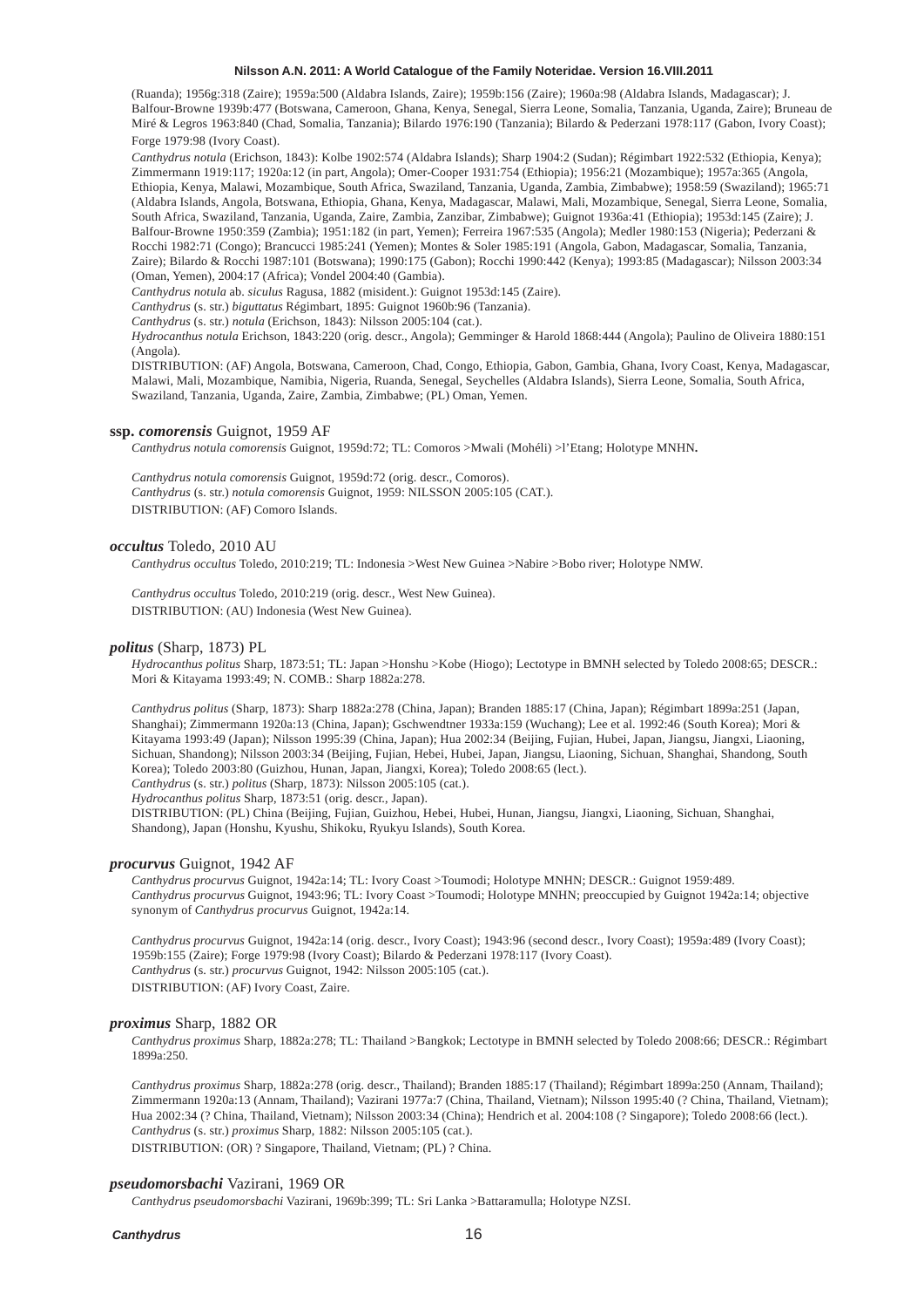(Ruanda); 1956g:318 (Zaire); 1959a:500 (Aldabra Islands, Zaire); 1959b:156 (Zaire); 1960a:98 (Aldabra Islands, Madagascar); J. Balfour-Browne 1939b:477 (Botswana, Cameroon, Ghana, Kenya, Senegal, Sierra Leone, Somalia, Tanzania, Uganda, Zaire); Bruneau de Miré & Legros 1963:840 (Chad, Somalia, Tanzania); Bilardo 1976:190 (Tanzania); Bilardo & Pederzani 1978:117 (Gabon, Ivory Coast); Forge 1979:98 (Ivory Coast).

*Canthydrus notula* (Erichson, 1843): Kolbe 1902:574 (Aldabra Islands); Sharp 1904:2 (Sudan); Régimbart 1922:532 (Ethiopia, Kenya); Zimmermann 1919:117; 1920a:12 (in part, Angola); Omer-Cooper 1931:754 (Ethiopia); 1956:21 (Mozambique); 1957a:365 (Angola, Ethiopia, Kenya, Malawi, Mozambique, South Africa, Swaziland, Tanzania, Uganda, Zambia, Zimbabwe); 1958:59 (Swaziland); 1965:71 (Aldabra Islands, Angola, Botswana, Ethiopia, Ghana, Kenya, Madagascar, Malawi, Mali, Mozambique, Senegal, Sierra Leone, Somalia, South Africa, Swaziland, Tanzania, Uganda, Zaire, Zambia, Zanzibar, Zimbabwe); Guignot 1936a:41 (Ethiopia); 1953d:145 (Zaire); J. Balfour-Browne 1950:359 (Zambia); 1951:182 (in part, Yemen); Ferreira 1967:535 (Angola); Medler 1980:153 (Nigeria); Pederzani & Rocchi 1982:71 (Congo); Brancucci 1985:241 (Yemen); Montes & Soler 1985:191 (Angola, Gabon, Madagascar, Somalia, Tanzania, Zaire); Bilardo & Rocchi 1987:101 (Botswana); 1990:175 (Gabon); Rocchi 1990:442 (Kenya); 1993:85 (Madagascar); Nilsson 2003:34 (Oman, Yemen), 2004:17 (Africa); Vondel 2004:40 (Gambia).

*Canthydrus notula* ab. *siculus* Ragusa, 1882 (misident.): Guignot 1953d:145 (Zaire).

*Canthydrus* (s. str.) *biguttatus* Régimbart, 1895: Guignot 1960b:96 (Tanzania).

*Canthydrus* (s. str.) *notula* (Erichson, 1843): Nilsson 2005:104 (cat.).

*Hydrocanthus notula* Erichson, 1843:220 (orig. descr., Angola); Gemminger & Harold 1868:444 (Angola); Paulino de Oliveira 1880:151 (Angola).

DISTRIBUTION: (AF) Angola, Botswana, Cameroon, Chad, Congo, Ethiopia, Gabon, Gambia, Ghana, Ivory Coast, Kenya, Madagascar, Malawi, Mali, Mozambique, Namibia, Nigeria, Ruanda, Senegal, Seychelles (Aldabra Islands), Sierra Leone, Somalia, South Africa, Swaziland, Tanzania, Uganda, Zaire, Zambia, Zimbabwe; (PL) Oman, Yemen.

**ssp. *comorensis*** Guignot, 1959 AF

*Canthydrus notula comorensis* Guignot, 1959d:72; TL: Comoros >Mwali (Mohéli) >l'Etang; Holotype MNHN**.**

*Canthydrus notula comorensis* Guignot, 1959d:72 (orig. descr., Comoros).
*Canthydrus* (s. str.) *notula comorensis* Guignot, 1959: NILSSON 2005:105 (CAT.).
DISTRIBUTION: (AF) Comoro Islands.

***occultus*** Toledo, 2010 AU

*Canthydrus occultus* Toledo, 2010:219; TL: Indonesia >West New Guinea >Nabire >Bobo river; Holotype NMW.

*Canthydrus occultus* Toledo, 2010:219 (orig. descr., West New Guinea).
DISTRIBUTION: (AU) Indonesia (West New Guinea).

***politus*** (Sharp, 1873) PL

*Hydrocanthus politus* Sharp, 1873:51; TL: Japan >Honshu >Kobe (Hiogo); Lectotype in BMNH selected by Toledo 2008:65; DESCR.: Mori & Kitayama 1993:49; N. COMB.: Sharp 1882a:278.

*Canthydrus politus* (Sharp, 1873): Sharp 1882a:278 (China, Japan); Branden 1885:17 (China, Japan); Régimbart 1899a:251 (Japan, Shanghai); Zimmermann 1920a:13 (China, Japan); Gschwendtner 1933a:159 (Wuchang); Lee et al. 1992:46 (South Korea); Mori & Kitayama 1993:49 (Japan); Nilsson 1995:39 (China, Japan); Hua 2002:34 (Beijing, Fujian, Hubei, Japan, Jiangsu, Jiangxi, Liaoning, Sichuan, Shandong); Nilsson 2003:34 (Beijing, Fujian, Hebei, Hubei, Japan, Jiangsu, Liaoning, Sichuan, Shanghai, Shandong, South Korea); Toledo 2003:80 (Guizhou, Hunan, Japan, Jiangxi, Korea); Toledo 2008:65 (lect.).
*Canthydrus* (s. str.) *politus* (Sharp, 1873): Nilsson 2005:105 (cat.).
*Hydrocanthus politus* Sharp, 1873:51 (orig. descr., Japan).
DISTRIBUTION: (PL) China (Beijing, Fujian, Guizhou, Hebei, Hubei, Hunan, Jiangsu, Jiangxi, Liaoning, Sichuan, Shanghai, Shandong), Japan (Honshu, Kyushu, Shikoku, Ryukyu Islands), South Korea.

***procurvus*** Guignot, 1942 AF

*Canthydrus procurvus* Guignot, 1942a:14; TL: Ivory Coast >Toumodi; Holotype MNHN; DESCR.: Guignot 1959:489.
*Canthydrus procurvus* Guignot, 1943:96; TL: Ivory Coast >Toumodi; Holotype MNHN; preoccupied by Guignot 1942a:14; objective synonym of *Canthydrus procurvus* Guignot, 1942a:14.

*Canthydrus procurvus* Guignot, 1942a:14 (orig. descr., Ivory Coast); 1943:96 (second descr., Ivory Coast); 1959a:489 (Ivory Coast); 1959b:155 (Zaire); Forge 1979:98 (Ivory Coast); Bilardo & Pederzani 1978:117 (Ivory Coast).
*Canthydrus* (s. str.) *procurvus* Guignot, 1942: Nilsson 2005:105 (cat.).
DISTRIBUTION: (AF) Ivory Coast, Zaire.

***proximus*** Sharp, 1882 OR

*Canthydrus proximus* Sharp, 1882a:278; TL: Thailand >Bangkok; Lectotype in BMNH selected by Toledo 2008:66; DESCR.: Régimbart 1899a:250.

*Canthydrus proximus* Sharp, 1882a:278 (orig. descr., Thailand); Branden 1885:17 (Thailand); Régimbart 1899a:250 (Annam, Thailand); Zimmermann 1920a:13 (Annam, Thailand); Vazirani 1977a:7 (China, Thailand, Vietnam); Nilsson 1995:40 (? China, Thailand, Vietnam); Hua 2002:34 (? China, Thailand, Vietnam); Nilsson 2003:34 (China); Hendrich et al. 2004:108 (? Singapore); Toledo 2008:66 (lect.).
*Canthydrus* (s. str.) *proximus* Sharp, 1882: Nilsson 2005:105 (cat.).
DISTRIBUTION: (OR) ? Singapore, Thailand, Vietnam; (PL) ? China.

***pseudomorsbachi*** Vazirani, 1969 OR

*Canthydrus pseudomorsbachi* Vazirani, 1969b:399; TL: Sri Lanka >Battaramulla; Holotype NZSI.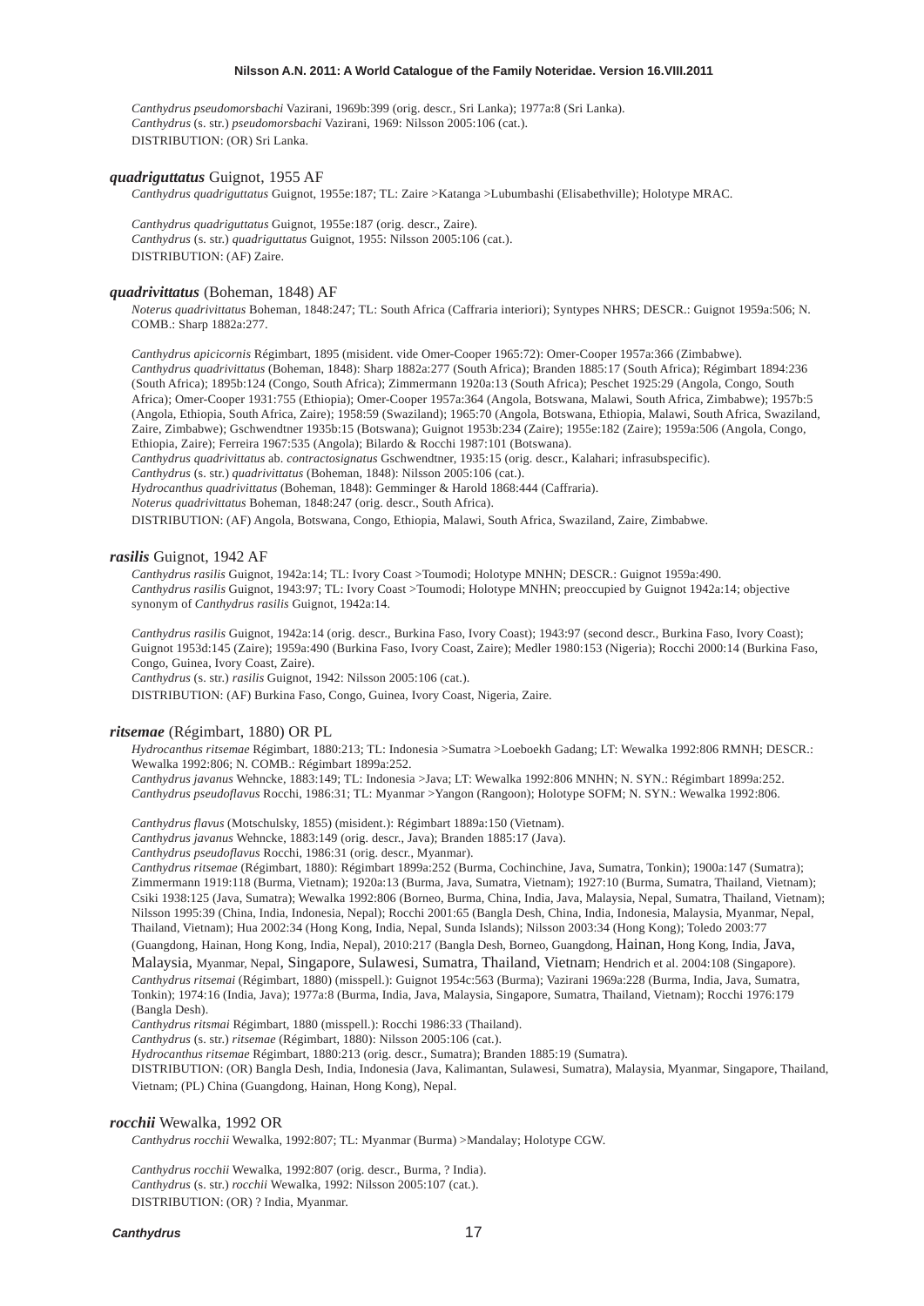*Canthydrus pseudomorsbachi* Vazirani, 1969b:399 (orig. descr., Sri Lanka); 1977a:8 (Sri Lanka).
*Canthydrus* (s. str.) *pseudomorsbachi* Vazirani, 1969: Nilsson 2005:106 (cat.).
DISTRIBUTION: (OR) Sri Lanka.

### ***quadriguttatus*** Guignot, 1955 AF

*Canthydrus quadriguttatus* Guignot, 1955e:187; TL: Zaire >Katanga >Lubumbashi (Elisabethville); Holotype MRAC.

*Canthydrus quadriguttatus* Guignot, 1955e:187 (orig. descr., Zaire).
*Canthydrus* (s. str.) *quadriguttatus* Guignot, 1955: Nilsson 2005:106 (cat.).
DISTRIBUTION: (AF) Zaire.

### ***quadrivittatus*** (Boheman, 1848) AF

*Noterus quadrivittatus* Boheman, 1848:247; TL: South Africa (Caffraria interiori); Syntypes NHRS; DESCR.: Guignot 1959a:506; N. COMB.: Sharp 1882a:277.

*Canthydrus apicicornis* Régimbart, 1895 (misident. vide Omer-Cooper 1965:72): Omer-Cooper 1957a:366 (Zimbabwe).
*Canthydrus quadrivittatus* (Boheman, 1848): Sharp 1882a:277 (South Africa); Branden 1885:17 (South Africa); Régimbart 1894:236 (South Africa); 1895b:124 (Congo, South Africa); Zimmermann 1920a:13 (South Africa); Peschet 1925:29 (Angola, Congo, South Africa); Omer-Cooper 1931:755 (Ethiopia); Omer-Cooper 1957a:364 (Angola, Botswana, Malawi, South Africa, Zimbabwe); 1957b:5 (Angola, Ethiopia, South Africa, Zaire); 1958:59 (Swaziland); 1965:70 (Angola, Botswana, Ethiopia, Malawi, South Africa, Swaziland, Zaire, Zimbabwe); Gschwendtner 1935b:15 (Botswana); Guignot 1953b:234 (Zaire); 1955e:182 (Zaire); 1959a:506 (Angola, Congo, Ethiopia, Zaire); Ferreira 1967:535 (Angola); Bilardo & Rocchi 1987:101 (Botswana).
*Canthydrus quadrivittatus* ab. *contractosignatus* Gschwendtner, 1935:15 (orig. descr., Kalahari; infrasubspecific).
*Canthydrus* (s. str.) *quadrivittatus* (Boheman, 1848): Nilsson 2005:106 (cat.).
*Hydrocanthus quadrivittatus* (Boheman, 1848): Gemminger & Harold 1868:444 (Caffraria).
*Noterus quadrivittatus* Boheman, 1848:247 (orig. descr., South Africa).
DISTRIBUTION: (AF) Angola, Botswana, Congo, Ethiopia, Malawi, South Africa, Swaziland, Zaire, Zimbabwe.

### ***rasilis*** Guignot, 1942 AF

*Canthydrus rasilis* Guignot, 1942a:14; TL: Ivory Coast >Toumodi; Holotype MNHN; DESCR.: Guignot 1959a:490.
*Canthydrus rasilis* Guignot, 1943:97; TL: Ivory Coast >Toumodi; Holotype MNHN; preoccupied by Guignot 1942a:14; objective synonym of *Canthydrus rasilis* Guignot, 1942a:14.

*Canthydrus rasilis* Guignot, 1942a:14 (orig. descr., Burkina Faso, Ivory Coast); 1943:97 (second descr., Burkina Faso, Ivory Coast); Guignot 1953d:145 (Zaire); 1959a:490 (Burkina Faso, Ivory Coast, Zaire); Medler 1980:153 (Nigeria); Rocchi 2000:14 (Burkina Faso, Congo, Guinea, Ivory Coast, Zaire).
*Canthydrus* (s. str.) *rasilis* Guignot, 1942: Nilsson 2005:106 (cat.).
DISTRIBUTION: (AF) Burkina Faso, Congo, Guinea, Ivory Coast, Nigeria, Zaire.

### ***ritsemae*** (Régimbart, 1880) OR PL

*Hydrocanthus ritsemae* Régimbart, 1880:213; TL: Indonesia >Sumatra >Loeboekh Gadang; LT: Wewalka 1992:806 RMNH; DESCR.: Wewalka 1992:806; N. COMB.: Régimbart 1899a:252.
*Canthydrus javanus* Wehncke, 1883:149; TL: Indonesia >Java; LT: Wewalka 1992:806 MNHN; N. SYN.: Régimbart 1899a:252.
*Canthydrus pseudoflavus* Rocchi, 1986:31; TL: Myanmar >Yangon (Rangoon); Holotype SOFM; N. SYN.: Wewalka 1992:806.

*Canthydrus flavus* (Motschulsky, 1855) (misident.): Régimbart 1889a:150 (Vietnam).
*Canthydrus javanus* Wehncke, 1883:149 (orig. descr., Java); Branden 1885:17 (Java).
*Canthydrus pseudoflavus* Rocchi, 1986:31 (orig. descr., Myanmar).
*Canthydrus ritsemae* (Régimbart, 1880): Régimbart 1899a:252 (Burma, Cochinchine, Java, Sumatra, Tonkin); 1900a:147 (Sumatra); Zimmermann 1919:118 (Burma, Vietnam); 1920a:13 (Burma, Java, Sumatra, Vietnam); 1927:10 (Burma, Sumatra, Thailand, Vietnam); Csiki 1938:125 (Java, Sumatra); Wewalka 1992:806 (Borneo, Burma, China, India, Java, Malaysia, Nepal, Sumatra, Thailand, Vietnam); Nilsson 1995:39 (China, India, Indonesia, Nepal); Rocchi 2001:65 (Bangla Desh, China, India, Indonesia, Malaysia, Myanmar, Nepal, Thailand, Vietnam); Hua 2002:34 (Hong Kong, India, Nepal, Sunda Islands); Nilsson 2003:34 (Hong Kong); Toledo 2003:77 (Guangdong, Hainan, Hong Kong, India, Nepal), 2010:217 (Bangla Desh, Borneo, Guangdong, Hainan, Hong Kong, India, Java, Malaysia, Myanmar, Nepal, Singapore, Sulawesi, Sumatra, Thailand, Vietnam; Hendrich et al. 2004:108 (Singapore).
*Canthydrus ritsemai* (Régimbart, 1880) (misspell.): Guignot 1954c:563 (Burma); Vazirani 1969a:228 (Burma, India, Java, Sumatra, Tonkin); 1974:16 (India, Java); 1977a:8 (Burma, India, Java, Malaysia, Singapore, Sumatra, Thailand, Vietnam); Rocchi 1976:179 (Bangla Desh).
*Canthydrus ritsmai* Régimbart, 1880 (misspell.): Rocchi 1986:33 (Thailand).
*Canthydrus* (s. str.) *ritsemae* (Régimbart, 1880): Nilsson 2005:106 (cat.).
*Hydrocanthus ritsemae* Régimbart, 1880:213 (orig. descr., Sumatra); Branden 1885:19 (Sumatra).
DISTRIBUTION: (OR) Bangla Desh, India, Indonesia (Java, Kalimantan, Sulawesi, Sumatra), Malaysia, Myanmar, Singapore, Thailand, Vietnam; (PL) China (Guangdong, Hainan, Hong Kong), Nepal.

### ***rocchii*** Wewalka, 1992 OR

*Canthydrus rocchii* Wewalka, 1992:807; TL: Myanmar (Burma) >Mandalay; Holotype CGW.

*Canthydrus rocchii* Wewalka, 1992:807 (orig. descr., Burma, ? India).
*Canthydrus* (s. str.) *rocchii* Wewalka, 1992: Nilsson 2005:107 (cat.).
DISTRIBUTION: (OR) ? India, Myanmar.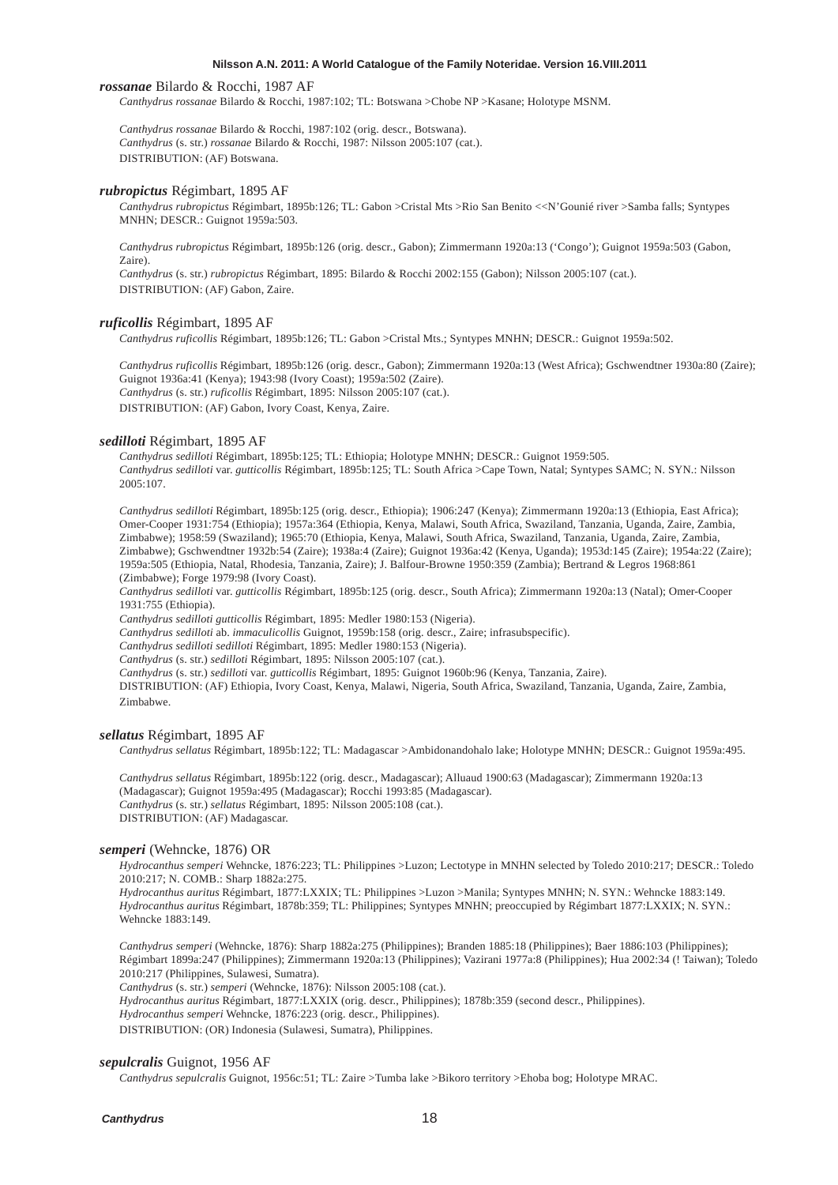***rossanae*** Bilardo & Rocchi, 1987 AF

*Canthydrus rossanae* Bilardo & Rocchi, 1987:102; TL: Botswana >Chobe NP >Kasane; Holotype MSNM.

*Canthydrus rossanae* Bilardo & Rocchi, 1987:102 (orig. descr., Botswana).
*Canthydrus* (s. str.) *rossanae* Bilardo & Rocchi, 1987: Nilsson 2005:107 (cat.).
DISTRIBUTION: (AF) Botswana.

***rubropictus*** Régimbart, 1895 AF

*Canthydrus rubropictus* Régimbart, 1895b:126; TL: Gabon >Cristal Mts >Rio San Benito <<N'Gounié river >Samba falls; Syntypes MNHN; DESCR.: Guignot 1959a:503.

*Canthydrus rubropictus* Régimbart, 1895b:126 (orig. descr., Gabon); Zimmermann 1920a:13 ('Congo'); Guignot 1959a:503 (Gabon, Zaire).
*Canthydrus* (s. str.) *rubropictus* Régimbart, 1895: Bilardo & Rocchi 2002:155 (Gabon); Nilsson 2005:107 (cat.).
DISTRIBUTION: (AF) Gabon, Zaire.

***ruficollis*** Régimbart, 1895 AF

*Canthydrus ruficollis* Régimbart, 1895b:126; TL: Gabon >Cristal Mts.; Syntypes MNHN; DESCR.: Guignot 1959a:502.

*Canthydrus ruficollis* Régimbart, 1895b:126 (orig. descr., Gabon); Zimmermann 1920a:13 (West Africa); Gschwendtner 1930a:80 (Zaire); Guignot 1936a:41 (Kenya); 1943:98 (Ivory Coast); 1959a:502 (Zaire).
*Canthydrus* (s. str.) *ruficollis* Régimbart, 1895: Nilsson 2005:107 (cat.).
DISTRIBUTION: (AF) Gabon, Ivory Coast, Kenya, Zaire.

***sedilloti*** Régimbart, 1895 AF

*Canthydrus sedilloti* Régimbart, 1895b:125; TL: Ethiopia; Holotype MNHN; DESCR.: Guignot 1959:505.
*Canthydrus sedilloti* var. *gutticollis* Régimbart, 1895b:125; TL: South Africa >Cape Town, Natal; Syntypes SAMC; N. SYN.: Nilsson 2005:107.

*Canthydrus sedilloti* Régimbart, 1895b:125 (orig. descr., Ethiopia); 1906:247 (Kenya); Zimmermann 1920a:13 (Ethiopia, East Africa); Omer-Cooper 1931:754 (Ethiopia); 1957a:364 (Ethiopia, Kenya, Malawi, South Africa, Swaziland, Tanzania, Uganda, Zaire, Zambia, Zimbabwe); 1958:59 (Swaziland); 1965:70 (Ethiopia, Kenya, Malawi, South Africa, Swaziland, Tanzania, Uganda, Zaire, Zambia, Zimbabwe); Gschwendtner 1932b:54 (Zaire); 1938a:4 (Zaire); Guignot 1936a:42 (Kenya, Uganda); 1953d:145 (Zaire); 1954a:22 (Zaire); 1959a:505 (Ethiopia, Natal, Rhodesia, Tanzania, Zaire); J. Balfour-Browne 1950:359 (Zambia); Bertrand & Legros 1968:861 (Zimbabwe); Forge 1979:98 (Ivory Coast).
*Canthydrus sedilloti* var. *gutticollis* Régimbart, 1895b:125 (orig. descr., South Africa); Zimmermann 1920a:13 (Natal); Omer-Cooper 1931:755 (Ethiopia).
*Canthydrus sedilloti gutticollis* Régimbart, 1895: Medler 1980:153 (Nigeria).
*Canthydrus sedilloti* ab. *immaculicollis* Guignot, 1959b:158 (orig. descr., Zaire; infrasubspecific).
*Canthydrus sedilloti sedilloti* Régimbart, 1895: Medler 1980:153 (Nigeria).
*Canthydrus* (s. str.) *sedilloti* Régimbart, 1895: Nilsson 2005:107 (cat.).
*Canthydrus* (s. str.) *sedilloti* var. *gutticollis* Régimbart, 1895: Guignot 1960b:96 (Kenya, Tanzania, Zaire).
DISTRIBUTION: (AF) Ethiopia, Ivory Coast, Kenya, Malawi, Nigeria, South Africa, Swaziland, Tanzania, Uganda, Zaire, Zambia, Zimbabwe.

***sellatus*** Régimbart, 1895 AF

*Canthydrus sellatus* Régimbart, 1895b:122; TL: Madagascar >Ambidonandohalo lake; Holotype MNHN; DESCR.: Guignot 1959a:495.

*Canthydrus sellatus* Régimbart, 1895b:122 (orig. descr., Madagascar); Alluaud 1900:63 (Madagascar); Zimmermann 1920a:13 (Madagascar); Guignot 1959a:495 (Madagascar); Rocchi 1993:85 (Madagascar).
*Canthydrus* (s. str.) *sellatus* Régimbart, 1895: Nilsson 2005:108 (cat.).
DISTRIBUTION: (AF) Madagascar.

***semperi*** (Wehncke, 1876) OR

*Hydrocanthus semperi* Wehncke, 1876:223; TL: Philippines >Luzon; Lectotype in MNHN selected by Toledo 2010:217; DESCR.: Toledo 2010:217; N. COMB.: Sharp 1882a:275.
*Hydrocanthus auritus* Régimbart, 1877:LXXIX; TL: Philippines >Luzon >Manila; Syntypes MNHN; N. SYN.: Wehncke 1883:149.
*Hydrocanthus auritus* Régimbart, 1878b:359; TL: Philippines; Syntypes MNHN; preoccupied by Régimbart 1877:LXXIX; N. SYN.: Wehncke 1883:149.

*Canthydrus semperi* (Wehncke, 1876): Sharp 1882a:275 (Philippines); Branden 1885:18 (Philippines); Baer 1886:103 (Philippines); Régimbart 1899a:247 (Philippines); Zimmermann 1920a:13 (Philippines); Vazirani 1977a:8 (Philippines); Hua 2002:34 (! Taiwan); Toledo 2010:217 (Philippines, Sulawesi, Sumatra).
*Canthydrus* (s. str.) *semperi* (Wehncke, 1876): Nilsson 2005:108 (cat.).
*Hydrocanthus auritus* Régimbart, 1877:LXXIX (orig. descr., Philippines); 1878b:359 (second descr., Philippines).
*Hydrocanthus semperi* Wehncke, 1876:223 (orig. descr., Philippines).
DISTRIBUTION: (OR) Indonesia (Sulawesi, Sumatra), Philippines.

***sepulcralis*** Guignot, 1956 AF

*Canthydrus sepulcralis* Guignot, 1956c:51; TL: Zaire >Tumba lake >Bikoro territory >Ehoba bog; Holotype MRAC.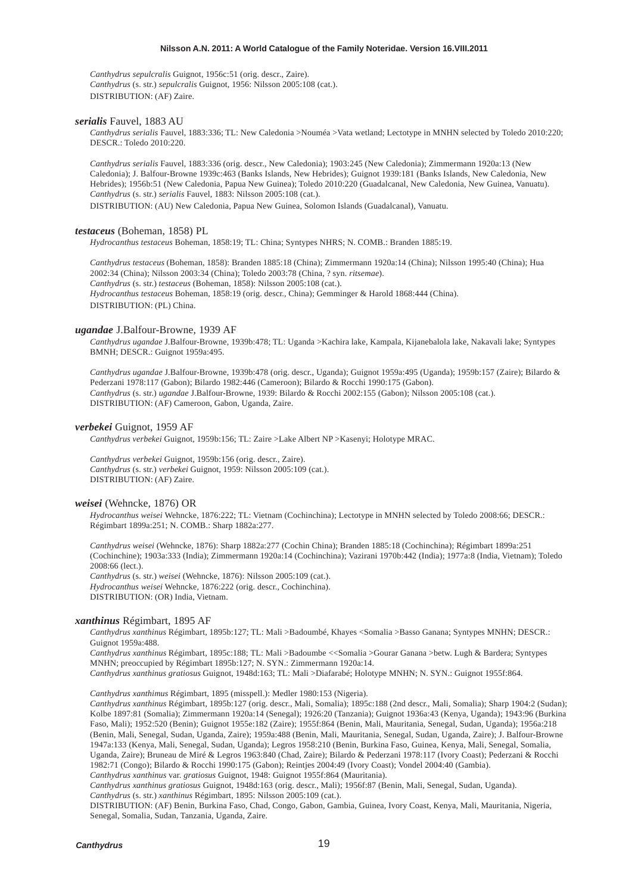*Canthydrus sepulcralis* Guignot, 1956c:51 (orig. descr., Zaire).
*Canthydrus* (s. str.) *sepulcralis* Guignot, 1956: Nilsson 2005:108 (cat.).
DISTRIBUTION: (AF) Zaire.

***serialis*** Fauvel, 1883 AU

*Canthydrus serialis* Fauvel, 1883:336; TL: New Caledonia >Nouméa >Vata wetland; Lectotype in MNHN selected by Toledo 2010:220; DESCR.: Toledo 2010:220.

*Canthydrus serialis* Fauvel, 1883:336 (orig. descr., New Caledonia); 1903:245 (New Caledonia); Zimmermann 1920a:13 (New Caledonia); J. Balfour-Browne 1939c:463 (Banks Islands, New Hebrides); Guignot 1939:181 (Banks Islands, New Caledonia, New Hebrides); 1956b:51 (New Caledonia, Papua New Guinea); Toledo 2010:220 (Guadalcanal, New Caledonia, New Guinea, Vanuatu).
*Canthydrus* (s. str.) *serialis* Fauvel, 1883: Nilsson 2005:108 (cat.).
DISTRIBUTION: (AU) New Caledonia, Papua New Guinea, Solomon Islands (Guadalcanal), Vanuatu.

***testaceus*** (Boheman, 1858) PL

*Hydrocanthus testaceus* Boheman, 1858:19; TL: China; Syntypes NHRS; N. COMB.: Branden 1885:19.

*Canthydrus testaceus* (Boheman, 1858): Branden 1885:18 (China); Zimmermann 1920a:14 (China); Nilsson 1995:40 (China); Hua 2002:34 (China); Nilsson 2003:34 (China); Toledo 2003:78 (China, ? syn. *ritsemae*).
*Canthydrus* (s. str.) *testaceus* (Boheman, 1858): Nilsson 2005:108 (cat.).
*Hydrocanthus testaceus* Boheman, 1858:19 (orig. descr., China); Gemminger & Harold 1868:444 (China).
DISTRIBUTION: (PL) China.

***ugandae*** J.Balfour-Browne, 1939 AF

*Canthydrus ugandae* J.Balfour-Browne, 1939b:478; TL: Uganda >Kachira lake, Kampala, Kijanebalola lake, Nakavali lake; Syntypes BMNH; DESCR.: Guignot 1959a:495.

*Canthydrus ugandae* J.Balfour-Browne, 1939b:478 (orig. descr., Uganda); Guignot 1959a:495 (Uganda); 1959b:157 (Zaire); Bilardo & Pederzani 1978:117 (Gabon); Bilardo 1982:446 (Cameroon); Bilardo & Rocchi 1990:175 (Gabon).
*Canthydrus* (s. str.) *ugandae* J.Balfour-Browne, 1939: Bilardo & Rocchi 2002:155 (Gabon); Nilsson 2005:108 (cat.).
DISTRIBUTION: (AF) Cameroon, Gabon, Uganda, Zaire.

***verbekei*** Guignot, 1959 AF

*Canthydrus verbekei* Guignot, 1959b:156; TL: Zaire >Lake Albert NP >Kasenyi; Holotype MRAC.

*Canthydrus verbekei* Guignot, 1959b:156 (orig. descr., Zaire).
*Canthydrus* (s. str.) *verbekei* Guignot, 1959: Nilsson 2005:109 (cat.).
DISTRIBUTION: (AF) Zaire.

***weisei*** (Wehncke, 1876) OR

*Hydrocanthus weisei* Wehncke, 1876:222; TL: Vietnam (Cochinchina); Lectotype in MNHN selected by Toledo 2008:66; DESCR.: Régimbart 1899a:251; N. COMB.: Sharp 1882a:277.

*Canthydrus weisei* (Wehncke, 1876): Sharp 1882a:277 (Cochin China); Branden 1885:18 (Cochinchina); Régimbart 1899a:251 (Cochinchine); 1903a:333 (India); Zimmermann 1920a:14 (Cochinchina); Vazirani 1970b:442 (India); 1977a:8 (India, Vietnam); Toledo 2008:66 (lect.).
*Canthydrus* (s. str.) *weisei* (Wehncke, 1876): Nilsson 2005:109 (cat.).
*Hydrocanthus weisei* Wehncke, 1876:222 (orig. descr., Cochinchina).
DISTRIBUTION: (OR) India, Vietnam.

***xanthinus*** Régimbart, 1895 AF

*Canthydrus xanthinus* Régimbart, 1895b:127; TL: Mali >Badoumbé, Khayes <Somalia >Basso Ganana; Syntypes MNHN; DESCR.: Guignot 1959a:488.
*Canthydrus xanthinus* Régimbart, 1895c:188; TL: Mali >Badoumbe <<Somalia >Gourar Ganana >betw. Lugh & Bardera; Syntypes MNHN; preoccupied by Régimbart 1895b:127; N. SYN.: Zimmermann 1920a:14.
*Canthydrus xanthinus gratiosus* Guignot, 1948d:163; TL: Mali >Diafarabé; Holotype MNHN; N. SYN.: Guignot 1955f:864.

*Canthydrus xanthimus* Régimbart, 1895 (misspell.): Medler 1980:153 (Nigeria).
*Canthydrus xanthinus* Régimbart, 1895b:127 (orig. descr., Mali, Somalia); 1895c:188 (2nd descr., Mali, Somalia); Sharp 1904:2 (Sudan); Kolbe 1897:81 (Somalia); Zimmermann 1920a:14 (Senegal); 1926:20 (Tanzania); Guignot 1936a:43 (Kenya, Uganda); 1943:96 (Burkina Faso, Mali); 1952:520 (Benin); Guignot 1955e:182 (Zaire); 1955f:864 (Benin, Mali, Mauritania, Senegal, Sudan, Uganda); 1956a:218 (Benin, Mali, Senegal, Sudan, Uganda, Zaire); 1959a:488 (Benin, Mali, Mauritania, Senegal, Sudan, Uganda, Zaire); J. Balfour-Browne 1947a:133 (Kenya, Mali, Senegal, Sudan, Uganda); Legros 1958:210 (Benin, Burkina Faso, Guinea, Kenya, Mali, Senegal, Somalia, Uganda, Zaire); Bruneau de Miré & Legros 1963:840 (Chad, Zaire); Bilardo & Pederzani 1978:117 (Ivory Coast); Pederzani & Rocchi 1982:71 (Congo); Bilardo & Rocchi 1990:175 (Gabon); Reintjes 2004:49 (Ivory Coast); Vondel 2004:40 (Gambia).
*Canthydrus xanthinus* var. *gratiosus* Guignot, 1948: Guignot 1955f:864 (Mauritania).
*Canthydrus xanthinus gratiosus* Guignot, 1948d:163 (orig. descr., Mali); 1956f:87 (Benin, Mali, Senegal, Sudan, Uganda).
*Canthydrus* (s. str.) *xanthinus* Régimbart, 1895: Nilsson 2005:109 (cat.).
DISTRIBUTION: (AF) Benin, Burkina Faso, Chad, Congo, Gabon, Gambia, Guinea, Ivory Coast, Kenya, Mali, Mauritania, Nigeria, Senegal, Somalia, Sudan, Tanzania, Uganda, Zaire.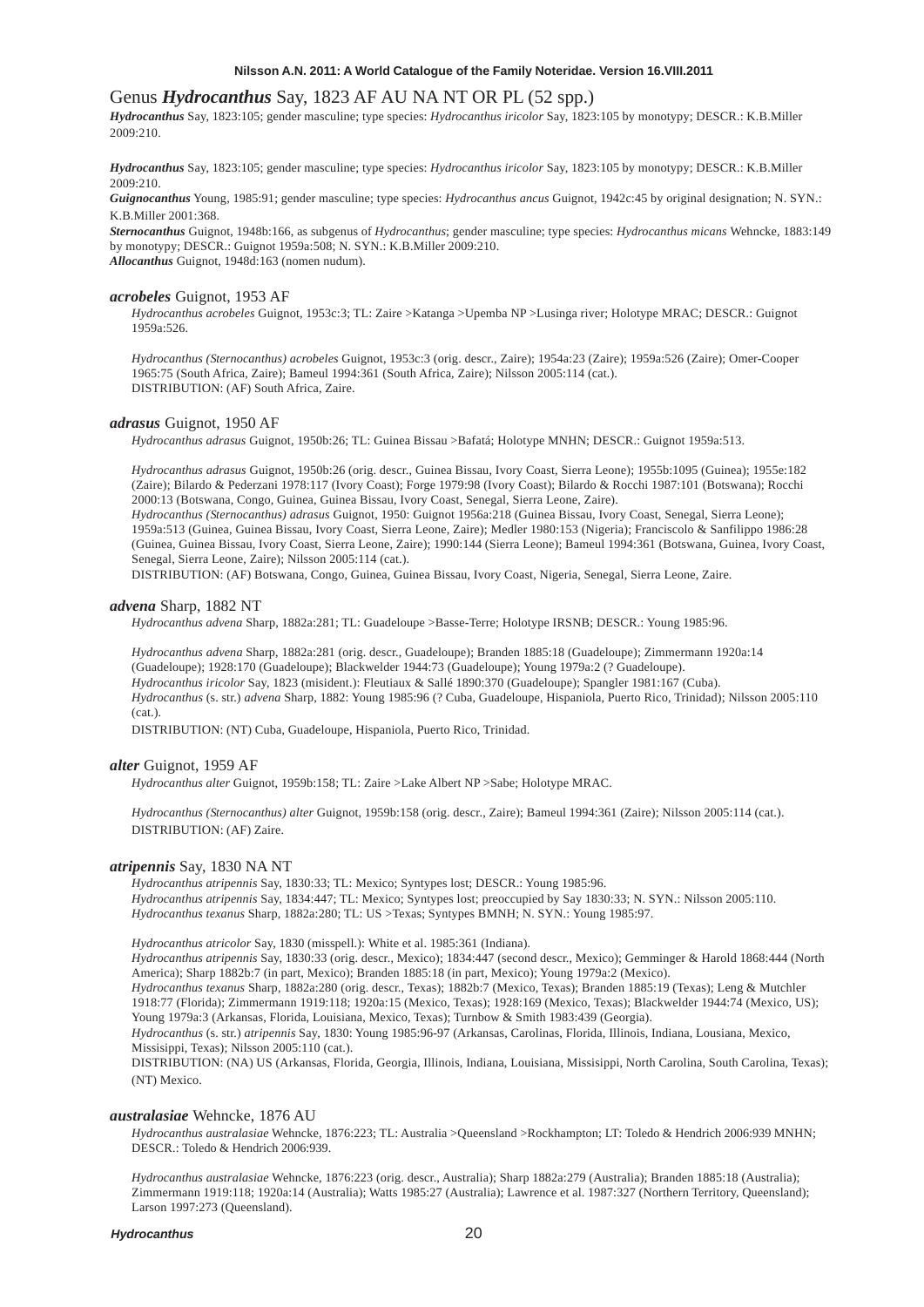## Genus *Hydrocanthus* Say, 1823 AF AU NA NT OR PL (52 spp.)

***Hydrocanthus*** Say, 1823:105; gender masculine; type species: *Hydrocanthus iricolor* Say, 1823:105 by monotypy; DESCR.: K.B.Miller 2009:210.

***Hydrocanthus*** Say, 1823:105; gender masculine; type species: *Hydrocanthus iricolor* Say, 1823:105 by monotypy; DESCR.: K.B.Miller 2009:210.
***Guignocanthus*** Young, 1985:91; gender masculine; type species: *Hydrocanthus ancus* Guignot, 1942c:45 by original designation; N. SYN.: K.B.Miller 2001:368.
***Sternocanthus*** Guignot, 1948b:166, as subgenus of *Hydrocanthus*; gender masculine; type species: *Hydrocanthus micans* Wehncke, 1883:149 by monotypy; DESCR.: Guignot 1959a:508; N. SYN.: K.B.Miller 2009:210.
***Allocanthus*** Guignot, 1948d:163 (nomen nudum).

### *acrobeles* Guignot, 1953 AF

*Hydrocanthus acrobeles* Guignot, 1953c:3; TL: Zaire >Katanga >Upemba NP >Lusinga river; Holotype MRAC; DESCR.: Guignot 1959a:526.

*Hydrocanthus (Sternocanthus) acrobeles* Guignot, 1953c:3 (orig. descr., Zaire); 1954a:23 (Zaire); 1959a:526 (Zaire); Omer-Cooper 1965:75 (South Africa, Zaire); Bameul 1994:361 (South Africa, Zaire); Nilsson 2005:114 (cat.).
DISTRIBUTION: (AF) South Africa, Zaire.

### *adrasus* Guignot, 1950 AF

*Hydrocanthus adrasus* Guignot, 1950b:26; TL: Guinea Bissau >Bafatá; Holotype MNHN; DESCR.: Guignot 1959a:513.

*Hydrocanthus adrasus* Guignot, 1950b:26 (orig. descr., Guinea Bissau, Ivory Coast, Sierra Leone); 1955b:1095 (Guinea); 1955e:182 (Zaire); Bilardo & Pederzani 1978:117 (Ivory Coast); Forge 1979:98 (Ivory Coast); Bilardo & Rocchi 1987:101 (Botswana); Rocchi 2000:13 (Botswana, Congo, Guinea, Guinea Bissau, Ivory Coast, Senegal, Sierra Leone, Zaire).
*Hydrocanthus (Sternocanthus) adrasus* Guignot, 1950: Guignot 1956a:218 (Guinea Bissau, Ivory Coast, Senegal, Sierra Leone); 1959a:513 (Guinea, Guinea Bissau, Ivory Coast, Sierra Leone, Zaire); Medler 1980:153 (Nigeria); Franciscolo & Sanfilippo 1986:28 (Guinea, Guinea Bissau, Ivory Coast, Sierra Leone, Zaire); 1990:144 (Sierra Leone); Bameul 1994:361 (Botswana, Guinea, Ivory Coast, Senegal, Sierra Leone, Zaire); Nilsson 2005:114 (cat.).
DISTRIBUTION: (AF) Botswana, Congo, Guinea, Guinea Bissau, Ivory Coast, Nigeria, Senegal, Sierra Leone, Zaire.

### *advena* Sharp, 1882 NT

*Hydrocanthus advena* Sharp, 1882a:281; TL: Guadeloupe >Basse-Terre; Holotype IRSNB; DESCR.: Young 1985:96.

*Hydrocanthus advena* Sharp, 1882a:281 (orig. descr., Guadeloupe); Branden 1885:18 (Guadeloupe); Zimmermann 1920a:14 (Guadeloupe); 1928:170 (Guadeloupe); Blackwelder 1944:73 (Guadeloupe); Young 1979a:2 (? Guadeloupe).
*Hydrocanthus iricolor* Say, 1823 (misident.): Fleutiaux & Sallé 1890:370 (Guadeloupe); Spangler 1981:167 (Cuba).
*Hydrocanthus* (s. str.) *advena* Sharp, 1882: Young 1985:96 (? Cuba, Guadeloupe, Hispaniola, Puerto Rico, Trinidad); Nilsson 2005:110 (cat.).
DISTRIBUTION: (NT) Cuba, Guadeloupe, Hispaniola, Puerto Rico, Trinidad.

### *alter* Guignot, 1959 AF

*Hydrocanthus alter* Guignot, 1959b:158; TL: Zaire >Lake Albert NP >Sabe; Holotype MRAC.

*Hydrocanthus (Sternocanthus) alter* Guignot, 1959b:158 (orig. descr., Zaire); Bameul 1994:361 (Zaire); Nilsson 2005:114 (cat.).
DISTRIBUTION: (AF) Zaire.

### *atripennis* Say, 1830 NA NT

*Hydrocanthus atripennis* Say, 1830:33; TL: Mexico; Syntypes lost; DESCR.: Young 1985:96.
*Hydrocanthus atripennis* Say, 1834:447; TL: Mexico; Syntypes lost; preoccupied by Say 1830:33; N. SYN.: Nilsson 2005:110.
*Hydrocanthus texanus* Sharp, 1882a:280; TL: US >Texas; Syntypes BMNH; N. SYN.: Young 1985:97.

*Hydrocanthus atricolor* Say, 1830 (misspell.): White et al. 1985:361 (Indiana).
*Hydrocanthus atripennis* Say, 1830:33 (orig. descr., Mexico); 1834:447 (second descr., Mexico); Gemminger & Harold 1868:444 (North America); Sharp 1882b:7 (in part, Mexico); Branden 1885:18 (in part, Mexico); Young 1979a:2 (Mexico).
*Hydrocanthus texanus* Sharp, 1882a:280 (orig. descr., Texas); 1882b:7 (Mexico, Texas); Branden 1885:19 (Texas); Leng & Mutchler 1918:77 (Florida); Zimmermann 1919:118; 1920a:15 (Mexico, Texas); 1928:169 (Mexico, Texas); Blackwelder 1944:74 (Mexico, US); Young 1979a:3 (Arkansas, Florida, Louisiana, Mexico, Texas); Turnbow & Smith 1983:439 (Georgia).
*Hydrocanthus* (s. str.) *atripennis* Say, 1830: Young 1985:96-97 (Arkansas, Carolinas, Florida, Illinois, Indiana, Lousiana, Mexico, Missisippi, Texas); Nilsson 2005:110 (cat.).
DISTRIBUTION: (NA) US (Arkansas, Florida, Georgia, Illinois, Indiana, Louisiana, Missisippi, North Carolina, South Carolina, Texas); (NT) Mexico.

### *australasiae* Wehncke, 1876 AU

*Hydrocanthus australasiae* Wehncke, 1876:223; TL: Australia >Queensland >Rockhampton; LT: Toledo & Hendrich 2006:939 MNHN; DESCR.: Toledo & Hendrich 2006:939.

*Hydrocanthus australasiae* Wehncke, 1876:223 (orig. descr., Australia); Sharp 1882a:279 (Australia); Branden 1885:18 (Australia); Zimmermann 1919:118; 1920a:14 (Australia); Watts 1985:27 (Australia); Lawrence et al. 1987:327 (Northern Territory, Queensland); Larson 1997:273 (Queensland).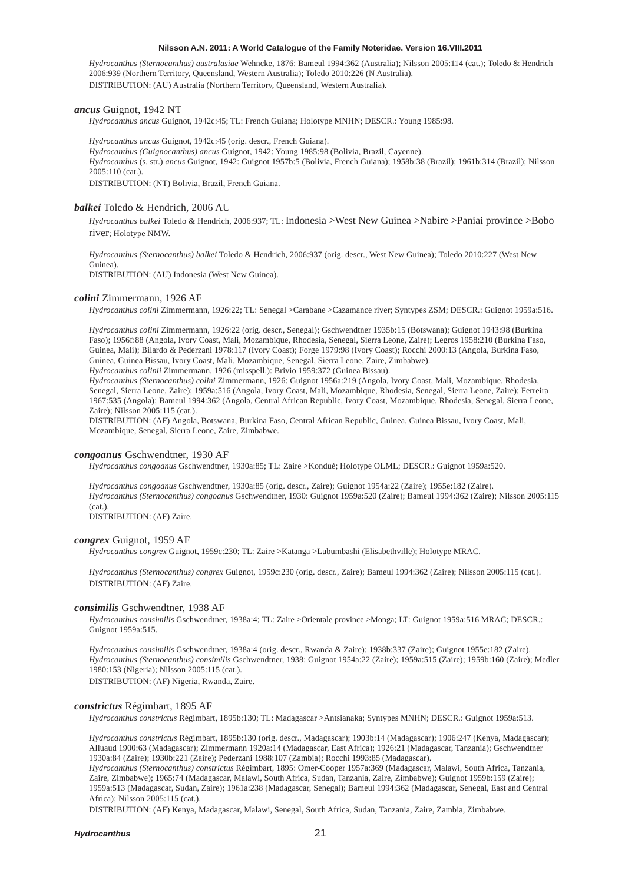*Hydrocanthus (Sternocanthus) australasiae* Wehncke, 1876: Bameul 1994:362 (Australia); Nilsson 2005:114 (cat.); Toledo & Hendrich 2006:939 (Northern Territory, Queensland, Western Australia); Toledo 2010:226 (N Australia).
DISTRIBUTION: (AU) Australia (Northern Territory, Queensland, Western Australia).

***ancus*** Guignot, 1942 NT

*Hydrocanthus ancus* Guignot, 1942c:45; TL: French Guiana; Holotype MNHN; DESCR.: Young 1985:98.

*Hydrocanthus ancus* Guignot, 1942c:45 (orig. descr., French Guiana).
*Hydrocanthus (Guignocanthus) ancus* Guignot, 1942: Young 1985:98 (Bolivia, Brazil, Cayenne).
*Hydrocanthus* (s. str.) *ancus* Guignot, 1942: Guignot 1957b:5 (Bolivia, French Guiana); 1958b:38 (Brazil); 1961b:314 (Brazil); Nilsson 2005:110 (cat.).
DISTRIBUTION: (NT) Bolivia, Brazil, French Guiana.

***balkei*** Toledo & Hendrich, 2006 AU

*Hydrocanthus balkei* Toledo & Hendrich, 2006:937; TL: Indonesia >West New Guinea >Nabire >Paniai province >Bobo river; Holotype NMW.

*Hydrocanthus (Sternocanthus) balkei* Toledo & Hendrich, 2006:937 (orig. descr., West New Guinea); Toledo 2010:227 (West New Guinea).
DISTRIBUTION: (AU) Indonesia (West New Guinea).

***colini*** Zimmermann, 1926 AF

*Hydrocanthus colini* Zimmermann, 1926:22; TL: Senegal >Carabane >Cazamance river; Syntypes ZSM; DESCR.: Guignot 1959a:516.

*Hydrocanthus colini* Zimmermann, 1926:22 (orig. descr., Senegal); Gschwendtner 1935b:15 (Botswana); Guignot 1943:98 (Burkina Faso); 1956f:88 (Angola, Ivory Coast, Mali, Mozambique, Rhodesia, Senegal, Sierra Leone, Zaire); Legros 1958:210 (Burkina Faso, Guinea, Mali); Bilardo & Pederzani 1978:117 (Ivory Coast); Forge 1979:98 (Ivory Coast); Rocchi 2000:13 (Angola, Burkina Faso, Guinea, Guinea Bissau, Ivory Coast, Mali, Mozambique, Senegal, Sierra Leone, Zaire, Zimbabwe).
*Hydrocanthus colinii* Zimmermann, 1926 (misspell.): Brivio 1959:372 (Guinea Bissau).
*Hydrocanthus (Sternocanthus) colini* Zimmermann, 1926: Guignot 1956a:219 (Angola, Ivory Coast, Mali, Mozambique, Rhodesia, Senegal, Sierra Leone, Zaire); 1959a:516 (Angola, Ivory Coast, Mali, Mozambique, Rhodesia, Senegal, Sierra Leone, Zaire); Ferreira 1967:535 (Angola); Bameul 1994:362 (Angola, Central African Republic, Ivory Coast, Mozambique, Rhodesia, Senegal, Sierra Leone, Zaire); Nilsson 2005:115 (cat.).
DISTRIBUTION: (AF) Angola, Botswana, Burkina Faso, Central African Republic, Guinea, Guinea Bissau, Ivory Coast, Mali, Mozambique, Senegal, Sierra Leone, Zaire, Zimbabwe.

***congoanus*** Gschwendtner, 1930 AF

*Hydrocanthus congoanus* Gschwendtner, 1930a:85; TL: Zaire >Kondué; Holotype OLML; DESCR.: Guignot 1959a:520.

*Hydrocanthus congoanus* Gschwendtner, 1930a:85 (orig. descr., Zaire); Guignot 1954a:22 (Zaire); 1955e:182 (Zaire).
*Hydrocanthus (Sternocanthus) congoanus* Gschwendtner, 1930: Guignot 1959a:520 (Zaire); Bameul 1994:362 (Zaire); Nilsson 2005:115 (cat.).
DISTRIBUTION: (AF) Zaire.

***congrex*** Guignot, 1959 AF

*Hydrocanthus congrex* Guignot, 1959c:230; TL: Zaire >Katanga >Lubumbashi (Elisabethville); Holotype MRAC.

*Hydrocanthus (Sternocanthus) congrex* Guignot, 1959c:230 (orig. descr., Zaire); Bameul 1994:362 (Zaire); Nilsson 2005:115 (cat.).
DISTRIBUTION: (AF) Zaire.

***consimilis*** Gschwendtner, 1938 AF

*Hydrocanthus consimilis* Gschwendtner, 1938a:4; TL: Zaire >Orientale province >Monga; LT: Guignot 1959a:516 MRAC; DESCR.: Guignot 1959a:515.

*Hydrocanthus consimilis* Gschwendtner, 1938a:4 (orig. descr., Rwanda & Zaire); 1938b:337 (Zaire); Guignot 1955e:182 (Zaire).
*Hydrocanthus (Sternocanthus) consimilis* Gschwendtner, 1938: Guignot 1954a:22 (Zaire); 1959a:515 (Zaire); 1959b:160 (Zaire); Medler 1980:153 (Nigeria); Nilsson 2005:115 (cat.).
DISTRIBUTION: (AF) Nigeria, Rwanda, Zaire.

***constrictus*** Régimbart, 1895 AF

*Hydrocanthus constrictus* Régimbart, 1895b:130; TL: Madagascar >Antsianaka; Syntypes MNHN; DESCR.: Guignot 1959a:513.

*Hydrocanthus constrictus* Régimbart, 1895b:130 (orig. descr., Madagascar); 1903b:14 (Madagascar); 1906:247 (Kenya, Madagascar); Alluaud 1900:63 (Madagascar); Zimmermann 1920a:14 (Madagascar, East Africa); 1926:21 (Madagascar, Tanzania); Gschwendtner 1930a:84 (Zaire); 1930b:221 (Zaire); Pederzani 1988:107 (Zambia); Rocchi 1993:85 (Madagascar).
*Hydrocanthus (Sternocanthus) constrictus* Régimbart, 1895: Omer-Cooper 1957a:369 (Madagascar, Malawi, South Africa, Tanzania, Zaire, Zimbabwe); 1965:74 (Madagascar, Malawi, South Africa, Sudan, Tanzania, Zaire, Zimbabwe); Guignot 1959b:159 (Zaire); 1959a:513 (Madagascar, Sudan, Zaire); 1961a:238 (Madagascar, Senegal); Bameul 1994:362 (Madagascar, Senegal, East and Central Africa); Nilsson 2005:115 (cat.).
DISTRIBUTION: (AF) Kenya, Madagascar, Malawi, Senegal, South Africa, Sudan, Tanzania, Zaire, Zambia, Zimbabwe.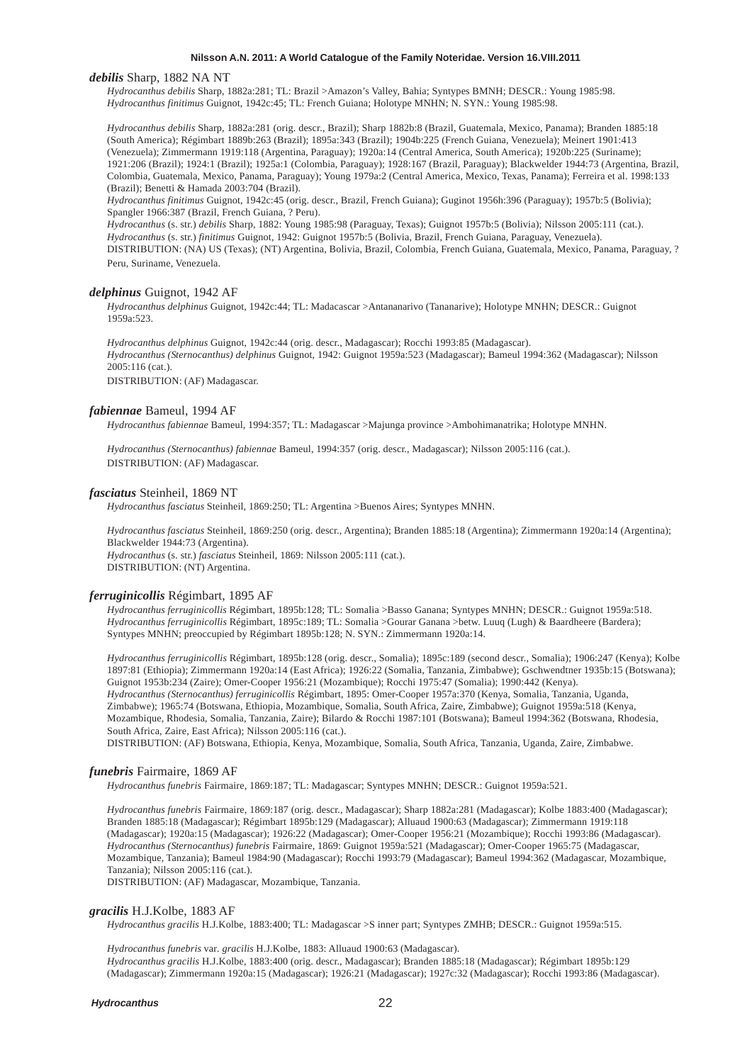***debilis*** Sharp, 1882 NA NT

*Hydrocanthus debilis* Sharp, 1882a:281; TL: Brazil >Amazon's Valley, Bahia; Syntypes BMNH; DESCR.: Young 1985:98.
*Hydrocanthus finitimus* Guignot, 1942c:45; TL: French Guiana; Holotype MNHN; N. SYN.: Young 1985:98.

*Hydrocanthus debilis* Sharp, 1882a:281 (orig. descr., Brazil); Sharp 1882b:8 (Brazil, Guatemala, Mexico, Panama); Branden 1885:18 (South America); Régimbart 1889b:263 (Brazil); 1895a:343 (Brazil); 1904b:225 (French Guiana, Venezuela); Meinert 1901:413 (Venezuela); Zimmermann 1919:118 (Argentina, Paraguay); 1920a:14 (Central America, South America); 1920b:225 (Suriname); 1921:206 (Brazil); 1924:1 (Brazil); 1925a:1 (Colombia, Paraguay); 1928:167 (Brazil, Paraguay); Blackwelder 1944:73 (Argentina, Brazil, Colombia, Guatemala, Mexico, Panama, Paraguay); Young 1979a:2 (Central America, Mexico, Texas, Panama); Ferreira et al. 1998:133 (Brazil); Benetti & Hamada 2003:704 (Brazil).
*Hydrocanthus finitimus* Guignot, 1942c:45 (orig. descr., Brazil, French Guiana); Guginot 1956h:396 (Paraguay); 1957b:5 (Bolivia); Spangler 1966:387 (Brazil, French Guiana, ? Peru).
*Hydrocanthus* (s. str.) *debilis* Sharp, 1882: Young 1985:98 (Paraguay, Texas); Guignot 1957b:5 (Bolivia); Nilsson 2005:111 (cat.).
*Hydrocanthus* (s. str.) *finitimus* Guignot, 1942: Guignot 1957b:5 (Bolivia, Brazil, French Guiana, Paraguay, Venezuela).
DISTRIBUTION: (NA) US (Texas); (NT) Argentina, Bolivia, Brazil, Colombia, French Guiana, Guatemala, Mexico, Panama, Paraguay, ? Peru, Suriname, Venezuela.

***delphinus*** Guignot, 1942 AF

*Hydrocanthus delphinus* Guignot, 1942c:44; TL: Madacascar >Antananarivo (Tananarive); Holotype MNHN; DESCR.: Guignot 1959a:523.

*Hydrocanthus delphinus* Guignot, 1942c:44 (orig. descr., Madagascar); Rocchi 1993:85 (Madagascar).
*Hydrocanthus (Sternocanthus) delphinus* Guignot, 1942: Guignot 1959a:523 (Madagascar); Bameul 1994:362 (Madagascar); Nilsson 2005:116 (cat.).
DISTRIBUTION: (AF) Madagascar.

***fabiennae*** Bameul, 1994 AF

*Hydrocanthus fabiennae* Bameul, 1994:357; TL: Madagascar >Majunga province >Ambohimanatrika; Holotype MNHN.

*Hydrocanthus (Sternocanthus) fabiennae* Bameul, 1994:357 (orig. descr., Madagascar); Nilsson 2005:116 (cat.).
DISTRIBUTION: (AF) Madagascar.

***fasciatus*** Steinheil, 1869 NT

*Hydrocanthus fasciatus* Steinheil, 1869:250; TL: Argentina >Buenos Aires; Syntypes MNHN.

*Hydrocanthus fasciatus* Steinheil, 1869:250 (orig. descr., Argentina); Branden 1885:18 (Argentina); Zimmermann 1920a:14 (Argentina); Blackwelder 1944:73 (Argentina).
*Hydrocanthus* (s. str.) *fasciatus* Steinheil, 1869: Nilsson 2005:111 (cat.).
DISTRIBUTION: (NT) Argentina.

***ferruginicollis*** Régimbart, 1895 AF

*Hydrocanthus ferruginicollis* Régimbart, 1895b:128; TL: Somalia >Basso Ganana; Syntypes MNHN; DESCR.: Guignot 1959a:518.
*Hydrocanthus ferruginicollis* Régimbart, 1895c:189; TL: Somalia >Gourar Ganana >betw. Luuq (Lugh) & Baardheere (Bardera); Syntypes MNHN; preoccupied by Régimbart 1895b:128; N. SYN.: Zimmermann 1920a:14.

*Hydrocanthus ferruginicollis* Régimbart, 1895b:128 (orig. descr., Somalia); 1895c:189 (second descr., Somalia); 1906:247 (Kenya); Kolbe 1897:81 (Ethiopia); Zimmermann 1920a:14 (East Africa); 1926:22 (Somalia, Tanzania, Zimbabwe); Gschwendtner 1935b:15 (Botswana); Guignot 1953b:234 (Zaire); Omer-Cooper 1956:21 (Mozambique); Rocchi 1975:47 (Somalia); 1990:442 (Kenya).
*Hydrocanthus (Sternocanthus) ferruginicollis* Régimbart, 1895: Omer-Cooper 1957a:370 (Kenya, Somalia, Tanzania, Uganda, Zimbabwe); 1965:74 (Botswana, Ethiopia, Mozambique, Somalia, South Africa, Zaire, Zimbabwe); Guignot 1959a:518 (Kenya, Mozambique, Rhodesia, Somalia, Tanzania, Zaire); Bilardo & Rocchi 1987:101 (Botswana); Bameul 1994:362 (Botswana, Rhodesia, South Africa, Zaire, East Africa); Nilsson 2005:116 (cat.).
DISTRIBUTION: (AF) Botswana, Ethiopia, Kenya, Mozambique, Somalia, South Africa, Tanzania, Uganda, Zaire, Zimbabwe.

***funebris*** Fairmaire, 1869 AF

*Hydrocanthus funebris* Fairmaire, 1869:187; TL: Madagascar; Syntypes MNHN; DESCR.: Guignot 1959a:521.

*Hydrocanthus funebris* Fairmaire, 1869:187 (orig. descr., Madagascar); Sharp 1882a:281 (Madagascar); Kolbe 1883:400 (Madagascar); Branden 1885:18 (Madagascar); Régimbart 1895b:129 (Madagascar); Alluaud 1900:63 (Madagascar); Zimmermann 1919:118 (Madagascar); 1920a:15 (Madagascar); 1926:22 (Madagascar); Omer-Cooper 1956:21 (Mozambique); Rocchi 1993:86 (Madagascar).
*Hydrocanthus (Sternocanthus) funebris* Fairmaire, 1869: Guignot 1959a:521 (Madagascar); Omer-Cooper 1965:75 (Madagascar, Mozambique, Tanzania); Bameul 1984:90 (Madagascar); Rocchi 1993:79 (Madagascar); Bameul 1994:362 (Madagascar, Mozambique, Tanzania); Nilsson 2005:116 (cat.).
DISTRIBUTION: (AF) Madagascar, Mozambique, Tanzania.

***gracilis*** H.J.Kolbe, 1883 AF

*Hydrocanthus gracilis* H.J.Kolbe, 1883:400; TL: Madagascar >S inner part; Syntypes ZMHB; DESCR.: Guignot 1959a:515.

*Hydrocanthus funebris* var. *gracilis* H.J.Kolbe, 1883: Alluaud 1900:63 (Madagascar).
*Hydrocanthus gracilis* H.J.Kolbe, 1883:400 (orig. descr., Madagascar); Branden 1885:18 (Madagascar); Régimbart 1895b:129 (Madagascar); Zimmermann 1920a:15 (Madagascar); 1926:21 (Madagascar); 1927c:32 (Madagascar); Rocchi 1993:86 (Madagascar).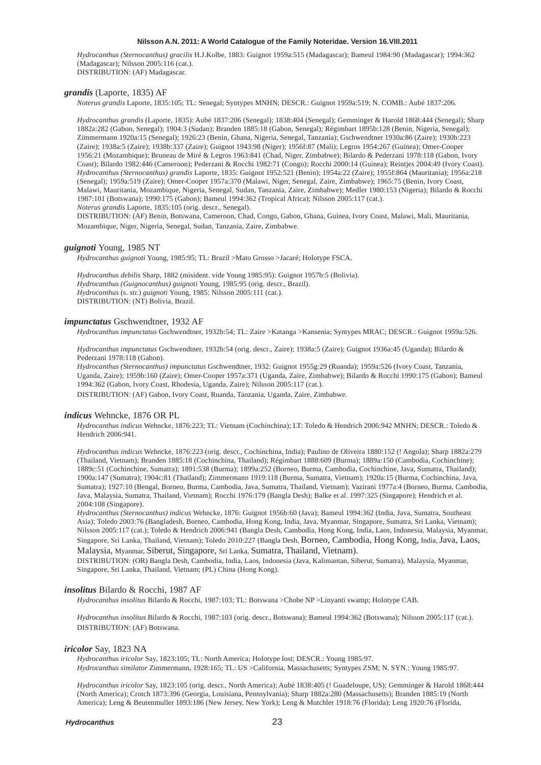*Hydrocanthus (Sternocanthus) gracilis* H.J.Kolbe, 1883: Guignot 1959a:515 (Madagascar); Bameul 1984:90 (Madagascar); 1994:362 (Madagascar); Nilsson 2005:116 (cat.).
DISTRIBUTION: (AF) Madagascar.

***grandis*** (Laporte, 1835) AF

*Noterus grandis* Laporte, 1835:105; TL: Senegal; Syntypes MNHN; DESCR.: Guignot 1959a:519; N. COMB.: Aubé 1837:206.

*Hydrocanthus grandis* (Laporte, 1835): Aubé 1837:206 (Senegal); 1838:404 (Senegal); Gemminger & Harold 1868:444 (Senegal); Sharp 1882a:282 (Gabon, Senegal); 1904:3 (Sudan); Branden 1885:18 (Gabon, Senegal); Régimbart 1895b:128 (Benin, Nigeria, Senegal); Zimmermann 1920a:15 (Senegal); 1926:23 (Benin, Ghana, Nigeria, Senegal, Tanzania); Gschwendtner 1930a:86 (Zaire); 1930b:223 (Zaire); 1938a:5 (Zaire); 1938b:337 (Zaire); Guignot 1943:98 (Niger); 1956f:87 (Mali); Legros 1954:267 (Guinea); Omer-Cooper 1956:21 (Mozambique); Bruneau de Miré & Legros 1963:841 (Chad, Niger, Zimbabwe); Bilardo & Pederzani 1978:118 (Gabon, Ivory Coast); Bilardo 1982:446 (Cameroon); Pederzani & Rocchi 1982:71 (Congo); Rocchi 2000:14 (Guinea); Reintjes 2004:49 (Ivory Coast).
*Hydrocanthus (Sternocanthus) grandis* Laporte, 1835: Guignot 1952:521 (Benin); 1954a:22 (Zaire); 1955f:864 (Mauritania); 1956a:218 (Senegal); 1959a:519 (Zaire); Omer-Cooper 1957a:370 (Malawi, Niger, Senegal, Zaire, Zimbabwe); 1965:75 (Benin, Ivory Coast, Malawi, Mauritania, Mozambique, Nigeria, Senegal, Sudan, Tanzania, Zaire, Zimbabwe); Medler 1980:153 (Nigeria); Bilardo & Rocchi 1987:101 (Botswana); 1990:175 (Gabon); Bameul 1994:362 (Tropical Africa); Nilsson 2005:117 (cat.).
*Noterus grandis* Laporte, 1835:105 (orig. descr., Senegal).
DISTRIBUTION: (AF) Benin, Botswana, Cameroon, Chad, Congo, Gabon, Ghana, Guinea, Ivory Coast, Malawi, Mali, Mauritania, Mozambique, Niger, Nigeria, Senegal, Sudan, Tanzania, Zaire, Zimbabwe.

***guignoti*** Young, 1985 NT

*Hydrocanthus guignoti* Young, 1985:95; TL: Brazil >Mato Grosso >Jacaré; Holotype FSCA.

*Hydrocanthus debilis* Sharp, 1882 (misident. vide Young 1985:95): Guignot 1957b:5 (Bolivia).
*Hydrocanthus (Guignocanthus) guignoti* Young, 1985:95 (orig. descr., Brazil).
*Hydrocanthus* (s. str.) *guignoti* Young, 1985: Nilsson 2005:111 (cat.).
DISTRIBUTION: (NT) Bolivia, Brazil.

***impunctatus*** Gschwendtner, 1932 AF

*Hydrocanthus impunctatus* Gschwendtner, 1932b:54; TL: Zaire >Katanga >Kansenia; Syntypes MRAC; DESCR.: Guignot 1959a:526.

*Hydrocanthus impunctatus* Gschwendtner, 1932b:54 (orig. descr., Zaire); 1938a:5 (Zaire); Guignot 1936a:45 (Uganda); Bilardo & Pederzani 1978:118 (Gabon).
*Hydrocanthus (Sternocanthus) impunctatus* Gschwendtner, 1932: Guignot 1955g:29 (Ruanda); 1959a:526 (Ivory Coast, Tanzania, Uganda, Zaire); 1959b:160 (Zaire); Omer-Cooper 1957a:371 (Uganda, Zaire, Zimbabwe); Bilardo & Rocchi 1990:175 (Gabon); Bameul 1994:362 (Gabon, Ivory Coast, Rhodesia, Uganda, Zaire); Nilsson 2005:117 (cat.).
DISTRIBUTION: (AF) Gabon, Ivory Coast, Ruanda, Tanzania, Uganda, Zaire, Zimbabwe.

***indicus*** Wehncke, 1876 OR PL

*Hydrocanthus indicus* Wehncke, 1876:223; TL: Vietnam (Cochinchina); LT: Toledo & Hendrich 2006:942 MNHN; DESCR.: Toledo & Hendrich 2006:941.

*Hydrocanthus indicus* Wehncke, 1876:223 (orig. descr., Cochinchina, India); Paulino de Oliveira 1880:152 (! Angola); Sharp 1882a:279 (Thailand, Vietnam); Branden 1885:18 (Cochinchina, Thailand); Régimbart 1888:609 (Burma); 1889a:150 (Cambodia, Cochinchine); 1889c:51 (Cochinchine, Sumatra); 1891:538 (Burma); 1899a:252 (Borneo, Burma, Cambodia, Cochinchine, Java, Sumatra, Thailand); 1900a:147 (Sumatra); 1904c:81 (Thailand); Zimmermann 1919:118 (Burma, Sumatra, Vietnam); 1920a:15 (Burma, Cochinchina, Java, Sumatra); 1927:10 (Bengal, Borneo, Burma, Cambodia, Java, Sumatra, Thailand, Vietnam); Vazirani 1977a:4 (Borneo, Burma, Cambodia, Java, Malaysia, Sumatra, Thailand, Vietnam); Rocchi 1976:179 (Bangla Desh); Balke et al. 1997:325 (Singapore); Hendrich et al. 2004:108 (Singapore).
*Hydrocanthus (Sternocanthus) indicus* Wehncke, 1876: Guignot 1956b:60 (Java); Bameul 1994:362 (India, Java, Sumatra, Southeast Asia); Toledo 2003:76 (Bangladesh, Borneo, Cambodia, Hong Kong, India, Java, Myanmar, Singapore, Sumatra, Sri Lanka, Vietnam); Nilsson 2005:117 (cat.); Toledo & Hendrich 2006:941 (Bangla Desh, Cambodia, Hong Kong, India, Laos, Indonesia, Malaysia, Myanmar, Singapore, Sri Lanka, Thailand, Vietnam); Toledo 2010:227 (Bangla Desh, Borneo, Cambodia, Hong Kong, India, Java, Laos, Malaysia, Myanmar, Siberut, Singapore, Sri Lanka, Sumatra, Thailand, Vietnam).
DISTRIBUTION: (OR) Bangla Desh, Cambodia, India, Laos, Indonesia (Java, Kalimantan, Siberut, Sumatra), Malaysia, Myanmar, Singapore, Sri Lanka, Thailand, Vietnam; (PL) China (Hong Kong).

***insolitus*** Bilardo & Rocchi, 1987 AF

*Hydrocanthus insolitus* Bilardo & Rocchi, 1987:103; TL: Botswana >Chobe NP >Linyanti swamp; Holotype CAB.

*Hydrocanthus insolitus* Bilardo & Rocchi, 1987:103 (orig. descr., Botswana); Bameul 1994:362 (Botswana); Nilsson 2005:117 (cat.).
DISTRIBUTION: (AF) Botswana.

***iricolor*** Say, 1823 NA

*Hydrocanthus iricolor* Say, 1823:105; TL: North America; Holotype lost; DESCR.: Young 1985:97.
*Hydrocanthus similator* Zimmermann, 1928:165; TL: US >California, Massachusetts; Syntypes ZSM; N. SYN.: Young 1985:97.

*Hydrocanthus iricolor* Say, 1823:105 (orig. descr., North America); Aubé 1838:405 (! Guadeloupe, US); Gemminger & Harold 1868:444 (North America); Crotch 1873:396 (Georgia, Louisiana, Pennsylvania); Sharp 1882a:280 (Massachusetts); Branden 1885:19 (North America); Leng & Beutenmuller 1893:186 (New Jersey, New York); Leng & Mutchler 1918:76 (Florida); Leng 1920:76 (Florida,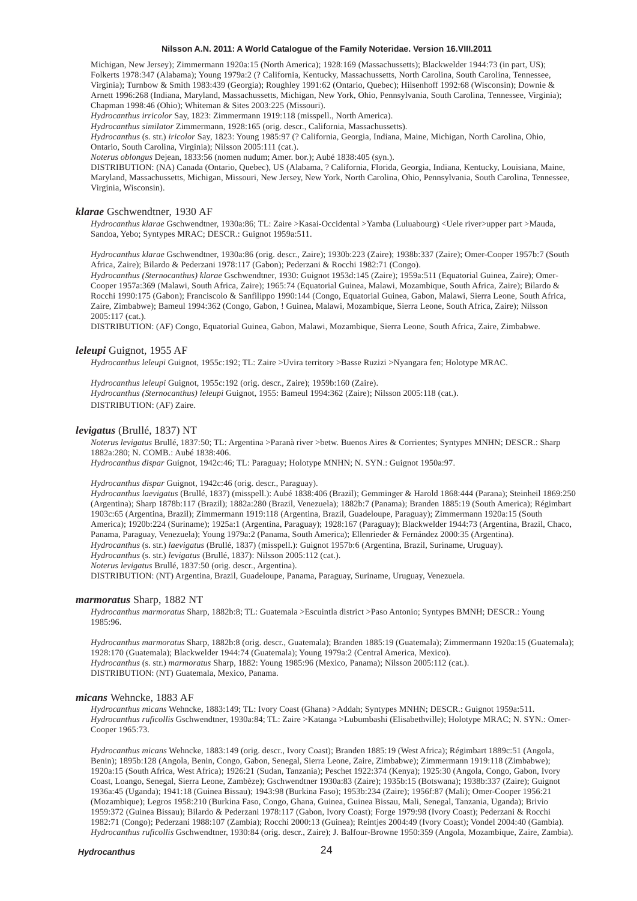Michigan, New Jersey); Zimmermann 1920a:15 (North America); 1928:169 (Massachussetts); Blackwelder 1944:73 (in part, US); Folkerts 1978:347 (Alabama); Young 1979a:2 (? California, Kentucky, Massachussetts, North Carolina, South Carolina, Tennessee, Virginia); Turnbow & Smith 1983:439 (Georgia); Roughley 1991:62 (Ontario, Quebec); Hilsenhoff 1992:68 (Wisconsin); Downie & Arnett 1996:268 (Indiana, Maryland, Massachussetts, Michigan, New York, Ohio, Pennsylvania, South Carolina, Tennessee, Virginia); Chapman 1998:46 (Ohio); Whiteman & Sites 2003:225 (Missouri).
*Hydrocanthus irricolor* Say, 1823: Zimmermann 1919:118 (misspell., North America).
*Hydrocanthus similator* Zimmermann, 1928:165 (orig. descr., California, Massachussetts).
*Hydrocanthus* (s. str.) *iricolor* Say, 1823: Young 1985:97 (? California, Georgia, Indiana, Maine, Michigan, North Carolina, Ohio, Ontario, South Carolina, Virginia); Nilsson 2005:111 (cat.).
*Noterus oblongus* Dejean, 1833:56 (nomen nudum; Amer. bor.); Aubé 1838:405 (syn.).
DISTRIBUTION: (NA) Canada (Ontario, Quebec), US (Alabama, ? California, Florida, Georgia, Indiana, Kentucky, Louisiana, Maine, Maryland, Massachussetts, Michigan, Missouri, New Jersey, New York, North Carolina, Ohio, Pennsylvania, South Carolina, Tennessee, Virginia, Wisconsin).

### ***klarae*** Gschwendtner, 1930 AF

*Hydrocanthus klarae* Gschwendtner, 1930a:86; TL: Zaire >Kasai-Occidental >Yamba (Luluabourg) <Uele river>upper part >Mauda, Sandoa, Yebo; Syntypes MRAC; DESCR.: Guignot 1959a:511.

*Hydrocanthus klarae* Gschwendtner, 1930a:86 (orig. descr., Zaire); 1930b:223 (Zaire); 1938b:337 (Zaire); Omer-Cooper 1957b:7 (South Africa, Zaire); Bilardo & Pederzani 1978:117 (Gabon); Pederzani & Rocchi 1982:71 (Congo).
*Hydrocanthus (Sternocanthus) klarae* Gschwendtner, 1930: Guignot 1953d:145 (Zaire); 1959a:511 (Equatorial Guinea, Zaire); Omer-Cooper 1957a:369 (Malawi, South Africa, Zaire); 1965:74 (Equatorial Guinea, Malawi, Mozambique, South Africa, Zaire); Bilardo & Rocchi 1990:175 (Gabon); Franciscolo & Sanfilippo 1990:144 (Congo, Equatorial Guinea, Gabon, Malawi, Sierra Leone, South Africa, Zaire, Zimbabwe); Bameul 1994:362 (Congo, Gabon, ! Guinea, Malawi, Mozambique, Sierra Leone, South Africa, Zaire); Nilsson 2005:117 (cat.).
DISTRIBUTION: (AF) Congo, Equatorial Guinea, Gabon, Malawi, Mozambique, Sierra Leone, South Africa, Zaire, Zimbabwe.

### ***leleupi*** Guignot, 1955 AF

*Hydrocanthus leleupi* Guignot, 1955c:192; TL: Zaire >Uvira territory >Basse Ruzizi >Nyangara fen; Holotype MRAC.

*Hydrocanthus leleupi* Guignot, 1955c:192 (orig. descr., Zaire); 1959b:160 (Zaire).
*Hydrocanthus (Sternocanthus) leleupi* Guignot, 1955: Bameul 1994:362 (Zaire); Nilsson 2005:118 (cat.).
DISTRIBUTION: (AF) Zaire.

### ***levigatus*** (Brullé, 1837) NT

*Noterus levigatus* Brullé, 1837:50; TL: Argentina >Paranà river >betw. Buenos Aires & Corrientes; Syntypes MNHN; DESCR.: Sharp 1882a:280; N. COMB.: Aubé 1838:406.
*Hydrocanthus dispar* Guignot, 1942c:46; TL: Paraguay; Holotype MNHN; N. SYN.: Guignot 1950a:97.

*Hydrocanthus dispar* Guignot, 1942c:46 (orig. descr., Paraguay).
*Hydrocanthus laevigatus* (Brullé, 1837) (misspell.): Aubé 1838:406 (Brazil); Gemminger & Harold 1868:444 (Parana); Steinheil 1869:250 (Argentina); Sharp 1878b:117 (Brazil); 1882a:280 (Brazil, Venezuela); 1882b:7 (Panama); Branden 1885:19 (South America); Régimbart 1903c:65 (Argentina, Brazil); Zimmermann 1919:118 (Argentina, Brazil, Guadeloupe, Paraguay); Zimmermann 1920a:15 (South America); 1920b:224 (Suriname); 1925a:1 (Argentina, Paraguay); 1928:167 (Paraguay); Blackwelder 1944:73 (Argentina, Brazil, Chaco, Panama, Paraguay, Venezuela); Young 1979a:2 (Panama, South America); Ellenrieder & Fernández 2000:35 (Argentina).
*Hydrocanthus* (s. str.) *laevigatus* (Brullé, 1837) (misspell.): Guignot 1957b:6 (Argentina, Brazil, Suriname, Uruguay).
*Hydrocanthus* (s. str.) *levigatus* (Brullé, 1837): Nilsson 2005:112 (cat.).
*Noterus levigatus* Brullé, 1837:50 (orig. descr., Argentina).
DISTRIBUTION: (NT) Argentina, Brazil, Guadeloupe, Panama, Paraguay, Suriname, Uruguay, Venezuela.

### ***marmoratus*** Sharp, 1882 NT

*Hydrocanthus marmoratus* Sharp, 1882b:8; TL: Guatemala >Escuintla district >Paso Antonio; Syntypes BMNH; DESCR.: Young 1985:96.

*Hydrocanthus marmoratus* Sharp, 1882b:8 (orig. descr., Guatemala); Branden 1885:19 (Guatemala); Zimmermann 1920a:15 (Guatemala); 1928:170 (Guatemala); Blackwelder 1944:74 (Guatemala); Young 1979a:2 (Central America, Mexico).
*Hydrocanthus* (s. str.) *marmoratus* Sharp, 1882: Young 1985:96 (Mexico, Panama); Nilsson 2005:112 (cat.).
DISTRIBUTION: (NT) Guatemala, Mexico, Panama.

### ***micans*** Wehncke, 1883 AF

*Hydrocanthus micans* Wehncke, 1883:149; TL: Ivory Coast (Ghana) >Addah; Syntypes MNHN; DESCR.: Guignot 1959a:511.
*Hydrocanthus ruficollis* Gschwendtner, 1930a:84; TL: Zaire >Katanga >Lubumbashi (Elisabethville); Holotype MRAC; N. SYN.: Omer-Cooper 1965:73.

*Hydrocanthus micans* Wehncke, 1883:149 (orig. descr., Ivory Coast); Branden 1885:19 (West Africa); Régimbart 1889c:51 (Angola, Benin); 1895b:128 (Angola, Benin, Congo, Gabon, Senegal, Sierra Leone, Zaire, Zimbabwe); Zimmermann 1919:118 (Zimbabwe); 1920a:15 (South Africa, West Africa); 1926:21 (Sudan, Tanzania); Peschet 1922:374 (Kenya); 1925:30 (Angola, Congo, Gabon, Ivory Coast, Loango, Senegal, Sierra Leone, Zambèze); Gschwendtner 1930a:83 (Zaire); 1935b:15 (Botswana); 1938b:337 (Zaire); Guignot 1936a:45 (Uganda); 1941:18 (Guinea Bissau); 1943:98 (Burkina Faso); 1953b:234 (Zaire); 1956f:87 (Mali); Omer-Cooper 1956:21 (Mozambique); Legros 1958:210 (Burkina Faso, Congo, Ghana, Guinea, Guinea Bissau, Mali, Senegal, Tanzania, Uganda); Brivio 1959:372 (Guinea Bissau); Bilardo & Pederzani 1978:117 (Gabon, Ivory Coast); Forge 1979:98 (Ivory Coast); Pederzani & Rocchi 1982:71 (Congo); Pederzani 1988:107 (Zambia); Rocchi 2000:13 (Guinea); Reintjes 2004:49 (Ivory Coast); Vondel 2004:40 (Gambia).
*Hydrocanthus ruficollis* Gschwendtner, 1930:84 (orig. descr., Zaire); J. Balfour-Browne 1950:359 (Angola, Mozambique, Zaire, Zambia).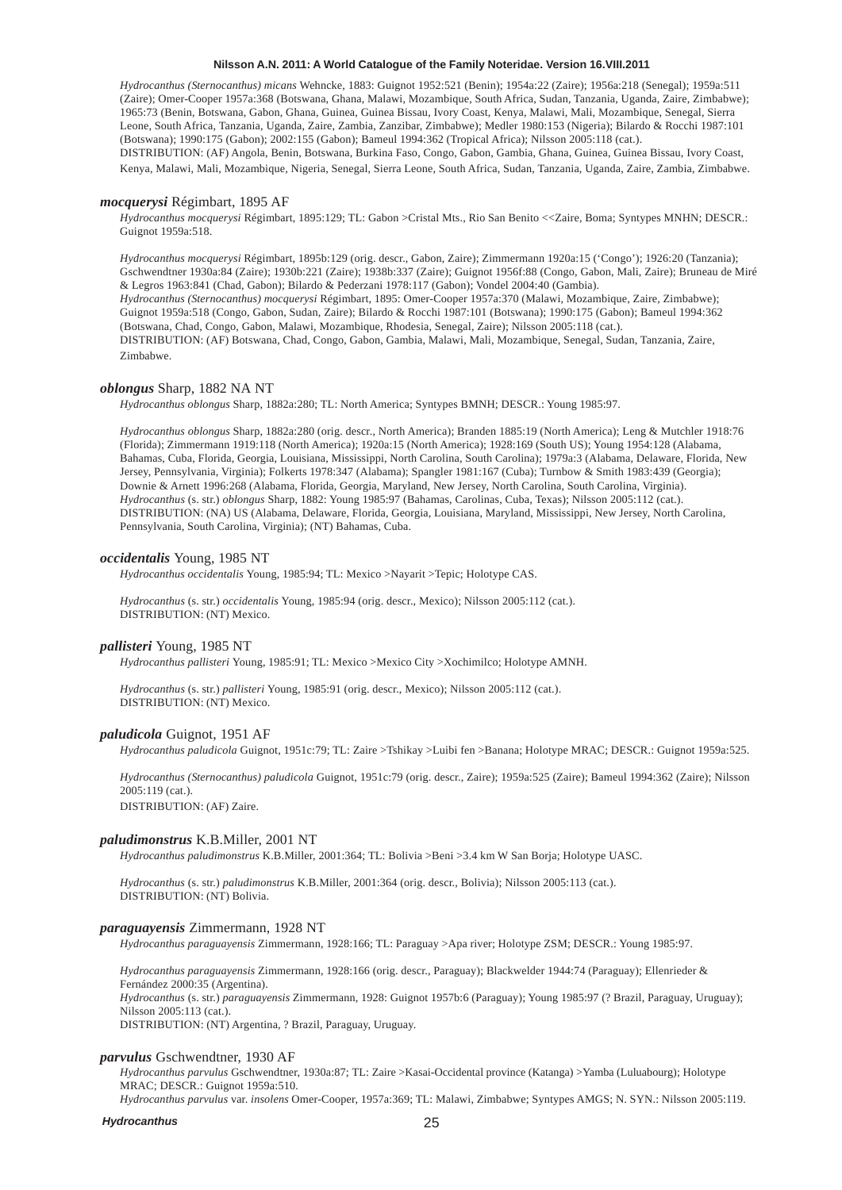*Hydrocanthus (Sternocanthus) micans* Wehncke, 1883: Guignot 1952:521 (Benin); 1954a:22 (Zaire); 1956a:218 (Senegal); 1959a:511 (Zaire); Omer-Cooper 1957a:368 (Botswana, Ghana, Malawi, Mozambique, South Africa, Sudan, Tanzania, Uganda, Zaire, Zimbabwe); 1965:73 (Benin, Botswana, Gabon, Ghana, Guinea, Guinea Bissau, Ivory Coast, Kenya, Malawi, Mali, Mozambique, Senegal, Sierra Leone, South Africa, Tanzania, Uganda, Zaire, Zambia, Zanzibar, Zimbabwe); Medler 1980:153 (Nigeria); Bilardo & Rocchi 1987:101 (Botswana); 1990:175 (Gabon); 2002:155 (Gabon); Bameul 1994:362 (Tropical Africa); Nilsson 2005:118 (cat.).
DISTRIBUTION: (AF) Angola, Benin, Botswana, Burkina Faso, Congo, Gabon, Gambia, Ghana, Guinea, Guinea Bissau, Ivory Coast, Kenya, Malawi, Mali, Mozambique, Nigeria, Senegal, Sierra Leone, South Africa, Sudan, Tanzania, Uganda, Zaire, Zambia, Zimbabwe.

### ***mocquerysi*** Régimbart, 1895 AF

*Hydrocanthus mocquerysi* Régimbart, 1895:129; TL: Gabon >Cristal Mts., Rio San Benito <<Zaire, Boma; Syntypes MNHN; DESCR.: Guignot 1959a:518.

*Hydrocanthus mocquerysi* Régimbart, 1895b:129 (orig. descr., Gabon, Zaire); Zimmermann 1920a:15 ('Congo'); 1926:20 (Tanzania); Gschwendtner 1930a:84 (Zaire); 1930b:221 (Zaire); 1938b:337 (Zaire); Guignot 1956f:88 (Congo, Gabon, Mali, Zaire); Bruneau de Miré & Legros 1963:841 (Chad, Gabon); Bilardo & Pederzani 1978:117 (Gabon); Vondel 2004:40 (Gambia).
*Hydrocanthus (Sternocanthus) mocquerysi* Régimbart, 1895: Omer-Cooper 1957a:370 (Malawi, Mozambique, Zaire, Zimbabwe); Guignot 1959a:518 (Congo, Gabon, Sudan, Zaire); Bilardo & Rocchi 1987:101 (Botswana); 1990:175 (Gabon); Bameul 1994:362 (Botswana, Chad, Congo, Gabon, Malawi, Mozambique, Rhodesia, Senegal, Zaire); Nilsson 2005:118 (cat.).
DISTRIBUTION: (AF) Botswana, Chad, Congo, Gabon, Gambia, Malawi, Mali, Mozambique, Senegal, Sudan, Tanzania, Zaire, Zimbabwe.

### ***oblongus*** Sharp, 1882 NA NT

*Hydrocanthus oblongus* Sharp, 1882a:280; TL: North America; Syntypes BMNH; DESCR.: Young 1985:97.

*Hydrocanthus oblongus* Sharp, 1882a:280 (orig. descr., North America); Branden 1885:19 (North America); Leng & Mutchler 1918:76 (Florida); Zimmermann 1919:118 (North America); 1920a:15 (North America); 1928:169 (South US); Young 1954:128 (Alabama, Bahamas, Cuba, Florida, Georgia, Louisiana, Mississippi, North Carolina, South Carolina); 1979a:3 (Alabama, Delaware, Florida, New Jersey, Pennsylvania, Virginia); Folkerts 1978:347 (Alabama); Spangler 1981:167 (Cuba); Turnbow & Smith 1983:439 (Georgia); Downie & Arnett 1996:268 (Alabama, Florida, Georgia, Maryland, New Jersey, North Carolina, South Carolina, Virginia).
*Hydrocanthus* (s. str.) *oblongus* Sharp, 1882: Young 1985:97 (Bahamas, Carolinas, Cuba, Texas); Nilsson 2005:112 (cat.).
DISTRIBUTION: (NA) US (Alabama, Delaware, Florida, Georgia, Louisiana, Maryland, Mississippi, New Jersey, North Carolina, Pennsylvania, South Carolina, Virginia); (NT) Bahamas, Cuba.

### ***occidentalis*** Young, 1985 NT

*Hydrocanthus occidentalis* Young, 1985:94; TL: Mexico >Nayarit >Tepic; Holotype CAS.

*Hydrocanthus* (s. str.) *occidentalis* Young, 1985:94 (orig. descr., Mexico); Nilsson 2005:112 (cat.).
DISTRIBUTION: (NT) Mexico.

### ***pallisteri*** Young, 1985 NT

*Hydrocanthus pallisteri* Young, 1985:91; TL: Mexico >Mexico City >Xochimilco; Holotype AMNH.

*Hydrocanthus* (s. str.) *pallisteri* Young, 1985:91 (orig. descr., Mexico); Nilsson 2005:112 (cat.).
DISTRIBUTION: (NT) Mexico.

### ***paludicola*** Guignot, 1951 AF

*Hydrocanthus paludicola* Guignot, 1951c:79; TL: Zaire >Tshikay >Luibi fen >Banana; Holotype MRAC; DESCR.: Guignot 1959a:525.

*Hydrocanthus (Sternocanthus) paludicola* Guignot, 1951c:79 (orig. descr., Zaire); 1959a:525 (Zaire); Bameul 1994:362 (Zaire); Nilsson 2005:119 (cat.).
DISTRIBUTION: (AF) Zaire.

### ***paludimonstrus*** K.B.Miller, 2001 NT

*Hydrocanthus paludimonstrus* K.B.Miller, 2001:364; TL: Bolivia >Beni >3.4 km W San Borja; Holotype UASC.

*Hydrocanthus* (s. str.) *paludimonstrus* K.B.Miller, 2001:364 (orig. descr., Bolivia); Nilsson 2005:113 (cat.).
DISTRIBUTION: (NT) Bolivia.

### ***paraguayensis*** Zimmermann, 1928 NT

*Hydrocanthus paraguayensis* Zimmermann, 1928:166; TL: Paraguay >Apa river; Holotype ZSM; DESCR.: Young 1985:97.

*Hydrocanthus paraguayensis* Zimmermann, 1928:166 (orig. descr., Paraguay); Blackwelder 1944:74 (Paraguay); Ellenrieder & Fernández 2000:35 (Argentina).
*Hydrocanthus* (s. str.) *paraguayensis* Zimmermann, 1928: Guignot 1957b:6 (Paraguay); Young 1985:97 (? Brazil, Paraguay, Uruguay); Nilsson 2005:113 (cat.).
DISTRIBUTION: (NT) Argentina, ? Brazil, Paraguay, Uruguay.

### ***parvulus*** Gschwendtner, 1930 AF

*Hydrocanthus parvulus* Gschwendtner, 1930a:87; TL: Zaire >Kasai-Occidental province (Katanga) >Yamba (Luluabourg); Holotype MRAC; DESCR.: Guignot 1959a:510.
*Hydrocanthus parvulus* var. *insolens* Omer-Cooper, 1957a:369; TL: Malawi, Zimbabwe; Syntypes AMGS; N. SYN.: Nilsson 2005:119.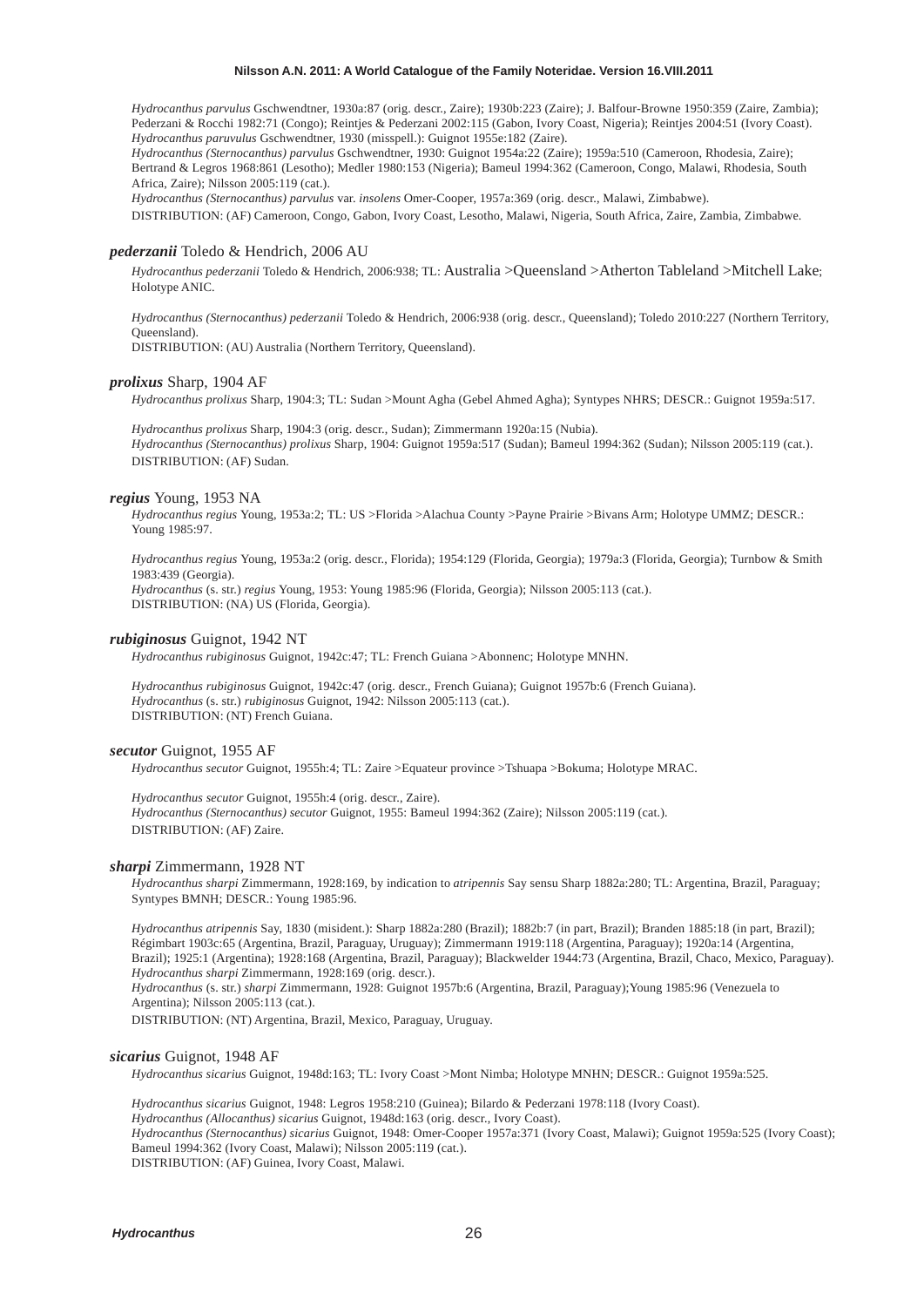*Hydrocanthus parvulus* Gschwendtner, 1930a:87 (orig. descr., Zaire); 1930b:223 (Zaire); J. Balfour-Browne 1950:359 (Zaire, Zambia); Pederzani & Rocchi 1982:71 (Congo); Reintjes & Pederzani 2002:115 (Gabon, Ivory Coast, Nigeria); Reintjes 2004:51 (Ivory Coast).
*Hydrocanthus paruvulus* Gschwendtner, 1930 (misspell.): Guignot 1955e:182 (Zaire).
*Hydrocanthus (Sternocanthus) parvulus* Gschwendtner, 1930: Guignot 1954a:22 (Zaire); 1959a:510 (Cameroon, Rhodesia, Zaire); Bertrand & Legros 1968:861 (Lesotho); Medler 1980:153 (Nigeria); Bameul 1994:362 (Cameroon, Congo, Malawi, Rhodesia, South Africa, Zaire); Nilsson 2005:119 (cat.).
*Hydrocanthus (Sternocanthus) parvulus* var. *insolens* Omer-Cooper, 1957a:369 (orig. descr., Malawi, Zimbabwe).
DISTRIBUTION: (AF) Cameroon, Congo, Gabon, Ivory Coast, Lesotho, Malawi, Nigeria, South Africa, Zaire, Zambia, Zimbabwe.

***pederzanii*** Toledo & Hendrich, 2006 AU

*Hydrocanthus pederzanii* Toledo & Hendrich, 2006:938; TL: Australia >Queensland >Atherton Tableland >Mitchell Lake; Holotype ANIC.

*Hydrocanthus (Sternocanthus) pederzanii* Toledo & Hendrich, 2006:938 (orig. descr., Queensland); Toledo 2010:227 (Northern Territory, Queensland).
DISTRIBUTION: (AU) Australia (Northern Territory, Queensland).

***prolixus*** Sharp, 1904 AF

*Hydrocanthus prolixus* Sharp, 1904:3; TL: Sudan >Mount Agha (Gebel Ahmed Agha); Syntypes NHRS; DESCR.: Guignot 1959a:517.

*Hydrocanthus prolixus* Sharp, 1904:3 (orig. descr., Sudan); Zimmermann 1920a:15 (Nubia).
*Hydrocanthus (Sternocanthus) prolixus* Sharp, 1904: Guignot 1959a:517 (Sudan); Bameul 1994:362 (Sudan); Nilsson 2005:119 (cat.).
DISTRIBUTION: (AF) Sudan.

***regius*** Young, 1953 NA

*Hydrocanthus regius* Young, 1953a:2; TL: US >Florida >Alachua County >Payne Prairie >Bivans Arm; Holotype UMMZ; DESCR.: Young 1985:97.

*Hydrocanthus regius* Young, 1953a:2 (orig. descr., Florida); 1954:129 (Florida, Georgia); 1979a:3 (Florida, Georgia); Turnbow & Smith 1983:439 (Georgia).
*Hydrocanthus* (s. str.) *regius* Young, 1953: Young 1985:96 (Florida, Georgia); Nilsson 2005:113 (cat.).
DISTRIBUTION: (NA) US (Florida, Georgia).

***rubiginosus*** Guignot, 1942 NT

*Hydrocanthus rubiginosus* Guignot, 1942c:47; TL: French Guiana >Abonnenc; Holotype MNHN.

*Hydrocanthus rubiginosus* Guignot, 1942c:47 (orig. descr., French Guiana); Guignot 1957b:6 (French Guiana).
*Hydrocanthus* (s. str.) *rubiginosus* Guignot, 1942: Nilsson 2005:113 (cat.).
DISTRIBUTION: (NT) French Guiana.

***secutor*** Guignot, 1955 AF

*Hydrocanthus secutor* Guignot, 1955h:4; TL: Zaire >Equateur province >Tshuapa >Bokuma; Holotype MRAC.

*Hydrocanthus secutor* Guignot, 1955h:4 (orig. descr., Zaire).
*Hydrocanthus (Sternocanthus) secutor* Guignot, 1955: Bameul 1994:362 (Zaire); Nilsson 2005:119 (cat.).
DISTRIBUTION: (AF) Zaire.

***sharpi*** Zimmermann, 1928 NT

*Hydrocanthus sharpi* Zimmermann, 1928:169, by indication to *atripennis* Say sensu Sharp 1882a:280; TL: Argentina, Brazil, Paraguay; Syntypes BMNH; DESCR.: Young 1985:96.

*Hydrocanthus atripennis* Say, 1830 (misident.): Sharp 1882a:280 (Brazil); 1882b:7 (in part, Brazil); Branden 1885:18 (in part, Brazil); Régimbart 1903c:65 (Argentina, Brazil, Paraguay, Uruguay); Zimmermann 1919:118 (Argentina, Paraguay); 1920a:14 (Argentina, Brazil); 1925:1 (Argentina); 1928:168 (Argentina, Brazil, Paraguay); Blackwelder 1944:73 (Argentina, Brazil, Chaco, Mexico, Paraguay).
*Hydrocanthus sharpi* Zimmermann, 1928:169 (orig. descr.).
*Hydrocanthus* (s. str.) *sharpi* Zimmermann, 1928: Guignot 1957b:6 (Argentina, Brazil, Paraguay);Young 1985:96 (Venezuela to Argentina); Nilsson 2005:113 (cat.).
DISTRIBUTION: (NT) Argentina, Brazil, Mexico, Paraguay, Uruguay.

***sicarius*** Guignot, 1948 AF

*Hydrocanthus sicarius* Guignot, 1948d:163; TL: Ivory Coast >Mont Nimba; Holotype MNHN; DESCR.: Guignot 1959a:525.

*Hydrocanthus sicarius* Guignot, 1948: Legros 1958:210 (Guinea); Bilardo & Pederzani 1978:118 (Ivory Coast).
*Hydrocanthus (Allocanthus) sicarius* Guignot, 1948d:163 (orig. descr., Ivory Coast).
*Hydrocanthus (Sternocanthus) sicarius* Guignot, 1948: Omer-Cooper 1957a:371 (Ivory Coast, Malawi); Guignot 1959a:525 (Ivory Coast); Bameul 1994:362 (Ivory Coast, Malawi); Nilsson 2005:119 (cat.).
DISTRIBUTION: (AF) Guinea, Ivory Coast, Malawi.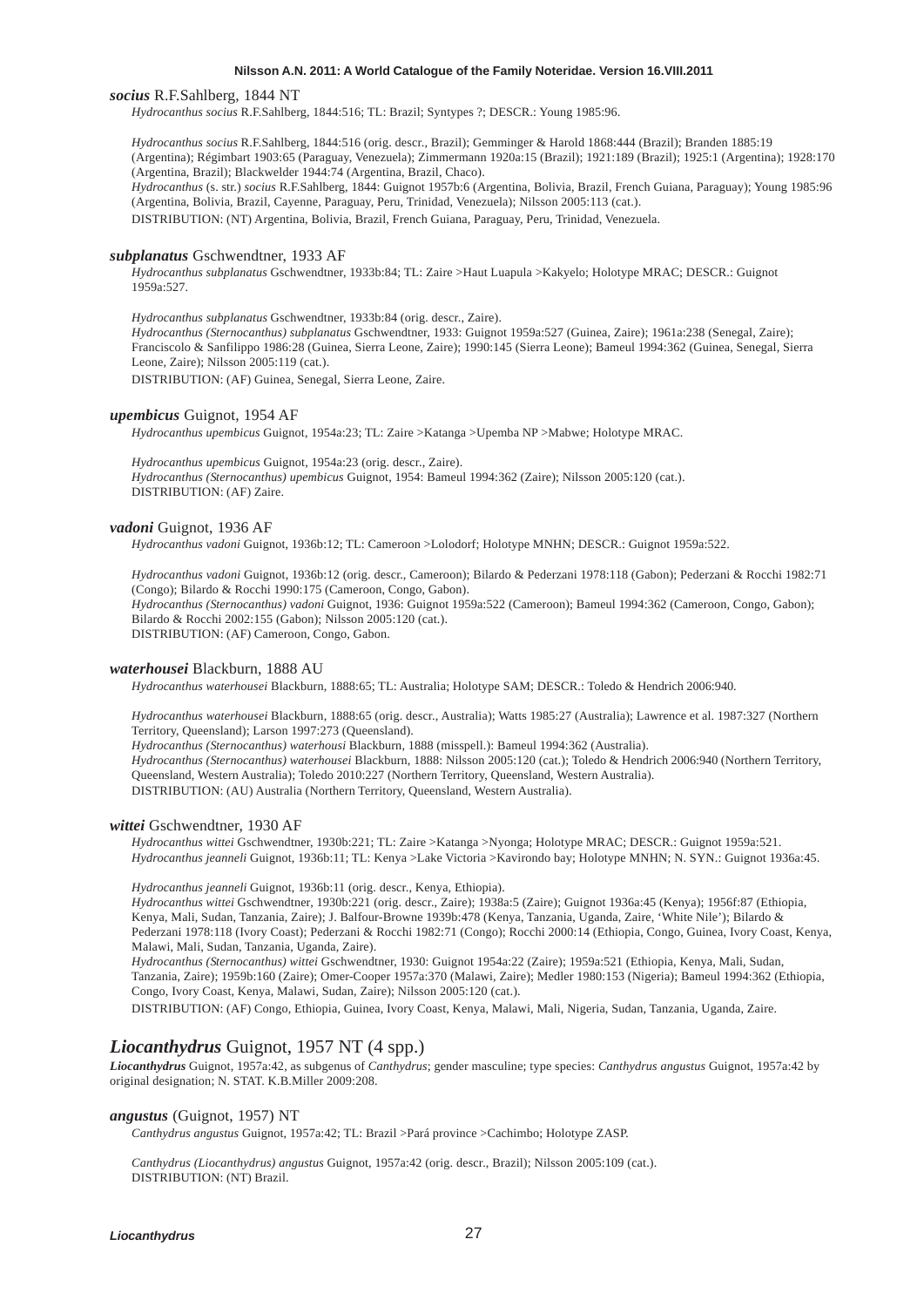***socius*** R.F.Sahlberg, 1844 NT

*Hydrocanthus socius* R.F.Sahlberg, 1844:516; TL: Brazil; Syntypes ?; DESCR.: Young 1985:96.

*Hydrocanthus socius* R.F.Sahlberg, 1844:516 (orig. descr., Brazil); Gemminger & Harold 1868:444 (Brazil); Branden 1885:19 (Argentina); Régimbart 1903:65 (Paraguay, Venezuela); Zimmermann 1920a:15 (Brazil); 1921:189 (Brazil); 1925:1 (Argentina); 1928:170 (Argentina, Brazil); Blackwelder 1944:74 (Argentina, Brazil, Chaco).
*Hydrocanthus* (s. str.) *socius* R.F.Sahlberg, 1844: Guignot 1957b:6 (Argentina, Bolivia, Brazil, French Guiana, Paraguay); Young 1985:96 (Argentina, Bolivia, Brazil, Cayenne, Paraguay, Peru, Trinidad, Venezuela); Nilsson 2005:113 (cat.).
DISTRIBUTION: (NT) Argentina, Bolivia, Brazil, French Guiana, Paraguay, Peru, Trinidad, Venezuela.

***subplanatus*** Gschwendtner, 1933 AF

*Hydrocanthus subplanatus* Gschwendtner, 1933b:84; TL: Zaire >Haut Luapula >Kakyelo; Holotype MRAC; DESCR.: Guignot 1959a:527.

*Hydrocanthus subplanatus* Gschwendtner, 1933b:84 (orig. descr., Zaire).
*Hydrocanthus (Sternocanthus) subplanatus* Gschwendtner, 1933: Guignot 1959a:527 (Guinea, Zaire); 1961a:238 (Senegal, Zaire); Franciscolo & Sanfilippo 1986:28 (Guinea, Sierra Leone, Zaire); 1990:145 (Sierra Leone); Bameul 1994:362 (Guinea, Senegal, Sierra Leone, Zaire); Nilsson 2005:119 (cat.).
DISTRIBUTION: (AF) Guinea, Senegal, Sierra Leone, Zaire.

***upembicus*** Guignot, 1954 AF

*Hydrocanthus upembicus* Guignot, 1954a:23; TL: Zaire >Katanga >Upemba NP >Mabwe; Holotype MRAC.

*Hydrocanthus upembicus* Guignot, 1954a:23 (orig. descr., Zaire).
*Hydrocanthus (Sternocanthus) upembicus* Guignot, 1954: Bameul 1994:362 (Zaire); Nilsson 2005:120 (cat.).
DISTRIBUTION: (AF) Zaire.

***vadoni*** Guignot, 1936 AF

*Hydrocanthus vadoni* Guignot, 1936b:12; TL: Cameroon >Lolodorf; Holotype MNHN; DESCR.: Guignot 1959a:522.

*Hydrocanthus vadoni* Guignot, 1936b:12 (orig. descr., Cameroon); Bilardo & Pederzani 1978:118 (Gabon); Pederzani & Rocchi 1982:71 (Congo); Bilardo & Rocchi 1990:175 (Cameroon, Congo, Gabon).
*Hydrocanthus (Sternocanthus) vadoni* Guignot, 1936: Guignot 1959a:522 (Cameroon); Bameul 1994:362 (Cameroon, Congo, Gabon); Bilardo & Rocchi 2002:155 (Gabon); Nilsson 2005:120 (cat.).
DISTRIBUTION: (AF) Cameroon, Congo, Gabon.

***waterhousei*** Blackburn, 1888 AU

*Hydrocanthus waterhousei* Blackburn, 1888:65; TL: Australia; Holotype SAM; DESCR.: Toledo & Hendrich 2006:940.

*Hydrocanthus waterhousei* Blackburn, 1888:65 (orig. descr., Australia); Watts 1985:27 (Australia); Lawrence et al. 1987:327 (Northern Territory, Queensland); Larson 1997:273 (Queensland).
*Hydrocanthus (Sternocanthus) waterhousi* Blackburn, 1888 (misspell.): Bameul 1994:362 (Australia).
*Hydrocanthus (Sternocanthus) waterhousei* Blackburn, 1888: Nilsson 2005:120 (cat.); Toledo & Hendrich 2006:940 (Northern Territory, Queensland, Western Australia); Toledo 2010:227 (Northern Territory, Queensland, Western Australia).
DISTRIBUTION: (AU) Australia (Northern Territory, Queensland, Western Australia).

***wittei*** Gschwendtner, 1930 AF

*Hydrocanthus wittei* Gschwendtner, 1930b:221; TL: Zaire >Katanga >Nyonga; Holotype MRAC; DESCR.: Guignot 1959a:521.
*Hydrocanthus jeanneli* Guignot, 1936b:11; TL: Kenya >Lake Victoria >Kavirondo bay; Holotype MNHN; N. SYN.: Guignot 1936a:45.

*Hydrocanthus jeanneli* Guignot, 1936b:11 (orig. descr., Kenya, Ethiopia).
*Hydrocanthus wittei* Gschwendtner, 1930b:221 (orig. descr., Zaire); 1938a:5 (Zaire); Guignot 1936a:45 (Kenya); 1956f:87 (Ethiopia, Kenya, Mali, Sudan, Tanzania, Zaire); J. Balfour-Browne 1939b:478 (Kenya, Tanzania, Uganda, Zaire, 'White Nile'); Bilardo & Pederzani 1978:118 (Ivory Coast); Pederzani & Rocchi 1982:71 (Congo); Rocchi 2000:14 (Ethiopia, Congo, Guinea, Ivory Coast, Kenya, Malawi, Mali, Sudan, Tanzania, Uganda, Zaire).
*Hydrocanthus (Sternocanthus) wittei* Gschwendtner, 1930: Guignot 1954a:22 (Zaire); 1959a:521 (Ethiopia, Kenya, Mali, Sudan, Tanzania, Zaire); 1959b:160 (Zaire); Omer-Cooper 1957a:370 (Malawi, Zaire); Medler 1980:153 (Nigeria); Bameul 1994:362 (Ethiopia, Congo, Ivory Coast, Kenya, Malawi, Sudan, Zaire); Nilsson 2005:120 (cat.).
DISTRIBUTION: (AF) Congo, Ethiopia, Guinea, Ivory Coast, Kenya, Malawi, Mali, Nigeria, Sudan, Tanzania, Uganda, Zaire.

## ***Liocanthydrus*** Guignot, 1957 NT (4 spp.)

***Liocanthydrus*** Guignot, 1957a:42, as subgenus of *Canthydrus*; gender masculine; type species: *Canthydrus angustus* Guignot, 1957a:42 by original designation; N. STAT. K.B.Miller 2009:208.

***angustus*** (Guignot, 1957) NT

*Canthydrus angustus* Guignot, 1957a:42; TL: Brazil >Pará province >Cachimbo; Holotype ZASP.

*Canthydrus (Liocanthydrus) angustus* Guignot, 1957a:42 (orig. descr., Brazil); Nilsson 2005:109 (cat.).
DISTRIBUTION: (NT) Brazil.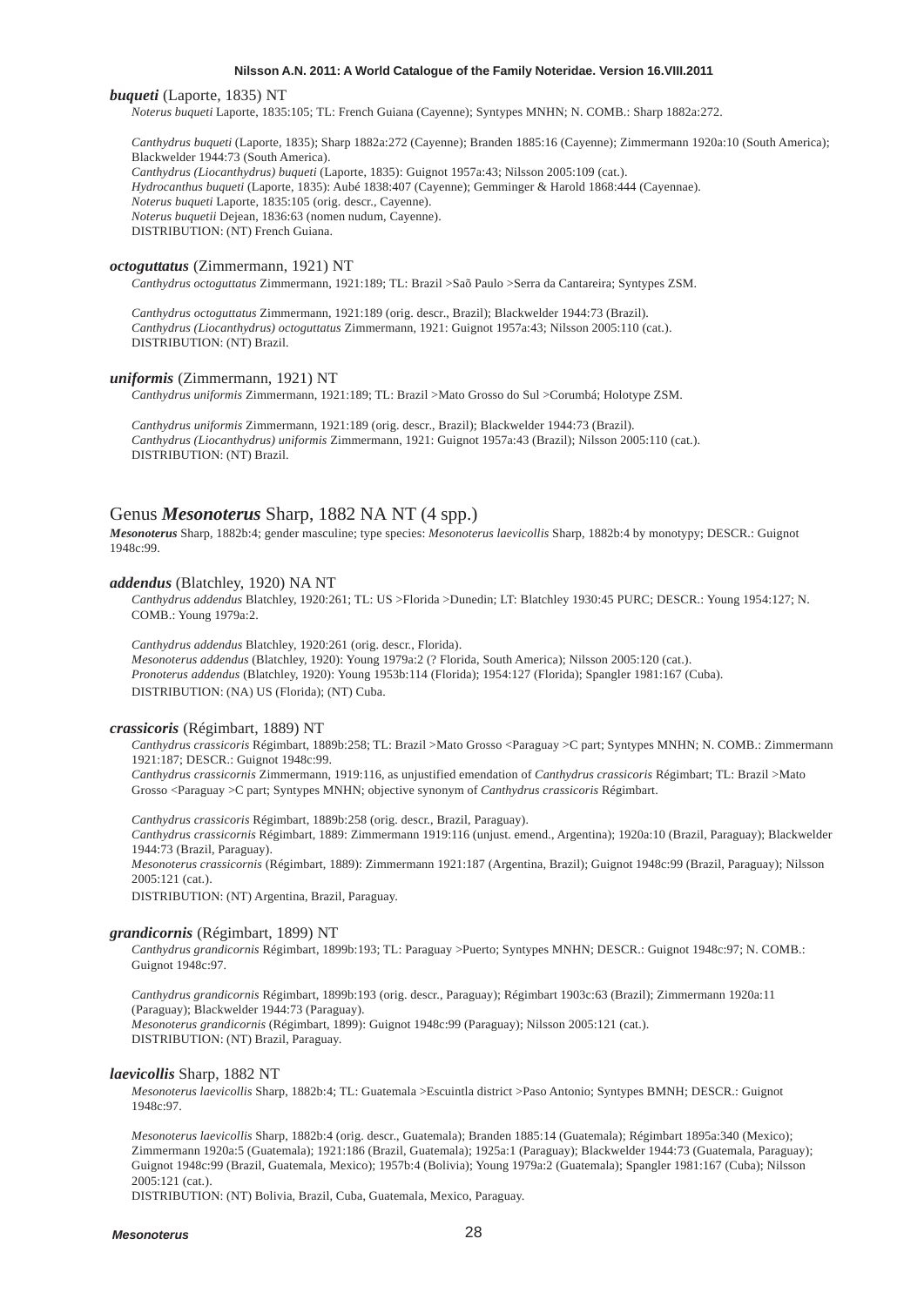***buqueti*** (Laporte, 1835) NT

*Noterus buqueti* Laporte, 1835:105; TL: French Guiana (Cayenne); Syntypes MNHN; N. COMB.: Sharp 1882a:272.

*Canthydrus buqueti* (Laporte, 1835); Sharp 1882a:272 (Cayenne); Branden 1885:16 (Cayenne); Zimmermann 1920a:10 (South America); Blackwelder 1944:73 (South America).
*Canthydrus (Liocanthydrus) buqueti* (Laporte, 1835): Guignot 1957a:43; Nilsson 2005:109 (cat.).
*Hydrocanthus buqueti* (Laporte, 1835): Aubé 1838:407 (Cayenne); Gemminger & Harold 1868:444 (Cayennae).
*Noterus buqueti* Laporte, 1835:105 (orig. descr., Cayenne).
*Noterus buquetii* Dejean, 1836:63 (nomen nudum, Cayenne).
DISTRIBUTION: (NT) French Guiana.

***octoguttatus*** (Zimmermann, 1921) NT

*Canthydrus octoguttatus* Zimmermann, 1921:189; TL: Brazil >Saõ Paulo >Serra da Cantareira; Syntypes ZSM.

*Canthydrus octoguttatus* Zimmermann, 1921:189 (orig. descr., Brazil); Blackwelder 1944:73 (Brazil).
*Canthydrus (Liocanthydrus) octoguttatus* Zimmermann, 1921: Guignot 1957a:43; Nilsson 2005:110 (cat.).
DISTRIBUTION: (NT) Brazil.

***uniformis*** (Zimmermann, 1921) NT

*Canthydrus uniformis* Zimmermann, 1921:189; TL: Brazil >Mato Grosso do Sul >Corumbá; Holotype ZSM.

*Canthydrus uniformis* Zimmermann, 1921:189 (orig. descr., Brazil); Blackwelder 1944:73 (Brazil).
*Canthydrus (Liocanthydrus) uniformis* Zimmermann, 1921: Guignot 1957a:43 (Brazil); Nilsson 2005:110 (cat.).
DISTRIBUTION: (NT) Brazil.

## Genus ***Mesonoterus*** Sharp, 1882 NA NT (4 spp.)

***Mesonoterus*** Sharp, 1882b:4; gender masculine; type species: *Mesonoterus laevicollis* Sharp, 1882b:4 by monotypy; DESCR.: Guignot 1948c:99.

***addendus*** (Blatchley, 1920) NA NT

*Canthydrus addendus* Blatchley, 1920:261; TL: US >Florida >Dunedin; LT: Blatchley 1930:45 PURC; DESCR.: Young 1954:127; N. COMB.: Young 1979a:2.

*Canthydrus addendus* Blatchley, 1920:261 (orig. descr., Florida).
*Mesonoterus addendus* (Blatchley, 1920): Young 1979a:2 (? Florida, South America); Nilsson 2005:120 (cat.).
*Pronoterus addendus* (Blatchley, 1920): Young 1953b:114 (Florida); 1954:127 (Florida); Spangler 1981:167 (Cuba).
DISTRIBUTION: (NA) US (Florida); (NT) Cuba.

***crassicoris*** (Régimbart, 1889) NT

*Canthydrus crassicoris* Régimbart, 1889b:258; TL: Brazil >Mato Grosso <Paraguay >C part; Syntypes MNHN; N. COMB.: Zimmermann 1921:187; DESCR.: Guignot 1948c:99.
*Canthydrus crassicornis* Zimmermann, 1919:116, as unjustified emendation of *Canthydrus crassicoris* Régimbart; TL: Brazil >Mato Grosso <Paraguay >C part; Syntypes MNHN; objective synonym of *Canthydrus crassicoris* Régimbart.

*Canthydrus crassicoris* Régimbart, 1889b:258 (orig. descr., Brazil, Paraguay).
*Canthydrus crassicornis* Régimbart, 1889: Zimmermann 1919:116 (unjust. emend., Argentina); 1920a:10 (Brazil, Paraguay); Blackwelder 1944:73 (Brazil, Paraguay).
*Mesonoterus crassicornis* (Régimbart, 1889): Zimmermann 1921:187 (Argentina, Brazil); Guignot 1948c:99 (Brazil, Paraguay); Nilsson 2005:121 (cat.).
DISTRIBUTION: (NT) Argentina, Brazil, Paraguay.

***grandicornis*** (Régimbart, 1899) NT

*Canthydrus grandicornis* Régimbart, 1899b:193; TL: Paraguay >Puerto; Syntypes MNHN; DESCR.: Guignot 1948c:97; N. COMB.: Guignot 1948c:97.

*Canthydrus grandicornis* Régimbart, 1899b:193 (orig. descr., Paraguay); Régimbart 1903c:63 (Brazil); Zimmermann 1920a:11 (Paraguay); Blackwelder 1944:73 (Paraguay).
*Mesonoterus grandicornis* (Régimbart, 1899): Guignot 1948c:99 (Paraguay); Nilsson 2005:121 (cat.).
DISTRIBUTION: (NT) Brazil, Paraguay.

***laevicollis*** Sharp, 1882 NT

*Mesonoterus laevicollis* Sharp, 1882b:4; TL: Guatemala >Escuintla district >Paso Antonio; Syntypes BMNH; DESCR.: Guignot 1948c:97.

*Mesonoterus laevicollis* Sharp, 1882b:4 (orig. descr., Guatemala); Branden 1885:14 (Guatemala); Régimbart 1895a:340 (Mexico); Zimmermann 1920a:5 (Guatemala); 1921:186 (Brazil, Guatemala); 1925a:1 (Paraguay); Blackwelder 1944:73 (Guatemala, Paraguay); Guignot 1948c:99 (Brazil, Guatemala, Mexico); 1957b:4 (Bolivia); Young 1979a:2 (Guatemala); Spangler 1981:167 (Cuba); Nilsson 2005:121 (cat.).
DISTRIBUTION: (NT) Bolivia, Brazil, Cuba, Guatemala, Mexico, Paraguay.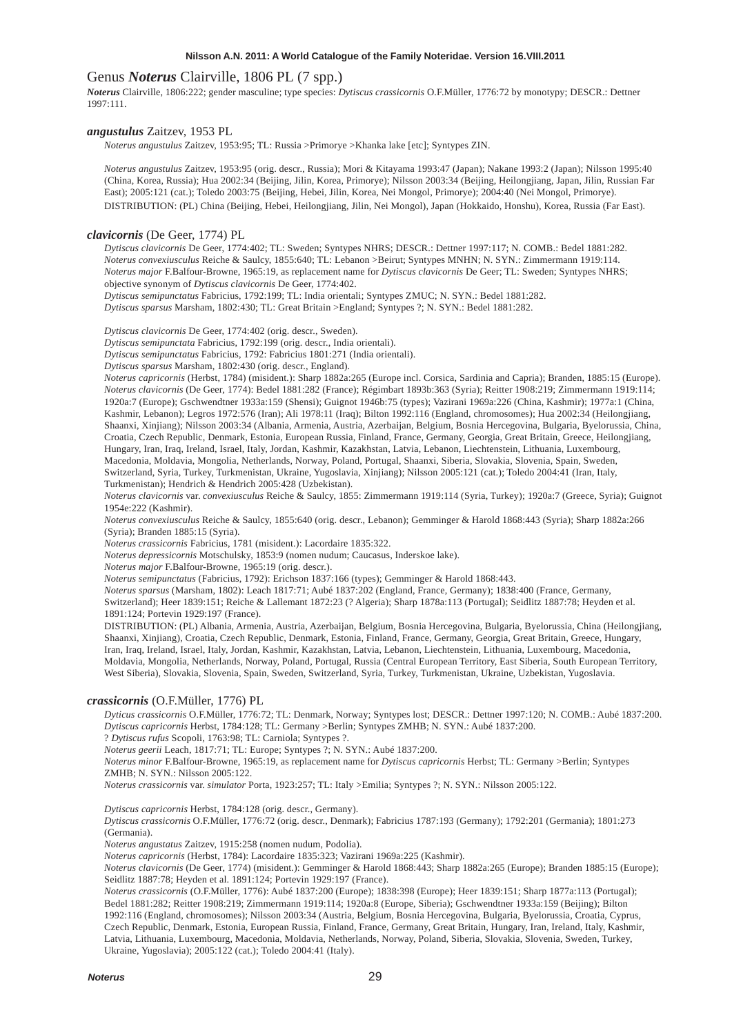## Genus *Noterus* Clairville, 1806 PL (7 spp.)

***Noterus*** Clairville, 1806:222; gender masculine; type species: *Dytiscus crassicornis* O.F.Müller, 1776:72 by monotypy; DESCR.: Dettner 1997:111.

### *angustulus* Zaitzev, 1953 PL

*Noterus angustulus* Zaitzev, 1953:95; TL: Russia >Primorye >Khanka lake [etc]; Syntypes ZIN.

*Noterus angustulus* Zaitzev, 1953:95 (orig. descr., Russia); Mori & Kitayama 1993:47 (Japan); Nakane 1993:2 (Japan); Nilsson 1995:40 (China, Korea, Russia); Hua 2002:34 (Beijing, Jilin, Korea, Primorye); Nilsson 2003:34 (Beijing, Heilongjiang, Japan, Jilin, Russian Far East); 2005:121 (cat.); Toledo 2003:75 (Beijing, Hebei, Jilin, Korea, Nei Mongol, Primorye); 2004:40 (Nei Mongol, Primorye).

DISTRIBUTION: (PL) China (Beijing, Hebei, Heilongjiang, Jilin, Nei Mongol), Japan (Hokkaido, Honshu), Korea, Russia (Far East).

### *clavicornis* (De Geer, 1774) PL

*Dytiscus clavicornis* De Geer, 1774:402; TL: Sweden; Syntypes NHRS; DESCR.: Dettner 1997:117; N. COMB.: Bedel 1881:282.
*Noterus convexiusculus* Reiche & Saulcy, 1855:640; TL: Lebanon >Beirut; Syntypes MNHN; N. SYN.: Zimmermann 1919:114.
*Noterus major* F.Balfour-Browne, 1965:19, as replacement name for *Dytiscus clavicornis* De Geer; TL: Sweden; Syntypes NHRS; objective synonym of *Dytiscus clavicornis* De Geer, 1774:402.
*Dytiscus semipunctatus* Fabricius, 1792:199; TL: India orientali; Syntypes ZMUC; N. SYN.: Bedel 1881:282.
*Dytiscus sparsus* Marsham, 1802:430; TL: Great Britain >England; Syntypes ?; N. SYN.: Bedel 1881:282.

*Dytiscus clavicornis* De Geer, 1774:402 (orig. descr., Sweden).
*Dytiscus semipunctata* Fabricius, 1792:199 (orig. descr., India orientali).
*Dytiscus semipunctatus* Fabricius, 1792: Fabricius 1801:271 (India orientali).
*Dytiscus sparsus* Marsham, 1802:430 (orig. descr., England).
*Noterus capricornis* (Herbst, 1784) (misident.): Sharp 1882a:265 (Europe incl. Corsica, Sardinia and Capria); Branden, 1885:15 (Europe).
*Noterus clavicornis* (De Geer, 1774): Bedel 1881:282 (France); Régimbart 1893b:363 (Syria); Reitter 1908:219; Zimmermann 1919:114; 1920a:7 (Europe); Gschwendtner 1933a:159 (Shensi); Guignot 1946b:75 (types); Vazirani 1969a:226 (China, Kashmir); 1977a:1 (China, Kashmir, Lebanon); Legros 1972:576 (Iran); Ali 1978:11 (Iraq); Bilton 1992:116 (England, chromosomes); Hua 2002:34 (Heilongjiang, Shaanxi, Xinjiang); Nilsson 2003:34 (Albania, Armenia, Austria, Azerbaijan, Belgium, Bosnia Hercegovina, Bulgaria, Byelorussia, China, Croatia, Czech Republic, Denmark, Estonia, European Russia, Finland, France, Germany, Georgia, Great Britain, Greece, Heilongjiang, Hungary, Iran, Iraq, Ireland, Israel, Italy, Jordan, Kashmir, Kazakhstan, Latvia, Lebanon, Liechtenstein, Lithuania, Luxembourg, Macedonia, Moldavia, Mongolia, Netherlands, Norway, Poland, Portugal, Shaanxi, Siberia, Slovakia, Slovenia, Spain, Sweden, Switzerland, Syria, Turkey, Turkmenistan, Ukraine, Yugoslavia, Xinjiang); Nilsson 2005:121 (cat.); Toledo 2004:41 (Iran, Italy, Turkmenistan); Hendrich & Hendrich 2005:428 (Uzbekistan).
*Noterus clavicornis* var. *convexiusculus* Reiche & Saulcy, 1855: Zimmermann 1919:114 (Syria, Turkey); 1920a:7 (Greece, Syria); Guignot 1954e:222 (Kashmir).
*Noterus convexiusculus* Reiche & Saulcy, 1855:640 (orig. descr., Lebanon); Gemminger & Harold 1868:443 (Syria); Sharp 1882a:266 (Syria); Branden 1885:15 (Syria).
*Noterus crassicornis* Fabricius, 1781 (misident.): Lacordaire 1835:322.
*Noterus depressicornis* Motschulsky, 1853:9 (nomen nudum; Caucasus, Inderskoe lake).
*Noterus major* F.Balfour-Browne, 1965:19 (orig. descr.).
*Noterus semipunctatus* (Fabricius, 1792): Erichson 1837:166 (types); Gemminger & Harold 1868:443.
*Noterus sparsus* (Marsham, 1802): Leach 1817:71; Aubé 1837:202 (England, France, Germany); 1838:400 (France, Germany, Switzerland); Heer 1839:151; Reiche & Lallemant 1872:23 (? Algeria); Sharp 1878a:113 (Portugal); Seidlitz 1887:78; Heyden et al. 1891:124; Portevin 1929:197 (France).

DISTRIBUTION: (PL) Albania, Armenia, Austria, Azerbaijan, Belgium, Bosnia Hercegovina, Bulgaria, Byelorussia, China (Heilongjiang, Shaanxi, Xinjiang), Croatia, Czech Republic, Denmark, Estonia, Finland, France, Germany, Georgia, Great Britain, Greece, Hungary, Iran, Iraq, Ireland, Israel, Italy, Jordan, Kashmir, Kazakhstan, Latvia, Lebanon, Liechtenstein, Lithuania, Luxembourg, Macedonia, Moldavia, Mongolia, Netherlands, Norway, Poland, Portugal, Russia (Central European Territory, East Siberia, South European Territory, West Siberia), Slovakia, Slovenia, Spain, Sweden, Switzerland, Syria, Turkey, Turkmenistan, Ukraine, Uzbekistan, Yugoslavia.

### *crassicornis* (O.F.Müller, 1776) PL

*Dyticus crassicornis* O.F.Müller, 1776:72; TL: Denmark, Norway; Syntypes lost; DESCR.: Dettner 1997:120; N. COMB.: Aubé 1837:200.
*Dytiscus capricornis* Herbst, 1784:128; TL: Germany >Berlin; Syntypes ZMHB; N. SYN.: Aubé 1837:200.
? *Dytiscus rufus* Scopoli, 1763:98; TL: Carniola; Syntypes ?.
*Noterus geerii* Leach, 1817:71; TL: Europe; Syntypes ?; N. SYN.: Aubé 1837:200.
*Noterus minor* F.Balfour-Browne, 1965:19, as replacement name for *Dytiscus capricornis* Herbst; TL: Germany >Berlin; Syntypes ZMHB; N. SYN.: Nilsson 2005:122.
*Noterus crassicornis* var. *simulator* Porta, 1923:257; TL: Italy >Emilia; Syntypes ?; N. SYN.: Nilsson 2005:122.

*Dytiscus capricornis* Herbst, 1784:128 (orig. descr., Germany).
*Dytiscus crassicornis* O.F.Müller, 1776:72 (orig. descr., Denmark); Fabricius 1787:193 (Germany); 1792:201 (Germania); 1801:273 (Germania).
*Noterus angustatus* Zaitzev, 1915:258 (nomen nudum, Podolia).
*Noterus capricornis* (Herbst, 1784): Lacordaire 1835:323; Vazirani 1969a:225 (Kashmir).
*Noterus clavicornis* (De Geer, 1774) (misident.): Gemminger & Harold 1868:443; Sharp 1882a:265 (Europe); Branden 1885:15 (Europe); Seidlitz 1887:78; Heyden et al. 1891:124; Portevin 1929:197 (France).
*Noterus crassicornis* (O.F.Müller, 1776): Aubé 1837:200 (Europe); 1838:398 (Europe); Heer 1839:151; Sharp 1877a:113 (Portugal); Bedel 1881:282; Reitter 1908:219; Zimmermann 1919:114; 1920a:8 (Europe, Siberia); Gschwendtner 1933a:159 (Beijing); Bilton 1992:116 (England, chromosomes); Nilsson 2003:34 (Austria, Belgium, Bosnia Hercegovina, Bulgaria, Byelorussia, Croatia, Cyprus, Czech Republic, Denmark, Estonia, European Russia, Finland, France, Germany, Great Britain, Hungary, Iran, Ireland, Italy, Kashmir, Latvia, Lithuania, Luxembourg, Macedonia, Moldavia, Netherlands, Norway, Poland, Siberia, Slovakia, Slovenia, Sweden, Turkey, Ukraine, Yugoslavia); 2005:122 (cat.); Toledo 2004:41 (Italy).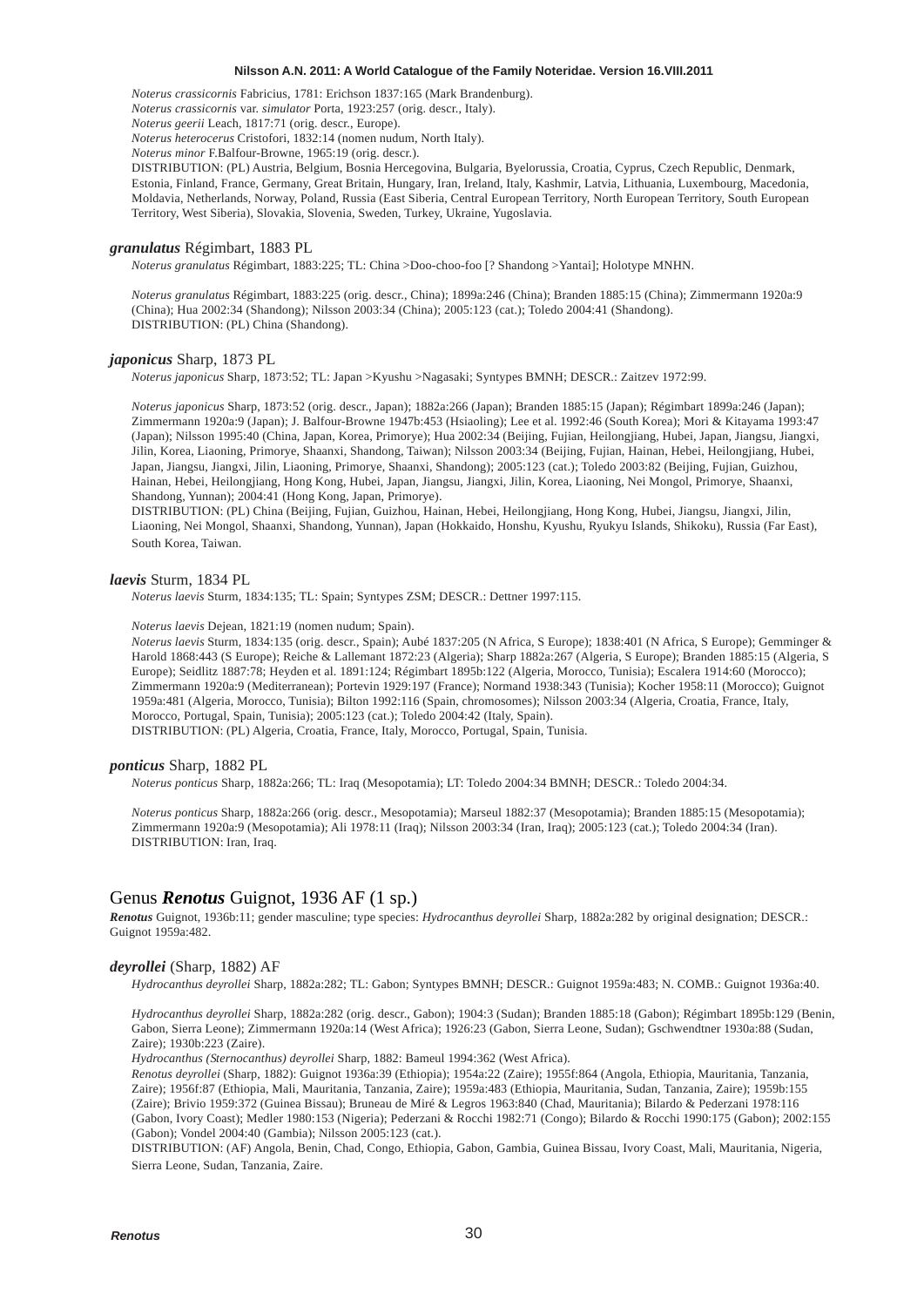*Noterus crassicornis* Fabricius, 1781: Erichson 1837:165 (Mark Brandenburg).
*Noterus crassicornis* var. *simulator* Porta, 1923:257 (orig. descr., Italy).
*Noterus geerii* Leach, 1817:71 (orig. descr., Europe).
*Noterus heterocerus* Cristofori, 1832:14 (nomen nudum, North Italy).
*Noterus minor* F.Balfour-Browne, 1965:19 (orig. descr.).
DISTRIBUTION: (PL) Austria, Belgium, Bosnia Hercegovina, Bulgaria, Byelorussia, Croatia, Cyprus, Czech Republic, Denmark, Estonia, Finland, France, Germany, Great Britain, Hungary, Iran, Ireland, Italy, Kashmir, Latvia, Lithuania, Luxembourg, Macedonia, Moldavia, Netherlands, Norway, Poland, Russia (East Siberia, Central European Territory, North European Territory, South European Territory, West Siberia), Slovakia, Slovenia, Sweden, Turkey, Ukraine, Yugoslavia.

### *granulatus* Régimbart, 1883 PL

*Noterus granulatus* Régimbart, 1883:225; TL: China >Doo-choo-foo [? Shandong >Yantai]; Holotype MNHN.

*Noterus granulatus* Régimbart, 1883:225 (orig. descr., China); 1899a:246 (China); Branden 1885:15 (China); Zimmermann 1920a:9 (China); Hua 2002:34 (Shandong); Nilsson 2003:34 (China); 2005:123 (cat.); Toledo 2004:41 (Shandong).
DISTRIBUTION: (PL) China (Shandong).

### *japonicus* Sharp, 1873 PL

*Noterus japonicus* Sharp, 1873:52; TL: Japan >Kyushu >Nagasaki; Syntypes BMNH; DESCR.: Zaitzev 1972:99.

*Noterus japonicus* Sharp, 1873:52 (orig. descr., Japan); 1882a:266 (Japan); Branden 1885:15 (Japan); Régimbart 1899a:246 (Japan); Zimmermann 1920a:9 (Japan); J. Balfour-Browne 1947b:453 (Hsiaoling); Lee et al. 1992:46 (South Korea); Mori & Kitayama 1993:47 (Japan); Nilsson 1995:40 (China, Japan, Korea, Primorye); Hua 2002:34 (Beijing, Fujian, Heilongjiang, Hubei, Japan, Jiangsu, Jiangxi, Jilin, Korea, Liaoning, Primorye, Shaanxi, Shandong, Taiwan); Nilsson 2003:34 (Beijing, Fujian, Hainan, Hebei, Heilongjiang, Hubei, Japan, Jiangsu, Jiangxi, Jilin, Liaoning, Primorye, Shaanxi, Shandong); 2005:123 (cat.); Toledo 2003:82 (Beijing, Fujian, Guizhou, Hainan, Hebei, Heilongjiang, Hong Kong, Hubei, Japan, Jiangsu, Jiangxi, Jilin, Korea, Liaoning, Nei Mongol, Primorye, Shaanxi, Shandong, Yunnan); 2004:41 (Hong Kong, Japan, Primorye).
DISTRIBUTION: (PL) China (Beijing, Fujian, Guizhou, Hainan, Hebei, Heilongjiang, Hong Kong, Hubei, Jiangsu, Jiangxi, Jilin, Liaoning, Nei Mongol, Shaanxi, Shandong, Yunnan), Japan (Hokkaido, Honshu, Kyushu, Ryukyu Islands, Shikoku), Russia (Far East), South Korea, Taiwan.

### *laevis* Sturm, 1834 PL

*Noterus laevis* Sturm, 1834:135; TL: Spain; Syntypes ZSM; DESCR.: Dettner 1997:115.

*Noterus laevis* Dejean, 1821:19 (nomen nudum; Spain).
*Noterus laevis* Sturm, 1834:135 (orig. descr., Spain); Aubé 1837:205 (N Africa, S Europe); 1838:401 (N Africa, S Europe); Gemminger & Harold 1868:443 (S Europe); Reiche & Lallemant 1872:23 (Algeria); Sharp 1882a:267 (Algeria, S Europe); Branden 1885:15 (Algeria, S Europe); Seidlitz 1887:78; Heyden et al. 1891:124; Régimbart 1895b:122 (Algeria, Morocco, Tunisia); Escalera 1914:60 (Morocco); Zimmermann 1920a:9 (Mediterranean); Portevin 1929:197 (France); Normand 1938:343 (Tunisia); Kocher 1958:11 (Morocco); Guignot 1959a:481 (Algeria, Morocco, Tunisia); Bilton 1992:116 (Spain, chromosomes); Nilsson 2003:34 (Algeria, Croatia, France, Italy, Morocco, Portugal, Spain, Tunisia); 2005:123 (cat.); Toledo 2004:42 (Italy, Spain).
DISTRIBUTION: (PL) Algeria, Croatia, France, Italy, Morocco, Portugal, Spain, Tunisia.

### *ponticus* Sharp, 1882 PL

*Noterus ponticus* Sharp, 1882a:266; TL: Iraq (Mesopotamia); LT: Toledo 2004:34 BMNH; DESCR.: Toledo 2004:34.

*Noterus ponticus* Sharp, 1882a:266 (orig. descr., Mesopotamia); Marseul 1882:37 (Mesopotamia); Branden 1885:15 (Mesopotamia); Zimmermann 1920a:9 (Mesopotamia); Ali 1978:11 (Iraq); Nilsson 2003:34 (Iran, Iraq); 2005:123 (cat.); Toledo 2004:34 (Iran).
DISTRIBUTION: Iran, Iraq.

## Genus ***Renotus*** Guignot, 1936 AF (1 sp.)

***Renotus*** Guignot, 1936b:11; gender masculine; type species: *Hydrocanthus deyrollei* Sharp, 1882a:282 by original designation; DESCR.: Guignot 1959a:482.

### *deyrollei* (Sharp, 1882) AF

*Hydrocanthus deyrollei* Sharp, 1882a:282; TL: Gabon; Syntypes BMNH; DESCR.: Guignot 1959a:483; N. COMB.: Guignot 1936a:40.

*Hydrocanthus deyrollei* Sharp, 1882a:282 (orig. descr., Gabon); 1904:3 (Sudan); Branden 1885:18 (Gabon); Régimbart 1895b:129 (Benin, Gabon, Sierra Leone); Zimmermann 1920a:14 (West Africa); 1926:23 (Gabon, Sierra Leone, Sudan); Gschwendtner 1930a:88 (Sudan, Zaire); 1930b:223 (Zaire).
*Hydrocanthus (Sternocanthus) deyrollei* Sharp, 1882: Bameul 1994:362 (West Africa).
*Renotus deyrollei* (Sharp, 1882): Guignot 1936a:39 (Ethiopia); 1954a:22 (Zaire); 1955f:864 (Angola, Ethiopia, Mauritania, Tanzania, Zaire); 1956f:87 (Ethiopia, Mali, Mauritania, Tanzania, Zaire); 1959a:483 (Ethiopia, Mauritania, Sudan, Tanzania, Zaire); 1959b:155 (Zaire); Brivio 1959:372 (Guinea Bissau); Bruneau de Miré & Legros 1963:840 (Chad, Mauritania); Bilardo & Pederzani 1978:116 (Gabon, Ivory Coast); Medler 1980:153 (Nigeria); Pederzani & Rocchi 1982:71 (Congo); Bilardo & Rocchi 1990:175 (Gabon); 2002:155 (Gabon); Vondel 2004:40 (Gambia); Nilsson 2005:123 (cat.).
DISTRIBUTION: (AF) Angola, Benin, Chad, Congo, Ethiopia, Gabon, Gambia, Guinea Bissau, Ivory Coast, Mali, Mauritania, Nigeria, Sierra Leone, Sudan, Tanzania, Zaire.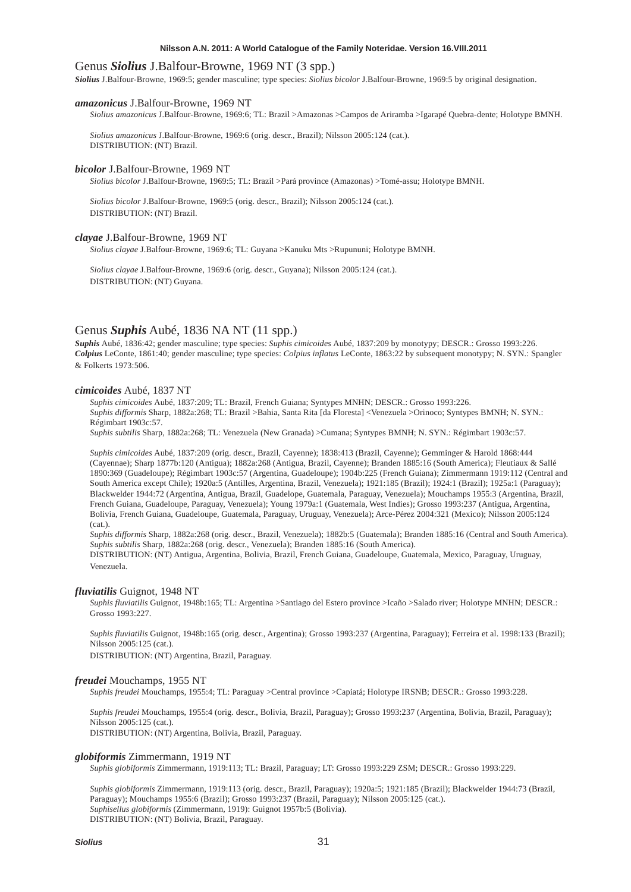## Genus *Siolius* J.Balfour-Browne, 1969 NT (3 spp.)

***Siolius*** J.Balfour-Browne, 1969:5; gender masculine; type species: *Siolius bicolor* J.Balfour-Browne, 1969:5 by original designation.

### *amazonicus* J.Balfour-Browne, 1969 NT

*Siolius amazonicus* J.Balfour-Browne, 1969:6; TL: Brazil >Amazonas >Campos de Ariramba >Igarapé Quebra-dente; Holotype BMNH.

*Siolius amazonicus* J.Balfour-Browne, 1969:6 (orig. descr., Brazil); Nilsson 2005:124 (cat.).
DISTRIBUTION: (NT) Brazil.

### *bicolor* J.Balfour-Browne, 1969 NT

*Siolius bicolor* J.Balfour-Browne, 1969:5; TL: Brazil >Pará province (Amazonas) >Tomé-assu; Holotype BMNH.

*Siolius bicolor* J.Balfour-Browne, 1969:5 (orig. descr., Brazil); Nilsson 2005:124 (cat.).
DISTRIBUTION: (NT) Brazil.

### *clayae* J.Balfour-Browne, 1969 NT

*Siolius clayae* J.Balfour-Browne, 1969:6; TL: Guyana >Kanuku Mts >Rupununi; Holotype BMNH.

*Siolius clayae* J.Balfour-Browne, 1969:6 (orig. descr., Guyana); Nilsson 2005:124 (cat.).
DISTRIBUTION: (NT) Guyana.

## Genus *Suphis* Aubé, 1836 NA NT (11 spp.)

***Suphis*** Aubé, 1836:42; gender masculine; type species: *Suphis cimicoides* Aubé, 1837:209 by monotypy; DESCR.: Grosso 1993:226.
***Colpius*** LeConte, 1861:40; gender masculine; type species: *Colpius inflatus* LeConte, 1863:22 by subsequent monotypy; N. SYN.: Spangler & Folkerts 1973:506.

### *cimicoides* Aubé, 1837 NT

*Suphis cimicoides* Aubé, 1837:209; TL: Brazil, French Guiana; Syntypes MNHN; DESCR.: Grosso 1993:226.
*Suphis difformis* Sharp, 1882a:268; TL: Brazil >Bahia, Santa Rita [da Floresta] <Venezuela >Orinoco; Syntypes BMNH; N. SYN.: Régimbart 1903c:57.
*Suphis subtilis* Sharp, 1882a:268; TL: Venezuela (New Granada) >Cumana; Syntypes BMNH; N. SYN.: Régimbart 1903c:57.

*Suphis cimicoides* Aubé, 1837:209 (orig. descr., Brazil, Cayenne); 1838:413 (Brazil, Cayenne); Gemminger & Harold 1868:444 (Cayennae); Sharp 1877b:120 (Antigua); 1882a:268 (Antigua, Brazil, Cayenne); Branden 1885:16 (South America); Fleutiaux & Sallé 1890:369 (Guadeloupe); Régimbart 1903c:57 (Argentina, Guadeloupe); 1904b:225 (French Guiana); Zimmermann 1919:112 (Central and South America except Chile); 1920a:5 (Antilles, Argentina, Brazil, Venezuela); 1921:185 (Brazil); 1924:1 (Brazil); 1925a:1 (Paraguay); Blackwelder 1944:72 (Argentina, Antigua, Brazil, Guadelope, Guatemala, Paraguay, Venezuela); Mouchamps 1955:3 (Argentina, Brazil, French Guiana, Guadeloupe, Paraguay, Venezuela); Young 1979a:1 (Guatemala, West Indies); Grosso 1993:237 (Antigua, Argentina, Bolivia, French Guiana, Guadeloupe, Guatemala, Paraguay, Uruguay, Venezuela); Arce-Pérez 2004:321 (Mexico); Nilsson 2005:124 (cat.).
*Suphis difformis* Sharp, 1882a:268 (orig. descr., Brazil, Venezuela); 1882b:5 (Guatemala); Branden 1885:16 (Central and South America).
*Suphis subtilis* Sharp, 1882a:268 (orig. descr., Venezuela); Branden 1885:16 (South America).
DISTRIBUTION: (NT) Antigua, Argentina, Bolivia, Brazil, French Guiana, Guadeloupe, Guatemala, Mexico, Paraguay, Uruguay, Venezuela.

### *fluviatilis* Guignot, 1948 NT

*Suphis fluviatilis* Guignot, 1948b:165; TL: Argentina >Santiago del Estero province >Icaño >Salado river; Holotype MNHN; DESCR.: Grosso 1993:227.

*Suphis fluviatilis* Guignot, 1948b:165 (orig. descr., Argentina); Grosso 1993:237 (Argentina, Paraguay); Ferreira et al. 1998:133 (Brazil); Nilsson 2005:125 (cat.).
DISTRIBUTION: (NT) Argentina, Brazil, Paraguay.

### *freudei* Mouchamps, 1955 NT

*Suphis freudei* Mouchamps, 1955:4; TL: Paraguay >Central province >Capiatá; Holotype IRSNB; DESCR.: Grosso 1993:228.

*Suphis freudei* Mouchamps, 1955:4 (orig. descr., Bolivia, Brazil, Paraguay); Grosso 1993:237 (Argentina, Bolivia, Brazil, Paraguay); Nilsson 2005:125 (cat.).
DISTRIBUTION: (NT) Argentina, Bolivia, Brazil, Paraguay.

### *globiformis* Zimmermann, 1919 NT

*Suphis globiformis* Zimmermann, 1919:113; TL: Brazil, Paraguay; LT: Grosso 1993:229 ZSM; DESCR.: Grosso 1993:229.

*Suphis globiformis* Zimmermann, 1919:113 (orig. descr., Brazil, Paraguay); 1920a:5; 1921:185 (Brazil); Blackwelder 1944:73 (Brazil, Paraguay); Mouchamps 1955:6 (Brazil); Grosso 1993:237 (Brazil, Paraguay); Nilsson 2005:125 (cat.).
*Suphisellus globiformis* (Zimmermann, 1919): Guignot 1957b:5 (Bolivia).
DISTRIBUTION: (NT) Bolivia, Brazil, Paraguay.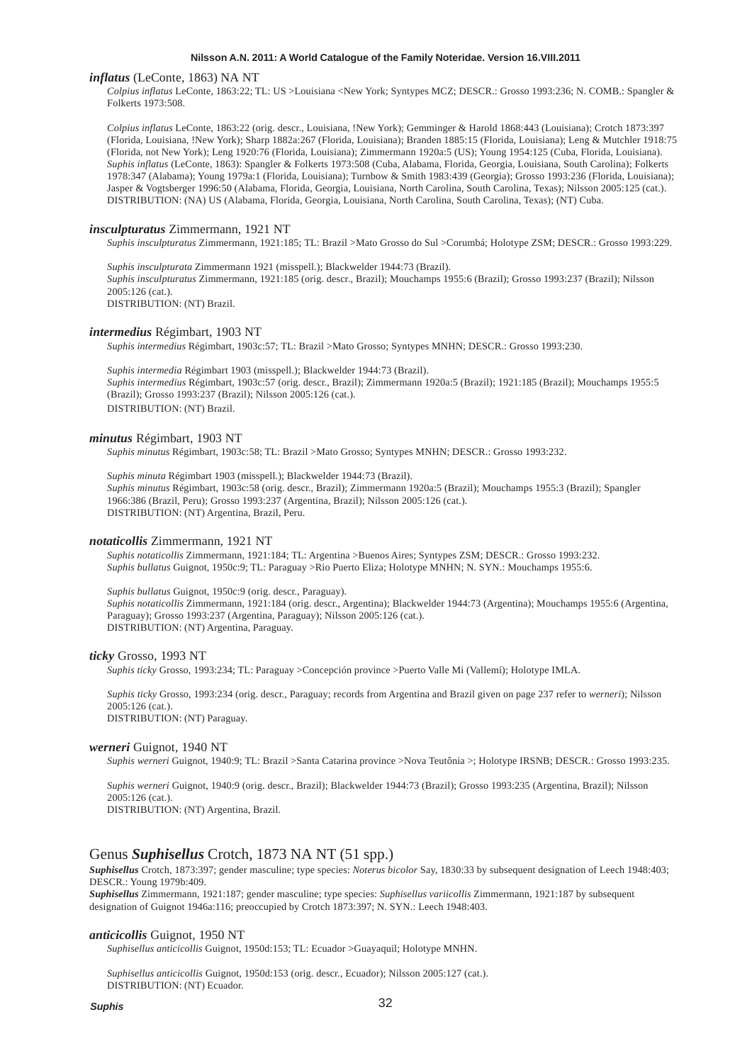***inflatus*** (LeConte, 1863) NA NT

*Colpius inflatus* LeConte, 1863:22; TL: US >Louisiana <New York; Syntypes MCZ; DESCR.: Grosso 1993:236; N. COMB.: Spangler & Folkerts 1973:508.

*Colpius inflatus* LeConte, 1863:22 (orig. descr., Louisiana, !New York); Gemminger & Harold 1868:443 (Louisiana); Crotch 1873:397 (Florida, Louisiana, !New York); Sharp 1882a:267 (Florida, Louisiana); Branden 1885:15 (Florida, Louisiana); Leng & Mutchler 1918:75 (Florida, not New York); Leng 1920:76 (Florida, Louisiana); Zimmermann 1920a:5 (US); Young 1954:125 (Cuba, Florida, Louisiana).
*Suphis inflatus* (LeConte, 1863): Spangler & Folkerts 1973:508 (Cuba, Alabama, Florida, Georgia, Louisiana, South Carolina); Folkerts 1978:347 (Alabama); Young 1979a:1 (Florida, Louisiana); Turnbow & Smith 1983:439 (Georgia); Grosso 1993:236 (Florida, Louisiana); Jasper & Vogtsberger 1996:50 (Alabama, Florida, Georgia, Louisiana, North Carolina, South Carolina, Texas); Nilsson 2005:125 (cat.).
DISTRIBUTION: (NA) US (Alabama, Florida, Georgia, Louisiana, North Carolina, South Carolina, Texas); (NT) Cuba.

***insculpturatus*** Zimmermann, 1921 NT

*Suphis insculpturatus* Zimmermann, 1921:185; TL: Brazil >Mato Grosso do Sul >Corumbá; Holotype ZSM; DESCR.: Grosso 1993:229.

*Suphis insculpturata* Zimmermann 1921 (misspell.); Blackwelder 1944:73 (Brazil).
*Suphis insculpturatus* Zimmermann, 1921:185 (orig. descr., Brazil); Mouchamps 1955:6 (Brazil); Grosso 1993:237 (Brazil); Nilsson 2005:126 (cat.).
DISTRIBUTION: (NT) Brazil.

***intermedius*** Régimbart, 1903 NT

*Suphis intermedius* Régimbart, 1903c:57; TL: Brazil >Mato Grosso; Syntypes MNHN; DESCR.: Grosso 1993:230.

*Suphis intermedia* Régimbart 1903 (misspell.); Blackwelder 1944:73 (Brazil).
*Suphis intermedius* Régimbart, 1903c:57 (orig. descr., Brazil); Zimmermann 1920a:5 (Brazil); 1921:185 (Brazil); Mouchamps 1955:5 (Brazil); Grosso 1993:237 (Brazil); Nilsson 2005:126 (cat.).
DISTRIBUTION: (NT) Brazil.

***minutus*** Régimbart, 1903 NT

*Suphis minutus* Régimbart, 1903c:58; TL: Brazil >Mato Grosso; Syntypes MNHN; DESCR.: Grosso 1993:232.

*Suphis minuta* Régimbart 1903 (misspell.); Blackwelder 1944:73 (Brazil).
*Suphis minutus* Régimbart, 1903c:58 (orig. descr., Brazil); Zimmermann 1920a:5 (Brazil); Mouchamps 1955:3 (Brazil); Spangler 1966:386 (Brazil, Peru); Grosso 1993:237 (Argentina, Brazil); Nilsson 2005:126 (cat.).
DISTRIBUTION: (NT) Argentina, Brazil, Peru.

***notaticollis*** Zimmermann, 1921 NT

*Suphis notaticollis* Zimmermann, 1921:184; TL: Argentina >Buenos Aires; Syntypes ZSM; DESCR.: Grosso 1993:232.
*Suphis bullatus* Guignot, 1950c:9; TL: Paraguay >Rio Puerto Eliza; Holotype MNHN; N. SYN.: Mouchamps 1955:6.

*Suphis bullatus* Guignot, 1950c:9 (orig. descr., Paraguay).
*Suphis notaticollis* Zimmermann, 1921:184 (orig. descr., Argentina); Blackwelder 1944:73 (Argentina); Mouchamps 1955:6 (Argentina, Paraguay); Grosso 1993:237 (Argentina, Paraguay); Nilsson 2005:126 (cat.).
DISTRIBUTION: (NT) Argentina, Paraguay.

***ticky*** Grosso, 1993 NT

*Suphis ticky* Grosso, 1993:234; TL: Paraguay >Concepción province >Puerto Valle Mi (Vallemí); Holotype IMLA.

*Suphis ticky* Grosso, 1993:234 (orig. descr., Paraguay; records from Argentina and Brazil given on page 237 refer to *werneri*); Nilsson 2005:126 (cat.).
DISTRIBUTION: (NT) Paraguay.

***werneri*** Guignot, 1940 NT

*Suphis werneri* Guignot, 1940:9; TL: Brazil >Santa Catarina province >Nova Teutônia >; Holotype IRSNB; DESCR.: Grosso 1993:235.

*Suphis werneri* Guignot, 1940:9 (orig. descr., Brazil); Blackwelder 1944:73 (Brazil); Grosso 1993:235 (Argentina, Brazil); Nilsson 2005:126 (cat.).
DISTRIBUTION: (NT) Argentina, Brazil.

## Genus ***Suphisellus*** Crotch, 1873 NA NT (51 spp.)

***Suphisellus*** Crotch, 1873:397; gender masculine; type species: *Noterus bicolor* Say, 1830:33 by subsequent designation of Leech 1948:403; DESCR.: Young 1979b:409.
***Suphisellus*** Zimmermann, 1921:187; gender masculine; type species: *Suphisellus variicollis* Zimmermann, 1921:187 by subsequent designation of Guignot 1946a:116; preoccupied by Crotch 1873:397; N. SYN.: Leech 1948:403.

***anticicollis*** Guignot, 1950 NT

*Suphisellus anticicollis* Guignot, 1950d:153; TL: Ecuador >Guayaquil; Holotype MNHN.

*Suphisellus anticicollis* Guignot, 1950d:153 (orig. descr., Ecuador); Nilsson 2005:127 (cat.).
DISTRIBUTION: (NT) Ecuador.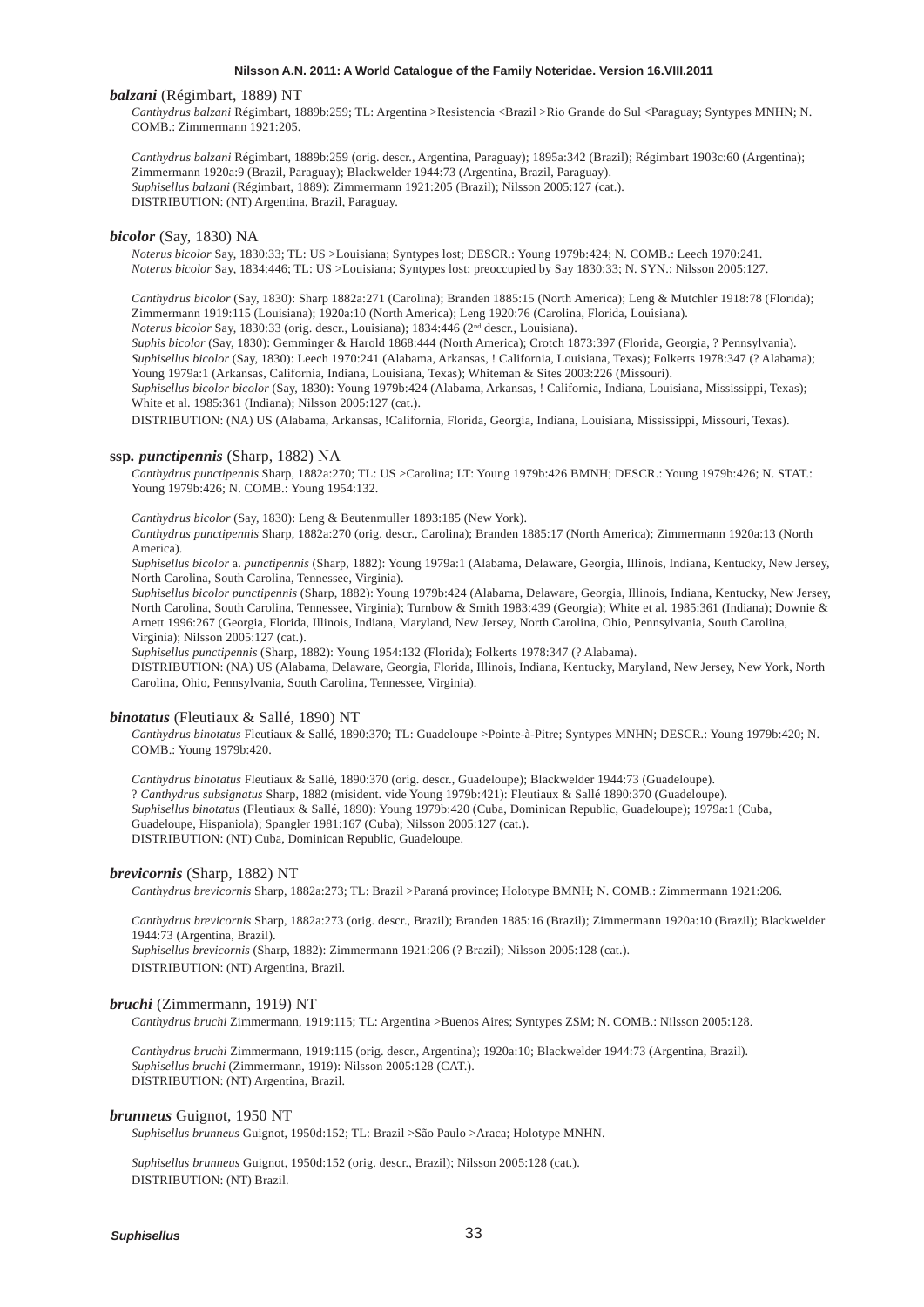***balzani*** (Régimbart, 1889) NT

*Canthydrus balzani* Régimbart, 1889b:259; TL: Argentina >Resistencia <Brazil >Rio Grande do Sul <Paraguay; Syntypes MNHN; N. COMB.: Zimmermann 1921:205.

*Canthydrus balzani* Régimbart, 1889b:259 (orig. descr., Argentina, Paraguay); 1895a:342 (Brazil); Régimbart 1903c:60 (Argentina); Zimmermann 1920a:9 (Brazil, Paraguay); Blackwelder 1944:73 (Argentina, Brazil, Paraguay).
*Suphisellus balzani* (Régimbart, 1889): Zimmermann 1921:205 (Brazil); Nilsson 2005:127 (cat.).
DISTRIBUTION: (NT) Argentina, Brazil, Paraguay.

***bicolor*** (Say, 1830) NA

*Noterus bicolor* Say, 1830:33; TL: US >Louisiana; Syntypes lost; DESCR.: Young 1979b:424; N. COMB.: Leech 1970:241.
*Noterus bicolor* Say, 1834:446; TL: US >Louisiana; Syntypes lost; preoccupied by Say 1830:33; N. SYN.: Nilsson 2005:127.

*Canthydrus bicolor* (Say, 1830): Sharp 1882a:271 (Carolina); Branden 1885:15 (North America); Leng & Mutchler 1918:78 (Florida); Zimmermann 1919:115 (Louisiana); 1920a:10 (North America); Leng 1920:76 (Carolina, Florida, Louisiana).
*Noterus bicolor* Say, 1830:33 (orig. descr., Louisiana); 1834:446 (2nd descr., Louisiana).
*Suphis bicolor* (Say, 1830): Gemminger & Harold 1868:444 (North America); Crotch 1873:397 (Florida, Georgia, ? Pennsylvania).
*Suphisellus bicolor* (Say, 1830): Leech 1970:241 (Alabama, Arkansas, ! California, Louisiana, Texas); Folkerts 1978:347 (? Alabama); Young 1979a:1 (Arkansas, California, Indiana, Louisiana, Texas); Whiteman & Sites 2003:226 (Missouri).
*Suphisellus bicolor bicolor* (Say, 1830): Young 1979b:424 (Alabama, Arkansas, ! California, Indiana, Louisiana, Mississippi, Texas); White et al. 1985:361 (Indiana); Nilsson 2005:127 (cat.).
DISTRIBUTION: (NA) US (Alabama, Arkansas, !California, Florida, Georgia, Indiana, Louisiana, Mississippi, Missouri, Texas).

**ssp. *punctipennis*** (Sharp, 1882) NA

*Canthydrus punctipennis* Sharp, 1882a:270; TL: US >Carolina; LT: Young 1979b:426 BMNH; DESCR.: Young 1979b:426; N. STAT.: Young 1979b:426; N. COMB.: Young 1954:132.

*Canthydrus bicolor* (Say, 1830): Leng & Beutenmuller 1893:185 (New York).
*Canthydrus punctipennis* Sharp, 1882a:270 (orig. descr., Carolina); Branden 1885:17 (North America); Zimmermann 1920a:13 (North America).
*Suphisellus bicolor* a. *punctipennis* (Sharp, 1882): Young 1979a:1 (Alabama, Delaware, Georgia, Illinois, Indiana, Kentucky, New Jersey, North Carolina, South Carolina, Tennessee, Virginia).
*Suphisellus bicolor punctipennis* (Sharp, 1882): Young 1979b:424 (Alabama, Delaware, Georgia, Illinois, Indiana, Kentucky, New Jersey, North Carolina, South Carolina, Tennessee, Virginia); Turnbow & Smith 1983:439 (Georgia); White et al. 1985:361 (Indiana); Downie & Arnett 1996:267 (Georgia, Florida, Illinois, Indiana, Maryland, New Jersey, North Carolina, Ohio, Pennsylvania, South Carolina, Virginia); Nilsson 2005:127 (cat.).
*Suphisellus punctipennis* (Sharp, 1882): Young 1954:132 (Florida); Folkerts 1978:347 (? Alabama).
DISTRIBUTION: (NA) US (Alabama, Delaware, Georgia, Florida, Illinois, Indiana, Kentucky, Maryland, New Jersey, New York, North Carolina, Ohio, Pennsylvania, South Carolina, Tennessee, Virginia).

***binotatus*** (Fleutiaux & Sallé, 1890) NT

*Canthydrus binotatus* Fleutiaux & Sallé, 1890:370; TL: Guadeloupe >Pointe-à-Pitre; Syntypes MNHN; DESCR.: Young 1979b:420; N. COMB.: Young 1979b:420.

*Canthydrus binotatus* Fleutiaux & Sallé, 1890:370 (orig. descr., Guadeloupe); Blackwelder 1944:73 (Guadeloupe).
? *Canthydrus subsignatus* Sharp, 1882 (misident. vide Young 1979b:421): Fleutiaux & Sallé 1890:370 (Guadeloupe).
*Suphisellus binotatus* (Fleutiaux & Sallé, 1890): Young 1979b:420 (Cuba, Dominican Republic, Guadeloupe); 1979a:1 (Cuba, Guadeloupe, Hispaniola); Spangler 1981:167 (Cuba); Nilsson 2005:127 (cat.).
DISTRIBUTION: (NT) Cuba, Dominican Republic, Guadeloupe.

***brevicornis*** (Sharp, 1882) NT

*Canthydrus brevicornis* Sharp, 1882a:273; TL: Brazil >Paraná province; Holotype BMNH; N. COMB.: Zimmermann 1921:206.

*Canthydrus brevicornis* Sharp, 1882a:273 (orig. descr., Brazil); Branden 1885:16 (Brazil); Zimmermann 1920a:10 (Brazil); Blackwelder 1944:73 (Argentina, Brazil).
*Suphisellus brevicornis* (Sharp, 1882): Zimmermann 1921:206 (? Brazil); Nilsson 2005:128 (cat.).
DISTRIBUTION: (NT) Argentina, Brazil.

***bruchi*** (Zimmermann, 1919) NT

*Canthydrus bruchi* Zimmermann, 1919:115; TL: Argentina >Buenos Aires; Syntypes ZSM; N. COMB.: Nilsson 2005:128.

*Canthydrus bruchi* Zimmermann, 1919:115 (orig. descr., Argentina); 1920a:10; Blackwelder 1944:73 (Argentina, Brazil).
*Suphisellus bruchi* (Zimmermann, 1919): Nilsson 2005:128 (CAT.).
DISTRIBUTION: (NT) Argentina, Brazil.

***brunneus*** Guignot, 1950 NT

*Suphisellus brunneus* Guignot, 1950d:152; TL: Brazil >São Paulo >Araca; Holotype MNHN.

*Suphisellus brunneus* Guignot, 1950d:152 (orig. descr., Brazil); Nilsson 2005:128 (cat.).
DISTRIBUTION: (NT) Brazil.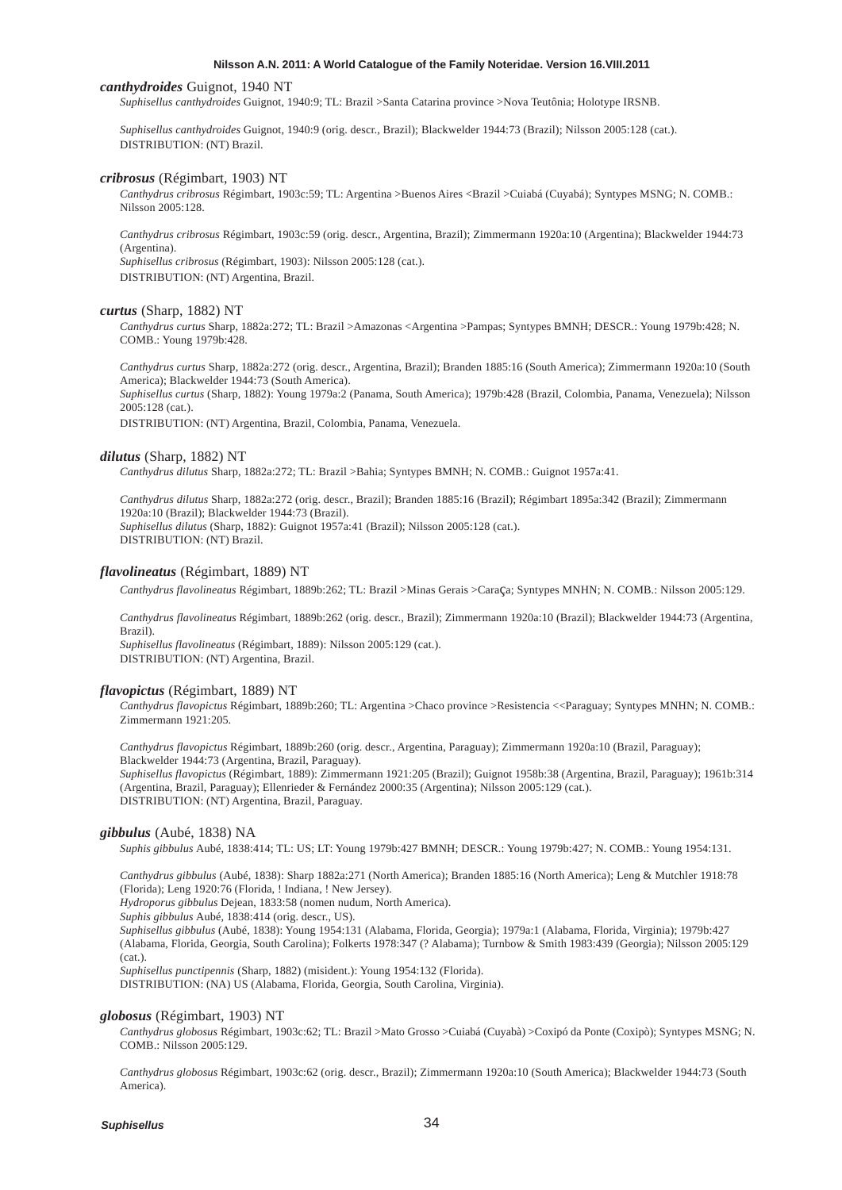***canthydroides*** Guignot, 1940 NT

*Suphisellus canthydroides* Guignot, 1940:9; TL: Brazil >Santa Catarina province >Nova Teutônia; Holotype IRSNB.

*Suphisellus canthydroides* Guignot, 1940:9 (orig. descr., Brazil); Blackwelder 1944:73 (Brazil); Nilsson 2005:128 (cat.).
DISTRIBUTION: (NT) Brazil.

***cribrosus*** (Régimbart, 1903) NT

*Canthydrus cribrosus* Régimbart, 1903c:59; TL: Argentina >Buenos Aires <Brazil >Cuiabá (Cuyabá); Syntypes MSNG; N. COMB.: Nilsson 2005:128.

*Canthydrus cribrosus* Régimbart, 1903c:59 (orig. descr., Argentina, Brazil); Zimmermann 1920a:10 (Argentina); Blackwelder 1944:73 (Argentina).
*Suphisellus cribrosus* (Régimbart, 1903): Nilsson 2005:128 (cat.).
DISTRIBUTION: (NT) Argentina, Brazil.

***curtus*** (Sharp, 1882) NT

*Canthydrus curtus* Sharp, 1882a:272; TL: Brazil >Amazonas <Argentina >Pampas; Syntypes BMNH; DESCR.: Young 1979b:428; N. COMB.: Young 1979b:428.

*Canthydrus curtus* Sharp, 1882a:272 (orig. descr., Argentina, Brazil); Branden 1885:16 (South America); Zimmermann 1920a:10 (South America); Blackwelder 1944:73 (South America).
*Suphisellus curtus* (Sharp, 1882): Young 1979a:2 (Panama, South America); 1979b:428 (Brazil, Colombia, Panama, Venezuela); Nilsson 2005:128 (cat.).
DISTRIBUTION: (NT) Argentina, Brazil, Colombia, Panama, Venezuela.

***dilutus*** (Sharp, 1882) NT

*Canthydrus dilutus* Sharp, 1882a:272; TL: Brazil >Bahia; Syntypes BMNH; N. COMB.: Guignot 1957a:41.

*Canthydrus dilutus* Sharp, 1882a:272 (orig. descr., Brazil); Branden 1885:16 (Brazil); Régimbart 1895a:342 (Brazil); Zimmermann 1920a:10 (Brazil); Blackwelder 1944:73 (Brazil).
*Suphisellus dilutus* (Sharp, 1882): Guignot 1957a:41 (Brazil); Nilsson 2005:128 (cat.).
DISTRIBUTION: (NT) Brazil.

***flavolineatus*** (Régimbart, 1889) NT

*Canthydrus flavolineatus* Régimbart, 1889b:262; TL: Brazil >Minas Gerais >Caraça; Syntypes MNHN; N. COMB.: Nilsson 2005:129.

*Canthydrus flavolineatus* Régimbart, 1889b:262 (orig. descr., Brazil); Zimmermann 1920a:10 (Brazil); Blackwelder 1944:73 (Argentina, Brazil).
*Suphisellus flavolineatus* (Régimbart, 1889): Nilsson 2005:129 (cat.).
DISTRIBUTION: (NT) Argentina, Brazil.

***flavopictus*** (Régimbart, 1889) NT

*Canthydrus flavopictus* Régimbart, 1889b:260; TL: Argentina >Chaco province >Resistencia <<Paraguay; Syntypes MNHN; N. COMB.: Zimmermann 1921:205.

*Canthydrus flavopictus* Régimbart, 1889b:260 (orig. descr., Argentina, Paraguay); Zimmermann 1920a:10 (Brazil, Paraguay); Blackwelder 1944:73 (Argentina, Brazil, Paraguay).
*Suphisellus flavopictus* (Régimbart, 1889): Zimmermann 1921:205 (Brazil); Guignot 1958b:38 (Argentina, Brazil, Paraguay); 1961b:314 (Argentina, Brazil, Paraguay); Ellenrieder & Fernández 2000:35 (Argentina); Nilsson 2005:129 (cat.).
DISTRIBUTION: (NT) Argentina, Brazil, Paraguay.

***gibbulus*** (Aubé, 1838) NA

*Suphis gibbulus* Aubé, 1838:414; TL: US; LT: Young 1979b:427 BMNH; DESCR.: Young 1979b:427; N. COMB.: Young 1954:131.

*Canthydrus gibbulus* (Aubé, 1838): Sharp 1882a:271 (North America); Branden 1885:16 (North America); Leng & Mutchler 1918:78 (Florida); Leng 1920:76 (Florida, ! Indiana, ! New Jersey).
*Hydroporus gibbulus* Dejean, 1833:58 (nomen nudum, North America).
*Suphis gibbulus* Aubé, 1838:414 (orig. descr., US).
*Suphisellus gibbulus* (Aubé, 1838): Young 1954:131 (Alabama, Florida, Georgia); 1979a:1 (Alabama, Florida, Virginia); 1979b:427 (Alabama, Florida, Georgia, South Carolina); Folkerts 1978:347 (? Alabama); Turnbow & Smith 1983:439 (Georgia); Nilsson 2005:129 (cat.).
*Suphisellus punctipennis* (Sharp, 1882) (misident.): Young 1954:132 (Florida).
DISTRIBUTION: (NA) US (Alabama, Florida, Georgia, South Carolina, Virginia).

***globosus*** (Régimbart, 1903) NT

*Canthydrus globosus* Régimbart, 1903c:62; TL: Brazil >Mato Grosso >Cuiabá (Cuyabà) >Coxipó da Ponte (Coxipò); Syntypes MSNG; N. COMB.: Nilsson 2005:129.

*Canthydrus globosus* Régimbart, 1903c:62 (orig. descr., Brazil); Zimmermann 1920a:10 (South America); Blackwelder 1944:73 (South America).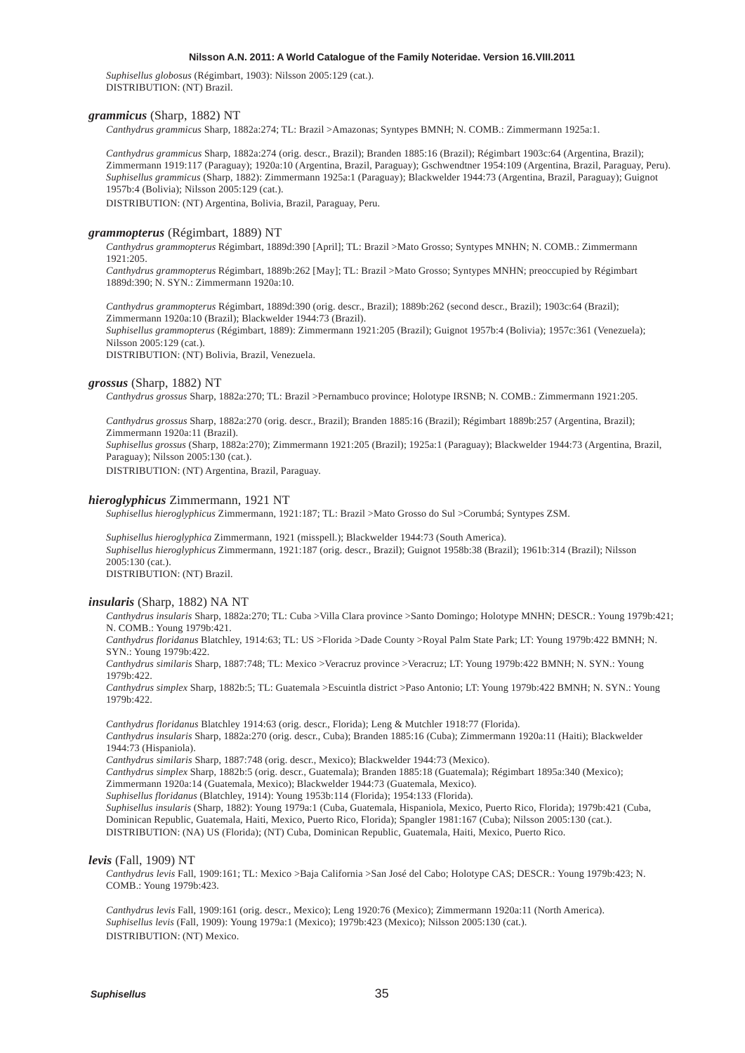*Suphisellus globosus* (Régimbart, 1903): Nilsson 2005:129 (cat.).
DISTRIBUTION: (NT) Brazil.

### ***grammicus*** (Sharp, 1882) NT

*Canthydrus grammicus* Sharp, 1882a:274; TL: Brazil >Amazonas; Syntypes BMNH; N. COMB.: Zimmermann 1925a:1.

*Canthydrus grammicus* Sharp, 1882a:274 (orig. descr., Brazil); Branden 1885:16 (Brazil); Régimbart 1903c:64 (Argentina, Brazil); Zimmermann 1919:117 (Paraguay); 1920a:10 (Argentina, Brazil, Paraguay); Gschwendtner 1954:109 (Argentina, Brazil, Paraguay, Peru).
*Suphisellus grammicus* (Sharp, 1882): Zimmermann 1925a:1 (Paraguay); Blackwelder 1944:73 (Argentina, Brazil, Paraguay); Guignot 1957b:4 (Bolivia); Nilsson 2005:129 (cat.).
DISTRIBUTION: (NT) Argentina, Bolivia, Brazil, Paraguay, Peru.

### ***grammopterus*** (Régimbart, 1889) NT

*Canthydrus grammopterus* Régimbart, 1889d:390 [April]; TL: Brazil >Mato Grosso; Syntypes MNHN; N. COMB.: Zimmermann 1921:205.
*Canthydrus grammopterus* Régimbart, 1889b:262 [May]; TL: Brazil >Mato Grosso; Syntypes MNHN; preoccupied by Régimbart 1889d:390; N. SYN.: Zimmermann 1920a:10.

*Canthydrus grammopterus* Régimbart, 1889d:390 (orig. descr., Brazil); 1889b:262 (second descr., Brazil); 1903c:64 (Brazil); Zimmermann 1920a:10 (Brazil); Blackwelder 1944:73 (Brazil).
*Suphisellus grammopterus* (Régimbart, 1889): Zimmermann 1921:205 (Brazil); Guignot 1957b:4 (Bolivia); 1957c:361 (Venezuela); Nilsson 2005:129 (cat.).
DISTRIBUTION: (NT) Bolivia, Brazil, Venezuela.

### ***grossus*** (Sharp, 1882) NT

*Canthydrus grossus* Sharp, 1882a:270; TL: Brazil >Pernambuco province; Holotype IRSNB; N. COMB.: Zimmermann 1921:205.

*Canthydrus grossus* Sharp, 1882a:270 (orig. descr., Brazil); Branden 1885:16 (Brazil); Régimbart 1889b:257 (Argentina, Brazil); Zimmermann 1920a:11 (Brazil).
*Suphisellus grossus* (Sharp, 1882a:270); Zimmermann 1921:205 (Brazil); 1925a:1 (Paraguay); Blackwelder 1944:73 (Argentina, Brazil, Paraguay); Nilsson 2005:130 (cat.).
DISTRIBUTION: (NT) Argentina, Brazil, Paraguay.

### ***hieroglyphicus*** Zimmermann, 1921 NT

*Suphisellus hieroglyphicus* Zimmermann, 1921:187; TL: Brazil >Mato Grosso do Sul >Corumbá; Syntypes ZSM.

*Suphisellus hieroglyphica* Zimmermann, 1921 (misspell.); Blackwelder 1944:73 (South America).
*Suphisellus hieroglyphicus* Zimmermann, 1921:187 (orig. descr., Brazil); Guignot 1958b:38 (Brazil); 1961b:314 (Brazil); Nilsson 2005:130 (cat.).
DISTRIBUTION: (NT) Brazil.

### ***insularis*** (Sharp, 1882) NA NT

*Canthydrus insularis* Sharp, 1882a:270; TL: Cuba >Villa Clara province >Santo Domingo; Holotype MNHN; DESCR.: Young 1979b:421; N. COMB.: Young 1979b:421.
*Canthydrus floridanus* Blatchley, 1914:63; TL: US >Florida >Dade County >Royal Palm State Park; LT: Young 1979b:422 BMNH; N. SYN.: Young 1979b:422.
*Canthydrus similaris* Sharp, 1887:748; TL: Mexico >Veracruz province >Veracruz; LT: Young 1979b:422 BMNH; N. SYN.: Young 1979b:422.
*Canthydrus simplex* Sharp, 1882b:5; TL: Guatemala >Escuintla district >Paso Antonio; LT: Young 1979b:422 BMNH; N. SYN.: Young 1979b:422.

*Canthydrus floridanus* Blatchley 1914:63 (orig. descr., Florida); Leng & Mutchler 1918:77 (Florida).
*Canthydrus insularis* Sharp, 1882a:270 (orig. descr., Cuba); Branden 1885:16 (Cuba); Zimmermann 1920a:11 (Haiti); Blackwelder 1944:73 (Hispaniola).
*Canthydrus similaris* Sharp, 1887:748 (orig. descr., Mexico); Blackwelder 1944:73 (Mexico).
*Canthydrus simplex* Sharp, 1882b:5 (orig. descr., Guatemala); Branden 1885:18 (Guatemala); Régimbart 1895a:340 (Mexico); Zimmermann 1920a:14 (Guatemala, Mexico); Blackwelder 1944:73 (Guatemala, Mexico).
*Suphisellus floridanus* (Blatchley, 1914): Young 1953b:114 (Florida); 1954:133 (Florida).
*Suphisellus insularis* (Sharp, 1882): Young 1979a:1 (Cuba, Guatemala, Hispaniola, Mexico, Puerto Rico, Florida); 1979b:421 (Cuba, Dominican Republic, Guatemala, Haiti, Mexico, Puerto Rico, Florida); Spangler 1981:167 (Cuba); Nilsson 2005:130 (cat.).
DISTRIBUTION: (NA) US (Florida); (NT) Cuba, Dominican Republic, Guatemala, Haiti, Mexico, Puerto Rico.

### ***levis*** (Fall, 1909) NT

*Canthydrus levis* Fall, 1909:161; TL: Mexico >Baja California >San José del Cabo; Holotype CAS; DESCR.: Young 1979b:423; N. COMB.: Young 1979b:423.

*Canthydrus levis* Fall, 1909:161 (orig. descr., Mexico); Leng 1920:76 (Mexico); Zimmermann 1920a:11 (North America).
*Suphisellus levis* (Fall, 1909): Young 1979a:1 (Mexico); 1979b:423 (Mexico); Nilsson 2005:130 (cat.).
DISTRIBUTION: (NT) Mexico.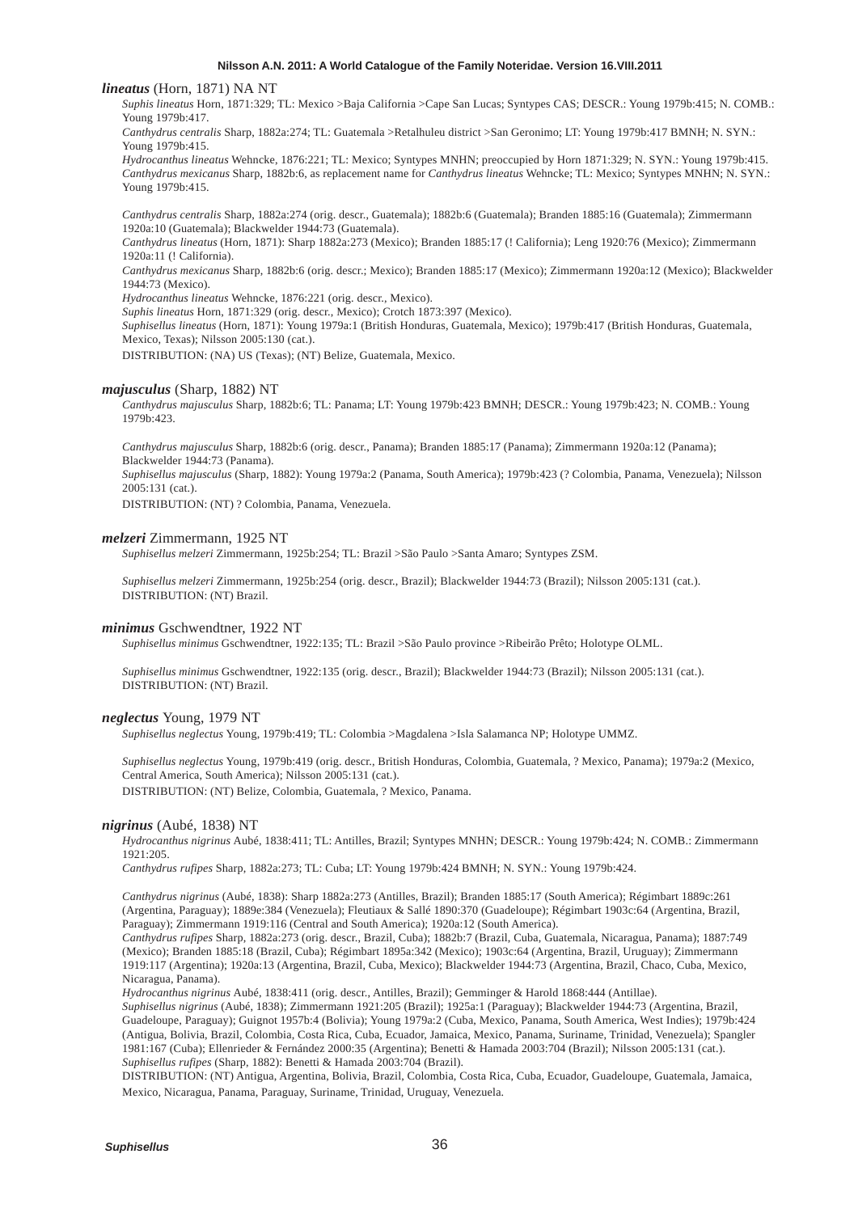***lineatus*** (Horn, 1871) NA NT

*Suphis lineatus* Horn, 1871:329; TL: Mexico >Baja California >Cape San Lucas; Syntypes CAS; DESCR.: Young 1979b:415; N. COMB.: Young 1979b:417.

*Canthydrus centralis* Sharp, 1882a:274; TL: Guatemala >Retalhuleu district >San Geronimo; LT: Young 1979b:417 BMNH; N. SYN.: Young 1979b:415.

*Hydrocanthus lineatus* Wehncke, 1876:221; TL: Mexico; Syntypes MNHN; preoccupied by Horn 1871:329; N. SYN.: Young 1979b:415.

*Canthydrus mexicanus* Sharp, 1882b:6, as replacement name for *Canthydrus lineatus* Wehncke; TL: Mexico; Syntypes MNHN; N. SYN.: Young 1979b:415.

*Canthydrus centralis* Sharp, 1882a:274 (orig. descr., Guatemala); 1882b:6 (Guatemala); Branden 1885:16 (Guatemala); Zimmermann 1920a:10 (Guatemala); Blackwelder 1944:73 (Guatemala).

*Canthydrus lineatus* (Horn, 1871): Sharp 1882a:273 (Mexico); Branden 1885:17 (! California); Leng 1920:76 (Mexico); Zimmermann 1920a:11 (! California).

*Canthydrus mexicanus* Sharp, 1882b:6 (orig. descr.; Mexico); Branden 1885:17 (Mexico); Zimmermann 1920a:12 (Mexico); Blackwelder 1944:73 (Mexico).

*Hydrocanthus lineatus* Wehncke, 1876:221 (orig. descr., Mexico).

*Suphis lineatus* Horn, 1871:329 (orig. descr., Mexico); Crotch 1873:397 (Mexico).

*Suphisellus lineatus* (Horn, 1871): Young 1979a:1 (British Honduras, Guatemala, Mexico); 1979b:417 (British Honduras, Guatemala, Mexico, Texas); Nilsson 2005:130 (cat.).

DISTRIBUTION: (NA) US (Texas); (NT) Belize, Guatemala, Mexico.

***majusculus*** (Sharp, 1882) NT

*Canthydrus majusculus* Sharp, 1882b:6; TL: Panama; LT: Young 1979b:423 BMNH; DESCR.: Young 1979b:423; N. COMB.: Young 1979b:423.

*Canthydrus majusculus* Sharp, 1882b:6 (orig. descr., Panama); Branden 1885:17 (Panama); Zimmermann 1920a:12 (Panama); Blackwelder 1944:73 (Panama).

*Suphisellus majusculus* (Sharp, 1882): Young 1979a:2 (Panama, South America); 1979b:423 (? Colombia, Panama, Venezuela); Nilsson 2005:131 (cat.).

DISTRIBUTION: (NT) ? Colombia, Panama, Venezuela.

***melzeri*** Zimmermann, 1925 NT

*Suphisellus melzeri* Zimmermann, 1925b:254; TL: Brazil >São Paulo >Santa Amaro; Syntypes ZSM.

*Suphisellus melzeri* Zimmermann, 1925b:254 (orig. descr., Brazil); Blackwelder 1944:73 (Brazil); Nilsson 2005:131 (cat.).
DISTRIBUTION: (NT) Brazil.

***minimus*** Gschwendtner, 1922 NT

*Suphisellus minimus* Gschwendtner, 1922:135; TL: Brazil >São Paulo province >Ribeirão Prêto; Holotype OLML.

*Suphisellus minimus* Gschwendtner, 1922:135 (orig. descr., Brazil); Blackwelder 1944:73 (Brazil); Nilsson 2005:131 (cat.).
DISTRIBUTION: (NT) Brazil.

***neglectus*** Young, 1979 NT

*Suphisellus neglectus* Young, 1979b:419; TL: Colombia >Magdalena >Isla Salamanca NP; Holotype UMMZ.

*Suphisellus neglectus* Young, 1979b:419 (orig. descr., British Honduras, Colombia, Guatemala, ? Mexico, Panama); 1979a:2 (Mexico, Central America, South America); Nilsson 2005:131 (cat.).

DISTRIBUTION: (NT) Belize, Colombia, Guatemala, ? Mexico, Panama.

***nigrinus*** (Aubé, 1838) NT

*Hydrocanthus nigrinus* Aubé, 1838:411; TL: Antilles, Brazil; Syntypes MNHN; DESCR.: Young 1979b:424; N. COMB.: Zimmermann 1921:205.

*Canthydrus rufipes* Sharp, 1882a:273; TL: Cuba; LT: Young 1979b:424 BMNH; N. SYN.: Young 1979b:424.

*Canthydrus nigrinus* (Aubé, 1838): Sharp 1882a:273 (Antilles, Brazil); Branden 1885:17 (South America); Régimbart 1889c:261 (Argentina, Paraguay); 1889e:384 (Venezuela); Fleutiaux & Sallé 1890:370 (Guadeloupe); Régimbart 1903c:64 (Argentina, Brazil, Paraguay); Zimmermann 1919:116 (Central and South America); 1920a:12 (South America).

*Canthydrus rufipes* Sharp, 1882a:273 (orig. descr., Brazil, Cuba); 1882b:7 (Brazil, Cuba, Guatemala, Nicaragua, Panama); 1887:749 (Mexico); Branden 1885:18 (Brazil, Cuba); Régimbart 1895a:342 (Mexico); 1903c:64 (Argentina, Brazil, Uruguay); Zimmermann 1919:117 (Argentina); 1920a:13 (Argentina, Brazil, Cuba, Mexico); Blackwelder 1944:73 (Argentina, Brazil, Chaco, Cuba, Mexico, Nicaragua, Panama).

*Hydrocanthus nigrinus* Aubé, 1838:411 (orig. descr., Antilles, Brazil); Gemminger & Harold 1868:444 (Antillae).

*Suphisellus nigrinus* (Aubé, 1838); Zimmermann 1921:205 (Brazil); 1925a:1 (Paraguay); Blackwelder 1944:73 (Argentina, Brazil, Guadeloupe, Paraguay); Guignot 1957b:4 (Bolivia); Young 1979a:2 (Cuba, Mexico, Panama, South America, West Indies); 1979b:424 (Antigua, Bolivia, Brazil, Colombia, Costa Rica, Cuba, Ecuador, Jamaica, Mexico, Panama, Suriname, Trinidad, Venezuela); Spangler 1981:167 (Cuba); Ellenrieder & Fernández 2000:35 (Argentina); Benetti & Hamada 2003:704 (Brazil); Nilsson 2005:131 (cat.).

*Suphisellus rufipes* (Sharp, 1882): Benetti & Hamada 2003:704 (Brazil).

DISTRIBUTION: (NT) Antigua, Argentina, Bolivia, Brazil, Colombia, Costa Rica, Cuba, Ecuador, Guadeloupe, Guatemala, Jamaica, Mexico, Nicaragua, Panama, Paraguay, Suriname, Trinidad, Uruguay, Venezuela.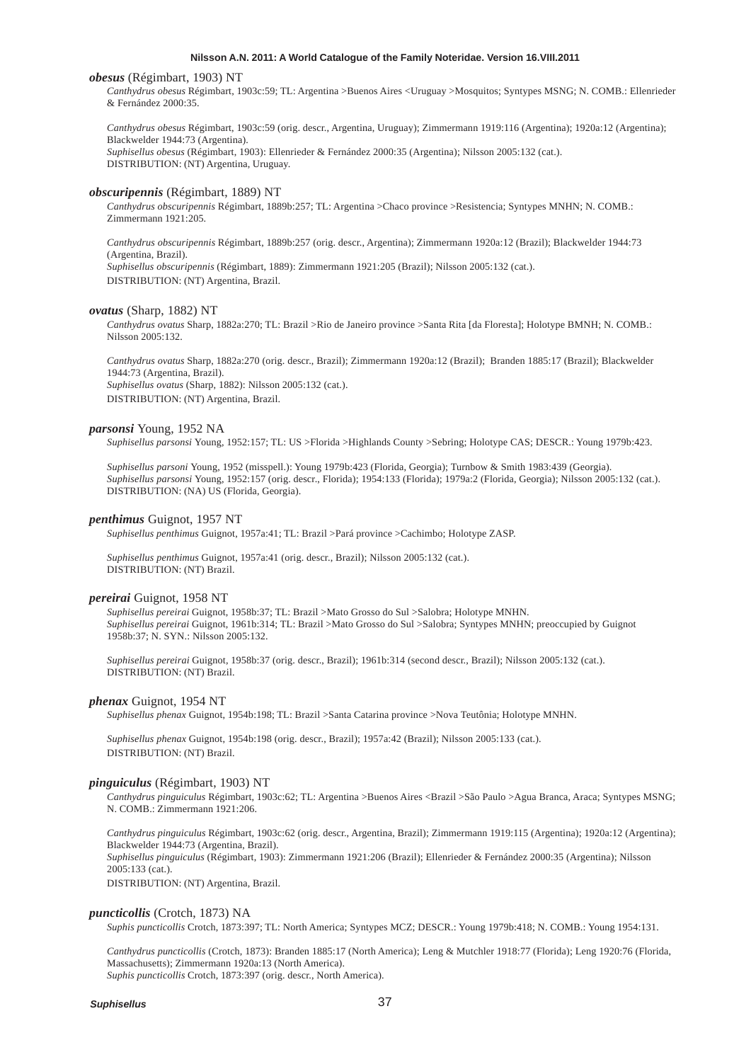***obesus*** (Régimbart, 1903) NT

*Canthydrus obesus* Régimbart, 1903c:59; TL: Argentina >Buenos Aires <Uruguay >Mosquitos; Syntypes MSNG; N. COMB.: Ellenrieder & Fernández 2000:35.

*Canthydrus obesus* Régimbart, 1903c:59 (orig. descr., Argentina, Uruguay); Zimmermann 1919:116 (Argentina); 1920a:12 (Argentina); Blackwelder 1944:73 (Argentina).
*Suphisellus obesus* (Régimbart, 1903): Ellenrieder & Fernández 2000:35 (Argentina); Nilsson 2005:132 (cat.).
DISTRIBUTION: (NT) Argentina, Uruguay.

***obscuripennis*** (Régimbart, 1889) NT

*Canthydrus obscuripennis* Régimbart, 1889b:257; TL: Argentina >Chaco province >Resistencia; Syntypes MNHN; N. COMB.: Zimmermann 1921:205.

*Canthydrus obscuripennis* Régimbart, 1889b:257 (orig. descr., Argentina); Zimmermann 1920a:12 (Brazil); Blackwelder 1944:73 (Argentina, Brazil).
*Suphisellus obscuripennis* (Régimbart, 1889): Zimmermann 1921:205 (Brazil); Nilsson 2005:132 (cat.).
DISTRIBUTION: (NT) Argentina, Brazil.

***ovatus*** (Sharp, 1882) NT

*Canthydrus ovatus* Sharp, 1882a:270; TL: Brazil >Rio de Janeiro province >Santa Rita [da Floresta]; Holotype BMNH; N. COMB.: Nilsson 2005:132.

*Canthydrus ovatus* Sharp, 1882a:270 (orig. descr., Brazil); Zimmermann 1920a:12 (Brazil); Branden 1885:17 (Brazil); Blackwelder 1944:73 (Argentina, Brazil).
*Suphisellus ovatus* (Sharp, 1882): Nilsson 2005:132 (cat.).
DISTRIBUTION: (NT) Argentina, Brazil.

***parsonsi*** Young, 1952 NA

*Suphisellus parsonsi* Young, 1952:157; TL: US >Florida >Highlands County >Sebring; Holotype CAS; DESCR.: Young 1979b:423.

*Suphisellus parsoni* Young, 1952 (misspell.): Young 1979b:423 (Florida, Georgia); Turnbow & Smith 1983:439 (Georgia).
*Suphisellus parsonsi* Young, 1952:157 (orig. descr., Florida); 1954:133 (Florida); 1979a:2 (Florida, Georgia); Nilsson 2005:132 (cat.).
DISTRIBUTION: (NA) US (Florida, Georgia).

***penthimus*** Guignot, 1957 NT

*Suphisellus penthimus* Guignot, 1957a:41; TL: Brazil >Pará province >Cachimbo; Holotype ZASP.

*Suphisellus penthimus* Guignot, 1957a:41 (orig. descr., Brazil); Nilsson 2005:132 (cat.).
DISTRIBUTION: (NT) Brazil.

***pereirai*** Guignot, 1958 NT

*Suphisellus pereirai* Guignot, 1958b:37; TL: Brazil >Mato Grosso do Sul >Salobra; Holotype MNHN.
*Suphisellus pereirai* Guignot, 1961b:314; TL: Brazil >Mato Grosso do Sul >Salobra; Syntypes MNHN; preoccupied by Guignot 1958b:37; N. SYN.: Nilsson 2005:132.

*Suphisellus pereirai* Guignot, 1958b:37 (orig. descr., Brazil); 1961b:314 (second descr., Brazil); Nilsson 2005:132 (cat.).
DISTRIBUTION: (NT) Brazil.

***phenax*** Guignot, 1954 NT

*Suphisellus phenax* Guignot, 1954b:198; TL: Brazil >Santa Catarina province >Nova Teutônia; Holotype MNHN.

*Suphisellus phenax* Guignot, 1954b:198 (orig. descr., Brazil); 1957a:42 (Brazil); Nilsson 2005:133 (cat.).
DISTRIBUTION: (NT) Brazil.

***pinguiculus*** (Régimbart, 1903) NT

*Canthydrus pinguiculus* Régimbart, 1903c:62; TL: Argentina >Buenos Aires <Brazil >São Paulo >Agua Branca, Araca; Syntypes MSNG; N. COMB.: Zimmermann 1921:206.

*Canthydrus pinguiculus* Régimbart, 1903c:62 (orig. descr., Argentina, Brazil); Zimmermann 1919:115 (Argentina); 1920a:12 (Argentina); Blackwelder 1944:73 (Argentina, Brazil).
*Suphisellus pinguiculus* (Régimbart, 1903): Zimmermann 1921:206 (Brazil); Ellenrieder & Fernández 2000:35 (Argentina); Nilsson 2005:133 (cat.).
DISTRIBUTION: (NT) Argentina, Brazil.

***puncticollis*** (Crotch, 1873) NA

*Suphis puncticollis* Crotch, 1873:397; TL: North America; Syntypes MCZ; DESCR.: Young 1979b:418; N. COMB.: Young 1954:131.

*Canthydrus puncticollis* (Crotch, 1873): Branden 1885:17 (North America); Leng & Mutchler 1918:77 (Florida); Leng 1920:76 (Florida, Massachusetts); Zimmermann 1920a:13 (North America).
*Suphis puncticollis* Crotch, 1873:397 (orig. descr., North America).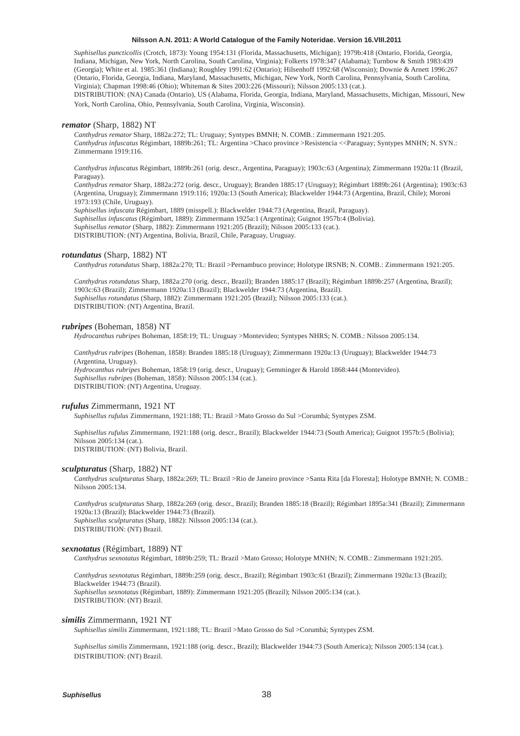*Suphisellus puncticollis* (Crotch, 1873): Young 1954:131 (Florida, Massachusetts, Michigan); 1979b:418 (Ontario, Florida, Georgia, Indiana, Michigan, New York, North Carolina, South Carolina, Virginia); Folkerts 1978:347 (Alabama); Turnbow & Smith 1983:439 (Georgia); White et al. 1985:361 (Indiana); Roughley 1991:62 (Ontario); Hilsenhoff 1992:68 (Wisconsin); Downie & Arnett 1996:267 (Ontario, Florida, Georgia, Indiana, Maryland, Massachusetts, Michigan, New York, North Carolina, Pennsylvania, South Carolina, Virginia); Chapman 1998:46 (Ohio); Whiteman & Sites 2003:226 (Missouri); Nilsson 2005:133 (cat.).
DISTRIBUTION: (NA) Canada (Ontario), US (Alabama, Florida, Georgia, Indiana, Maryland, Massachusetts, Michigan, Missouri, New York, North Carolina, Ohio, Pennsylvania, South Carolina, Virginia, Wisconsin).

***remator*** (Sharp, 1882) NT

*Canthydrus remator* Sharp, 1882a:272; TL: Uruguay; Syntypes BMNH; N. COMB.: Zimmermann 1921:205.
*Canthydrus infuscatus* Régimbart, 1889b:261; TL: Argentina >Chaco province >Resistencia <<Paraguay; Syntypes MNHN; N. SYN.: Zimmermann 1919:116.

*Canthydrus infuscatus* Régimbart, 1889b:261 (orig. descr., Argentina, Paraguay); 1903c:63 (Argentina); Zimmermann 1920a:11 (Brazil, Paraguay).
*Canthydrus remator* Sharp, 1882a:272 (orig. descr., Uruguay); Branden 1885:17 (Uruguay); Régimbart 1889b:261 (Argentina); 1903c:63 (Argentina, Uruguay); Zimmermann 1919:116; 1920a:13 (South America); Blackwelder 1944:73 (Argentina, Brazil, Chile); Moroni 1973:193 (Chile, Uruguay).
*Suphisellus infuscata* Régimbart, 1889 (misspell.): Blackwelder 1944:73 (Argentina, Brazil, Paraguay).
*Suphisellus infuscatus* (Régimbart, 1889): Zimmermann 1925a:1 (Argentina); Guignot 1957b:4 (Bolivia).
*Suphisellus remator* (Sharp, 1882): Zimmermann 1921:205 (Brazil); Nilsson 2005:133 (cat.).
DISTRIBUTION: (NT) Argentina, Bolivia, Brazil, Chile, Paraguay, Uruguay.

***rotundatus*** (Sharp, 1882) NT

*Canthydrus rotundatus* Sharp, 1882a:270; TL: Brazil >Pernambuco province; Holotype IRSNB; N. COMB.: Zimmermann 1921:205.

*Canthydrus rotundatus* Sharp, 1882a:270 (orig. descr., Brazil); Branden 1885:17 (Brazil); Régimbart 1889b:257 (Argentina, Brazil); 1903c:63 (Brazil); Zimmermann 1920a:13 (Brazil); Blackwelder 1944:73 (Argentina, Brazil).
*Suphisellus rotundatus* (Sharp, 1882): Zimmermann 1921:205 (Brazil); Nilsson 2005:133 (cat.).
DISTRIBUTION: (NT) Argentina, Brazil.

***rubripes*** (Boheman, 1858) NT

*Hydrocanthus rubripes* Boheman, 1858:19; TL: Uruguay >Montevideo; Syntypes NHRS; N. COMB.: Nilsson 2005:134.

*Canthydrus rubripes* (Boheman, 1858): Branden 1885:18 (Uruguay); Zimmermann 1920a:13 (Uruguay); Blackwelder 1944:73 (Argentina, Uruguay).
*Hydrocanthus rubripes* Boheman, 1858:19 (orig. descr., Uruguay); Gemminger & Harold 1868:444 (Montevideo).
*Suphisellus rubripes* (Boheman, 1858): Nilsson 2005:134 (cat.).
DISTRIBUTION: (NT) Argentina, Uruguay.

***rufulus*** Zimmermann, 1921 NT

*Suphisellus rufulus* Zimmermann, 1921:188; TL: Brazil >Mato Grosso do Sul >Corumbá; Syntypes ZSM.

*Suphisellus rufulus* Zimmermann, 1921:188 (orig. descr., Brazil); Blackwelder 1944:73 (South America); Guignot 1957b:5 (Bolivia); Nilsson 2005:134 (cat.).
DISTRIBUTION: (NT) Bolivia, Brazil.

***sculpturatus*** (Sharp, 1882) NT

*Canthydrus sculpturatus* Sharp, 1882a:269; TL: Brazil >Rio de Janeiro province >Santa Rita [da Floresta]; Holotype BMNH; N. COMB.: Nilsson 2005:134.

*Canthydrus sculpturatus* Sharp, 1882a:269 (orig. descr., Brazil); Branden 1885:18 (Brazil); Régimbart 1895a:341 (Brazil); Zimmermann 1920a:13 (Brazil); Blackwelder 1944:73 (Brazil).
*Suphisellus sculpturatus* (Sharp, 1882): Nilsson 2005:134 (cat.).
DISTRIBUTION: (NT) Brazil.

***sexnotatus*** (Régimbart, 1889) NT

*Canthydrus sexnotatus* Régimbart, 1889b:259; TL: Brazil >Mato Grosso; Holotype MNHN; N. COMB.: Zimmermann 1921:205.

*Canthydrus sexnotatus* Régimbart, 1889b:259 (orig. descr., Brazil); Régimbart 1903c:61 (Brazil); Zimmermann 1920a:13 (Brazil); Blackwelder 1944:73 (Brazil).
*Suphisellus sexnotatus* (Régimbart, 1889): Zimmermann 1921:205 (Brazil); Nilsson 2005:134 (cat.).
DISTRIBUTION: (NT) Brazil.

***similis*** Zimmermann, 1921 NT

*Suphisellus similis* Zimmermann, 1921:188; TL: Brazil >Mato Grosso do Sul >Corumbá; Syntypes ZSM.

*Suphisellus similis* Zimmermann, 1921:188 (orig. descr., Brazil); Blackwelder 1944:73 (South America); Nilsson 2005:134 (cat.).
DISTRIBUTION: (NT) Brazil.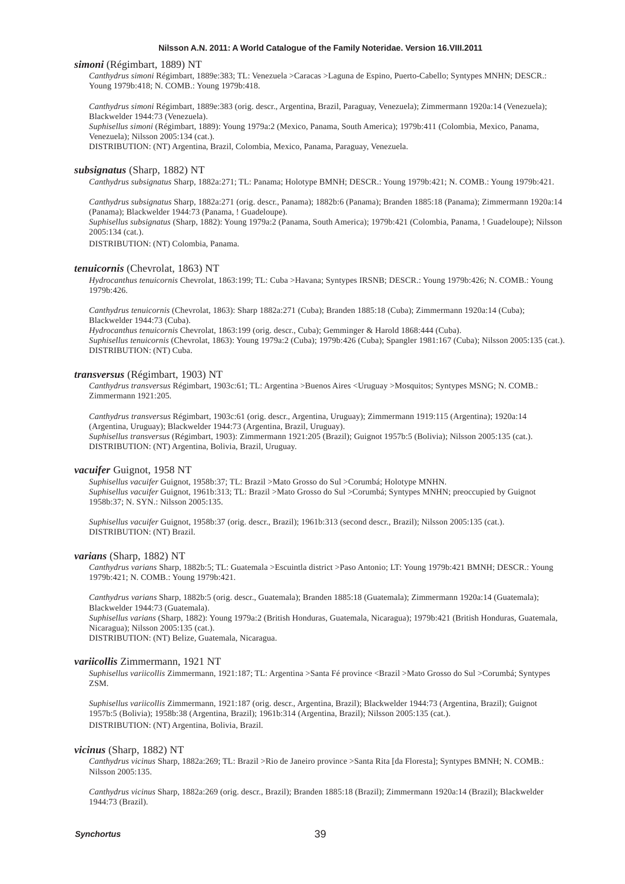***simoni*** (Régimbart, 1889) NT

*Canthydrus simoni* Régimbart, 1889e:383; TL: Venezuela >Caracas >Laguna de Espino, Puerto-Cabello; Syntypes MNHN; DESCR.: Young 1979b:418; N. COMB.: Young 1979b:418.

*Canthydrus simoni* Régimbart, 1889e:383 (orig. descr., Argentina, Brazil, Paraguay, Venezuela); Zimmermann 1920a:14 (Venezuela); Blackwelder 1944:73 (Venezuela).
*Suphisellus simoni* (Régimbart, 1889): Young 1979a:2 (Mexico, Panama, South America); 1979b:411 (Colombia, Mexico, Panama, Venezuela); Nilsson 2005:134 (cat.).
DISTRIBUTION: (NT) Argentina, Brazil, Colombia, Mexico, Panama, Paraguay, Venezuela.

***subsignatus*** (Sharp, 1882) NT

*Canthydrus subsignatus* Sharp, 1882a:271; TL: Panama; Holotype BMNH; DESCR.: Young 1979b:421; N. COMB.: Young 1979b:421.

*Canthydrus subsignatus* Sharp, 1882a:271 (orig. descr., Panama); 1882b:6 (Panama); Branden 1885:18 (Panama); Zimmermann 1920a:14 (Panama); Blackwelder 1944:73 (Panama, ! Guadeloupe).
*Suphisellus subsignatus* (Sharp, 1882): Young 1979a:2 (Panama, South America); 1979b:421 (Colombia, Panama, ! Guadeloupe); Nilsson 2005:134 (cat.).
DISTRIBUTION: (NT) Colombia, Panama.

***tenuicornis*** (Chevrolat, 1863) NT

*Hydrocanthus tenuicornis* Chevrolat, 1863:199; TL: Cuba >Havana; Syntypes IRSNB; DESCR.: Young 1979b:426; N. COMB.: Young 1979b:426.

*Canthydrus tenuicornis* (Chevrolat, 1863): Sharp 1882a:271 (Cuba); Branden 1885:18 (Cuba); Zimmermann 1920a:14 (Cuba); Blackwelder 1944:73 (Cuba).
*Hydrocanthus tenuicornis* Chevrolat, 1863:199 (orig. descr., Cuba); Gemminger & Harold 1868:444 (Cuba).
*Suphisellus tenuicornis* (Chevrolat, 1863): Young 1979a:2 (Cuba); 1979b:426 (Cuba); Spangler 1981:167 (Cuba); Nilsson 2005:135 (cat.).
DISTRIBUTION: (NT) Cuba.

***transversus*** (Régimbart, 1903) NT

*Canthydrus transversus* Régimbart, 1903c:61; TL: Argentina >Buenos Aires <Uruguay >Mosquitos; Syntypes MSNG; N. COMB.: Zimmermann 1921:205.

*Canthydrus transversus* Régimbart, 1903c:61 (orig. descr., Argentina, Uruguay); Zimmermann 1919:115 (Argentina); 1920a:14 (Argentina, Uruguay); Blackwelder 1944:73 (Argentina, Brazil, Uruguay).
*Suphisellus transversus* (Régimbart, 1903): Zimmermann 1921:205 (Brazil); Guignot 1957b:5 (Bolivia); Nilsson 2005:135 (cat.).
DISTRIBUTION: (NT) Argentina, Bolivia, Brazil, Uruguay.

***vacuifer*** Guignot, 1958 NT

*Suphisellus vacuifer* Guignot, 1958b:37; TL: Brazil >Mato Grosso do Sul >Corumbá; Holotype MNHN.
*Suphisellus vacuifer* Guignot, 1961b:313; TL: Brazil >Mato Grosso do Sul >Corumbá; Syntypes MNHN; preoccupied by Guignot 1958b:37; N. SYN.: Nilsson 2005:135.

*Suphisellus vacuifer* Guignot, 1958b:37 (orig. descr., Brazil); 1961b:313 (second descr., Brazil); Nilsson 2005:135 (cat.).
DISTRIBUTION: (NT) Brazil.

***varians*** (Sharp, 1882) NT

*Canthydrus varians* Sharp, 1882b:5; TL: Guatemala >Escuintla district >Paso Antonio; LT: Young 1979b:421 BMNH; DESCR.: Young 1979b:421; N. COMB.: Young 1979b:421.

*Canthydrus varians* Sharp, 1882b:5 (orig. descr., Guatemala); Branden 1885:18 (Guatemala); Zimmermann 1920a:14 (Guatemala); Blackwelder 1944:73 (Guatemala).
*Suphisellus varians* (Sharp, 1882): Young 1979a:2 (British Honduras, Guatemala, Nicaragua); 1979b:421 (British Honduras, Guatemala, Nicaragua); Nilsson 2005:135 (cat.).
DISTRIBUTION: (NT) Belize, Guatemala, Nicaragua.

***variicollis*** Zimmermann, 1921 NT

*Suphisellus variicollis* Zimmermann, 1921:187; TL: Argentina >Santa Fé province <Brazil >Mato Grosso do Sul >Corumbá; Syntypes ZSM.

*Suphisellus variicollis* Zimmermann, 1921:187 (orig. descr., Argentina, Brazil); Blackwelder 1944:73 (Argentina, Brazil); Guignot 1957b:5 (Bolivia); 1958b:38 (Argentina, Brazil); 1961b:314 (Argentina, Brazil); Nilsson 2005:135 (cat.).
DISTRIBUTION: (NT) Argentina, Bolivia, Brazil.

***vicinus*** (Sharp, 1882) NT

*Canthydrus vicinus* Sharp, 1882a:269; TL: Brazil >Rio de Janeiro province >Santa Rita [da Floresta]; Syntypes BMNH; N. COMB.: Nilsson 2005:135.

*Canthydrus vicinus* Sharp, 1882a:269 (orig. descr., Brazil); Branden 1885:18 (Brazil); Zimmermann 1920a:14 (Brazil); Blackwelder 1944:73 (Brazil).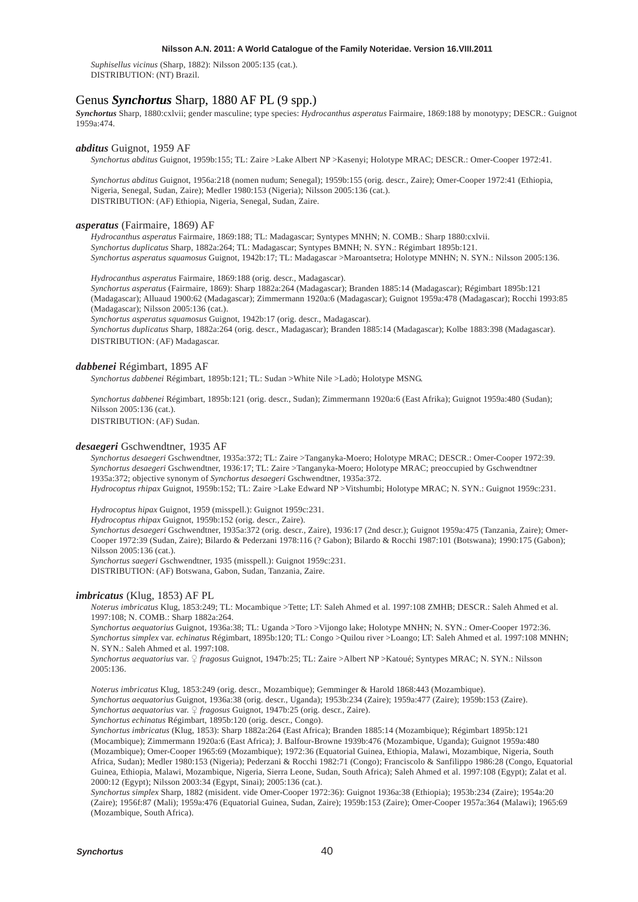*Suphisellus vicinus* (Sharp, 1882): Nilsson 2005:135 (cat.).
DISTRIBUTION: (NT) Brazil.

## Genus *Synchortus* Sharp, 1880 AF PL (9 spp.)

***Synchortus*** Sharp, 1880:cxlvii; gender masculine; type species: *Hydrocanthus asperatus* Fairmaire, 1869:188 by monotypy; DESCR.: Guignot 1959a:474.

### *abditus* Guignot, 1959 AF

*Synchortus abditus* Guignot, 1959b:155; TL: Zaire >Lake Albert NP >Kasenyi; Holotype MRAC; DESCR.: Omer-Cooper 1972:41.

*Synchortus abditus* Guignot, 1956a:218 (nomen nudum; Senegal); 1959b:155 (orig. descr., Zaire); Omer-Cooper 1972:41 (Ethiopia, Nigeria, Senegal, Sudan, Zaire); Medler 1980:153 (Nigeria); Nilsson 2005:136 (cat.).
DISTRIBUTION: (AF) Ethiopia, Nigeria, Senegal, Sudan, Zaire.

### *asperatus* (Fairmaire, 1869) AF

*Hydrocanthus asperatus* Fairmaire, 1869:188; TL: Madagascar; Syntypes MNHN; N. COMB.: Sharp 1880:cxlvii.
*Synchortus duplicatus* Sharp, 1882a:264; TL: Madagascar; Syntypes BMNH; N. SYN.: Régimbart 1895b:121.
*Synchortus asperatus squamosus* Guignot, 1942b:17; TL: Madagascar >Maroantsetra; Holotype MNHN; N. SYN.: Nilsson 2005:136.

*Hydrocanthus asperatus* Fairmaire, 1869:188 (orig. descr., Madagascar).
*Synchortus asperatus* (Fairmaire, 1869): Sharp 1882a:264 (Madagascar); Branden 1885:14 (Madagascar); Régimbart 1895b:121 (Madagascar); Alluaud 1900:62 (Madagascar); Zimmermann 1920a:6 (Madagascar); Guignot 1959a:478 (Madagascar); Rocchi 1993:85 (Madagascar); Nilsson 2005:136 (cat.).
*Synchortus asperatus squamosus* Guignot, 1942b:17 (orig. descr., Madagascar).
*Synchortus duplicatus* Sharp, 1882a:264 (orig. descr., Madagascar); Branden 1885:14 (Madagascar); Kolbe 1883:398 (Madagascar).
DISTRIBUTION: (AF) Madagascar.

### *dabbenei* Régimbart, 1895 AF

*Synchortus dabbenei* Régimbart, 1895b:121; TL: Sudan >White Nile >Ladò; Holotype MSNG.

*Synchortus dabbenei* Régimbart, 1895b:121 (orig. descr., Sudan); Zimmermann 1920a:6 (East Afrika); Guignot 1959a:480 (Sudan); Nilsson 2005:136 (cat.).
DISTRIBUTION: (AF) Sudan.

### *desaegeri* Gschwendtner, 1935 AF

*Synchortus desaegeri* Gschwendtner, 1935a:372; TL: Zaire >Tanganyka-Moero; Holotype MRAC; DESCR.: Omer-Cooper 1972:39.
*Synchortus desaegeri* Gschwendtner, 1936:17; TL: Zaire >Tanganyka-Moero; Holotype MRAC; preoccupied by Gschwendtner 1935a:372; objective synonym of *Synchortus desaegeri* Gschwendtner, 1935a:372.
*Hydrocoptus rhipax* Guignot, 1959b:152; TL: Zaire >Lake Edward NP >Vitshumbi; Holotype MRAC; N. SYN.: Guignot 1959c:231.

*Hydrocoptus hipax* Guignot, 1959 (misspell.): Guignot 1959c:231.
*Hydrocoptus rhipax* Guignot, 1959b:152 (orig. descr., Zaire).
*Synchortus desaegeri* Gschwendtner, 1935a:372 (orig. descr., Zaire), 1936:17 (2nd descr.); Guignot 1959a:475 (Tanzania, Zaire); Omer-Cooper 1972:39 (Sudan, Zaire); Bilardo & Pederzani 1978:116 (? Gabon); Bilardo & Rocchi 1987:101 (Botswana); 1990:175 (Gabon); Nilsson 2005:136 (cat.).
*Synchortus saegeri* Gschwendtner, 1935 (misspell.): Guignot 1959c:231.
DISTRIBUTION: (AF) Botswana, Gabon, Sudan, Tanzania, Zaire.

### *imbricatus* (Klug, 1853) AF PL

*Noterus imbricatus* Klug, 1853:249; TL: Mocambique >Tette; LT: Saleh Ahmed et al. 1997:108 ZMHB; DESCR.: Saleh Ahmed et al. 1997:108; N. COMB.: Sharp 1882a:264.
*Synchortus aequatorius* Guignot, 1936a:38; TL: Uganda >Toro >Vijongo lake; Holotype MNHN; N. SYN.: Omer-Cooper 1972:36.
*Synchortus simplex* var. *echinatus* Régimbart, 1895b:120; TL: Congo >Quilou river >Loango; LT: Saleh Ahmed et al. 1997:108 MNHN; N. SYN.: Saleh Ahmed et al. 1997:108.
*Synchortus aequatorius* var. ♀ *fragosus* Guignot, 1947b:25; TL: Zaire >Albert NP >Katoué; Syntypes MRAC; N. SYN.: Nilsson 2005:136.

*Noterus imbricatus* Klug, 1853:249 (orig. descr., Mozambique); Gemminger & Harold 1868:443 (Mozambique).
*Synchortus aequatorius* Guignot, 1936a:38 (orig. descr., Uganda); 1953b:234 (Zaire); 1959a:477 (Zaire); 1959b:153 (Zaire).
*Synchortus aequatorius* var. ♀ *fragosus* Guignot, 1947b:25 (orig. descr., Zaire).
*Synchortus echinatus* Régimbart, 1895b:120 (orig. descr., Congo).
*Synchortus imbricatus* (Klug, 1853): Sharp 1882a:264 (East Africa); Branden 1885:14 (Mozambique); Régimbart 1895b:121 (Mocambique); Zimmermann 1920a:6 (East Africa); J. Balfour-Browne 1939b:476 (Mozambique, Uganda); Guignot 1959a:480 (Mozambique); Omer-Cooper 1965:69 (Mozambique); 1972:36 (Equatorial Guinea, Ethiopia, Malawi, Mozambique, Nigeria, South Africa, Sudan); Medler 1980:153 (Nigeria); Pederzani & Rocchi 1982:71 (Congo); Franciscolo & Sanfilippo 1986:28 (Congo, Equatorial Guinea, Ethiopia, Malawi, Mozambique, Nigeria, Sierra Leone, Sudan, South Africa); Saleh Ahmed et al. 1997:108 (Egypt); Zalat et al. 2000:12 (Egypt); Nilsson 2003:34 (Egypt, Sinai); 2005:136 (cat.).
*Synchortus simplex* Sharp, 1882 (misident. vide Omer-Cooper 1972:36): Guignot 1936a:38 (Ethiopia); 1953b:234 (Zaire); 1954a:20 (Zaire); 1956f:87 (Mali); 1959a:476 (Equatorial Guinea, Sudan, Zaire); 1959b:153 (Zaire); Omer-Cooper 1957a:364 (Malawi); 1965:69 (Mozambique, South Africa).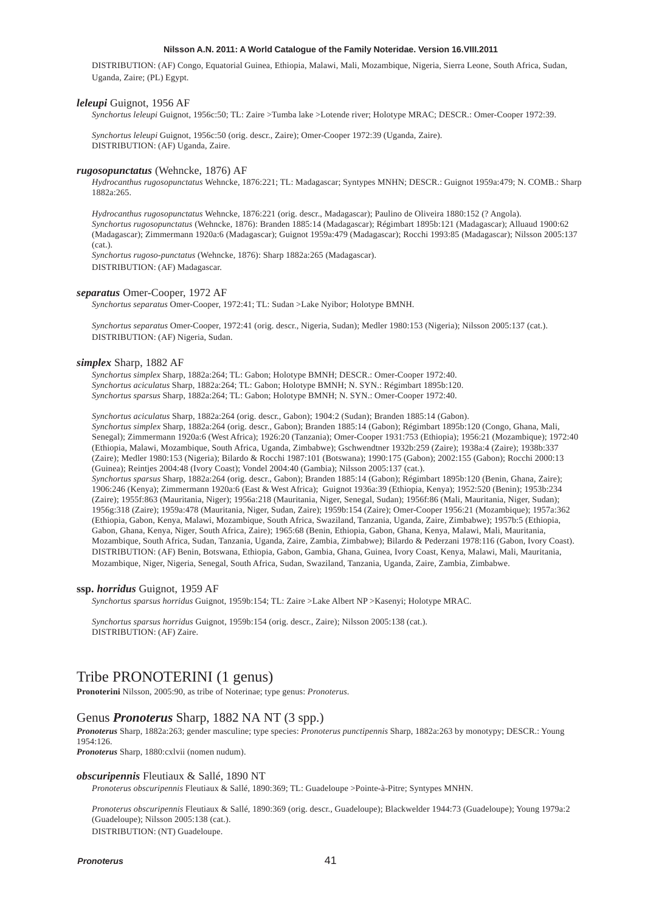DISTRIBUTION: (AF) Congo, Equatorial Guinea, Ethiopia, Malawi, Mali, Mozambique, Nigeria, Sierra Leone, South Africa, Sudan, Uganda, Zaire; (PL) Egypt.

***leleupi*** Guignot, 1956 AF

*Synchortus leleupi* Guignot, 1956c:50; TL: Zaire >Tumba lake >Lotende river; Holotype MRAC; DESCR.: Omer-Cooper 1972:39.

*Synchortus leleupi* Guignot, 1956c:50 (orig. descr., Zaire); Omer-Cooper 1972:39 (Uganda, Zaire).
DISTRIBUTION: (AF) Uganda, Zaire.

***rugosopunctatus*** (Wehncke, 1876) AF

*Hydrocanthus rugosopunctatus* Wehncke, 1876:221; TL: Madagascar; Syntypes MNHN; DESCR.: Guignot 1959a:479; N. COMB.: Sharp 1882a:265.

*Hydrocanthus rugosopunctatus* Wehncke, 1876:221 (orig. descr., Madagascar); Paulino de Oliveira 1880:152 (? Angola).
*Synchortus rugosopunctatus* (Wehncke, 1876): Branden 1885:14 (Madagascar); Régimbart 1895b:121 (Madagascar); Alluaud 1900:62 (Madagascar); Zimmermann 1920a:6 (Madagascar); Guignot 1959a:479 (Madagascar); Rocchi 1993:85 (Madagascar); Nilsson 2005:137 (cat.).
*Synchortus rugoso-punctatus* (Wehncke, 1876): Sharp 1882a:265 (Madagascar).
DISTRIBUTION: (AF) Madagascar.

***separatus*** Omer-Cooper, 1972 AF

*Synchortus separatus* Omer-Cooper, 1972:41; TL: Sudan >Lake Nyibor; Holotype BMNH.

*Synchortus separatus* Omer-Cooper, 1972:41 (orig. descr., Nigeria, Sudan); Medler 1980:153 (Nigeria); Nilsson 2005:137 (cat.).
DISTRIBUTION: (AF) Nigeria, Sudan.

***simplex*** Sharp, 1882 AF

*Synchortus simplex* Sharp, 1882a:264; TL: Gabon; Holotype BMNH; DESCR.: Omer-Cooper 1972:40.
*Synchortus aciculatus* Sharp, 1882a:264; TL: Gabon; Holotype BMNH; N. SYN.: Régimbart 1895b:120.
*Synchortus sparsus* Sharp, 1882a:264; TL: Gabon; Holotype BMNH; N. SYN.: Omer-Cooper 1972:40.

*Synchortus aciculatus* Sharp, 1882a:264 (orig. descr., Gabon); 1904:2 (Sudan); Branden 1885:14 (Gabon).
*Synchortus simplex* Sharp, 1882a:264 (orig. descr., Gabon); Branden 1885:14 (Gabon); Régimbart 1895b:120 (Congo, Ghana, Mali, Senegal); Zimmermann 1920a:6 (West Africa); 1926:20 (Tanzania); Omer-Cooper 1931:753 (Ethiopia); 1956:21 (Mozambique); 1972:40 (Ethiopia, Malawi, Mozambique, South Africa, Uganda, Zimbabwe); Gschwendtner 1932b:259 (Zaire); 1938a:4 (Zaire); 1938b:337 (Zaire); Medler 1980:153 (Nigeria); Bilardo & Rocchi 1987:101 (Botswana); 1990:175 (Gabon); 2002:155 (Gabon); Rocchi 2000:13 (Guinea); Reintjes 2004:48 (Ivory Coast); Vondel 2004:40 (Gambia); Nilsson 2005:137 (cat.).
*Synchortus sparsus* Sharp, 1882a:264 (orig. descr., Gabon); Branden 1885:14 (Gabon); Régimbart 1895b:120 (Benin, Ghana, Zaire); 1906:246 (Kenya); Zimmermann 1920a:6 (East & West Africa); Guignot 1936a:39 (Ethiopia, Kenya); 1952:520 (Benin); 1953b:234 (Zaire); 1955f:863 (Mauritania, Niger); 1956a:218 (Mauritania, Niger, Senegal, Sudan); 1956f:86 (Mali, Mauritania, Niger, Sudan); 1956g:318 (Zaire); 1959a:478 (Mauritania, Niger, Sudan, Zaire); 1959b:154 (Zaire); Omer-Cooper 1956:21 (Mozambique); 1957a:362 (Ethiopia, Gabon, Kenya, Malawi, Mozambique, South Africa, Swaziland, Tanzania, Uganda, Zaire, Zimbabwe); 1957b:5 (Ethiopia, Gabon, Ghana, Kenya, Niger, South Africa, Zaire); 1965:68 (Benin, Ethiopia, Gabon, Ghana, Kenya, Malawi, Mali, Mauritania, Mozambique, South Africa, Sudan, Tanzania, Uganda, Zaire, Zambia, Zimbabwe); Bilardo & Pederzani 1978:116 (Gabon, Ivory Coast).
DISTRIBUTION: (AF) Benin, Botswana, Ethiopia, Gabon, Gambia, Ghana, Guinea, Ivory Coast, Kenya, Malawi, Mali, Mauritania, Mozambique, Niger, Nigeria, Senegal, South Africa, Sudan, Swaziland, Tanzania, Uganda, Zaire, Zambia, Zimbabwe.

**ssp. *horridus*** Guignot, 1959 AF

*Synchortus sparsus horridus* Guignot, 1959b:154; TL: Zaire >Lake Albert NP >Kasenyi; Holotype MRAC.

*Synchortus sparsus horridus* Guignot, 1959b:154 (orig. descr., Zaire); Nilsson 2005:138 (cat.).
DISTRIBUTION: (AF) Zaire.

# Tribe PRONOTERINI (1 genus)

**Pronoterini** Nilsson, 2005:90, as tribe of Noterinae; type genus: *Pronoterus*.

## Genus ***Pronoterus*** Sharp, 1882 NA NT (3 spp.)

***Pronoterus*** Sharp, 1882a:263; gender masculine; type species: *Pronoterus punctipennis* Sharp, 1882a:263 by monotypy; DESCR.: Young 1954:126.
***Pronoterus*** Sharp, 1880:cxlvii (nomen nudum).

***obscuripennis*** Fleutiaux & Sallé, 1890 NT

*Pronoterus obscuripennis* Fleutiaux & Sallé, 1890:369; TL: Guadeloupe >Pointe-à-Pitre; Syntypes MNHN.

*Pronoterus obscuripennis* Fleutiaux & Sallé, 1890:369 (orig. descr., Guadeloupe); Blackwelder 1944:73 (Guadeloupe); Young 1979a:2 (Guadeloupe); Nilsson 2005:138 (cat.).
DISTRIBUTION: (NT) Guadeloupe.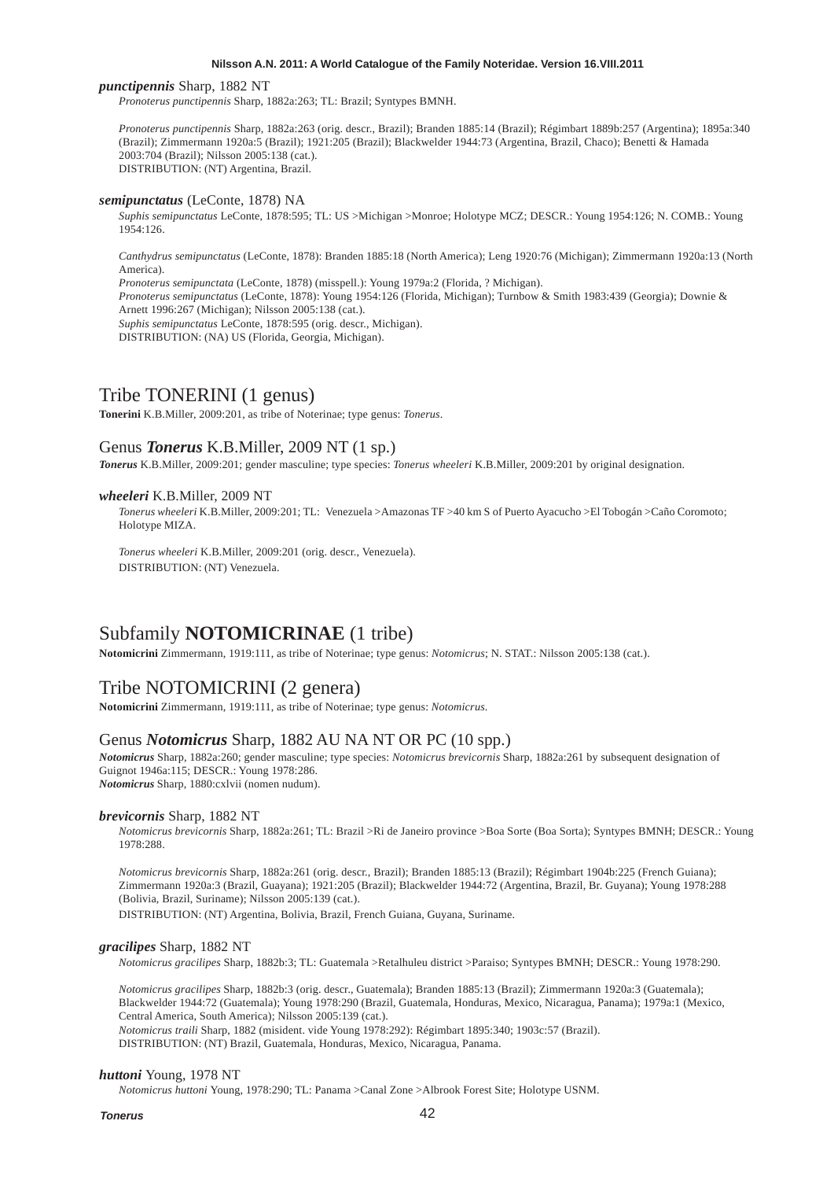***punctipennis*** Sharp, 1882 NT

*Pronoterus punctipennis* Sharp, 1882a:263; TL: Brazil; Syntypes BMNH.

*Pronoterus punctipennis* Sharp, 1882a:263 (orig. descr., Brazil); Branden 1885:14 (Brazil); Régimbart 1889b:257 (Argentina); 1895a:340 (Brazil); Zimmermann 1920a:5 (Brazil); 1921:205 (Brazil); Blackwelder 1944:73 (Argentina, Brazil, Chaco); Benetti & Hamada 2003:704 (Brazil); Nilsson 2005:138 (cat.).
DISTRIBUTION: (NT) Argentina, Brazil.

***semipunctatus*** (LeConte, 1878) NA

*Suphis semipunctatus* LeConte, 1878:595; TL: US >Michigan >Monroe; Holotype MCZ; DESCR.: Young 1954:126; N. COMB.: Young 1954:126.

*Canthydrus semipunctatus* (LeConte, 1878): Branden 1885:18 (North America); Leng 1920:76 (Michigan); Zimmermann 1920a:13 (North America).
*Pronoterus semipunctata* (LeConte, 1878) (misspell.): Young 1979a:2 (Florida, ? Michigan).
*Pronoterus semipunctatus* (LeConte, 1878): Young 1954:126 (Florida, Michigan); Turnbow & Smith 1983:439 (Georgia); Downie & Arnett 1996:267 (Michigan); Nilsson 2005:138 (cat.).
*Suphis semipunctatus* LeConte, 1878:595 (orig. descr., Michigan).
DISTRIBUTION: (NA) US (Florida, Georgia, Michigan).

## Tribe TONERINI (1 genus)

**Tonerini** K.B.Miller, 2009:201, as tribe of Noterinae; type genus: *Tonerus*.

### Genus ***Tonerus*** K.B.Miller, 2009 NT (1 sp.)

***Tonerus*** K.B.Miller, 2009:201; gender masculine; type species: *Tonerus wheeleri* K.B.Miller, 2009:201 by original designation.

***wheeleri*** K.B.Miller, 2009 NT

*Tonerus wheeleri* K.B.Miller, 2009:201; TL: Venezuela >Amazonas TF >40 km S of Puerto Ayacucho >El Tobogán >Caño Coromoto; Holotype MIZA.

*Tonerus wheeleri* K.B.Miller, 2009:201 (orig. descr., Venezuela).
DISTRIBUTION: (NT) Venezuela.

# Subfamily **NOTOMICRINAE** (1 tribe)

**Notomicrini** Zimmermann, 1919:111, as tribe of Noterinae; type genus: *Notomicrus*; N. STAT.: Nilsson 2005:138 (cat.).

## Tribe NOTOMICRINI (2 genera)

**Notomicrini** Zimmermann, 1919:111, as tribe of Noterinae; type genus: *Notomicrus*.

### Genus ***Notomicrus*** Sharp, 1882 AU NA NT OR PC (10 spp.)

***Notomicrus*** Sharp, 1882a:260; gender masculine; type species: *Notomicrus brevicornis* Sharp, 1882a:261 by subsequent designation of Guignot 1946a:115; DESCR.: Young 1978:286.
***Notomicrus*** Sharp, 1880:cxlvii (nomen nudum).

***brevicornis*** Sharp, 1882 NT

*Notomicrus brevicornis* Sharp, 1882a:261; TL: Brazil >Ri de Janeiro province >Boa Sorte (Boa Sorta); Syntypes BMNH; DESCR.: Young 1978:288.

*Notomicrus brevicornis* Sharp, 1882a:261 (orig. descr., Brazil); Branden 1885:13 (Brazil); Régimbart 1904b:225 (French Guiana); Zimmermann 1920a:3 (Brazil, Guayana); 1921:205 (Brazil); Blackwelder 1944:72 (Argentina, Brazil, Br. Guyana); Young 1978:288 (Bolivia, Brazil, Suriname); Nilsson 2005:139 (cat.).
DISTRIBUTION: (NT) Argentina, Bolivia, Brazil, French Guiana, Guyana, Suriname.

***gracilipes*** Sharp, 1882 NT

*Notomicrus gracilipes* Sharp, 1882b:3; TL: Guatemala >Retalhuleu district >Paraiso; Syntypes BMNH; DESCR.: Young 1978:290.

*Notomicrus gracilipes* Sharp, 1882b:3 (orig. descr., Guatemala); Branden 1885:13 (Brazil); Zimmermann 1920a:3 (Guatemala); Blackwelder 1944:72 (Guatemala); Young 1978:290 (Brazil, Guatemala, Honduras, Mexico, Nicaragua, Panama); 1979a:1 (Mexico, Central America, South America); Nilsson 2005:139 (cat.).
*Notomicrus traili* Sharp, 1882 (misident. vide Young 1978:292): Régimbart 1895:340; 1903c:57 (Brazil).
DISTRIBUTION: (NT) Brazil, Guatemala, Honduras, Mexico, Nicaragua, Panama.

***huttoni*** Young, 1978 NT

*Notomicrus huttoni* Young, 1978:290; TL: Panama >Canal Zone >Albrook Forest Site; Holotype USNM.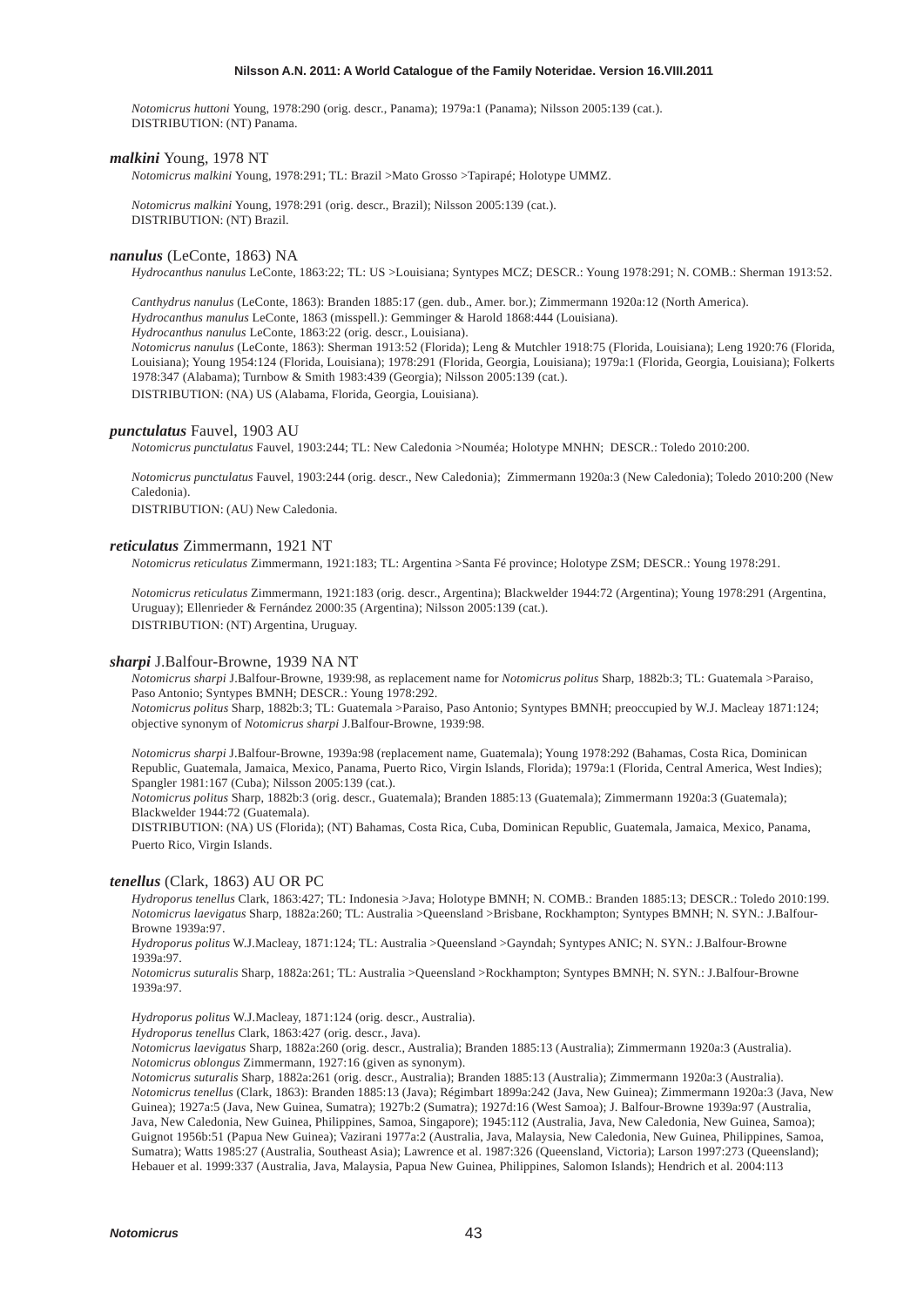*Notomicrus huttoni* Young, 1978:290 (orig. descr., Panama); 1979a:1 (Panama); Nilsson 2005:139 (cat.).
DISTRIBUTION: (NT) Panama.

### ***malkini*** Young, 1978 NT

*Notomicrus malkini* Young, 1978:291; TL: Brazil >Mato Grosso >Tapirapé; Holotype UMMZ.

*Notomicrus malkini* Young, 1978:291 (orig. descr., Brazil); Nilsson 2005:139 (cat.).
DISTRIBUTION: (NT) Brazil.

### ***nanulus*** (LeConte, 1863) NA

*Hydrocanthus nanulus* LeConte, 1863:22; TL: US >Louisiana; Syntypes MCZ; DESCR.: Young 1978:291; N. COMB.: Sherman 1913:52.

*Canthydrus nanulus* (LeConte, 1863): Branden 1885:17 (gen. dub., Amer. bor.); Zimmermann 1920a:12 (North America).
*Hydrocanthus manulus* LeConte, 1863 (misspell.): Gemminger & Harold 1868:444 (Louisiana).
*Hydrocanthus nanulus* LeConte, 1863:22 (orig. descr., Louisiana).
*Notomicrus nanulus* (LeConte, 1863): Sherman 1913:52 (Florida); Leng & Mutchler 1918:75 (Florida, Louisiana); Leng 1920:76 (Florida, Louisiana); Young 1954:124 (Florida, Louisiana); 1978:291 (Florida, Georgia, Louisiana); 1979a:1 (Florida, Georgia, Louisiana); Folkerts 1978:347 (Alabama); Turnbow & Smith 1983:439 (Georgia); Nilsson 2005:139 (cat.).
DISTRIBUTION: (NA) US (Alabama, Florida, Georgia, Louisiana).

### ***punctulatus*** Fauvel, 1903 AU

*Notomicrus punctulatus* Fauvel, 1903:244; TL: New Caledonia >Nouméa; Holotype MNHN; DESCR.: Toledo 2010:200.

*Notomicrus punctulatus* Fauvel, 1903:244 (orig. descr., New Caledonia); Zimmermann 1920a:3 (New Caledonia); Toledo 2010:200 (New Caledonia).
DISTRIBUTION: (AU) New Caledonia.

### ***reticulatus*** Zimmermann, 1921 NT

*Notomicrus reticulatus* Zimmermann, 1921:183; TL: Argentina >Santa Fé province; Holotype ZSM; DESCR.: Young 1978:291.

*Notomicrus reticulatus* Zimmermann, 1921:183 (orig. descr., Argentina); Blackwelder 1944:72 (Argentina); Young 1978:291 (Argentina, Uruguay); Ellenrieder & Fernández 2000:35 (Argentina); Nilsson 2005:139 (cat.).
DISTRIBUTION: (NT) Argentina, Uruguay.

### ***sharpi*** J.Balfour-Browne, 1939 NA NT

*Notomicrus sharpi* J.Balfour-Browne, 1939:98, as replacement name for *Notomicrus politus* Sharp, 1882b:3; TL: Guatemala >Paraiso, Paso Antonio; Syntypes BMNH; DESCR.: Young 1978:292.
*Notomicrus politus* Sharp, 1882b:3; TL: Guatemala >Paraiso, Paso Antonio; Syntypes BMNH; preoccupied by W.J. Macleay 1871:124; objective synonym of *Notomicrus sharpi* J.Balfour-Browne, 1939:98.

*Notomicrus sharpi* J.Balfour-Browne, 1939a:98 (replacement name, Guatemala); Young 1978:292 (Bahamas, Costa Rica, Dominican Republic, Guatemala, Jamaica, Mexico, Panama, Puerto Rico, Virgin Islands, Florida); 1979a:1 (Florida, Central America, West Indies); Spangler 1981:167 (Cuba); Nilsson 2005:139 (cat.).
*Notomicrus politus* Sharp, 1882b:3 (orig. descr., Guatemala); Branden 1885:13 (Guatemala); Zimmermann 1920a:3 (Guatemala); Blackwelder 1944:72 (Guatemala).
DISTRIBUTION: (NA) US (Florida); (NT) Bahamas, Costa Rica, Cuba, Dominican Republic, Guatemala, Jamaica, Mexico, Panama, Puerto Rico, Virgin Islands.

### ***tenellus*** (Clark, 1863) AU OR PC

*Hydroporus tenellus* Clark, 1863:427; TL: Indonesia >Java; Holotype BMNH; N. COMB.: Branden 1885:13; DESCR.: Toledo 2010:199.
*Notomicrus laevigatus* Sharp, 1882a:260; TL: Australia >Queensland >Brisbane, Rockhampton; Syntypes BMNH; N. SYN.: J.Balfour-Browne 1939a:97.
*Hydroporus politus* W.J.Macleay, 1871:124; TL: Australia >Queensland >Gayndah; Syntypes ANIC; N. SYN.: J.Balfour-Browne 1939a:97.
*Notomicrus suturalis* Sharp, 1882a:261; TL: Australia >Queensland >Rockhampton; Syntypes BMNH; N. SYN.: J.Balfour-Browne 1939a:97.

*Hydroporus politus* W.J.Macleay, 1871:124 (orig. descr., Australia).
*Hydroporus tenellus* Clark, 1863:427 (orig. descr., Java).
*Notomicrus laevigatus* Sharp, 1882a:260 (orig. descr., Australia); Branden 1885:13 (Australia); Zimmermann 1920a:3 (Australia).
*Notomicrus oblongus* Zimmermann, 1927:16 (given as synonym).
*Notomicrus suturalis* Sharp, 1882a:261 (orig. descr., Australia); Branden 1885:13 (Australia); Zimmermann 1920a:3 (Australia).
*Notomicrus tenellus* (Clark, 1863): Branden 1885:13 (Java); Régimbart 1899a:242 (Java, New Guinea); Zimmermann 1920a:3 (Java, New Guinea); 1927a:5 (Java, New Guinea, Sumatra); 1927b:2 (Sumatra); 1927d:16 (West Samoa); J. Balfour-Browne 1939a:97 (Australia, Java, New Caledonia, New Guinea, Philippines, Samoa, Singapore); 1945:112 (Australia, Java, New Caledonia, New Guinea, Samoa); Guignot 1956b:51 (Papua New Guinea); Vazirani 1977a:2 (Australia, Java, Malaysia, New Caledonia, New Guinea, Philippines, Samoa, Sumatra); Watts 1985:27 (Australia, Southeast Asia); Lawrence et al. 1987:326 (Queensland, Victoria); Larson 1997:273 (Queensland); Hebauer et al. 1999:337 (Australia, Java, Malaysia, Papua New Guinea, Philippines, Salomon Islands); Hendrich et al. 2004:113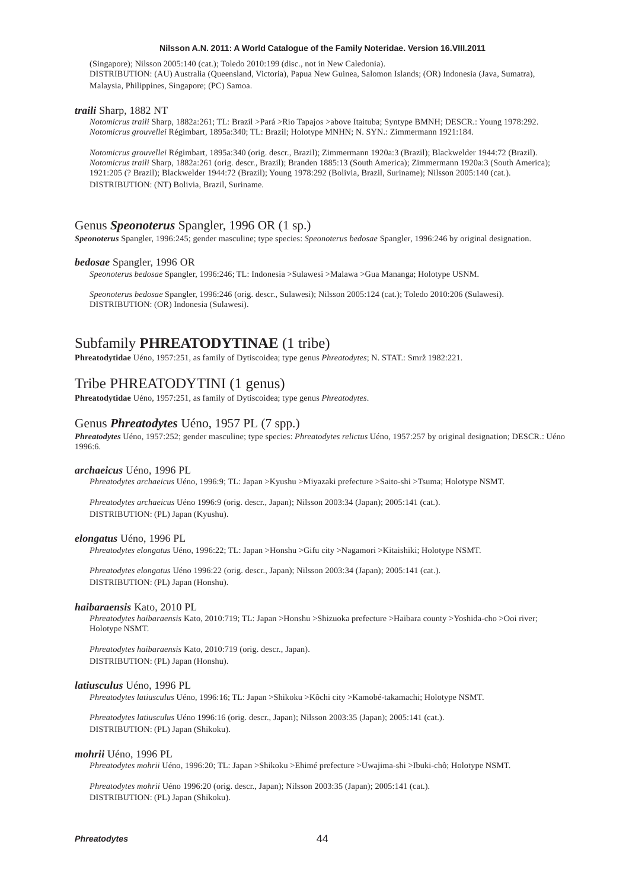(Singapore); Nilsson 2005:140 (cat.); Toledo 2010:199 (disc., not in New Caledonia).
DISTRIBUTION: (AU) Australia (Queensland, Victoria), Papua New Guinea, Salomon Islands; (OR) Indonesia (Java, Sumatra), Malaysia, Philippines, Singapore; (PC) Samoa.

***traili*** Sharp, 1882 NT

*Notomicrus traili* Sharp, 1882a:261; TL: Brazil >Pará >Rio Tapajos >above Itaituba; Syntype BMNH; DESCR.: Young 1978:292.
*Notomicrus grouvellei* Régimbart, 1895a:340; TL: Brazil; Holotype MNHN; N. SYN.: Zimmermann 1921:184.

*Notomicrus grouvellei* Régimbart, 1895a:340 (orig. descr., Brazil); Zimmermann 1920a:3 (Brazil); Blackwelder 1944:72 (Brazil).
*Notomicrus traili* Sharp, 1882a:261 (orig. descr., Brazil); Branden 1885:13 (South America); Zimmermann 1920a:3 (South America); 1921:205 (? Brazil); Blackwelder 1944:72 (Brazil); Young 1978:292 (Bolivia, Brazil, Suriname); Nilsson 2005:140 (cat.).
DISTRIBUTION: (NT) Bolivia, Brazil, Suriname.

## Genus ***Speonoterus*** Spangler, 1996 OR (1 sp.)

***Speonoterus*** Spangler, 1996:245; gender masculine; type species: *Speonoterus bedosae* Spangler, 1996:246 by original designation.

***bedosae*** Spangler, 1996 OR

*Speonoterus bedosae* Spangler, 1996:246; TL: Indonesia >Sulawesi >Malawa >Gua Mananga; Holotype USNM.

*Speonoterus bedosae* Spangler, 1996:246 (orig. descr., Sulawesi); Nilsson 2005:124 (cat.); Toledo 2010:206 (Sulawesi).
DISTRIBUTION: (OR) Indonesia (Sulawesi).

# Subfamily **PHREATODYTINAE** (1 tribe)

**Phreatodytidae** Uéno, 1957:251, as family of Dytiscoidea; type genus *Phreatodytes*; N. STAT.: Smrž 1982:221.

## Tribe PHREATODYTINI (1 genus)

**Phreatodytidae** Uéno, 1957:251, as family of Dytiscoidea; type genus *Phreatodytes*.

## Genus ***Phreatodytes*** Uéno, 1957 PL (7 spp.)

***Phreatodytes*** Uéno, 1957:252; gender masculine; type species: *Phreatodytes relictus* Uéno, 1957:257 by original designation; DESCR.: Uéno 1996:6.

***archaeicus*** Uéno, 1996 PL

*Phreatodytes archaeicus* Uéno, 1996:9; TL: Japan >Kyushu >Miyazaki prefecture >Saito-shi >Tsuma; Holotype NSMT.

*Phreatodytes archaeicus* Uéno 1996:9 (orig. descr., Japan); Nilsson 2003:34 (Japan); 2005:141 (cat.).
DISTRIBUTION: (PL) Japan (Kyushu).

***elongatus*** Uéno, 1996 PL

*Phreatodytes elongatus* Uéno, 1996:22; TL: Japan >Honshu >Gifu city >Nagamori >Kitaishiki; Holotype NSMT.

*Phreatodytes elongatus* Uéno 1996:22 (orig. descr., Japan); Nilsson 2003:34 (Japan); 2005:141 (cat.).
DISTRIBUTION: (PL) Japan (Honshu).

***haibaraensis*** Kato, 2010 PL

*Phreatodytes haibaraensis* Kato, 2010:719; TL: Japan >Honshu >Shizuoka prefecture >Haibara county >Yoshida-cho >Ooi river; Holotype NSMT.

*Phreatodytes haibaraensis* Kato, 2010:719 (orig. descr., Japan).
DISTRIBUTION: (PL) Japan (Honshu).

***latiusculus*** Uéno, 1996 PL

*Phreatodytes latiusculus* Uéno, 1996:16; TL: Japan >Shikoku >Kôchi city >Kamobé-takamachi; Holotype NSMT.

*Phreatodytes latiusculus* Uéno 1996:16 (orig. descr., Japan); Nilsson 2003:35 (Japan); 2005:141 (cat.).
DISTRIBUTION: (PL) Japan (Shikoku).

***mohrii*** Uéno, 1996 PL

*Phreatodytes mohrii* Uéno, 1996:20; TL: Japan >Shikoku >Ehimé prefecture >Uwajima-shi >Ibuki-chô; Holotype NSMT.

*Phreatodytes mohrii* Uéno 1996:20 (orig. descr., Japan); Nilsson 2003:35 (Japan); 2005:141 (cat.).
DISTRIBUTION: (PL) Japan (Shikoku).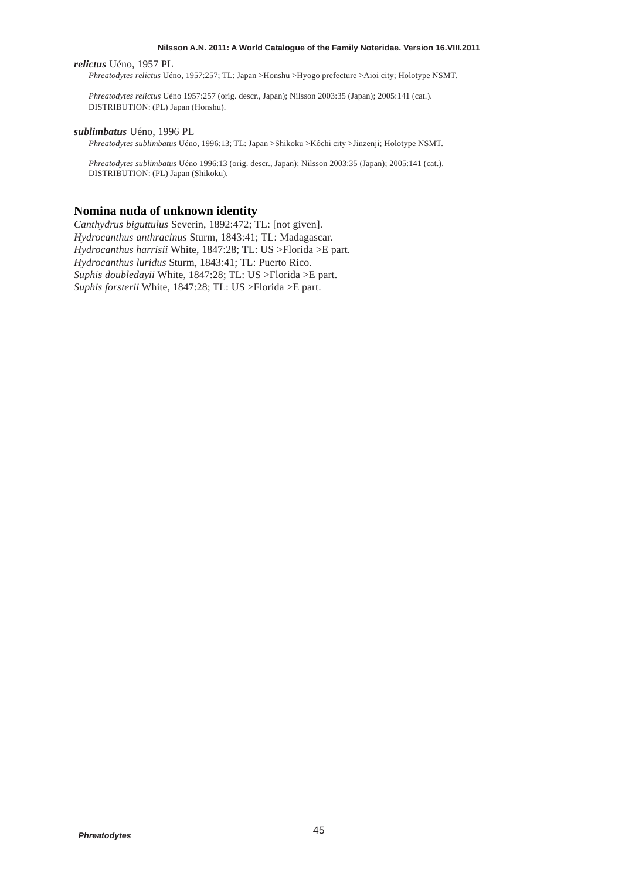***relictus*** Uéno, 1957 PL

*Phreatodytes relictus* Uéno, 1957:257; TL: Japan >Honshu >Hyogo prefecture >Aioi city; Holotype NSMT.

*Phreatodytes relictus* Uéno 1957:257 (orig. descr., Japan); Nilsson 2003:35 (Japan); 2005:141 (cat.).
DISTRIBUTION: (PL) Japan (Honshu).

***sublimbatus*** Uéno, 1996 PL

*Phreatodytes sublimbatus* Uéno, 1996:13; TL: Japan >Shikoku >Kôchi city >Jinzenji; Holotype NSMT.

*Phreatodytes sublimbatus* Uéno 1996:13 (orig. descr., Japan); Nilsson 2003:35 (Japan); 2005:141 (cat.).
DISTRIBUTION: (PL) Japan (Shikoku).

## Nomina nuda of unknown identity

*Canthydrus biguttulus* Severin, 1892:472; TL: [not given].
*Hydrocanthus anthracinus* Sturm, 1843:41; TL: Madagascar.
*Hydrocanthus harrisii* White, 1847:28; TL: US >Florida >E part.
*Hydrocanthus luridus* Sturm, 1843:41; TL: Puerto Rico.
*Suphis doubledayii* White, 1847:28; TL: US >Florida >E part.
*Suphis forsterii* White, 1847:28; TL: US >Florida >E part.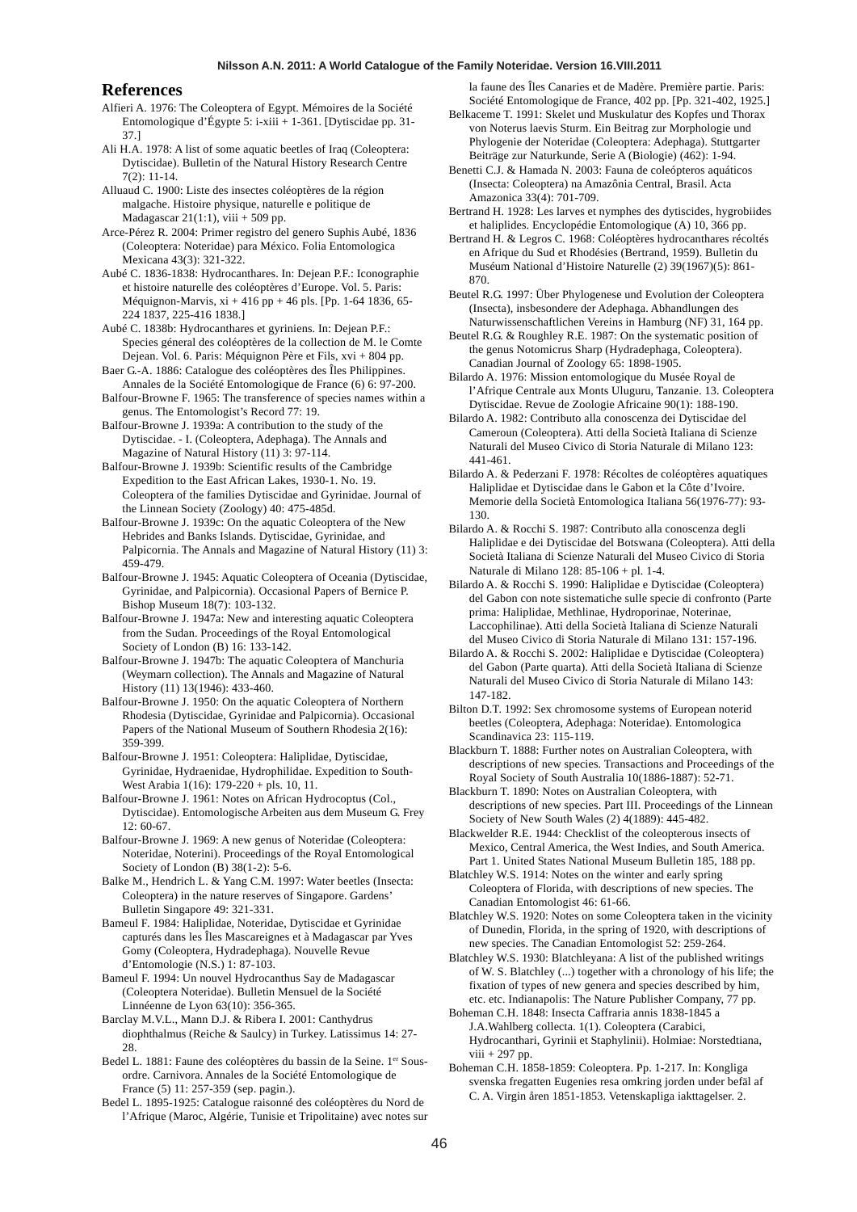## References

Alfieri A. 1976: The Coleoptera of Egypt. Mémoires de la Société Entomologique d'Égypte 5: i-xiii + 1-361. [Dytiscidae pp. 31-37.]

Ali H.A. 1978: A list of some aquatic beetles of Iraq (Coleoptera: Dytiscidae). Bulletin of the Natural History Research Centre 7(2): 11-14.

Alluaud C. 1900: Liste des insectes coléoptères de la région malgache. Histoire physique, naturelle e politique de Madagascar 21(1:1), viii + 509 pp.

Arce-Pérez R. 2004: Primer registro del genero Suphis Aubé, 1836 (Coleoptera: Noteridae) para México. Folia Entomologica Mexicana 43(3): 321-322.

Aubé C. 1836-1838: Hydrocanthares. In: Dejean P.F.: Iconographie et histoire naturelle des coléoptères d'Europe. Vol. 5. Paris: Méquignon-Marvis, xi + 416 pp + 46 pls. [Pp. 1-64 1836, 65-224 1837, 225-416 1838.]

Aubé C. 1838b: Hydrocanthares et gyriniens. In: Dejean P.F.: Species géneral des coléoptères de la collection de M. le Comte Dejean. Vol. 6. Paris: Méquignon Père et Fils, xvi + 804 pp.

Baer G.-A. 1886: Catalogue des coléoptères des Îles Philippines. Annales de la Société Entomologique de France (6) 6: 97-200.

Balfour-Browne F. 1965: The transference of species names within a genus. The Entomologist's Record 77: 19.

Balfour-Browne J. 1939a: A contribution to the study of the Dytiscidae. - I. (Coleoptera, Adephaga). The Annals and Magazine of Natural History (11) 3: 97-114.

Balfour-Browne J. 1939b: Scientific results of the Cambridge Expedition to the East African Lakes, 1930-1. No. 19. Coleoptera of the families Dytiscidae and Gyrinidae. Journal of the Linnean Society (Zoology) 40: 475-485d.

Balfour-Browne J. 1939c: On the aquatic Coleoptera of the New Hebrides and Banks Islands. Dytiscidae, Gyrinidae, and Palpicornia. The Annals and Magazine of Natural History (11) 3: 459-479.

Balfour-Browne J. 1945: Aquatic Coleoptera of Oceania (Dytiscidae, Gyrinidae, and Palpicornia). Occasional Papers of Bernice P. Bishop Museum 18(7): 103-132.

Balfour-Browne J. 1947a: New and interesting aquatic Coleoptera from the Sudan. Proceedings of the Royal Entomological Society of London (B) 16: 133-142.

Balfour-Browne J. 1947b: The aquatic Coleoptera of Manchuria (Weymarn collection). The Annals and Magazine of Natural History (11) 13(1946): 433-460.

Balfour-Browne J. 1950: On the aquatic Coleoptera of Northern Rhodesia (Dytiscidae, Gyrinidae and Palpicornia). Occasional Papers of the National Museum of Southern Rhodesia 2(16): 359-399.

Balfour-Browne J. 1951: Coleoptera: Haliplidae, Dytiscidae, Gyrinidae, Hydraenidae, Hydrophilidae. Expedition to South-West Arabia 1(16): 179-220 + pls. 10, 11.

Balfour-Browne J. 1961: Notes on African Hydrocoptus (Col., Dytiscidae). Entomologische Arbeiten aus dem Museum G. Frey 12: 60-67.

Balfour-Browne J. 1969: A new genus of Noteridae (Coleoptera: Noteridae, Noterini). Proceedings of the Royal Entomological Society of London (B) 38(1-2): 5-6.

Balke M., Hendrich L. & Yang C.M. 1997: Water beetles (Insecta: Coleoptera) in the nature reserves of Singapore. Gardens' Bulletin Singapore 49: 321-331.

Bameul F. 1984: Haliplidae, Noteridae, Dytiscidae et Gyrinidae capturés dans les Îles Mascareignes et à Madagascar par Yves Gomy (Coleoptera, Hydradephaga). Nouvelle Revue d'Entomologie (N.S.) 1: 87-103.

Bameul F. 1994: Un nouvel Hydrocanthus Say de Madagascar (Coleoptera Noteridae). Bulletin Mensuel de la Société Linnéenne de Lyon 63(10): 356-365.

Barclay M.V.L., Mann D.J. & Ribera I. 2001: Canthydrus diophthalmus (Reiche & Saulcy) in Turkey. Latissimus 14: 27-28.

Bedel L. 1881: Faune des coléoptères du bassin de la Seine. 1[er] Sous-ordre. Carnivora. Annales de la Société Entomologique de France (5) 11: 257-359 (sep. pagin.).

Bedel L. 1895-1925: Catalogue raisonné des coléoptères du Nord de l'Afrique (Maroc, Algérie, Tunisie et Tripolitaine) avec notes sur la faune des Îles Canaries et de Madère. Première partie. Paris: Société Entomologique de France, 402 pp. [Pp. 321-402, 1925.]

Belkaceme T. 1991: Skelet und Muskulatur des Kopfes und Thorax von Noterus laevis Sturm. Ein Beitrag zur Morphologie und Phylogenie der Noteridae (Coleoptera: Adephaga). Stuttgarter Beiträge zur Naturkunde, Serie A (Biologie) (462): 1-94.

Benetti C.J. & Hamada N. 2003: Fauna de coleópteros aquáticos (Insecta: Coleoptera) na Amazônia Central, Brasil. Acta Amazonica 33(4): 701-709.

Bertrand H. 1928: Les larves et nymphes des dytiscides, hygrobiides et haliplides. Encyclopédie Entomologique (A) 10, 366 pp.

Bertrand H. & Legros C. 1968: Coléoptères hydrocanthares récoltés en Afrique du Sud et Rhodésies (Bertrand, 1959). Bulletin du Muséum National d'Histoire Naturelle (2) 39(1967)(5): 861-870.

Beutel R.G. 1997: Über Phylogenese und Evolution der Coleoptera (Insecta), insbesondere der Adephaga. Abhandlungen des Naturwissenschaftlichen Vereins in Hamburg (NF) 31, 164 pp.

Beutel R.G. & Roughley R.E. 1987: On the systematic position of the genus Notomicrus Sharp (Hydradephaga, Coleoptera). Canadian Journal of Zoology 65: 1898-1905.

Bilardo A. 1976: Mission entomologique du Musée Royal de l'Afrique Centrale aux Monts Uluguru, Tanzanie. 13. Coleoptera Dytiscidae. Revue de Zoologie Africaine 90(1): 188-190.

Bilardo A. 1982: Contributo alla conoscenza dei Dytiscidae del Cameroun (Coleoptera). Atti della Società Italiana di Scienze Naturali del Museo Civico di Storia Naturale di Milano 123: 441-461.

Bilardo A. & Pederzani F. 1978: Récoltes de coléoptères aquatiques Haliplidae et Dytiscidae dans le Gabon et la Côte d'Ivoire. Memorie della Società Entomologica Italiana 56(1976-77): 93-130.

Bilardo A. & Rocchi S. 1987: Contributo alla conoscenza degli Haliplidae e dei Dytiscidae del Botswana (Coleoptera). Atti della Società Italiana di Scienze Naturali del Museo Civico di Storia Naturale di Milano 128: 85-106 + pl. 1-4.

Bilardo A. & Rocchi S. 1990: Haliplidae e Dytiscidae (Coleoptera) del Gabon con note sistematiche sulle specie di confronto (Parte prima: Haliplidae, Methlinae, Hydroporinae, Noterinae, Laccophilinae). Atti della Società Italiana di Scienze Naturali del Museo Civico di Storia Naturale di Milano 131: 157-196.

Bilardo A. & Rocchi S. 2002: Haliplidae e Dytiscidae (Coleoptera) del Gabon (Parte quarta). Atti della Società Italiana di Scienze Naturali del Museo Civico di Storia Naturale di Milano 143: 147-182.

Bilton D.T. 1992: Sex chromosome systems of European noterid beetles (Coleoptera, Adephaga: Noteridae). Entomologica Scandinavica 23: 115-119.

Blackburn T. 1888: Further notes on Australian Coleoptera, with descriptions of new species. Transactions and Proceedings of the Royal Society of South Australia 10(1886-1887): 52-71.

Blackburn T. 1890: Notes on Australian Coleoptera, with descriptions of new species. Part III. Proceedings of the Linnean Society of New South Wales (2) 4(1889): 445-482.

Blackwelder R.E. 1944: Checklist of the coleopterous insects of Mexico, Central America, the West Indies, and South America. Part 1. United States National Museum Bulletin 185, 188 pp.

Blatchley W.S. 1914: Notes on the winter and early spring Coleoptera of Florida, with descriptions of new species. The Canadian Entomologist 46: 61-66.

Blatchley W.S. 1920: Notes on some Coleoptera taken in the vicinity of Dunedin, Florida, in the spring of 1920, with descriptions of new species. The Canadian Entomologist 52: 259-264.

Blatchley W.S. 1930: Blatchleyana: A list of the published writings of W. S. Blatchley (...) together with a chronology of his life; the fixation of types of new genera and species described by him, etc. etc. Indianapolis: The Nature Publisher Company, 77 pp.

Boheman C.H. 1848: Insecta Caffraria annis 1838-1845 a J.A.Wahlberg collecta. 1(1). Coleoptera (Carabici, Hydrocanthari, Gyrinii et Staphylinii). Holmiae: Norstedtiana, viii + 297 pp.

Boheman C.H. 1858-1859: Coleoptera. Pp. 1-217. In: Kongliga svenska fregatten Eugenies resa omkring jorden under befäl af C. A. Virgin åren 1851-1853. Vetenskapliga iakttagelser. 2.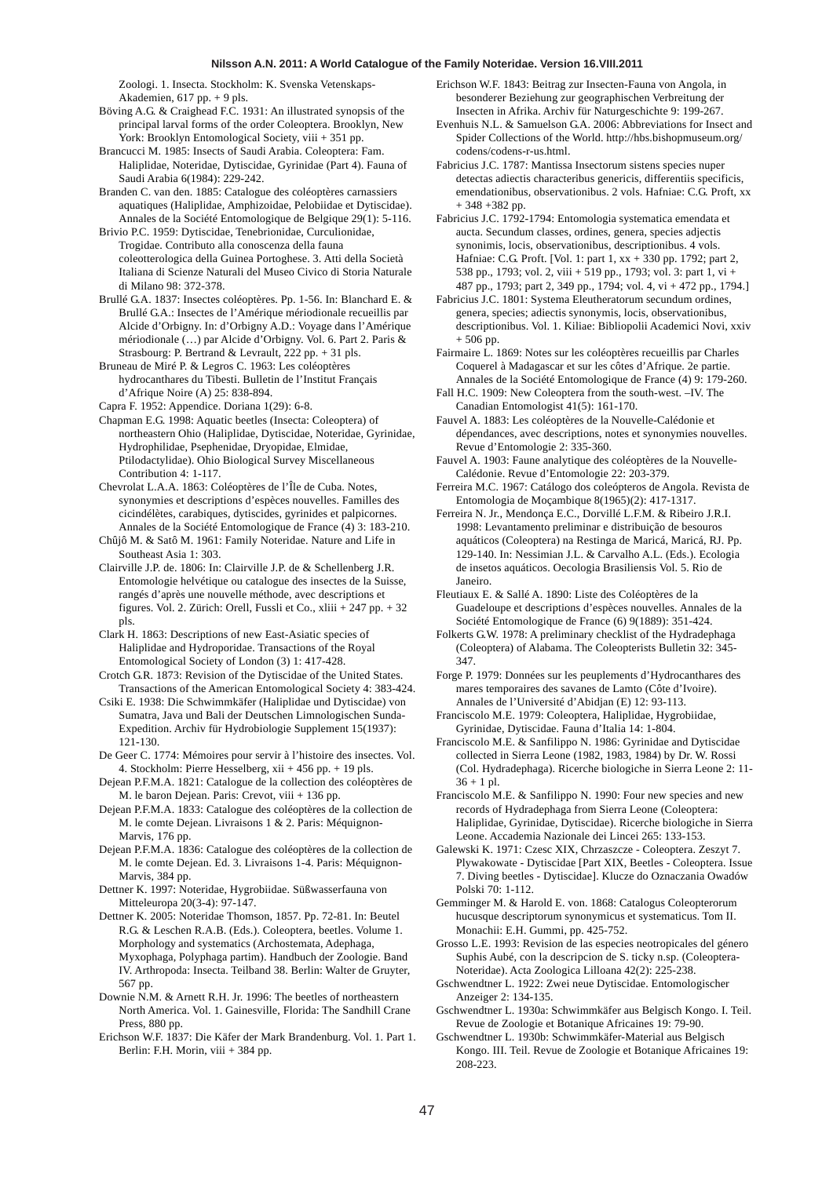Zoologi. 1. Insecta. Stockholm: K. Svenska Vetenskaps-Akademien, 617 pp. + 9 pls.

Böving A.G. & Craighead F.C. 1931: An illustrated synopsis of the principal larval forms of the order Coleoptera. Brooklyn, New York: Brooklyn Entomological Society, viii + 351 pp.

Brancucci M. 1985: Insects of Saudi Arabia. Coleoptera: Fam. Haliplidae, Noteridae, Dytiscidae, Gyrinidae (Part 4). Fauna of Saudi Arabia 6(1984): 229-242.

Branden C. van den. 1885: Catalogue des coléoptères carnassiers aquatiques (Haliplidae, Amphizoidae, Pelobiidae et Dytiscidae). Annales de la Société Entomologique de Belgique 29(1): 5-116.

Brivio P.C. 1959: Dytiscidae, Tenebrionidae, Curculionidae, Trogidae. Contributo alla conoscenza della fauna coleotterologica della Guinea Portoghese. 3. Atti della Società Italiana di Scienze Naturali del Museo Civico di Storia Naturale di Milano 98: 372-378.

Brullé G.A. 1837: Insectes coléoptères. Pp. 1-56. In: Blanchard E. & Brullé G.A.: Insectes de l'Amérique mériodionale recueillis par Alcide d'Orbigny. In: d'Orbigny A.D.: Voyage dans l'Amérique mériodionale (…) par Alcide d'Orbigny. Vol. 6. Part 2. Paris & Strasbourg: P. Bertrand & Levrault, 222 pp. + 31 pls.

Bruneau de Miré P. & Legros C. 1963: Les coléoptères hydrocanthares du Tibesti. Bulletin de l'Institut Français d'Afrique Noire (A) 25: 838-894.

Capra F. 1952: Appendice. Doriana 1(29): 6-8.

Chapman E.G. 1998: Aquatic beetles (Insecta: Coleoptera) of northeastern Ohio (Haliplidae, Dytiscidae, Noteridae, Gyrinidae, Hydrophilidae, Psephenidae, Dryopidae, Elmidae, Ptilodactylidae). Ohio Biological Survey Miscellaneous Contribution 4: 1-117.

Chevrolat L.A.A. 1863: Coléoptères de l'Île de Cuba. Notes, synonymies et descriptions d'espèces nouvelles. Familles des cicindélètes, carabiques, dytiscides, gyrinides et palpicornes. Annales de la Société Entomologique de France (4) 3: 183-210.

Chûjô M. & Satô M. 1961: Family Noteridae. Nature and Life in Southeast Asia 1: 303.

Clairville J.P. de. 1806: In: Clairville J.P. de & Schellenberg J.R. Entomologie helvétique ou catalogue des insectes de la Suisse, rangés d'après une nouvelle méthode, avec descriptions et figures. Vol. 2. Zürich: Orell, Fussli et Co., xliii + 247 pp. + 32 pls.

Clark H. 1863: Descriptions of new East-Asiatic species of Haliplidae and Hydroporidae. Transactions of the Royal Entomological Society of London (3) 1: 417-428.

Crotch G.R. 1873: Revision of the Dytiscidae of the United States. Transactions of the American Entomological Society 4: 383-424.

Csiki E. 1938: Die Schwimmkäfer (Haliplidae und Dytiscidae) von Sumatra, Java und Bali der Deutschen Limnologischen Sunda-Expedition. Archiv für Hydrobiologie Supplement 15(1937): 121-130.

De Geer C. 1774: Mémoires pour servir à l'histoire des insectes. Vol. 4. Stockholm: Pierre Hesselberg, xii + 456 pp. + 19 pls.

Dejean P.F.M.A. 1821: Catalogue de la collection des coléoptères de M. le baron Dejean. Paris: Crevot, viii + 136 pp.

Dejean P.F.M.A. 1833: Catalogue des coléoptères de la collection de M. le comte Dejean. Livraisons 1 & 2. Paris: Méquignon-Marvis, 176 pp.

Dejean P.F.M.A. 1836: Catalogue des coléoptères de la collection de M. le comte Dejean. Ed. 3. Livraisons 1-4. Paris: Méquignon-Marvis, 384 pp.

Dettner K. 1997: Noteridae, Hygrobiidae. Süßwasserfauna von Mitteleuropa 20(3-4): 97-147.

Dettner K. 2005: Noteridae Thomson, 1857. Pp. 72-81. In: Beutel R.G. & Leschen R.A.B. (Eds.). Coleoptera, beetles. Volume 1. Morphology and systematics (Archostemata, Adephaga, Myxophaga, Polyphaga partim). Handbuch der Zoologie. Band IV. Arthropoda: Insecta. Teilband 38. Berlin: Walter de Gruyter, 567 pp.

Downie N.M. & Arnett R.H. Jr. 1996: The beetles of northeastern North America. Vol. 1. Gainesville, Florida: The Sandhill Crane Press, 880 pp.

Erichson W.F. 1837: Die Käfer der Mark Brandenburg. Vol. 1. Part 1. Berlin: F.H. Morin, viii + 384 pp.

Erichson W.F. 1843: Beitrag zur Insecten-Fauna von Angola, in besonderer Beziehung zur geographischen Verbreitung der Insecten in Afrika. Archiv für Naturgeschichte 9: 199-267.

Evenhuis N.L. & Samuelson G.A. 2006: Abbreviations for Insect and Spider Collections of the World. http://hbs.bishopmuseum.org/codens/codens-r-us.html.

Fabricius J.C. 1787: Mantissa Insectorum sistens species nuper detectas adiectis characteribus genericis, differentiis specificis, emendationibus, observationibus. 2 vols. Hafniae: C.G. Proft, xx + 348 +382 pp.

Fabricius J.C. 1792-1794: Entomologia systematica emendata et aucta. Secundum classes, ordines, genera, species adjectis synonimis, locis, observationibus, descriptionibus. 4 vols. Hafniae: C.G. Proft. [Vol. 1: part 1, xx + 330 pp. 1792; part 2, 538 pp., 1793; vol. 2, viii + 519 pp., 1793; vol. 3: part 1, vi + 487 pp., 1793; part 2, 349 pp., 1794; vol. 4, vi + 472 pp., 1794.]

Fabricius J.C. 1801: Systema Eleutheratorum secundum ordines, genera, species; adiectis synonymis, locis, observationibus, descriptionibus. Vol. 1. Kiliae: Bibliopolii Academici Novi, xxiv + 506 pp.

Fairmaire L. 1869: Notes sur les coléoptères recueillis par Charles Coquerel à Madagascar et sur les côtes d'Afrique. 2e partie. Annales de la Société Entomologique de France (4) 9: 179-260.

Fall H.C. 1909: New Coleoptera from the south-west. –IV. The Canadian Entomologist 41(5): 161-170.

Fauvel A. 1883: Les coléoptères de la Nouvelle-Calédonie et dépendances, avec descriptions, notes et synonymies nouvelles. Revue d'Entomologie 2: 335-360.

Fauvel A. 1903: Faune analytique des coléoptères de la Nouvelle-Calédonie. Revue d'Entomologie 22: 203-379.

Ferreira M.C. 1967: Catálogo dos coleópteros de Angola. Revista de Entomologia de Moçambique 8(1965)(2): 417-1317.

Ferreira N. Jr., Mendonça E.C., Dorvillé L.F.M. & Ribeiro J.R.I. 1998: Levantamento preliminar e distribuição de besouros aquáticos (Coleoptera) na Restinga de Maricá, Maricá, RJ. Pp. 129-140. In: Nessimian J.L. & Carvalho A.L. (Eds.). Ecologia de insetos aquáticos. Oecologia Brasiliensis Vol. 5. Rio de Janeiro.

Fleutiaux E. & Sallé A. 1890: Liste des Coléoptères de la Guadeloupe et descriptions d'espèces nouvelles. Annales de la Société Entomologique de France (6) 9(1889): 351-424.

Folkerts G.W. 1978: A preliminary checklist of the Hydradephaga (Coleoptera) of Alabama. The Coleopterists Bulletin 32: 345-347.

Forge P. 1979: Données sur les peuplements d'Hydrocanthares des mares temporaires des savanes de Lamto (Côte d'Ivoire). Annales de l'Université d'Abidjan (E) 12: 93-113.

Franciscolo M.E. 1979: Coleoptera, Haliplidae, Hygrobiidae, Gyrinidae, Dytiscidae. Fauna d'Italia 14: 1-804.

Franciscolo M.E. & Sanfilippo N. 1986: Gyrinidae and Dytiscidae collected in Sierra Leone (1982, 1983, 1984) by Dr. W. Rossi (Col. Hydradephaga). Ricerche biologiche in Sierra Leone 2: 11-36 + 1 pl.

Franciscolo M.E. & Sanfilippo N. 1990: Four new species and new records of Hydradephaga from Sierra Leone (Coleoptera: Haliplidae, Gyrinidae, Dytiscidae). Ricerche biologiche in Sierra Leone. Accademia Nazionale dei Lincei 265: 133-153.

Galewski K. 1971: Czesc XIX, Chrzaszcze - Coleoptera. Zeszyt 7. Plywakowate - Dytiscidae [Part XIX, Beetles - Coleoptera. Issue 7. Diving beetles - Dytiscidae]. Klucze do Oznaczania Owadów Polski 70: 1-112.

Gemminger M. & Harold E. von. 1868: Catalogus Coleopterorum hucusque descriptorum synonymicus et systematicus. Tom II. Monachii: E.H. Gummi, pp. 425-752.

Grosso L.E. 1993: Revision de las especies neotropicales del género Suphis Aubé, con la descripcion de S. ticky n.sp. (Coleoptera-Noteridae). Acta Zoologica Lilloana 42(2): 225-238.

Gschwendtner L. 1922: Zwei neue Dytiscidae. Entomologischer Anzeiger 2: 134-135.

Gschwendtner L. 1930a: Schwimmkäfer aus Belgisch Kongo. I. Teil. Revue de Zoologie et Botanique Africaines 19: 79-90.

Gschwendtner L. 1930b: Schwimmkäfer-Material aus Belgisch Kongo. III. Teil. Revue de Zoologie et Botanique Africaines 19: 208-223.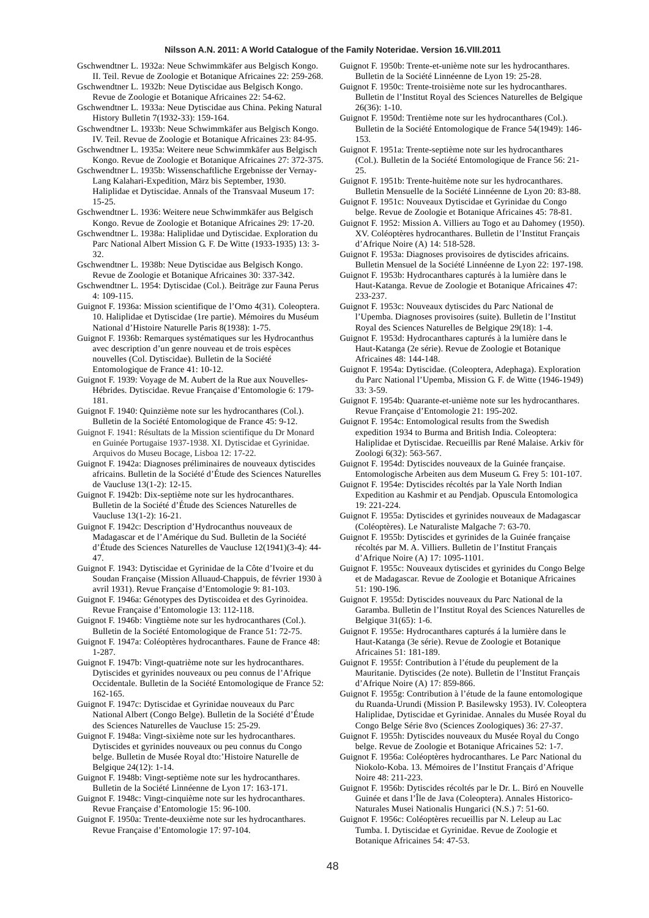Gschwendtner L. 1932a: Neue Schwimmkäfer aus Belgisch Kongo. II. Teil. Revue de Zoologie et Botanique Africaines 22: 259-268.

Gschwendtner L. 1932b: Neue Dytiscidae aus Belgisch Kongo. Revue de Zoologie et Botanique Africaines 22: 54-62.

Gschwendtner L. 1933a: Neue Dytiscidae aus China. Peking Natural History Bulletin 7(1932-33): 159-164.

Gschwendtner L. 1933b: Neue Schwimmkäfer aus Belgisch Kongo. IV. Teil. Revue de Zoologie et Botanique Africaines 23: 84-95.

Gschwendtner L. 1935a: Weitere neue Schwimmkäfer aus Belgisch Kongo. Revue de Zoologie et Botanique Africaines 27: 372-375.

Gschwendtner L. 1935b: Wissenschaftliche Ergebnisse der Vernay-Lang Kalahari-Expedition, März bis September, 1930. Haliplidae et Dytiscidae. Annals of the Transvaal Museum 17: 15-25.

Gschwendtner L. 1936: Weitere neue Schwimmkäfer aus Belgisch Kongo. Revue de Zoologie et Botanique Africaines 29: 17-20.

Gschwendtner L. 1938a: Haliplidae und Dytiscidae. Exploration du Parc National Albert Mission G. F. De Witte (1933-1935) 13: 3-32.

Gschwendtner L. 1938b: Neue Dytiscidae aus Belgisch Kongo. Revue de Zoologie et Botanique Africaines 30: 337-342.

Gschwendtner L. 1954: Dytiscidae (Col.). Beiträge zur Fauna Perus 4: 109-115.

Guignot F. 1936a: Mission scientifique de l'Omo 4(31). Coleoptera. 10. Haliplidae et Dytiscidae (1re partie). Mémoires du Muséum National d'Histoire Naturelle Paris 8(1938): 1-75.

Guignot F. 1936b: Remarques systématiques sur les Hydrocanthus avec description d'un genre nouveau et de trois espèces nouvelles (Col. Dytiscidae). Bulletin de la Société Entomologique de France 41: 10-12.

Guignot F. 1939: Voyage de M. Aubert de la Rue aux Nouvelles-Hébrides. Dytiscidae. Revue Française d'Entomologie 6: 179-181.

Guignot F. 1940: Quinzième note sur les hydrocanthares (Col.). Bulletin de la Société Entomologique de France 45: 9-12.

Guignot F. 1941: Résultats de la Mission scientifique du Dr Monard en Guinée Portugaise 1937-1938. XI. Dytiscidae et Gyrinidae. Arquivos do Museu Bocage, Lisboa 12: 17-22.

Guignot F. 1942a: Diagnoses préliminaires de nouveaux dytiscides africains. Bulletin de la Société d'Étude des Sciences Naturelles de Vaucluse 13(1-2): 12-15.

Guignot F. 1942b: Dix-septième note sur les hydrocanthares. Bulletin de la Société d'Étude des Sciences Naturelles de Vaucluse 13(1-2): 16-21.

Guignot F. 1942c: Description d'Hydrocanthus nouveaux de Madagascar et de l'Amérique du Sud. Bulletin de la Société d'Étude des Sciences Naturelles de Vaucluse 12(1941)(3-4): 44-47.

Guignot F. 1943: Dytiscidae et Gyrinidae de la Côte d'Ivoire et du Soudan Française (Mission Alluaud-Chappuis, de février 1930 à avril 1931). Revue Française d'Entomologie 9: 81-103.

Guignot F. 1946a: Génotypes des Dytiscoidea et des Gyrinoidea. Revue Française d'Entomologie 13: 112-118.

Guignot F. 1946b: Vingtième note sur les hydrocanthares (Col.). Bulletin de la Société Entomologique de France 51: 72-75.

Guignot F. 1947a: Coléoptères hydrocanthares. Faune de France 48: 1-287.

Guignot F. 1947b: Vingt-quatrième note sur les hydrocanthares. Dytiscides et gyrinides nouveaux ou peu connus de l'Afrique Occidentale. Bulletin de la Société Entomologique de France 52: 162-165.

Guignot F. 1947c: Dytiscidae et Gyrinidae nouveaux du Parc National Albert (Congo Belge). Bulletin de la Société d'Étude des Sciences Naturelles de Vaucluse 15: 25-29.

Guignot F. 1948a: Vingt-sixième note sur les hydrocanthares. Dytiscides et gyrinides nouveaux ou peu connus du Congo belge. Bulletin de Musée Royal dto:'Histoire Naturelle de Belgique 24(12): 1-14.

Guignot F. 1948b: Vingt-septième note sur les hydrocanthares. Bulletin de la Société Linnéenne de Lyon 17: 163-171.

Guignot F. 1948c: Vingt-cinquième note sur les hydrocanthares. Revue Française d'Entomologie 15: 96-100.

Guignot F. 1950a: Trente-deuxième note sur les hydrocanthares. Revue Française d'Entomologie 17: 97-104.

Guignot F. 1950b: Trente-et-unième note sur les hydrocanthares. Bulletin de la Société Linnéenne de Lyon 19: 25-28.

Guignot F. 1950c: Trente-troisième note sur les hydrocanthares. Bulletin de l'Institut Royal des Sciences Naturelles de Belgique 26(36): 1-10.

Guignot F. 1950d: Trentième note sur les hydrocanthares (Col.). Bulletin de la Société Entomologique de France 54(1949): 146-153.

Guignot F. 1951a: Trente-septième note sur les hydrocanthares (Col.). Bulletin de la Société Entomologique de France 56: 21-25.

Guignot F. 1951b: Trente-huitème note sur les hydrocanthares. Bulletin Mensuelle de la Société Linnéenne de Lyon 20: 83-88.

Guignot F. 1951c: Nouveaux Dytiscidae et Gyrinidae du Congo belge. Revue de Zoologie et Botanique Africaines 45: 78-81.

Guignot F. 1952: Mission A. Villiers au Togo et au Dahomey (1950). XV. Coléoptères hydrocanthares. Bulletin de l'Institut Français d'Afrique Noire (A) 14: 518-528.

Guignot F. 1953a: Diagnoses provisoires de dytiscides africains. Bulletin Mensuel de la Société Linnéenne de Lyon 22: 197-198.

Guignot F. 1953b: Hydrocanthares capturés à la lumière dans le Haut-Katanga. Revue de Zoologie et Botanique Africaines 47: 233-237.

Guignot F. 1953c: Nouveaux dytiscides du Parc National de l'Upemba. Diagnoses provisoires (suite). Bulletin de l'Institut Royal des Sciences Naturelles de Belgique 29(18): 1-4.

Guignot F. 1953d: Hydrocanthares capturés à la lumière dans le Haut-Katanga (2e série). Revue de Zoologie et Botanique Africaines 48: 144-148.

Guignot F. 1954a: Dytiscidae. (Coleoptera, Adephaga). Exploration du Parc National l'Upemba, Mission G. F. de Witte (1946-1949) 33: 3-59.

Guignot F. 1954b: Quarante-et-unième note sur les hydrocanthares. Revue Française d'Entomologie 21: 195-202.

Guignot F. 1954c: Entomological results from the Swedish expedition 1934 to Burma and British India. Coleoptera: Haliplidae et Dytiscidae. Recueillis par René Malaise. Arkiv för Zoologi 6(32): 563-567.

Guignot F. 1954d: Dytiscides nouveaux de la Guinée française. Entomologische Arbeiten aus dem Museum G. Frey 5: 101-107.

Guignot F. 1954e: Dytiscides récoltés par la Yale North Indian Expedition au Kashmir et au Pendjab. Opuscula Entomologica 19: 221-224.

Guignot F. 1955a: Dytiscides et gyrinides nouveaux de Madagascar (Coléoptères). Le Naturaliste Malgache 7: 63-70.

Guignot F. 1955b: Dytiscides et gyrinides de la Guinée française récoltés par M. A. Villiers. Bulletin de l'Institut Français d'Afrique Noire (A) 17: 1095-1101.

Guignot F. 1955c: Nouveaux dytiscides et gyrinides du Congo Belge et de Madagascar. Revue de Zoologie et Botanique Africaines 51: 190-196.

Guignot F. 1955d: Dytiscides nouveaux du Parc National de la Garamba. Bulletin de l'Institut Royal des Sciences Naturelles de Belgique 31(65): 1-6.

Guignot F. 1955e: Hydrocanthares capturés á la lumière dans le Haut-Katanga (3e série). Revue de Zoologie et Botanique Africaines 51: 181-189.

Guignot F. 1955f: Contribution à l'étude du peuplement de la Mauritanie. Dytiscides (2e note). Bulletin de l'Institut Français d'Afrique Noire (A) 17: 859-866.

Guignot F. 1955g: Contribution à l'étude de la faune entomologique du Ruanda-Urundi (Mission P. Basilewsky 1953). IV. Coleoptera Haliplidae, Dytiscidae et Gyrinidae. Annales du Musée Royal du Congo Belge Série 8vo (Sciences Zoologiques) 36: 27-37.

Guignot F. 1955h: Dytiscides nouveaux du Musée Royal du Congo belge. Revue de Zoologie et Botanique Africaines 52: 1-7.

Guignot F. 1956a: Coléoptères hydrocanthares. Le Parc National du Niokolo-Koba. 13. Mémoires de l'Institut Français d'Afrique Noire 48: 211-223.

Guignot F. 1956b: Dytiscides récoltés par le Dr. L. Biró en Nouvelle Guinée et dans l'Île de Java (Coleoptera). Annales Historico-Naturales Musei Nationalis Hungarici (N.S.) 7: 51-60.

Guignot F. 1956c: Coléoptères recueillis par N. Leleup au Lac Tumba. I. Dytiscidae et Gyrinidae. Revue de Zoologie et Botanique Africaines 54: 47-53.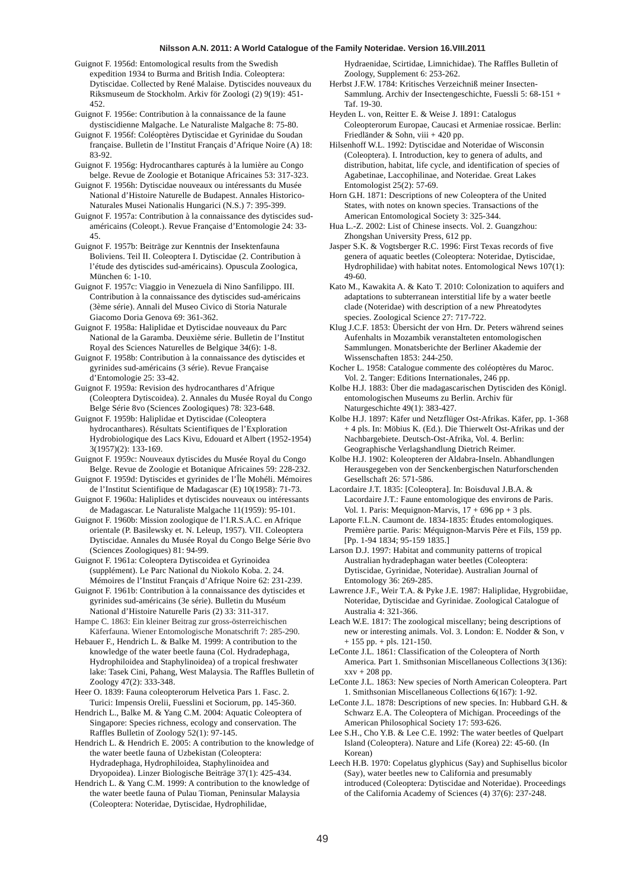Guignot F. 1956d: Entomological results from the Swedish expedition 1934 to Burma and British India. Coleoptera: Dytiscidae. Collected by René Malaise. Dytiscides nouveaux du Riksmuseum de Stockholm. Arkiv för Zoologi (2) 9(19): 451-452.

Guignot F. 1956e: Contribution à la connaissance de la faune dystiscidienne Malgache. Le Naturaliste Malgache 8: 75-80.

Guignot F. 1956f: Coléoptères Dytiscidae et Gyrinidae du Soudan française. Bulletin de l'Institut Français d'Afrique Noire (A) 18: 83-92.

Guignot F. 1956g: Hydrocanthares capturés à la lumière au Congo belge. Revue de Zoologie et Botanique Africaines 53: 317-323.

Guignot F. 1956h: Dytiscidae nouveaux ou intéressants du Musée National d'Histoire Naturelle de Budapest. Annales Historico-Naturales Musei Nationalis Hungarici (N.S.) 7: 395-399.

Guignot F. 1957a: Contribution à la connaissance des dytiscides sud-américains (Coleopt.). Revue Française d'Entomologie 24: 33-45.

Guignot F. 1957b: Beiträge zur Kenntnis der Insektenfauna Boliviens. Teil II. Coleoptera I. Dytiscidae (2. Contribution à l'étude des dytiscides sud-américains). Opuscula Zoologica, München 6: 1-10.

Guignot F. 1957c: Viaggio in Venezuela di Nino Sanfilippo. III. Contribution à la connaissance des dytiscides sud-américains (3ème série). Annali del Museo Civico di Storia Naturale Giacomo Doria Genova 69: 361-362.

Guignot F. 1958a: Haliplidae et Dytiscidae nouveaux du Parc National de la Garamba. Deuxième série. Bulletin de l'Institut Royal des Sciences Naturelles de Belgique 34(6): 1-8.

Guignot F. 1958b: Contribution à la connaissance des dytiscides et gyrinides sud-américains (3 série). Revue Française d'Entomologie 25: 33-42.

Guignot F. 1959a: Revision des hydrocanthares d'Afrique (Coleoptera Dytiscoidea). 2. Annales du Musée Royal du Congo Belge Série 8vo (Sciences Zoologiques) 78: 323-648.

Guignot F. 1959b: Haliplidae et Dytiscidae (Coleoptera hydrocanthares). Résultats Scientifiques de l'Exploration Hydrobiologique des Lacs Kivu, Edouard et Albert (1952-1954) 3(1957)(2): 133-169.

Guignot F. 1959c: Nouveaux dytiscides du Musée Royal du Congo Belge. Revue de Zoologie et Botanique Africaines 59: 228-232.

Guignot F. 1959d: Dytiscides et gyrinides de l'Île Mohéli. Mémoires de l'Institut Scientifique de Madagascar (E) 10(1958): 71-73.

Guignot F. 1960a: Haliplides et dytiscides nouveaux ou intéressants de Madagascar. Le Naturaliste Malgache 11(1959): 95-101.

Guignot F. 1960b: Mission zoologique de l'I.R.S.A.C. en Afrique orientale (P. Basilewsky et. N. Leleup, 1957). VII. Coleoptera Dytiscidae. Annales du Musée Royal du Congo Belge Série 8vo (Sciences Zoologiques) 81: 94-99.

Guignot F. 1961a: Coleoptera Dytiscoidea et Gyrinoidea (supplément). Le Parc National du Niokolo Koba. 2. 24. Mémoires de l'Institut Français d'Afrique Noire 62: 231-239.

Guignot F. 1961b: Contribution à la connaissance des dytiscides et gyrinides sud-américains (3e série). Bulletin du Muséum National d'Histoire Naturelle Paris (2) 33: 311-317.

Hampe C. 1863: Ein kleiner Beitrag zur gross-österreichischen Käferfauna. Wiener Entomologische Monatschrift 7: 285-290.

Hebauer F., Hendrich L. & Balke M. 1999: A contribution to the knowledge of the water beetle fauna (Col. Hydradephaga, Hydrophiloidea and Staphylinoidea) of a tropical freshwater lake: Tasek Cini, Pahang, West Malaysia. The Raffles Bulletin of Zoology 47(2): 333-348.

Heer O. 1839: Fauna coleopterorum Helvetica Pars 1. Fasc. 2. Turici: Impensis Orelii, Fuesslini et Sociorum, pp. 145-360.

Hendrich L., Balke M. & Yang C.M. 2004: Aquatic Coleoptera of Singapore: Species richness, ecology and conservation. The Raffles Bulletin of Zoology 52(1): 97-145.

Hendrich L. & Hendrich E. 2005: A contribution to the knowledge of the water beetle fauna of Uzbekistan (Coleoptera: Hydradephaga, Hydrophiloidea, Staphylinoidea and Dryopoidea). Linzer Biologische Beiträge 37(1): 425-434.

Hendrich L. & Yang C.M. 1999: A contribution to the knowledge of the water beetle fauna of Pulau Tioman, Peninsular Malaysia (Coleoptera: Noteridae, Dytiscidae, Hydrophilidae, Hydraenidae, Scirtidae, Limnichidae). The Raffles Bulletin of Zoology, Supplement 6: 253-262.

Herbst J.F.W. 1784: Kritisches Verzeichniß meiner Insecten-Sammlung. Archiv der Insectengeschichte, Fuessli 5: 68-151 + Taf. 19-30.

Heyden L. von, Reitter E. & Weise J. 1891: Catalogus Coleopterorum Europae, Caucasi et Armeniae rossicae. Berlin: Friedländer & Sohn, viii + 420 pp.

Hilsenhoff W.L. 1992: Dytiscidae and Noteridae of Wisconsin (Coleoptera). I. Introduction, key to genera of adults, and distribution, habitat, life cycle, and identification of species of Agabetinae, Laccophilinae, and Noteridae. Great Lakes Entomologist 25(2): 57-69.

Horn G.H. 1871: Descriptions of new Coleoptera of the United States, with notes on known species. Transactions of the American Entomological Society 3: 325-344.

Hua L.-Z. 2002: List of Chinese insects. Vol. 2. Guangzhou: Zhongshan University Press, 612 pp.

Jasper S.K. & Vogtsberger R.C. 1996: First Texas records of five genera of aquatic beetles (Coleoptera: Noteridae, Dytiscidae, Hydrophilidae) with habitat notes. Entomological News 107(1): 49-60.

Kato M., Kawakita A. & Kato T. 2010: Colonization to aquifers and adaptations to subterranean interstitial life by a water beetle clade (Noteridae) with description of a new Phreatodytes species. Zoological Science 27: 717-722.

Klug J.C.F. 1853: Übersicht der von Hrn. Dr. Peters während seines Aufenhalts in Mozambik veranstalteten entomologischen Sammlungen. Monatsberichte der Berliner Akademie der Wissenschaften 1853: 244-250.

Kocher L. 1958: Catalogue commente des coléoptères du Maroc. Vol. 2. Tanger: Editions Internationales, 246 pp.

Kolbe H.J. 1883: Über die madagascarischen Dytisciden des Königl. entomologischen Museums zu Berlin. Archiv für Naturgeschichte 49(1): 383-427.

Kolbe H.J. 1897: Käfer und Netzflüger Ost-Afrikas. Käfer, pp. 1-368 + 4 pls. In: Möbius K. (Ed.). Die Thierwelt Ost-Afrikas und der Nachbargebiete. Deutsch-Ost-Afrika, Vol. 4. Berlin: Geographische Verlagshandlung Dietrich Reimer.

Kolbe H.J. 1902: Koleopteren der Aldabra-Inseln. Abhandlungen Herausgegeben von der Senckenbergischen Naturforschenden Gesellschaft 26: 571-586.

Lacordaire J.T. 1835: [Coleoptera]. In: Boisduval J.B.A. & Lacordaire J.T.: Faune entomologique des environs de Paris. Vol. 1. Paris: Mequignon-Marvis, 17 + 696 pp + 3 pls.

Laporte F.L.N. Caumont de. 1834-1835: Études entomologiques. Première partie. Paris: Méquignon-Marvis Père et Fils, 159 pp. [Pp. 1-94 1834; 95-159 1835.]

Larson D.J. 1997: Habitat and community patterns of tropical Australian hydradephagan water beetles (Coleoptera: Dytiscidae, Gyrinidae, Noteridae). Australian Journal of Entomology 36: 269-285.

Lawrence J.F., Weir T.A. & Pyke J.E. 1987: Haliplidae, Hygrobiidae, Noteridae, Dytiscidae and Gyrinidae. Zoological Catalogue of Australia 4: 321-366.

Leach W.E. 1817: The zoological miscellany; being descriptions of new or interesting animals. Vol. 3. London: E. Nodder & Son, v + 155 pp. + pls. 121-150.

LeConte J.L. 1861: Classification of the Coleoptera of North America. Part 1. Smithsonian Miscellaneous Collections 3(136): xxv + 208 pp.

LeConte J.L. 1863: New species of North American Coleoptera. Part 1. Smithsonian Miscellaneous Collections 6(167): 1-92.

LeConte J.L. 1878: Descriptions of new species. In: Hubbard G.H. & Schwarz E.A. The Coleoptera of Michigan. Proceedings of the American Philosophical Society 17: 593-626.

Lee S.H., Cho Y.B. & Lee C.E. 1992: The water beetles of Quelpart Island (Coleoptera). Nature and Life (Korea) 22: 45-60. (In Korean)

Leech H.B. 1970: Copelatus glyphicus (Say) and Suphisellus bicolor (Say), water beetles new to California and presumably introduced (Coleoptera: Dytiscidae and Noteridae). Proceedings of the California Academy of Sciences (4) 37(6): 237-248.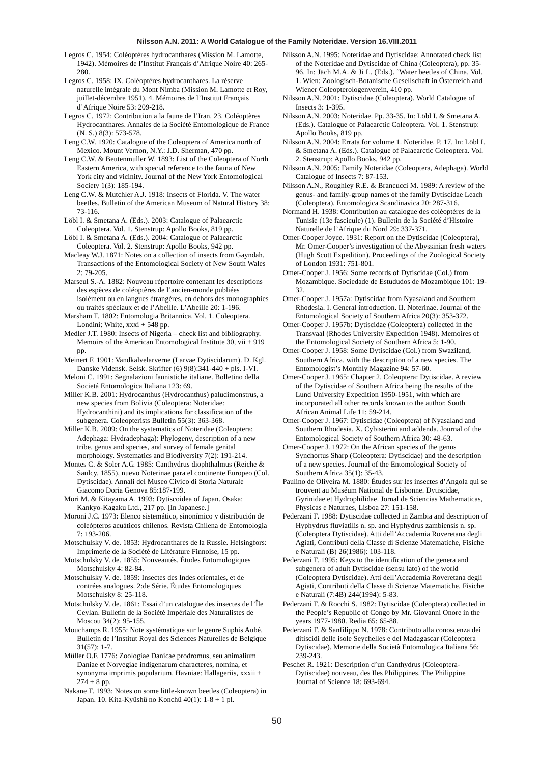Legros C. 1954: Coléoptères hydrocanthares (Mission M. Lamotte, 1942). Mémoires de l'Institut Français d'Afrique Noire 40: 265-280.

Legros C. 1958: IX. Coléoptères hydrocanthares. La réserve naturelle intégrale du Mont Nimba (Mission M. Lamotte et Roy, juillet-décembre 1951). 4. Mémoires de l'Institut Français d'Afrique Noire 53: 209-218.

Legros C. 1972: Contribution a la faune de l'Iran. 23. Coléoptères Hydrocanthares. Annales de la Société Entomologique de France (N. S.) 8(3): 573-578.

Leng C.W. 1920: Catalogue of the Coleoptera of America north of Mexico. Mount Vernon, N.Y.: J.D. Sherman, 470 pp.

Leng C.W. & Beutenmuller W. 1893: List of the Coleoptera of North Eastern America, with special reference to the fauna of New York city and vicinity. Journal of the New York Entomological Society 1(3): 185-194.

Leng C.W. & Mutchler A.J. 1918: Insects of Florida. V. The water beetles. Bulletin of the American Museum of Natural History 38: 73-116.

Löbl I. & Smetana A. (Eds.). 2003: Catalogue of Palaearctic Coleoptera. Vol. 1. Stenstrup: Apollo Books, 819 pp.

Löbl I. & Smetana A. (Eds.). 2004: Catalogue of Palaearctic Coleoptera. Vol. 2. Stenstrup: Apollo Books, 942 pp.

Macleay W.J. 1871: Notes on a collection of insects from Gayndah. Transactions of the Entomological Society of New South Wales 2: 79-205.

Marseul S.-A. 1882: Nouveau répertoire contenant les descriptions des espèces de coléoptères de l'ancien-monde publiées isolément ou en langues étrangères, en dehors des monographies ou traités spéciaux et de l'Abeille. L'Abeille 20: 1-196.

Marsham T. 1802: Entomologia Britannica. Vol. 1. Coleoptera. Londini: White, xxxi + 548 pp.

Medler J.T. 1980: Insects of Nigeria – check list and bibliography. Memoirs of the American Entomological Institute 30, vii + 919 pp.

Meinert F. 1901: Vandkalvelarverne (Larvae Dytiscidarum). D. Kgl. Danske Vidensk. Selsk. Skrifter (6) 9(8):341-440 + pls. I-VI.

Meloni C. 1991: Segnalazioni faunistiche italiane. Bolletino della Societá Entomologica Italiana 123: 69.

Miller K.B. 2001: Hydrocanthus (Hydrocanthus) paludimonstrus, a new species from Bolivia (Coleoptera: Noteridae: Hydrocanthini) and its implications for classification of the subgenera. Coleopterists Bulletin 55(3): 363-368.

Miller K.B. 2009: On the systematics of Noteridae (Coleoptera: Adephaga: Hydradephaga): Phylogeny, description of a new tribe, genus and species, and survey of female genital morphology. Systematics and Biodiversity 7(2): 191-214.

Montes C. & Soler A.G. 1985: Canthydrus diophthalmus (Reiche & Saulcy, 1855), nuevo Noterinae para el continente Europeo (Col. Dytiscidae). Annali del Museo Civico di Storia Naturale Giacomo Doria Genova 85:187-199.

Mori M. & Kitayama A. 1993: Dytiscoidea of Japan. Osaka: Kankyo-Kagaku Ltd., 217 pp. [In Japanese.]

Moroni J.C. 1973: Elenco sistemático, sinonímico y distribución de coleópteros acuáticos chilenos. Revista Chilena de Entomologia 7: 193-206.

Motschulsky V. de. 1853: Hydrocanthares de la Russie. Helsingfors: Imprimerie de la Société de Litérature Finnoise, 15 pp.

Motschulsky V. de. 1855: Nouveautés. Études Entomologiques Motschulsky 4: 82-84.

Motschulsky V. de. 1859: Insectes des Indes orientales, et de contrées analogues. 2:de Série. Études Entomologiques Motschulsky 8: 25-118.

Motschulsky V. de. 1861: Essai d'un catalogue des insectes de l'Île Ceylan. Bulletin de la Société Impériale des Naturalistes de Moscou 34(2): 95-155.

Mouchamps R. 1955: Note systématique sur le genre Suphis Aubé. Bulletin de l'Institut Royal des Sciences Naturelles de Belgique 31(57): 1-7.

Müller O.F. 1776: Zoologiae Danicae prodromus, seu animalium Daniae et Norvegiae indigenarum characteres, nomina, et synonyma imprimis popularium. Havniae: Hallageriis, xxxii + 274 + 8 pp.

Nakane T. 1993: Notes on some little-known beetles (Coleoptera) in Japan. 10. Kita-Kyûshû no Konchû 40(1): 1-8 + 1 pl.

Nilsson A.N. 1995: Noteridae and Dytiscidae: Annotated check list of the Noteridae and Dytiscidae of China (Coleoptera), pp. 35-96. In: Jäch M.A. & Ji L. (Eds.). ˜Water beetles of China, Vol. 1. Wien: Zoologisch-Botanische Gesellschaft in Österreich and Wiener Coleopterologenverein, 410 pp.

Nilsson A.N. 2001: Dytiscidae (Coleoptera). World Catalogue of Insects 3: 1-395.

Nilsson A.N. 2003: Noteridae. Pp. 33-35. In: Löbl I. & Smetana A. (Eds.). Catalogue of Palaearctic Coleoptera. Vol. 1. Stenstrup: Apollo Books, 819 pp.

Nilsson A.N. 2004: Errata for volume 1. Noteridae. P. 17. In: Löbl I. & Smetana A. (Eds.). Catalogue of Palaearctic Coleoptera. Vol. 2. Stenstrup: Apollo Books, 942 pp.

Nilsson A.N. 2005: Family Noteridae (Coleoptera, Adephaga). World Catalogue of Insects 7: 87-153.

Nilsson A.N., Roughley R.E. & Brancucci M. 1989: A review of the genus- and family-group names of the family Dytiscidae Leach (Coleoptera). Entomologica Scandinavica 20: 287-316.

Normand H. 1938: Contribution au catalogue des coléoptères de la Tunisie (13e fascicule) (1). Bulletin de la Société d'Histoire Naturelle de l'Afrique du Nord 29: 337-371.

Omer-Cooper Joyce. 1931: Report on the Dytiscidae (Coleoptera), Mr. Omer-Cooper's investigation of the Abyssinian fresh waters (Hugh Scott Expedition). Proceedings of the Zoological Society of London 1931: 751-801.

Omer-Cooper J. 1956: Some records of Dytiscidae (Col.) from Mozambique. Sociedade de Estududos de Mozambique 101: 19-32.

Omer-Cooper J. 1957a: Dytiscidae from Nyasaland and Southern Rhodesia. I. General introduction. II. Noterinae. Journal of the Entomological Society of Southern Africa 20(3): 353-372.

Omer-Cooper J. 1957b: Dytiscidae (Coleoptera) collected in the Transvaal (Rhodes University Expedition 1948). Memoires of the Entomological Society of Southern Africa 5: 1-90.

Omer-Cooper J. 1958: Some Dytiscidae (Col.) from Swaziland, Southern Africa, with the description of a new species. The Entomologist's Monthly Magazine 94: 57-60.

Omer-Cooper J. 1965: Chapter 2. Coleoptera: Dytiscidae. A review of the Dytiscidae of Southern Africa being the results of the Lund University Expedition 1950-1951, with which are incorporated all other records known to the author. South African Animal Life 11: 59-214.

Omer-Cooper J. 1967: Dytiscidae (Coleoptera) of Nyasaland and Southern Rhodesia. X. Cybisterini and addenda. Journal of the Entomological Society of Southern Africa 30: 48-63.

Omer-Cooper J. 1972: On the African species of the genus Synchortus Sharp (Coleoptera: Dytiscidae) and the description of a new species. Journal of the Entomological Society of Southern Africa 35(1): 35-43.

Paulino de Oliveira M. 1880: Études sur les insectes d'Angola qui se trouvent au Muséum National de Lisbonne. Dytiscidae, Gyrinidae et Hydrophilidae. Jornal de Sciencias Mathematicas, Physicas e Naturaes, Lisboa 27: 151-158.

Pederzani F. 1988: Dytiscidae collected in Zambia and description of Hyphydrus fluviatilis n. sp. and Hyphydrus zambiensis n. sp. (Coleoptera Dytiscidae). Atti dell'Accademia Roveretana degli Agiati, Contributi della Classe di Scienze Matematiche, Fisiche e Naturali (B) 26(1986): 103-118.

Pederzani F. 1995: Keys to the identification of the genera and subgenera of adult Dytiscidae (sensu lato) of the world (Coleoptera Dytiscidae). Atti dell'Accademia Roveretana degli Agiati, Contributi della Classe di Scienze Matematiche, Fisiche e Naturali (7:4B) 244(1994): 5-83.

Pederzani F. & Rocchi S. 1982: Dytiscidae (Coleoptera) collected in the People's Republic of Congo by Mr. Giovanni Onore in the years 1977-1980. Redia 65: 65-88.

Pederzani F. & Sanfilippo N. 1978: Contributo alla conoscenza dei ditiscidi delle isole Seychelles e del Madagascar (Coleoptera Dytiscidae). Memorie della Società Entomologica Italiana 56: 239-243.

Peschet R. 1921: Description d'un Canthydrus (Coleoptera-Dytiscidae) nouveau, des Iles Philippines. The Philippine Journal of Science 18: 693-694.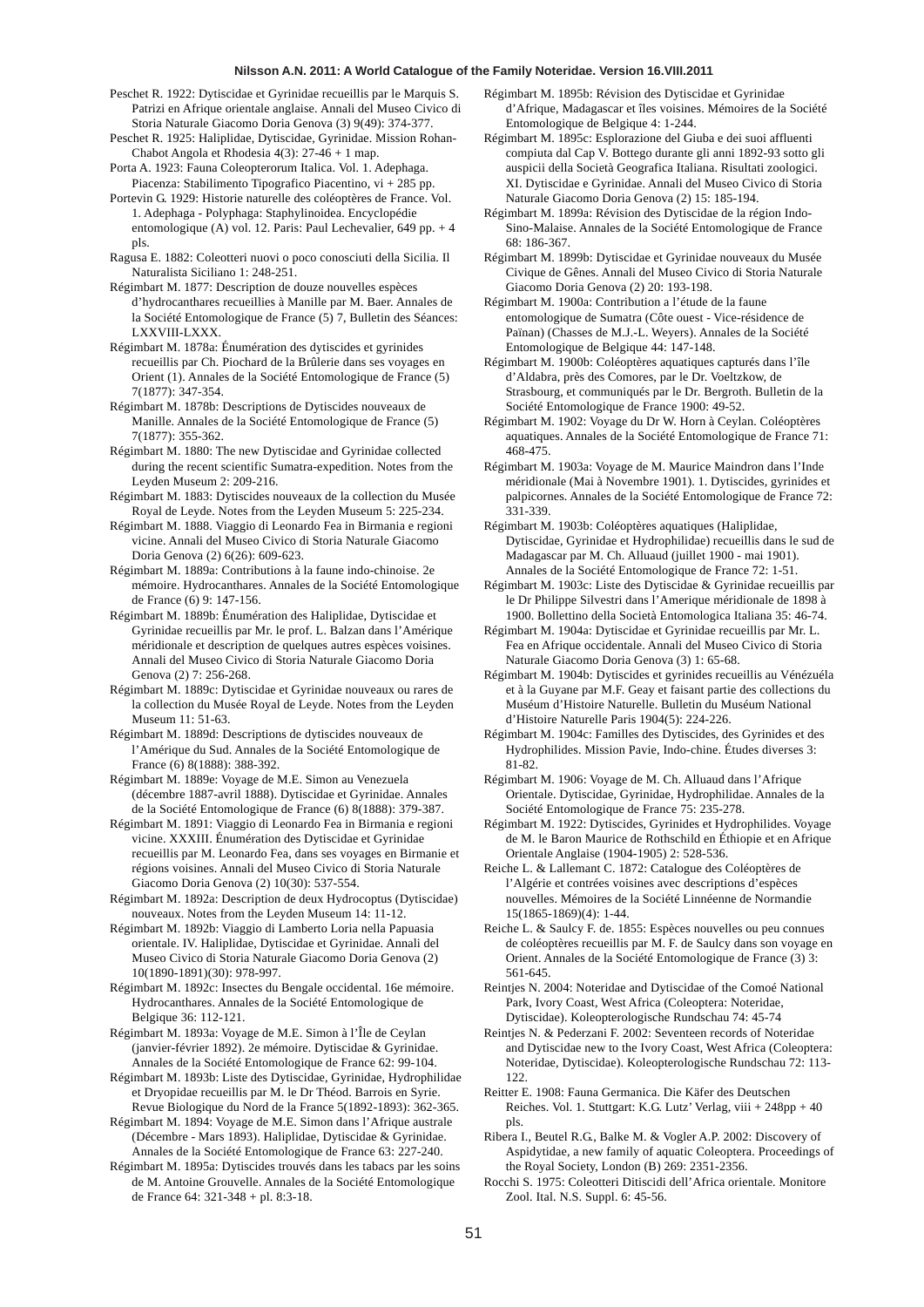Peschet R. 1922: Dytiscidae et Gyrinidae recueillis par le Marquis S. Patrizi en Afrique orientale anglaise. Annali del Museo Civico di Storia Naturale Giacomo Doria Genova (3) 9(49): 374-377.

Peschet R. 1925: Haliplidae, Dytiscidae, Gyrinidae. Mission Rohan-Chabot Angola et Rhodesia 4(3): 27-46 + 1 map.

Porta A. 1923: Fauna Coleopterorum Italica. Vol. 1. Adephaga. Piacenza: Stabilimento Tipografico Piacentino, vi + 285 pp.

Portevin G. 1929: Historie naturelle des coléoptères de France. Vol. 1. Adephaga - Polyphaga: Staphylinoidea. Encyclopédie entomologique (A) vol. 12. Paris: Paul Lechevalier, 649 pp. + 4 pls.

Ragusa E. 1882: Coleotteri nuovi o poco conosciuti della Sicilia. Il Naturalista Siciliano 1: 248-251.

Régimbart M. 1877: Description de douze nouvelles espèces d'hydrocanthares recueillies à Manille par M. Baer. Annales de la Société Entomologique de France (5) 7, Bulletin des Séances: LXXVIII-LXXX.

Régimbart M. 1878a: Énumération des dytiscides et gyrinides recueillis par Ch. Piochard de la Brûlerie dans ses voyages en Orient (1). Annales de la Société Entomologique de France (5) 7(1877): 347-354.

Régimbart M. 1878b: Descriptions de Dytiscides nouveaux de Manille. Annales de la Société Entomologique de France (5) 7(1877): 355-362.

Régimbart M. 1880: The new Dytiscidae and Gyrinidae collected during the recent scientific Sumatra-expedition. Notes from the Leyden Museum 2: 209-216.

Régimbart M. 1883: Dytiscides nouveaux de la collection du Musée Royal de Leyde. Notes from the Leyden Museum 5: 225-234.

Régimbart M. 1888. Viaggio di Leonardo Fea in Birmania e regioni vicine. Annali del Museo Civico di Storia Naturale Giacomo Doria Genova (2) 6(26): 609-623.

Régimbart M. 1889a: Contributions à la faune indo-chinoise. 2e mémoire. Hydrocanthares. Annales de la Société Entomologique de France (6) 9: 147-156.

Régimbart M. 1889b: Énumération des Haliplidae, Dytiscidae et Gyrinidae recueillis par Mr. le prof. L. Balzan dans l'Amérique méridionale et description de quelques autres espèces voisines. Annali del Museo Civico di Storia Naturale Giacomo Doria Genova (2) 7: 256-268.

Régimbart M. 1889c: Dytiscidae et Gyrinidae nouveaux ou rares de la collection du Musée Royal de Leyde. Notes from the Leyden Museum 11: 51-63.

Régimbart M. 1889d: Descriptions de dytiscides nouveaux de l'Amérique du Sud. Annales de la Société Entomologique de France (6) 8(1888): 388-392.

Régimbart M. 1889e: Voyage de M.E. Simon au Venezuela (décembre 1887-avril 1888). Dytiscidae et Gyrinidae. Annales de la Société Entomologique de France (6) 8(1888): 379-387.

Régimbart M. 1891: Viaggio di Leonardo Fea in Birmania e regioni vicine. XXXIII. Énumération des Dytiscidae et Gyrinidae recueillis par M. Leonardo Fea, dans ses voyages en Birmanie et régions voisines. Annali del Museo Civico di Storia Naturale Giacomo Doria Genova (2) 10(30): 537-554.

Régimbart M. 1892a: Description de deux Hydrocoptus (Dytiscidae) nouveaux. Notes from the Leyden Museum 14: 11-12.

Régimbart M. 1892b: Viaggio di Lamberto Loria nella Papuasia orientale. IV. Haliplidae, Dytiscidae et Gyrinidae. Annali del Museo Civico di Storia Naturale Giacomo Doria Genova (2) 10(1890-1891)(30): 978-997.

Régimbart M. 1892c: Insectes du Bengale occidental. 16e mémoire. Hydrocanthares. Annales de la Société Entomologique de Belgique 36: 112-121.

Régimbart M. 1893a: Voyage de M.E. Simon à l'Île de Ceylan (janvier-février 1892). 2e mémoire. Dytiscidae & Gyrinidae. Annales de la Société Entomologique de France 62: 99-104.

Régimbart M. 1893b: Liste des Dytiscidae, Gyrinidae, Hydrophilidae et Dryopidae recueillis par M. le Dr Théod. Barrois en Syrie. Revue Biologique du Nord de la France 5(1892-1893): 362-365.

Régimbart M. 1894: Voyage de M.E. Simon dans l'Afrique australe (Décembre - Mars 1893). Haliplidae, Dytiscidae & Gyrinidae. Annales de la Société Entomologique de France 63: 227-240.

Régimbart M. 1895a: Dytiscides trouvés dans les tabacs par les soins de M. Antoine Grouvelle. Annales de la Société Entomologique de France 64: 321-348 + pl. 8:3-18.

Régimbart M. 1895b: Révision des Dytiscidae et Gyrinidae d'Afrique, Madagascar et îles voisines. Mémoires de la Société Entomologique de Belgique 4: 1-244.

Régimbart M. 1895c: Esplorazione del Giuba e dei suoi affluenti compiuta dal Cap V. Bottego durante gli anni 1892-93 sotto gli auspicii della Società Geografica Italiana. Risultati zoologici. XI. Dytiscidae e Gyrinidae. Annali del Museo Civico di Storia Naturale Giacomo Doria Genova (2) 15: 185-194.

Régimbart M. 1899a: Révision des Dytiscidae de la région Indo-Sino-Malaise. Annales de la Société Entomologique de France 68: 186-367.

Régimbart M. 1899b: Dytiscidae et Gyrinidae nouveaux du Musée Civique de Gênes. Annali del Museo Civico di Storia Naturale Giacomo Doria Genova (2) 20: 193-198.

Régimbart M. 1900a: Contribution a l'étude de la faune entomologique de Sumatra (Côte ouest - Vice-résidence de Païnan) (Chasses de M.J.-L. Weyers). Annales de la Société Entomologique de Belgique 44: 147-148.

Régimbart M. 1900b: Coléoptères aquatiques capturés dans l'île d'Aldabra, près des Comores, par le Dr. Voeltzkow, de Strasbourg, et communiqués par le Dr. Bergroth. Bulletin de la Société Entomologique de France 1900: 49-52.

Régimbart M. 1902: Voyage du Dr W. Horn à Ceylan. Coléoptères aquatiques. Annales de la Société Entomologique de France 71: 468-475.

Régimbart M. 1903a: Voyage de M. Maurice Maindron dans l'Inde méridionale (Mai à Novembre 1901). 1. Dytiscides, gyrinides et palpicornes. Annales de la Société Entomologique de France 72: 331-339.

Régimbart M. 1903b: Coléoptères aquatiques (Haliplidae, Dytiscidae, Gyrinidae et Hydrophilidae) recueillis dans le sud de Madagascar par M. Ch. Alluaud (juillet 1900 - mai 1901). Annales de la Société Entomologique de France 72: 1-51.

Régimbart M. 1903c: Liste des Dytiscidae & Gyrinidae recueillis par le Dr Philippe Silvestri dans l'Amerique méridionale de 1898 à 1900. Bollettino della Società Entomologica Italiana 35: 46-74.

Régimbart M. 1904a: Dytiscidae et Gyrinidae recueillis par Mr. L. Fea en Afrique occidentale. Annali del Museo Civico di Storia Naturale Giacomo Doria Genova (3) 1: 65-68.

Régimbart M. 1904b: Dytiscides et gyrinides recueillis au Vénézuéla et à la Guyane par M.F. Geay et faisant partie des collections du Muséum d'Histoire Naturelle. Bulletin du Muséum National d'Histoire Naturelle Paris 1904(5): 224-226.

Régimbart M. 1904c: Familles des Dytiscides, des Gyrinides et des Hydrophilides. Mission Pavie, Indo-chine. Études diverses 3: 81-82.

Régimbart M. 1906: Voyage de M. Ch. Alluaud dans l'Afrique Orientale. Dytiscidae, Gyrinidae, Hydrophilidae. Annales de la Société Entomologique de France 75: 235-278.

Régimbart M. 1922: Dytiscides, Gyrinides et Hydrophilides. Voyage de M. le Baron Maurice de Rothschild en Éthiopie et en Afrique Orientale Anglaise (1904-1905) 2: 528-536.

Reiche L. & Lallemant C. 1872: Catalogue des Coléoptères de l'Algérie et contrées voisines avec descriptions d'espèces nouvelles. Mémoires de la Société Linnéenne de Normandie 15(1865-1869)(4): 1-44.

Reiche L. & Saulcy F. de. 1855: Espèces nouvelles ou peu connues de coléoptères recueillis par M. F. de Saulcy dans son voyage en Orient. Annales de la Société Entomologique de France (3) 3: 561-645.

Reintjes N. 2004: Noteridae and Dytiscidae of the Comoé National Park, Ivory Coast, West Africa (Coleoptera: Noteridae, Dytiscidae). Koleopterologische Rundschau 74: 45-74

Reintjes N. & Pederzani F. 2002: Seventeen records of Noteridae and Dytiscidae new to the Ivory Coast, West Africa (Coleoptera: Noteridae, Dytiscidae). Koleopterologische Rundschau 72: 113-122.

Reitter E. 1908: Fauna Germanica. Die Käfer des Deutschen Reiches. Vol. 1. Stuttgart: K.G. Lutz' Verlag, viii + 248pp + 40 pls.

Ribera I., Beutel R.G., Balke M. & Vogler A.P. 2002: Discovery of Aspidytidae, a new family of aquatic Coleoptera. Proceedings of the Royal Society, London (B) 269: 2351-2356.

Rocchi S. 1975: Coleotteri Ditiscidi dell'Africa orientale. Monitore Zool. Ital. N.S. Suppl. 6: 45-56.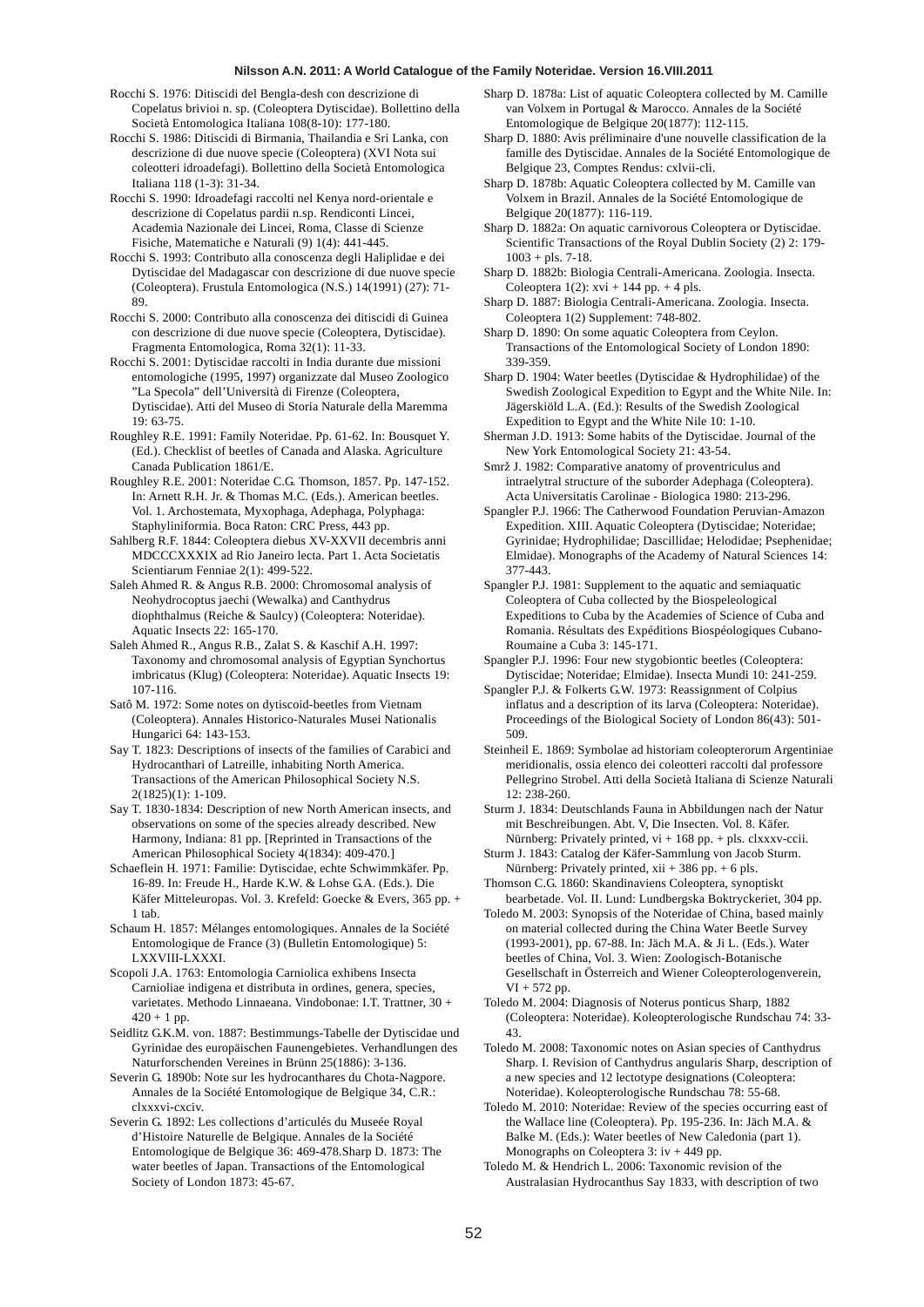Rocchi S. 1976: Ditiscidi del Bengla-desh con descrizione di Copelatus brivioi n. sp. (Coleoptera Dytiscidae). Bollettino della Società Entomologica Italiana 108(8-10): 177-180.

Rocchi S. 1986: Ditiscidi di Birmania, Thailandia e Sri Lanka, con descrizione di due nuove specie (Coleoptera) (XVI Nota sui coleotteri idroadefagi). Bollettino della Società Entomologica Italiana 118 (1-3): 31-34.

Rocchi S. 1990: Idroadefagi raccolti nel Kenya nord-orientale e descrizione di Copelatus pardii n.sp. Rendiconti Lincei, Academia Nazionale dei Lincei, Roma, Classe di Scienze Fisiche, Matematiche e Naturali (9) 1(4): 441-445.

Rocchi S. 1993: Contributo alla conoscenza degli Haliplidae e dei Dytiscidae del Madagascar con descrizione di due nuove specie (Coleoptera). Frustula Entomologica (N.S.) 14(1991) (27): 71-89.

Rocchi S. 2000: Contributo alla conoscenza dei ditiscidi di Guinea con descrizione di due nuove specie (Coleoptera, Dytiscidae). Fragmenta Entomologica, Roma 32(1): 11-33.

Rocchi S. 2001: Dytiscidae raccolti in India durante due missioni entomologiche (1995, 1997) organizzate dal Museo Zoologico "La Specola" dell'Università di Firenze (Coleoptera, Dytiscidae). Atti del Museo di Storia Naturale della Maremma 19: 63-75.

Roughley R.E. 1991: Family Noteridae. Pp. 61-62. In: Bousquet Y. (Ed.). Checklist of beetles of Canada and Alaska. Agriculture Canada Publication 1861/E.

Roughley R.E. 2001: Noteridae C.G. Thomson, 1857. Pp. 147-152. In: Arnett R.H. Jr. & Thomas M.C. (Eds.). American beetles. Vol. 1. Archostemata, Myxophaga, Adephaga, Polyphaga: Staphyliniformia. Boca Raton: CRC Press, 443 pp.

Sahlberg R.F. 1844: Coleoptera diebus XV-XXVII decembris anni MDCCCXXXIX ad Rio Janeiro lecta. Part 1. Acta Societatis Scientiarum Fenniae 2(1): 499-522.

Saleh Ahmed R. & Angus R.B. 2000: Chromosomal analysis of Neohydrocoptus jaechi (Wewalka) and Canthydrus diophthalmus (Reiche & Saulcy) (Coleoptera: Noteridae). Aquatic Insects 22: 165-170.

Saleh Ahmed R., Angus R.B., Zalat S. & Kaschif A.H. 1997: Taxonomy and chromosomal analysis of Egyptian Synchortus imbricatus (Klug) (Coleoptera: Noteridae). Aquatic Insects 19: 107-116.

Satô M. 1972: Some notes on dytiscoid-beetles from Vietnam (Coleoptera). Annales Historico-Naturales Musei Nationalis Hungarici 64: 143-153.

Say T. 1823: Descriptions of insects of the families of Carabici and Hydrocanthari of Latreille, inhabiting North America. Transactions of the American Philosophical Society N.S. 2(1825)(1): 1-109.

Say T. 1830-1834: Description of new North American insects, and observations on some of the species already described. New Harmony, Indiana: 81 pp. [Reprinted in Transactions of the American Philosophical Society 4(1834): 409-470.]

Schaeflein H. 1971: Familie: Dytiscidae, echte Schwimmkäfer. Pp. 16-89. In: Freude H., Harde K.W. & Lohse G.A. (Eds.). Die Käfer Mitteleuropas. Vol. 3. Krefeld: Goecke & Evers, 365 pp. + 1 tab.

Schaum H. 1857: Mélanges entomologiques. Annales de la Société Entomologique de France (3) (Bulletin Entomologique) 5: LXXVIII-LXXXI.

Scopoli J.A. 1763: Entomologia Carniolica exhibens Insecta Carnioliae indigena et distributa in ordines, genera, species, varietates. Methodo Linnaeana. Vindobonae: I.T. Trattner, 30 + 420 + 1 pp.

Seidlitz G.K.M. von. 1887: Bestimmungs-Tabelle der Dytiscidae und Gyrinidae des europäischen Faunengebietes. Verhandlungen des Naturforschenden Vereines in Brünn 25(1886): 3-136.

Severin G. 1890b: Note sur les hydrocanthares du Chota-Nagpore. Annales de la Société Entomologique de Belgique 34, C.R.: clxxxvi-cxciv.

Severin G. 1892: Les collections d'articulés du Museée Royal d'Histoire Naturelle de Belgique. Annales de la Société Entomologique de Belgique 36: 469-478.Sharp D. 1873: The water beetles of Japan. Transactions of the Entomological Society of London 1873: 45-67.

Sharp D. 1878a: List of aquatic Coleoptera collected by M. Camille van Volxem in Portugal & Marocco. Annales de la Société Entomologique de Belgique 20(1877): 112-115.

Sharp D. 1880: Avis préliminaire d'une nouvelle classification de la famille des Dytiscidae. Annales de la Société Entomologique de Belgique 23, Comptes Rendus: cxlvii-cli.

Sharp D. 1878b: Aquatic Coleoptera collected by M. Camille van Volxem in Brazil. Annales de la Société Entomologique de Belgique 20(1877): 116-119.

Sharp D. 1882a: On aquatic carnivorous Coleoptera or Dytiscidae. Scientific Transactions of the Royal Dublin Society (2) 2: 179-1003 + pls. 7-18.

Sharp D. 1882b: Biologia Centrali-Americana. Zoologia. Insecta. Coleoptera 1(2): xvi + 144 pp. + 4 pls.

Sharp D. 1887: Biologia Centrali-Americana. Zoologia. Insecta. Coleoptera 1(2) Supplement: 748-802.

Sharp D. 1890: On some aquatic Coleoptera from Ceylon. Transactions of the Entomological Society of London 1890: 339-359.

Sharp D. 1904: Water beetles (Dytiscidae & Hydrophilidae) of the Swedish Zoological Expedition to Egypt and the White Nile. In: Jägerskiöld L.A. (Ed.): Results of the Swedish Zoological Expedition to Egypt and the White Nile 10: 1-10.

Sherman J.D. 1913: Some habits of the Dytiscidae. Journal of the New York Entomological Society 21: 43-54.

Smrž J. 1982: Comparative anatomy of proventriculus and intraelytral structure of the suborder Adephaga (Coleoptera). Acta Universitatis Carolinae - Biologica 1980: 213-296.

Spangler P.J. 1966: The Catherwood Foundation Peruvian-Amazon Expedition. XIII. Aquatic Coleoptera (Dytiscidae; Noteridae; Gyrinidae; Hydrophilidae; Dascillidae; Helodidae; Psephenidae; Elmidae). Monographs of the Academy of Natural Sciences 14: 377-443.

Spangler P.J. 1981: Supplement to the aquatic and semiaquatic Coleoptera of Cuba collected by the Biospeleological Expeditions to Cuba by the Academies of Science of Cuba and Romania. Résultats des Expéditions Biospéologiques Cubano-Roumaine a Cuba 3: 145-171.

Spangler P.J. 1996: Four new stygobiontic beetles (Coleoptera: Dytiscidae; Noteridae; Elmidae). Insecta Mundi 10: 241-259.

Spangler P.J. & Folkerts G.W. 1973: Reassignment of Colpius inflatus and a description of its larva (Coleoptera: Noteridae). Proceedings of the Biological Society of London 86(43): 501-509.

Steinheil E. 1869: Symbolae ad historiam coleopterorum Argentiniae meridionalis, ossia elenco dei coleotteri raccolti dal professore Pellegrino Strobel. Atti della Società Italiana di Scienze Naturali 12: 238-260.

Sturm J. 1834: Deutschlands Fauna in Abbildungen nach der Natur mit Beschreibungen. Abt. V, Die Insecten. Vol. 8. Käfer. Nürnberg: Privately printed, vi + 168 pp. + pls. clxxxv-ccii.

Sturm J. 1843: Catalog der Käfer-Sammlung von Jacob Sturm. Nürnberg: Privately printed, xii + 386 pp. + 6 pls.

Thomson C.G. 1860: Skandinaviens Coleoptera, synoptiskt bearbetade. Vol. II. Lund: Lundbergska Boktryckeriet, 304 pp.

Toledo M. 2003: Synopsis of the Noteridae of China, based mainly on material collected during the China Water Beetle Survey (1993-2001), pp. 67-88. In: Jäch M.A. & Ji L. (Eds.). Water beetles of China, Vol. 3. Wien: Zoologisch-Botanische Gesellschaft in Österreich and Wiener Coleopterologenverein, VI + 572 pp.

Toledo M. 2004: Diagnosis of Noterus ponticus Sharp, 1882 (Coleoptera: Noteridae). Koleopterologische Rundschau 74: 33-43.

Toledo M. 2008: Taxonomic notes on Asian species of Canthydrus Sharp. I. Revision of Canthydrus angularis Sharp, description of a new species and 12 lectotype designations (Coleoptera: Noteridae). Koleopterologische Rundschau 78: 55-68.

Toledo M. 2010: Noteridae: Review of the species occurring east of the Wallace line (Coleoptera). Pp. 195-236. In: Jäch M.A. & Balke M. (Eds.): Water beetles of New Caledonia (part 1). Monographs on Coleoptera 3: iv + 449 pp.

Toledo M. & Hendrich L. 2006: Taxonomic revision of the Australasian Hydrocanthus Say 1833, with description of two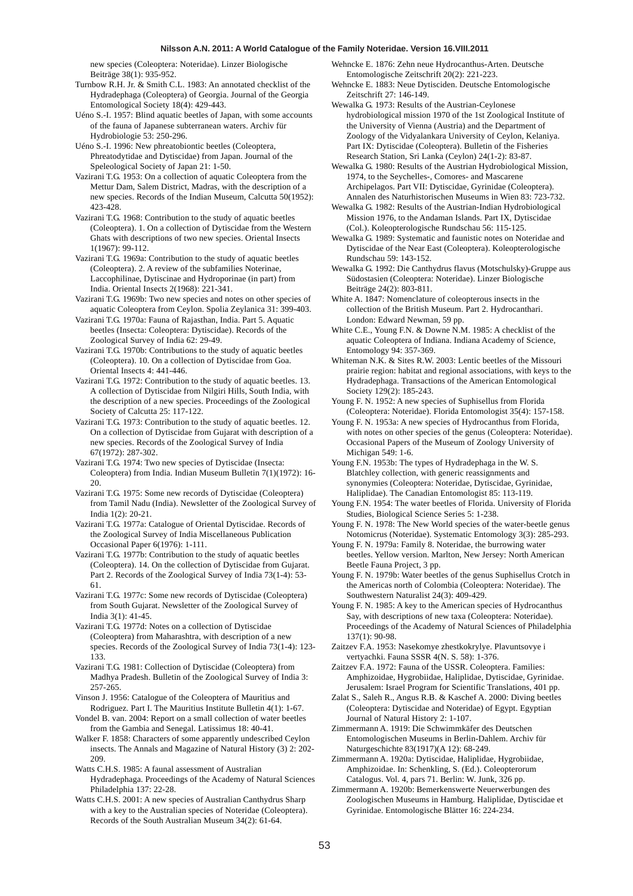new species (Coleoptera: Noteridae). Linzer Biologische Beiträge 38(1): 935-952.

Turnbow R.H. Jr. & Smith C.L. 1983: An annotated checklist of the Hydradephaga (Coleoptera) of Georgia. Journal of the Georgia Entomological Society 18(4): 429-443.

Uéno S.-I. 1957: Blind aquatic beetles of Japan, with some accounts of the fauna of Japanese subterranean waters. Archiv für Hydrobiologie 53: 250-296.

Uéno S.-I. 1996: New phreatobiontic beetles (Coleoptera, Phreatodytidae and Dytiscidae) from Japan. Journal of the Speleological Society of Japan 21: 1-50.

Vazirani T.G. 1953: On a collection of aquatic Coleoptera from the Mettur Dam, Salem District, Madras, with the description of a new species. Records of the Indian Museum, Calcutta 50(1952): 423-428.

Vazirani T.G. 1968: Contribution to the study of aquatic beetles (Coleoptera). 1. On a collection of Dytiscidae from the Western Ghats with descriptions of two new species. Oriental Insects 1(1967): 99-112.

Vazirani T.G. 1969a: Contribution to the study of aquatic beetles (Coleoptera). 2. A review of the subfamilies Noterinae, Laccophilinae, Dytiscinae and Hydroporinae (in part) from India. Oriental Insects 2(1968): 221-341.

Vazirani T.G. 1969b: Two new species and notes on other species of aquatic Coleoptera from Ceylon. Spolia Zeylanica 31: 399-403.

Vazirani T.G. 1970a: Fauna of Rajasthan, India. Part 5. Aquatic beetles (Insecta: Coleoptera: Dytiscidae). Records of the Zoological Survey of India 62: 29-49.

Vazirani T.G. 1970b: Contributions to the study of aquatic beetles (Coleoptera). 10. On a collection of Dytiscidae from Goa. Oriental Insects 4: 441-446.

Vazirani T.G. 1972: Contribution to the study of aquatic beetles. 13. A collection of Dytiscidae from Nilgiri Hills, South India, with the description of a new species. Proceedings of the Zoological Society of Calcutta 25: 117-122.

Vazirani T.G. 1973: Contribution to the study of aquatic beetles. 12. On a collection of Dytiscidae from Gujarat with description of a new species. Records of the Zoological Survey of India 67(1972): 287-302.

Vazirani T.G. 1974: Two new species of Dytiscidae (Insecta: Coleoptera) from India. Indian Museum Bulletin 7(1)(1972): 16-20.

Vazirani T.G. 1975: Some new records of Dytiscidae (Coleoptera) from Tamil Nadu (India). Newsletter of the Zoological Survey of India 1(2): 20-21.

Vazirani T.G. 1977a: Catalogue of Oriental Dytiscidae. Records of the Zoological Survey of India Miscellaneous Publication Occasional Paper 6(1976): 1-111.

Vazirani T.G. 1977b: Contribution to the study of aquatic beetles (Coleoptera). 14. On the collection of Dytiscidae from Gujarat. Part 2. Records of the Zoological Survey of India 73(1-4): 53-61.

Vazirani T.G. 1977c: Some new records of Dytiscidae (Coleoptera) from South Gujarat. Newsletter of the Zoological Survey of India 3(1): 41-45.

Vazirani T.G. 1977d: Notes on a collection of Dytiscidae (Coleoptera) from Maharashtra, with description of a new species. Records of the Zoological Survey of India 73(1-4): 123-133.

Vazirani T.G. 1981: Collection of Dytiscidae (Coleoptera) from Madhya Pradesh. Bulletin of the Zoological Survey of India 3: 257-265.

Vinson J. 1956: Catalogue of the Coleoptera of Mauritius and Rodriguez. Part I. The Mauritius Institute Bulletin 4(1): 1-67.

Vondel B. van. 2004: Report on a small collection of water beetles from the Gambia and Senegal. Latissimus 18: 40-41.

Walker F. 1858: Characters of some apparently undescribed Ceylon insects. The Annals and Magazine of Natural History (3) 2: 202-209.

Watts C.H.S. 1985: A faunal assessment of Australian Hydradephaga. Proceedings of the Academy of Natural Sciences Philadelphia 137: 22-28.

Watts C.H.S. 2001: A new species of Australian Canthydrus Sharp with a key to the Australian species of Noteridae (Coleoptera). Records of the South Australian Museum 34(2): 61-64.

Wehncke E. 1876: Zehn neue Hydrocanthus-Arten. Deutsche Entomologische Zeitschrift 20(2): 221-223.

Wehncke E. 1883: Neue Dytisciden. Deutsche Entomologische Zeitschrift 27: 146-149.

Wewalka G. 1973: Results of the Austrian-Ceylonese hydrobiological mission 1970 of the 1st Zoological Institute of the University of Vienna (Austria) and the Department of Zoology of the Vidyalankara University of Ceylon, Kelaniya. Part IX: Dytiscidae (Coleoptera). Bulletin of the Fisheries Research Station, Sri Lanka (Ceylon) 24(1-2): 83-87.

Wewalka G. 1980: Results of the Austrian Hydrobiological Mission, 1974, to the Seychelles-, Comores- and Mascarene Archipelagos. Part VII: Dytiscidae, Gyrinidae (Coleoptera). Annalen des Naturhistorischen Museums in Wien 83: 723-732.

Wewalka G. 1982: Results of the Austrian-Indian Hydrobiological Mission 1976, to the Andaman Islands. Part IX, Dytiscidae (Col.). Koleopterologische Rundschau 56: 115-125.

Wewalka G. 1989: Systematic and faunistic notes on Noteridae and Dytiscidae of the Near East (Coleoptera). Koleopterologische Rundschau 59: 143-152.

Wewalka G. 1992: Die Canthydrus flavus (Motschulsky)-Gruppe aus Südostasien (Coleoptera: Noteridae). Linzer Biologische Beiträge 24(2): 803-811.

White A. 1847: Nomenclature of coleopterous insects in the collection of the British Museum. Part 2. Hydrocanthari. London: Edward Newman, 59 pp.

White C.E., Young F.N. & Downe N.M. 1985: A checklist of the aquatic Coleoptera of Indiana. Indiana Academy of Science, Entomology 94: 357-369.

Whiteman N.K. & Sites R.W. 2003: Lentic beetles of the Missouri prairie region: habitat and regional associations, with keys to the Hydradephaga. Transactions of the American Entomological Society 129(2): 185-243.

Young F. N. 1952: A new species of Suphisellus from Florida (Coleoptera: Noteridae). Florida Entomologist 35(4): 157-158.

Young F. N. 1953a: A new species of Hydrocanthus from Florida, with notes on other species of the genus (Coleoptera: Noteridae). Occasional Papers of the Museum of Zoology University of Michigan 549: 1-6.

Young F.N. 1953b: The types of Hydradephaga in the W. S. Blatchley collection, with generic reassignments and synonymies (Coleoptera: Noteridae, Dytiscidae, Gyrinidae, Haliplidae). The Canadian Entomologist 85: 113-119.

Young F. N. 1954: The water beetles of Florida. University of Florida Studies, Biological Science Series 5: 1-238.

Young F. N. 1978: The New World species of the water-beetle genus Notomicrus (Noteridae). Systematic Entomology 3(3): 285-293.

Young F. N. 1979a: Family 8. Noteridae, the burrowing water beetles. Yellow version. Marlton, New Jersey: North American Beetle Fauna Project, 3 pp.

Young F. N. 1979b: Water beetles of the genus Suphisellus Crotch in the Americas north of Colombia (Coleoptera: Noteridae). The Southwestern Naturalist 24(3): 409-429.

Young F. N. 1985: A key to the American species of Hydrocanthus Say, with descriptions of new taxa (Coleoptera: Noteridae). Proceedings of the Academy of Natural Sciences of Philadelphia 137(1): 90-98.

Zaitzev F.A. 1953: Nasekomye zhestkokrylye. Plavuntsovye i vertyachki. Fauna SSSR 4(N. S. 58): 1-376.

Zaitzev F.A. 1972: Fauna of the USSR. Coleoptera. Families: Amphizoidae, Hygrobiidae, Haliplidae, Dytiscidae, Gyrinidae. Jerusalem: Israel Program for Scientific Translations, 401 pp.

Zalat S., Saleh R., Angus R.B. & Kaschef A. 2000: Diving beetles (Coleoptera: Dytiscidae and Noteridae) of Egypt. Egyptian Journal of Natural History 2: 1-107.

Zimmermann A. 1919: Die Schwimmkäfer des Deutschen Entomologischen Museums in Berlin-Dahlem. Archiv für Naturgeschichte 83(1917)(A 12): 68-249.

Zimmermann A. 1920a: Dytiscidae, Haliplidae, Hygrobiidae, Amphizoidae. In: Schenkling, S. (Ed.). Coleopterorum Catalogus. Vol. 4, pars 71. Berlin: W. Junk, 326 pp.

Zimmermann A. 1920b: Bemerkenswerte Neuerwerbungen des Zoologischen Museums in Hamburg. Haliplidae, Dytiscidae et Gyrinidae. Entomologische Blätter 16: 224-234.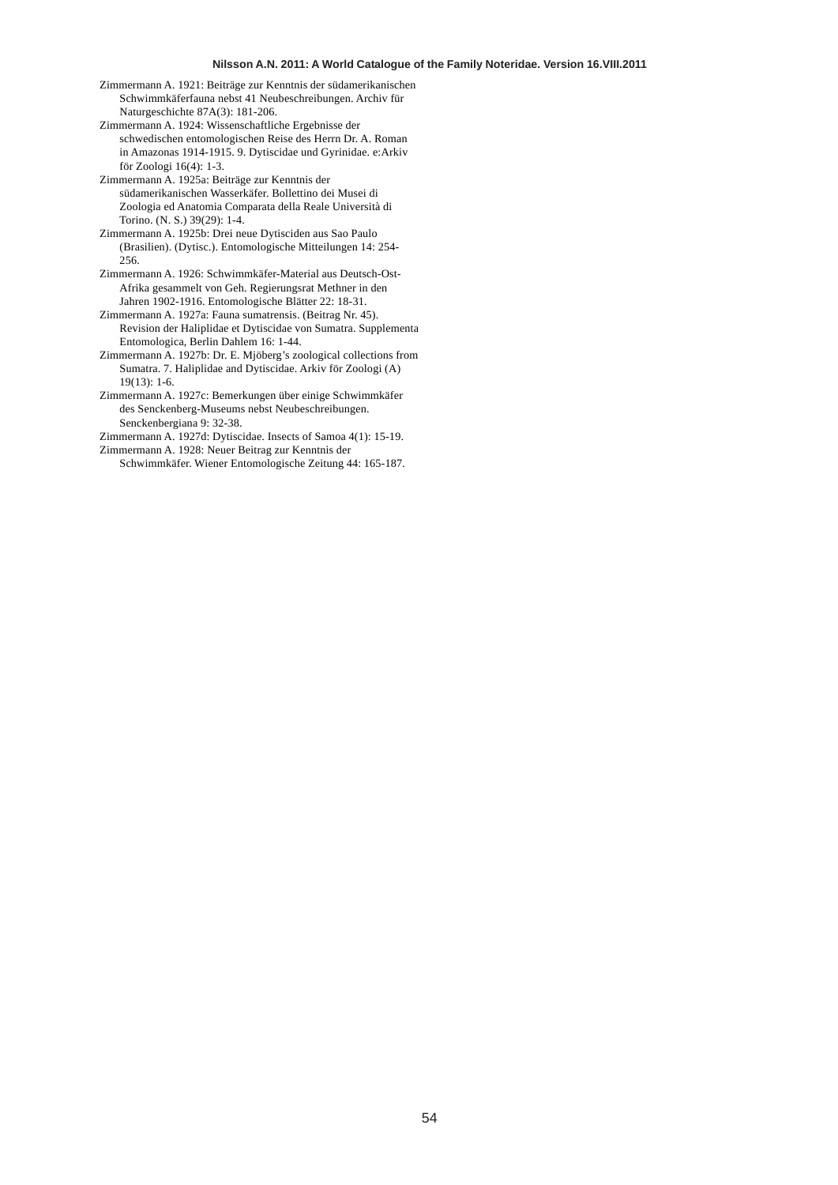Zimmermann A. 1921: Beiträge zur Kenntnis der südamerikanischen Schwimmkäferfauna nebst 41 Neubeschreibungen. Archiv für Naturgeschichte 87A(3): 181-206.

Zimmermann A. 1924: Wissenschaftliche Ergebnisse der schwedischen entomologischen Reise des Herrn Dr. A. Roman in Amazonas 1914-1915. 9. Dytiscidae und Gyrinidae. e:Arkiv för Zoologi 16(4): 1-3.

Zimmermann A. 1925a: Beiträge zur Kenntnis der südamerikanischen Wasserkäfer. Bollettino dei Musei di Zoologia ed Anatomia Comparata della Reale Università di Torino. (N. S.) 39(29): 1-4.

Zimmermann A. 1925b: Drei neue Dytisciden aus Sao Paulo (Brasilien). (Dytisc.). Entomologische Mitteilungen 14: 254-256.

Zimmermann A. 1926: Schwimmkäfer-Material aus Deutsch-Ost-Afrika gesammelt von Geh. Regierungsrat Methner in den Jahren 1902-1916. Entomologische Blätter 22: 18-31.

Zimmermann A. 1927a: Fauna sumatrensis. (Beitrag Nr. 45). Revision der Haliplidae et Dytiscidae von Sumatra. Supplementa Entomologica, Berlin Dahlem 16: 1-44.

Zimmermann A. 1927b: Dr. E. Mjöberg's zoological collections from Sumatra. 7. Haliplidae and Dytiscidae. Arkiv för Zoologi (A) 19(13): 1-6.

Zimmermann A. 1927c: Bemerkungen über einige Schwimmkäfer des Senckenberg-Museums nebst Neubeschreibungen. Senckenbergiana 9: 32-38.

Zimmermann A. 1927d: Dytiscidae. Insects of Samoa 4(1): 15-19.

Zimmermann A. 1928: Neuer Beitrag zur Kenntnis der Schwimmkäfer. Wiener Entomologische Zeitung 44: 165-187.